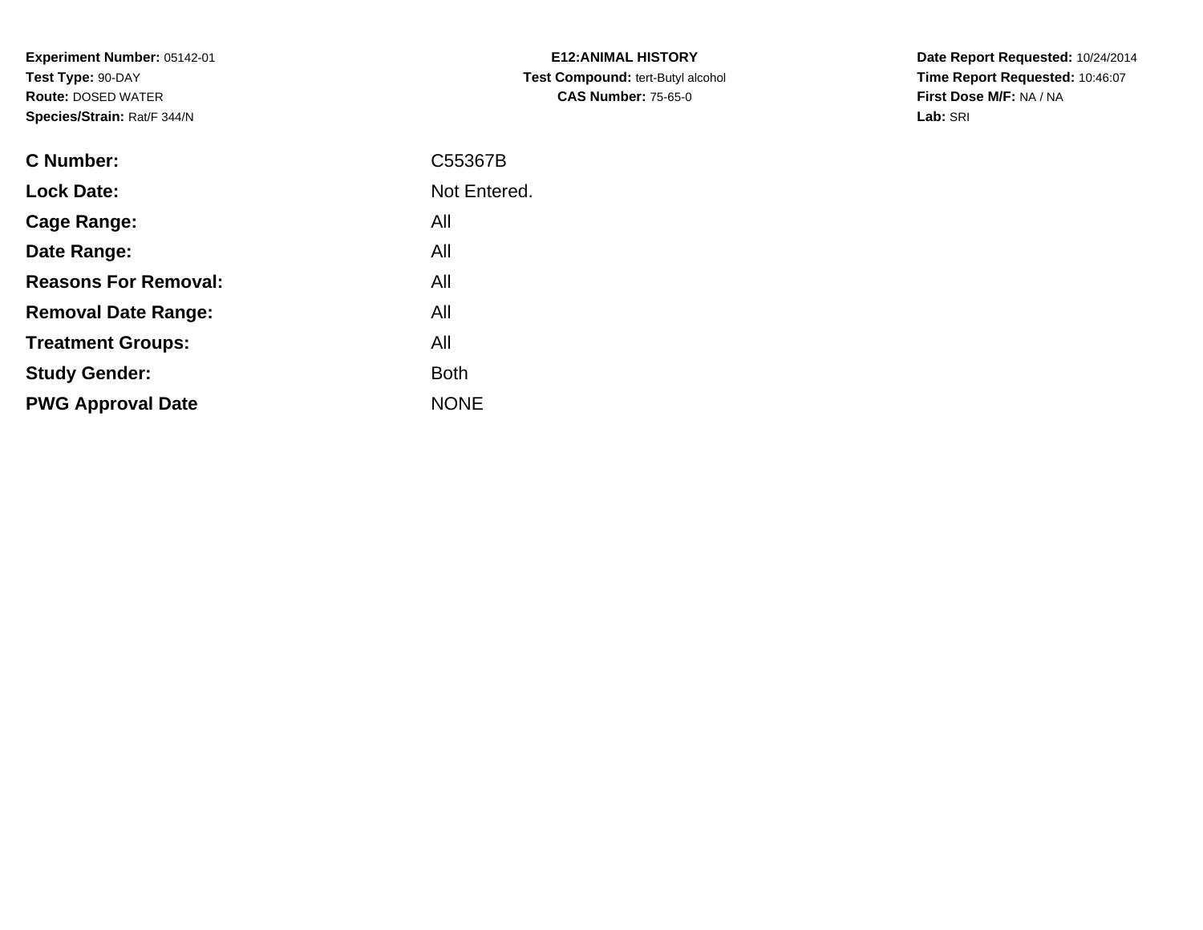**Experiment Number:** 05142-01
**Test Type:** 90-DAY
**Route:** DOSED WATER
**Species/Strain:** Rat/F 344/N

**E12:ANIMAL HISTORY**
**Test Compound:** tert-Butyl alcohol
**CAS Number:** 75-65-0

**Date Report Requested:** 10/24/2014
**Time Report Requested:** 10:46:07
**First Dose M/F:** NA / NA
**Lab:** SRI

| | |
|---|---|
| **C Number:** | C55367B |
| **Lock Date:** | Not Entered. |
| **Cage Range:** | All |
| **Date Range:** | All |
| **Reasons For Removal:** | All |
| **Removal Date Range:** | All |
| **Treatment Groups:** | All |
| **Study Gender:** | Both |
| **PWG Approval Date** | NONE |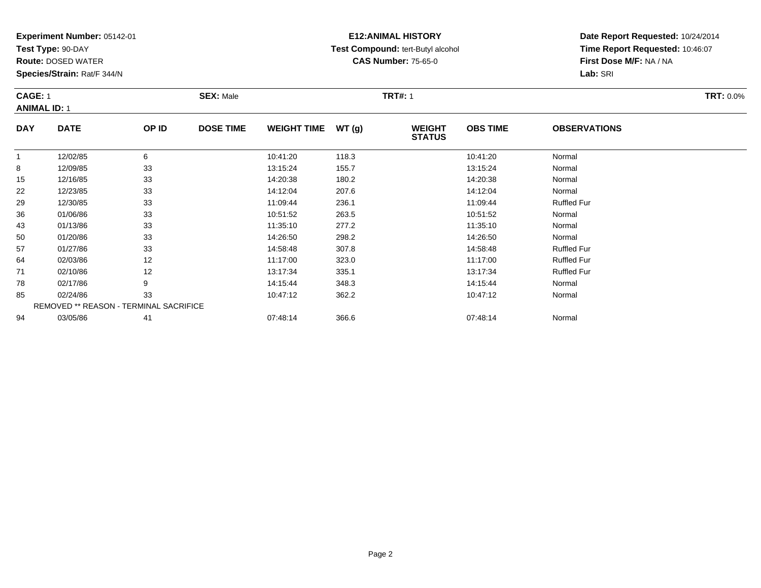**Experiment Number:** 05142-01
**Test Type:** 90-DAY
**Route:** DOSED WATER
**Species/Strain:** Rat/F 344/N

**E12:ANIMAL HISTORY**
**Test Compound:** tert-Butyl alcohol
**CAS Number:** 75-65-0

**Date Report Requested:** 10/24/2014
**Time Report Requested:** 10:46:07
**First Dose M/F:** NA / NA
**Lab:** SRI

**CAGE:** 1 **SEX:** Male **TRT#:** 1 **TRT:** 0.0%
**ANIMAL ID:** 1

| DAY | DATE | OP ID | DOSE TIME | WEIGHT TIME | WT (g) | WEIGHT STATUS | OBS TIME | OBSERVATIONS |
|---|---|---|---|---|---|---|---|---|
| 1 | 12/02/85 | 6 | | 10:41:20 | 118.3 | | 10:41:20 | Normal |
| 8 | 12/09/85 | 33 | | 13:15:24 | 155.7 | | 13:15:24 | Normal |
| 15 | 12/16/85 | 33 | | 14:20:38 | 180.2 | | 14:20:38 | Normal |
| 22 | 12/23/85 | 33 | | 14:12:04 | 207.6 | | 14:12:04 | Normal |
| 29 | 12/30/85 | 33 | | 11:09:44 | 236.1 | | 11:09:44 | Ruffled Fur |
| 36 | 01/06/86 | 33 | | 10:51:52 | 263.5 | | 10:51:52 | Normal |
| 43 | 01/13/86 | 33 | | 11:35:10 | 277.2 | | 11:35:10 | Normal |
| 50 | 01/20/86 | 33 | | 14:26:50 | 298.2 | | 14:26:50 | Normal |
| 57 | 01/27/86 | 33 | | 14:58:48 | 307.8 | | 14:58:48 | Ruffled Fur |
| 64 | 02/03/86 | 12 | | 11:17:00 | 323.0 | | 11:17:00 | Ruffled Fur |
| 71 | 02/10/86 | 12 | | 13:17:34 | 335.1 | | 13:17:34 | Ruffled Fur |
| 78 | 02/17/86 | 9 | | 14:15:44 | 348.3 | | 14:15:44 | Normal |
| 85 | 02/24/86 | 33 | | 10:47:12 | 362.2 | | 10:47:12 | Normal |
| | REMOVED ** REASON - TERMINAL SACRIFICE | | | | | | | |
| 94 | 03/05/86 | 41 | | 07:48:14 | 366.6 | | 07:48:14 | Normal |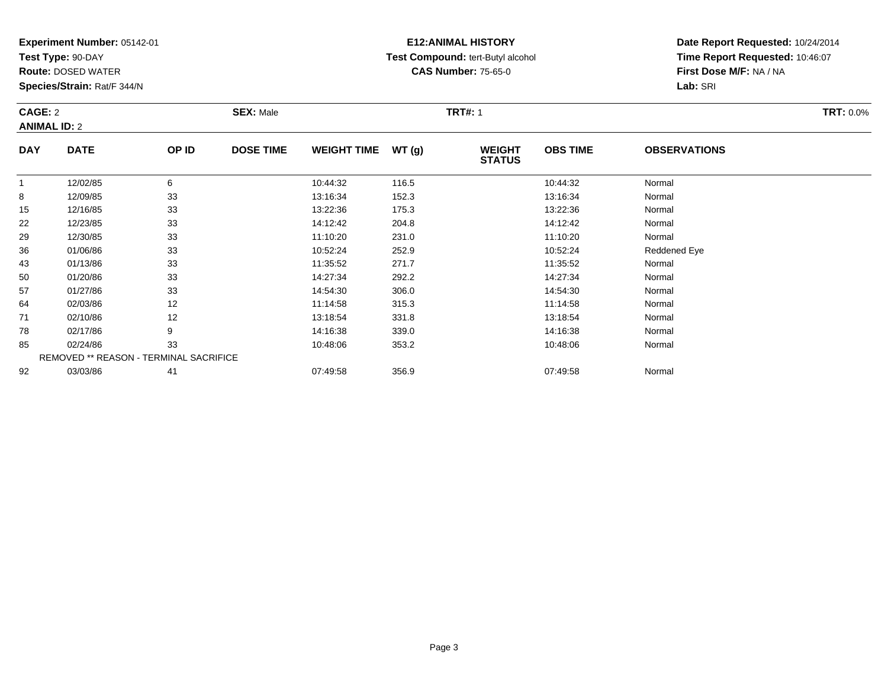**Experiment Number:** 05142-01
**Test Type:** 90-DAY
**Route:** DOSED WATER
**Species/Strain:** Rat/F 344/N

**E12:ANIMAL HISTORY**
**Test Compound:** tert-Butyl alcohol
**CAS Number:** 75-65-0

**Date Report Requested:** 10/24/2014
**Time Report Requested:** 10:46:07
**First Dose M/F:** NA / NA
**Lab:** SRI

**CAGE:** 2 **SEX:** Male **TRT#:** 1 **TRT:** 0.0%
**ANIMAL ID:** 2

| DAY | DATE | OP ID | DOSE TIME | WEIGHT TIME | WT (g) | WEIGHT STATUS | OBS TIME | OBSERVATIONS |
|---|---|---|---|---|---|---|---|---|
| 1 | 12/02/85 | 6 | | 10:44:32 | 116.5 | | 10:44:32 | Normal |
| 8 | 12/09/85 | 33 | | 13:16:34 | 152.3 | | 13:16:34 | Normal |
| 15 | 12/16/85 | 33 | | 13:22:36 | 175.3 | | 13:22:36 | Normal |
| 22 | 12/23/85 | 33 | | 14:12:42 | 204.8 | | 14:12:42 | Normal |
| 29 | 12/30/85 | 33 | | 11:10:20 | 231.0 | | 11:10:20 | Normal |
| 36 | 01/06/86 | 33 | | 10:52:24 | 252.9 | | 10:52:24 | Reddened Eye |
| 43 | 01/13/86 | 33 | | 11:35:52 | 271.7 | | 11:35:52 | Normal |
| 50 | 01/20/86 | 33 | | 14:27:34 | 292.2 | | 14:27:34 | Normal |
| 57 | 01/27/86 | 33 | | 14:54:30 | 306.0 | | 14:54:30 | Normal |
| 64 | 02/03/86 | 12 | | 11:14:58 | 315.3 | | 11:14:58 | Normal |
| 71 | 02/10/86 | 12 | | 13:18:54 | 331.8 | | 13:18:54 | Normal |
| 78 | 02/17/86 | 9 | | 14:16:38 | 339.0 | | 14:16:38 | Normal |
| 85 | 02/24/86 | 33 | | 10:48:06 | 353.2 | | 10:48:06 | Normal |
| | REMOVED ** REASON - TERMINAL SACRIFICE | | | | | | | |
| 92 | 03/03/86 | 41 | | 07:49:58 | 356.9 | | 07:49:58 | Normal |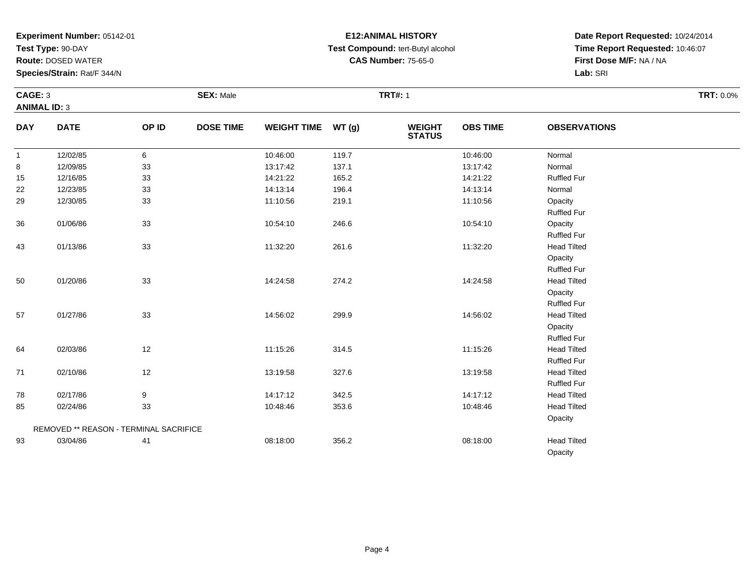**Experiment Number:** 05142-01
**Test Type:** 90-DAY
**Route:** DOSED WATER
**Species/Strain:** Rat/F 344/N

**E12:ANIMAL HISTORY**
**Test Compound:** tert-Butyl alcohol
**CAS Number:** 75-65-0

**Date Report Requested:** 10/24/2014
**Time Report Requested:** 10:46:07
**First Dose M/F:** NA / NA
**Lab:** SRI

**CAGE:** 3 **SEX:** Male **TRT#:** 1 **TRT:** 0.0%
**ANIMAL ID:** 3

| DAY | DATE | OP ID | DOSE TIME | WEIGHT TIME | WT (g) | WEIGHT STATUS | OBS TIME | OBSERVATIONS |
|---|---|---|---|---|---|---|---|---|
| 1 | 12/02/85 | 6 | | 10:46:00 | 119.7 | | 10:46:00 | Normal |
| 8 | 12/09/85 | 33 | | 13:17:42 | 137.1 | | 13:17:42 | Normal |
| 15 | 12/16/85 | 33 | | 14:21:22 | 165.2 | | 14:21:22 | Ruffled Fur |
| 22 | 12/23/85 | 33 | | 14:13:14 | 196.4 | | 14:13:14 | Normal |
| 29 | 12/30/85 | 33 | | 11:10:56 | 219.1 | | 11:10:56 | Opacity |
| | | | | | | | | Ruffled Fur |
| 36 | 01/06/86 | 33 | | 10:54:10 | 246.6 | | 10:54:10 | Opacity |
| | | | | | | | | Ruffled Fur |
| 43 | 01/13/86 | 33 | | 11:32:20 | 261.6 | | 11:32:20 | Head Tilted |
| | | | | | | | | Opacity |
| | | | | | | | | Ruffled Fur |
| 50 | 01/20/86 | 33 | | 14:24:58 | 274.2 | | 14:24:58 | Head Tilted |
| | | | | | | | | Opacity |
| | | | | | | | | Ruffled Fur |
| 57 | 01/27/86 | 33 | | 14:56:02 | 299.9 | | 14:56:02 | Head Tilted |
| | | | | | | | | Opacity |
| | | | | | | | | Ruffled Fur |
| 64 | 02/03/86 | 12 | | 11:15:26 | 314.5 | | 11:15:26 | Head Tilted |
| | | | | | | | | Ruffled Fur |
| 71 | 02/10/86 | 12 | | 13:19:58 | 327.6 | | 13:19:58 | Head Tilted |
| | | | | | | | | Ruffled Fur |
| 78 | 02/17/86 | 9 | | 14:17:12 | 342.5 | | 14:17:12 | Head Tilted |
| 85 | 02/24/86 | 33 | | 10:48:46 | 353.6 | | 10:48:46 | Head Tilted |
| | | | | | | | | Opacity |
| | REMOVED ** REASON - TERMINAL SACRIFICE | | | | | | | |
| 93 | 03/04/86 | 41 | | 08:18:00 | 356.2 | | 08:18:00 | Head Tilted |
| | | | | | | | | Opacity |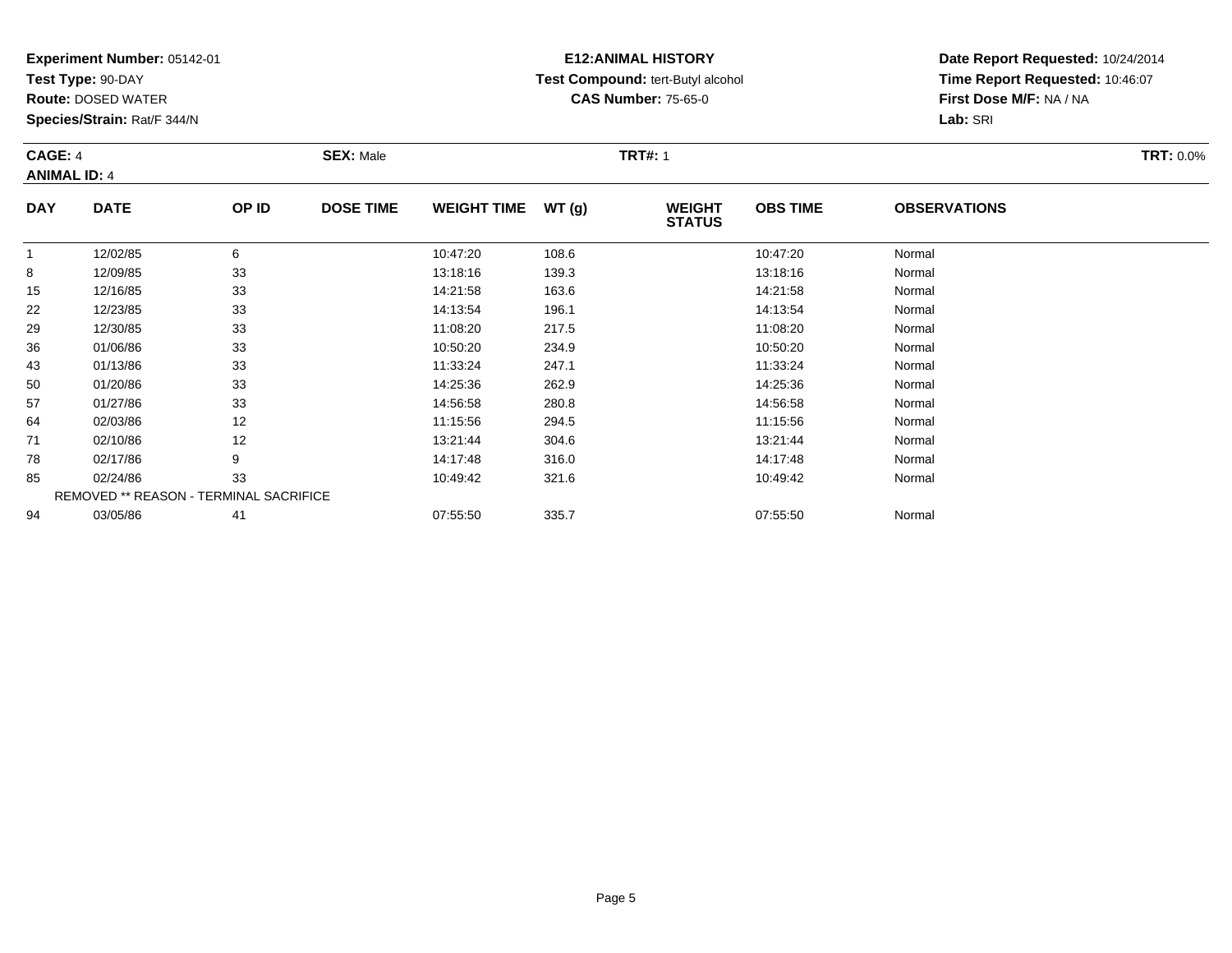**Experiment Number:** 05142-01
**Test Type:** 90-DAY
**Route:** DOSED WATER
**Species/Strain:** Rat/F 344/N

**E12:ANIMAL HISTORY**
**Test Compound:** tert-Butyl alcohol
**CAS Number:** 75-65-0

**Date Report Requested:** 10/24/2014
**Time Report Requested:** 10:46:07
**First Dose M/F:** NA / NA
**Lab:** SRI

**CAGE:** 4 **SEX:** Male **TRT#:** 1 **TRT:** 0.0%
**ANIMAL ID:** 4

| DAY | DATE | OP ID | DOSE TIME | WEIGHT TIME | WT (g) | WEIGHT STATUS | OBS TIME | OBSERVATIONS |
|---|---|---|---|---|---|---|---|---|
| 1 | 12/02/85 | 6 | | 10:47:20 | 108.6 | | 10:47:20 | Normal |
| 8 | 12/09/85 | 33 | | 13:18:16 | 139.3 | | 13:18:16 | Normal |
| 15 | 12/16/85 | 33 | | 14:21:58 | 163.6 | | 14:21:58 | Normal |
| 22 | 12/23/85 | 33 | | 14:13:54 | 196.1 | | 14:13:54 | Normal |
| 29 | 12/30/85 | 33 | | 11:08:20 | 217.5 | | 11:08:20 | Normal |
| 36 | 01/06/86 | 33 | | 10:50:20 | 234.9 | | 10:50:20 | Normal |
| 43 | 01/13/86 | 33 | | 11:33:24 | 247.1 | | 11:33:24 | Normal |
| 50 | 01/20/86 | 33 | | 14:25:36 | 262.9 | | 14:25:36 | Normal |
| 57 | 01/27/86 | 33 | | 14:56:58 | 280.8 | | 14:56:58 | Normal |
| 64 | 02/03/86 | 12 | | 11:15:56 | 294.5 | | 11:15:56 | Normal |
| 71 | 02/10/86 | 12 | | 13:21:44 | 304.6 | | 13:21:44 | Normal |
| 78 | 02/17/86 | 9 | | 14:17:48 | 316.0 | | 14:17:48 | Normal |
| 85 | 02/24/86 | 33 | | 10:49:42 | 321.6 | | 10:49:42 | Normal |
| REMOVED ** REASON - TERMINAL SACRIFICE | | | | | | | | |
| 94 | 03/05/86 | 41 | | 07:55:50 | 335.7 | | 07:55:50 | Normal |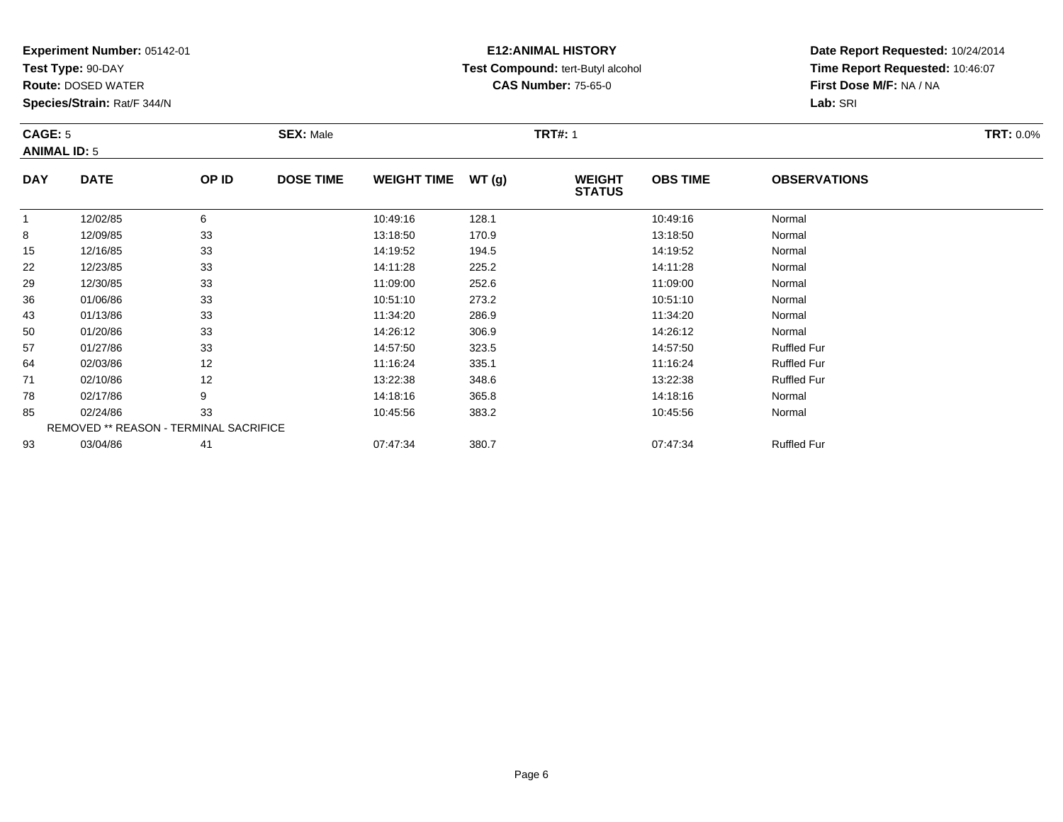**Experiment Number:** 05142-01
**Test Type:** 90-DAY
**Route:** DOSED WATER
**Species/Strain:** Rat/F 344/N

**E12:ANIMAL HISTORY**
**Test Compound:** tert-Butyl alcohol
**CAS Number:** 75-65-0

**Date Report Requested:** 10/24/2014
**Time Report Requested:** 10:46:07
**First Dose M/F:** NA / NA
**Lab:** SRI

**CAGE:** 5 **SEX:** Male **TRT#:** 1 **TRT:** 0.0%
**ANIMAL ID:** 5

| DAY | DATE | OP ID | DOSE TIME | WEIGHT TIME | WT (g) | WEIGHT STATUS | OBS TIME | OBSERVATIONS |
|---|---|---|---|---|---|---|---|---|
| 1 | 12/02/85 | 6 | | 10:49:16 | 128.1 | | 10:49:16 | Normal |
| 8 | 12/09/85 | 33 | | 13:18:50 | 170.9 | | 13:18:50 | Normal |
| 15 | 12/16/85 | 33 | | 14:19:52 | 194.5 | | 14:19:52 | Normal |
| 22 | 12/23/85 | 33 | | 14:11:28 | 225.2 | | 14:11:28 | Normal |
| 29 | 12/30/85 | 33 | | 11:09:00 | 252.6 | | 11:09:00 | Normal |
| 36 | 01/06/86 | 33 | | 10:51:10 | 273.2 | | 10:51:10 | Normal |
| 43 | 01/13/86 | 33 | | 11:34:20 | 286.9 | | 11:34:20 | Normal |
| 50 | 01/20/86 | 33 | | 14:26:12 | 306.9 | | 14:26:12 | Normal |
| 57 | 01/27/86 | 33 | | 14:57:50 | 323.5 | | 14:57:50 | Ruffled Fur |
| 64 | 02/03/86 | 12 | | 11:16:24 | 335.1 | | 11:16:24 | Ruffled Fur |
| 71 | 02/10/86 | 12 | | 13:22:38 | 348.6 | | 13:22:38 | Ruffled Fur |
| 78 | 02/17/86 | 9 | | 14:18:16 | 365.8 | | 14:18:16 | Normal |
| 85 | 02/24/86 | 33 | | 10:45:56 | 383.2 | | 10:45:56 | Normal |
| REMOVED ** REASON - TERMINAL SACRIFICE | | | | | | | | |
| 93 | 03/04/86 | 41 | | 07:47:34 | 380.7 | | 07:47:34 | Ruffled Fur |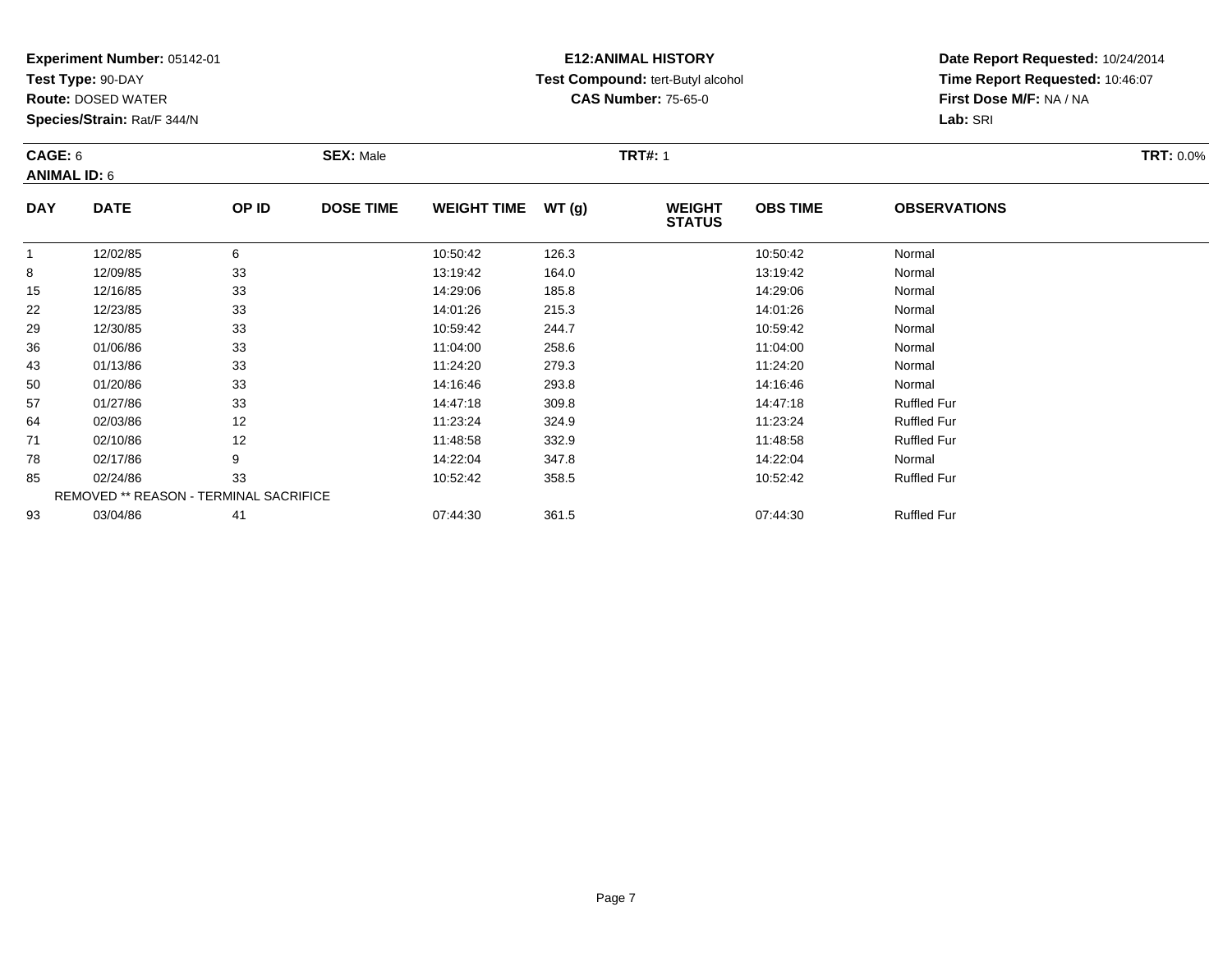**Experiment Number:** 05142-01
**Test Type:** 90-DAY
**Route:** DOSED WATER
**Species/Strain:** Rat/F 344/N

**E12:ANIMAL HISTORY**
**Test Compound:** tert-Butyl alcohol
**CAS Number:** 75-65-0

**Date Report Requested:** 10/24/2014
**Time Report Requested:** 10:46:07
**First Dose M/F:** NA / NA
**Lab:** SRI

**CAGE:** 6 **SEX:** Male **TRT#:** 1 **TRT:** 0.0%
**ANIMAL ID:** 6

| DAY | DATE | OP ID | DOSE TIME | WEIGHT TIME | WT (g) | WEIGHT STATUS | OBS TIME | OBSERVATIONS |
|---|---|---|---|---|---|---|---|---|
| 1 | 12/02/85 | 6 | | 10:50:42 | 126.3 | | 10:50:42 | Normal |
| 8 | 12/09/85 | 33 | | 13:19:42 | 164.0 | | 13:19:42 | Normal |
| 15 | 12/16/85 | 33 | | 14:29:06 | 185.8 | | 14:29:06 | Normal |
| 22 | 12/23/85 | 33 | | 14:01:26 | 215.3 | | 14:01:26 | Normal |
| 29 | 12/30/85 | 33 | | 10:59:42 | 244.7 | | 10:59:42 | Normal |
| 36 | 01/06/86 | 33 | | 11:04:00 | 258.6 | | 11:04:00 | Normal |
| 43 | 01/13/86 | 33 | | 11:24:20 | 279.3 | | 11:24:20 | Normal |
| 50 | 01/20/86 | 33 | | 14:16:46 | 293.8 | | 14:16:46 | Normal |
| 57 | 01/27/86 | 33 | | 14:47:18 | 309.8 | | 14:47:18 | Ruffled Fur |
| 64 | 02/03/86 | 12 | | 11:23:24 | 324.9 | | 11:23:24 | Ruffled Fur |
| 71 | 02/10/86 | 12 | | 11:48:58 | 332.9 | | 11:48:58 | Ruffled Fur |
| 78 | 02/17/86 | 9 | | 14:22:04 | 347.8 | | 14:22:04 | Normal |
| 85 | 02/24/86 | 33 | | 10:52:42 | 358.5 | | 10:52:42 | Ruffled Fur |
| | REMOVED ** REASON - TERMINAL SACRIFICE | | | | | | | |
| 93 | 03/04/86 | 41 | | 07:44:30 | 361.5 | | 07:44:30 | Ruffled Fur |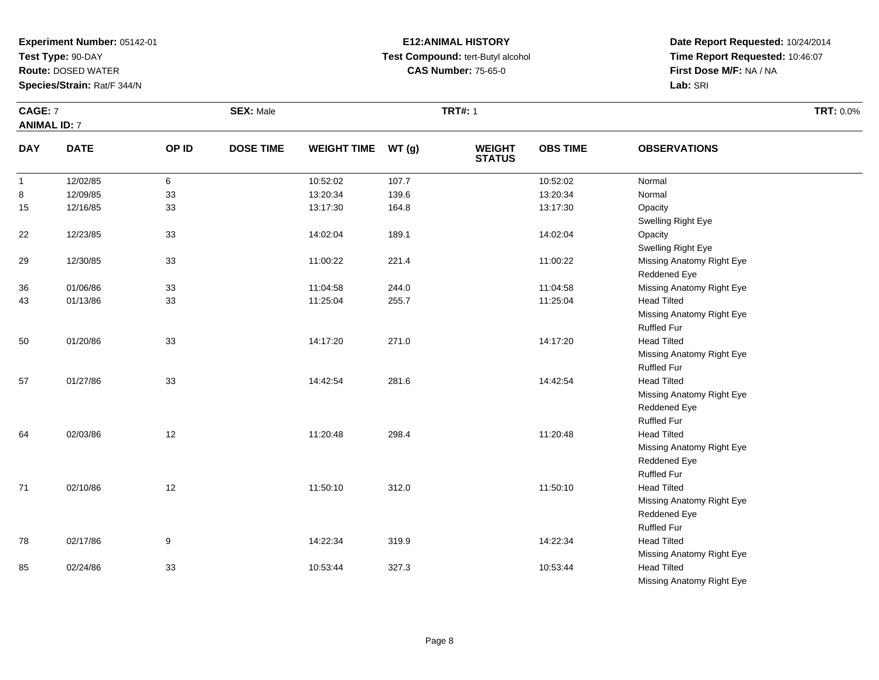**Experiment Number:** 05142-01
**Test Type:** 90-DAY
**Route:** DOSED WATER
**Species/Strain:** Rat/F 344/N

**E12:ANIMAL HISTORY**
**Test Compound:** tert-Butyl alcohol
**CAS Number:** 75-65-0

**Date Report Requested:** 10/24/2014
**Time Report Requested:** 10:46:07
**First Dose M/F:** NA / NA
**Lab:** SRI

**CAGE:** 7 **SEX:** Male **TRT#:** 1 **TRT:** 0.0%
**ANIMAL ID:** 7

| DAY | DATE | OP ID | DOSE TIME | WEIGHT TIME | WT (g) | WEIGHT STATUS | OBS TIME | OBSERVATIONS |
|---|---|---|---|---|---|---|---|---|
| 1 | 12/02/85 | 6 | | 10:52:02 | 107.7 | | 10:52:02 | Normal |
| 8 | 12/09/85 | 33 | | 13:20:34 | 139.6 | | 13:20:34 | Normal |
| 15 | 12/16/85 | 33 | | 13:17:30 | 164.8 | | 13:17:30 | Opacity |
| | | | | | | | | Swelling Right Eye |
| 22 | 12/23/85 | 33 | | 14:02:04 | 189.1 | | 14:02:04 | Opacity |
| | | | | | | | | Swelling Right Eye |
| 29 | 12/30/85 | 33 | | 11:00:22 | 221.4 | | 11:00:22 | Missing Anatomy Right Eye |
| | | | | | | | | Reddened Eye |
| 36 | 01/06/86 | 33 | | 11:04:58 | 244.0 | | 11:04:58 | Missing Anatomy Right Eye |
| 43 | 01/13/86 | 33 | | 11:25:04 | 255.7 | | 11:25:04 | Head Tilted |
| | | | | | | | | Missing Anatomy Right Eye |
| | | | | | | | | Ruffled Fur |
| 50 | 01/20/86 | 33 | | 14:17:20 | 271.0 | | 14:17:20 | Head Tilted |
| | | | | | | | | Missing Anatomy Right Eye |
| | | | | | | | | Ruffled Fur |
| 57 | 01/27/86 | 33 | | 14:42:54 | 281.6 | | 14:42:54 | Head Tilted |
| | | | | | | | | Missing Anatomy Right Eye |
| | | | | | | | | Reddened Eye |
| | | | | | | | | Ruffled Fur |
| 64 | 02/03/86 | 12 | | 11:20:48 | 298.4 | | 11:20:48 | Head Tilted |
| | | | | | | | | Missing Anatomy Right Eye |
| | | | | | | | | Reddened Eye |
| | | | | | | | | Ruffled Fur |
| 71 | 02/10/86 | 12 | | 11:50:10 | 312.0 | | 11:50:10 | Head Tilted |
| | | | | | | | | Missing Anatomy Right Eye |
| | | | | | | | | Reddened Eye |
| | | | | | | | | Ruffled Fur |
| 78 | 02/17/86 | 9 | | 14:22:34 | 319.9 | | 14:22:34 | Head Tilted |
| | | | | | | | | Missing Anatomy Right Eye |
| 85 | 02/24/86 | 33 | | 10:53:44 | 327.3 | | 10:53:44 | Head Tilted |
| | | | | | | | | Missing Anatomy Right Eye |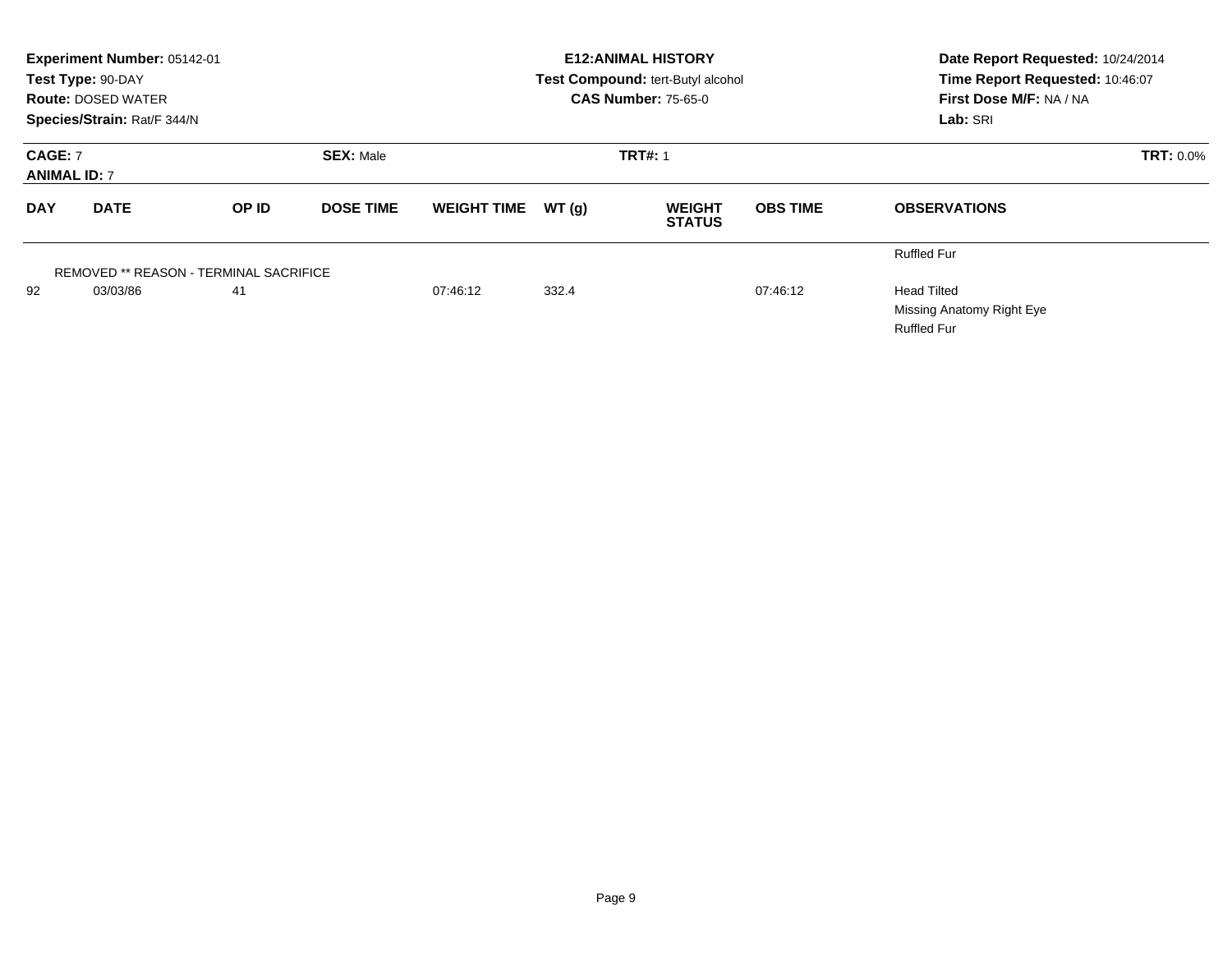**Experiment Number:** 05142-01
**Test Type:** 90-DAY
**Route:** DOSED WATER
**Species/Strain:** Rat/F 344/N

**E12:ANIMAL HISTORY**
**Test Compound:** tert-Butyl alcohol
**CAS Number:** 75-65-0

**Date Report Requested:** 10/24/2014
**Time Report Requested:** 10:46:07
**First Dose M/F:** NA / NA
**Lab:** SRI

**CAGE:** 7
**ANIMAL ID:** 7
**SEX:** Male
**TRT#:** 1
**TRT:** 0.0%

| DAY | DATE | OP ID | DOSE TIME | WEIGHT TIME | WT (g) | WEIGHT STATUS | OBS TIME | OBSERVATIONS |
|---|---|---|---|---|---|---|---|---|
| | | | | | | | | Ruffled Fur |
| REMOVED ** REASON - TERMINAL SACRIFICE | | | | | | | | |
| 92 | 03/03/86 | 41 | | 07:46:12 | 332.4 | | 07:46:12 | Head Tilted |
| | | | | | | | | Missing Anatomy Right Eye |
| | | | | | | | | Ruffled Fur |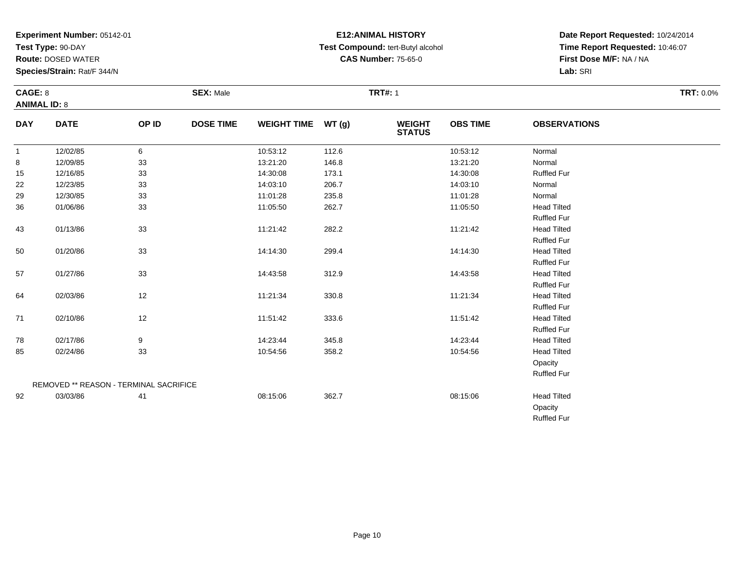**Experiment Number:** 05142-01
**Test Type:** 90-DAY
**Route:** DOSED WATER
**Species/Strain:** Rat/F 344/N

**E12:ANIMAL HISTORY**
**Test Compound:** tert-Butyl alcohol
**CAS Number:** 75-65-0

**Date Report Requested:** 10/24/2014
**Time Report Requested:** 10:46:07
**First Dose M/F:** NA / NA
**Lab:** SRI

**CAGE:** 8 | **SEX:** Male | **TRT#:** 1 | **TRT:** 0.0%

**ANIMAL ID:** 8

| DAY | DATE | OP ID | DOSE TIME | WEIGHT TIME | WT (g) | WEIGHT STATUS | OBS TIME | OBSERVATIONS |
|---|---|---|---|---|---|---|---|---|
| 1 | 12/02/85 | 6 | | 10:53:12 | 112.6 | | 10:53:12 | Normal |
| 8 | 12/09/85 | 33 | | 13:21:20 | 146.8 | | 13:21:20 | Normal |
| 15 | 12/16/85 | 33 | | 14:30:08 | 173.1 | | 14:30:08 | Ruffled Fur |
| 22 | 12/23/85 | 33 | | 14:03:10 | 206.7 | | 14:03:10 | Normal |
| 29 | 12/30/85 | 33 | | 11:01:28 | 235.8 | | 11:01:28 | Normal |
| 36 | 01/06/86 | 33 | | 11:05:50 | 262.7 | | 11:05:50 | Head Tilted<br>Ruffled Fur |
| 43 | 01/13/86 | 33 | | 11:21:42 | 282.2 | | 11:21:42 | Head Tilted<br>Ruffled Fur |
| 50 | 01/20/86 | 33 | | 14:14:30 | 299.4 | | 14:14:30 | Head Tilted<br>Ruffled Fur |
| 57 | 01/27/86 | 33 | | 14:43:58 | 312.9 | | 14:43:58 | Head Tilted<br>Ruffled Fur |
| 64 | 02/03/86 | 12 | | 11:21:34 | 330.8 | | 11:21:34 | Head Tilted<br>Ruffled Fur |
| 71 | 02/10/86 | 12 | | 11:51:42 | 333.6 | | 11:51:42 | Head Tilted<br>Ruffled Fur |
| 78 | 02/17/86 | 9 | | 14:23:44 | 345.8 | | 14:23:44 | Head Tilted |
| 85 | 02/24/86 | 33 | | 10:54:56 | 358.2 | | 10:54:56 | Head Tilted<br>Opacity<br>Ruffled Fur |
| | REMOVED ** REASON - TERMINAL SACRIFICE | | | | | | | |
| 92 | 03/03/86 | 41 | | 08:15:06 | 362.7 | | 08:15:06 | Head Tilted<br>Opacity<br>Ruffled Fur |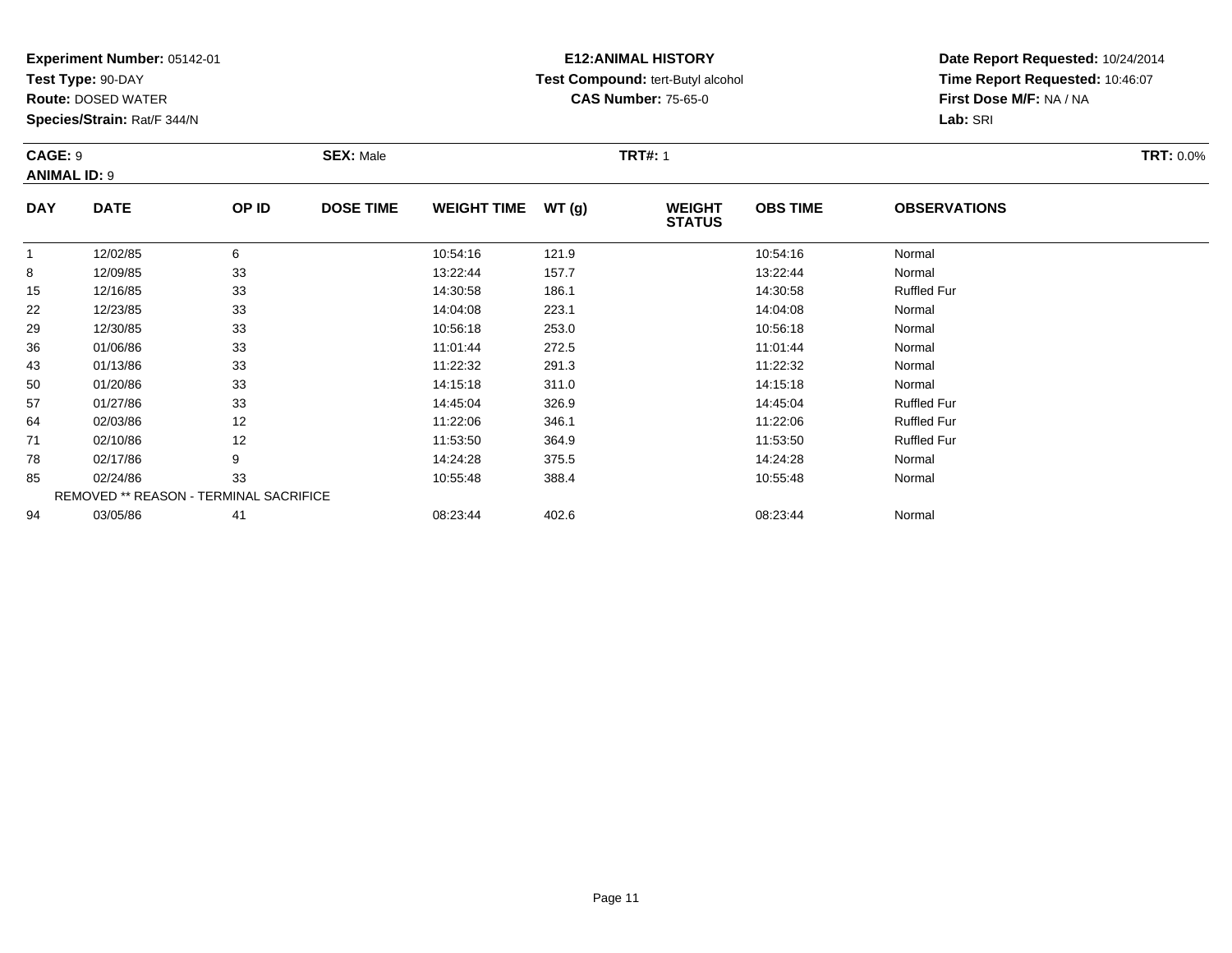**Experiment Number:** 05142-01
**Test Type:** 90-DAY
**Route:** DOSED WATER
**Species/Strain:** Rat/F 344/N

**E12:ANIMAL HISTORY**
**Test Compound:** tert-Butyl alcohol
**CAS Number:** 75-65-0

**Date Report Requested:** 10/24/2014
**Time Report Requested:** 10:46:07
**First Dose M/F:** NA / NA
**Lab:** SRI

**CAGE:** 9 **SEX:** Male **TRT#:** 1 **TRT:** 0.0%
**ANIMAL ID:** 9

| DAY | DATE | OP ID | DOSE TIME | WEIGHT TIME | WT (g) | WEIGHT STATUS | OBS TIME | OBSERVATIONS |
|---|---|---|---|---|---|---|---|---|
| 1 | 12/02/85 | 6 | | 10:54:16 | 121.9 | | 10:54:16 | Normal |
| 8 | 12/09/85 | 33 | | 13:22:44 | 157.7 | | 13:22:44 | Normal |
| 15 | 12/16/85 | 33 | | 14:30:58 | 186.1 | | 14:30:58 | Ruffled Fur |
| 22 | 12/23/85 | 33 | | 14:04:08 | 223.1 | | 14:04:08 | Normal |
| 29 | 12/30/85 | 33 | | 10:56:18 | 253.0 | | 10:56:18 | Normal |
| 36 | 01/06/86 | 33 | | 11:01:44 | 272.5 | | 11:01:44 | Normal |
| 43 | 01/13/86 | 33 | | 11:22:32 | 291.3 | | 11:22:32 | Normal |
| 50 | 01/20/86 | 33 | | 14:15:18 | 311.0 | | 14:15:18 | Normal |
| 57 | 01/27/86 | 33 | | 14:45:04 | 326.9 | | 14:45:04 | Ruffled Fur |
| 64 | 02/03/86 | 12 | | 11:22:06 | 346.1 | | 11:22:06 | Ruffled Fur |
| 71 | 02/10/86 | 12 | | 11:53:50 | 364.9 | | 11:53:50 | Ruffled Fur |
| 78 | 02/17/86 | 9 | | 14:24:28 | 375.5 | | 14:24:28 | Normal |
| 85 | 02/24/86 | 33 | | 10:55:48 | 388.4 | | 10:55:48 | Normal |
| REMOVED ** REASON - TERMINAL SACRIFICE | | | | | | | | |
| 94 | 03/05/86 | 41 | | 08:23:44 | 402.6 | | 08:23:44 | Normal |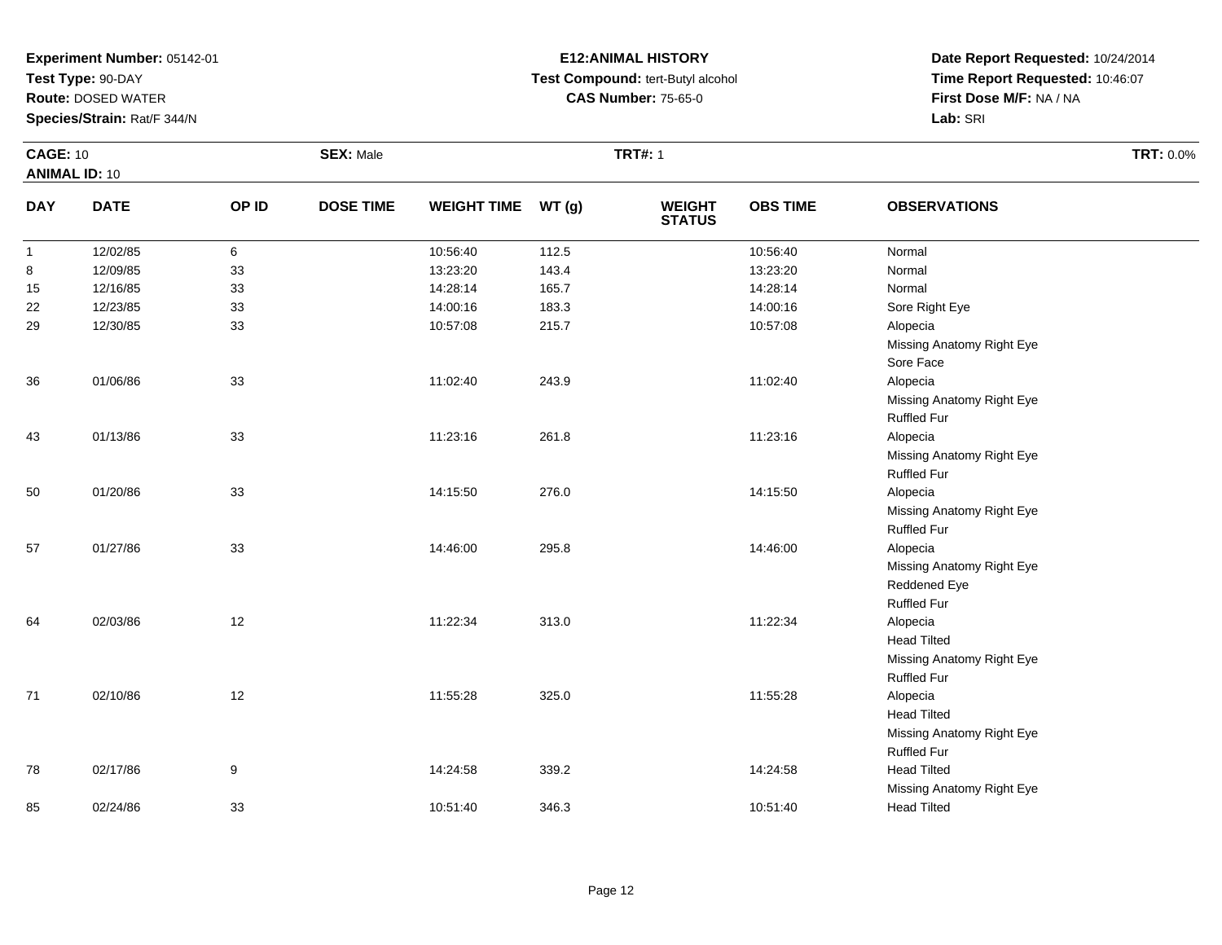**Experiment Number:** 05142-01
**Test Type:** 90-DAY
**Route:** DOSED WATER
**Species/Strain:** Rat/F 344/N

**E12:ANIMAL HISTORY**
**Test Compound:** tert-Butyl alcohol
**CAS Number:** 75-65-0

**Date Report Requested:** 10/24/2014
**Time Report Requested:** 10:46:07
**First Dose M/F:** NA / NA
**Lab:** SRI

**CAGE:** 10 **SEX:** Male **TRT#:** 1 **TRT:** 0.0%
**ANIMAL ID:** 10

| DAY | DATE | OP ID | DOSE TIME | WEIGHT TIME | WT (g) | WEIGHT STATUS | OBS TIME | OBSERVATIONS |
|---|---|---|---|---|---|---|---|---|
| 1 | 12/02/85 | 6 | | 10:56:40 | 112.5 | | 10:56:40 | Normal |
| 8 | 12/09/85 | 33 | | 13:23:20 | 143.4 | | 13:23:20 | Normal |
| 15 | 12/16/85 | 33 | | 14:28:14 | 165.7 | | 14:28:14 | Normal |
| 22 | 12/23/85 | 33 | | 14:00:16 | 183.3 | | 14:00:16 | Sore Right Eye |
| 29 | 12/30/85 | 33 | | 10:57:08 | 215.7 | | 10:57:08 | Alopecia |
| | | | | | | | | Missing Anatomy Right Eye |
| | | | | | | | | Sore Face |
| 36 | 01/06/86 | 33 | | 11:02:40 | 243.9 | | 11:02:40 | Alopecia |
| | | | | | | | | Missing Anatomy Right Eye |
| | | | | | | | | Ruffled Fur |
| 43 | 01/13/86 | 33 | | 11:23:16 | 261.8 | | 11:23:16 | Alopecia |
| | | | | | | | | Missing Anatomy Right Eye |
| | | | | | | | | Ruffled Fur |
| 50 | 01/20/86 | 33 | | 14:15:50 | 276.0 | | 14:15:50 | Alopecia |
| | | | | | | | | Missing Anatomy Right Eye |
| | | | | | | | | Ruffled Fur |
| 57 | 01/27/86 | 33 | | 14:46:00 | 295.8 | | 14:46:00 | Alopecia |
| | | | | | | | | Missing Anatomy Right Eye |
| | | | | | | | | Reddened Eye |
| | | | | | | | | Ruffled Fur |
| 64 | 02/03/86 | 12 | | 11:22:34 | 313.0 | | 11:22:34 | Alopecia |
| | | | | | | | | Head Tilted |
| | | | | | | | | Missing Anatomy Right Eye |
| | | | | | | | | Ruffled Fur |
| 71 | 02/10/86 | 12 | | 11:55:28 | 325.0 | | 11:55:28 | Alopecia |
| | | | | | | | | Head Tilted |
| | | | | | | | | Missing Anatomy Right Eye |
| | | | | | | | | Ruffled Fur |
| 78 | 02/17/86 | 9 | | 14:24:58 | 339.2 | | 14:24:58 | Head Tilted |
| | | | | | | | | Missing Anatomy Right Eye |
| 85 | 02/24/86 | 33 | | 10:51:40 | 346.3 | | 10:51:40 | Head Tilted |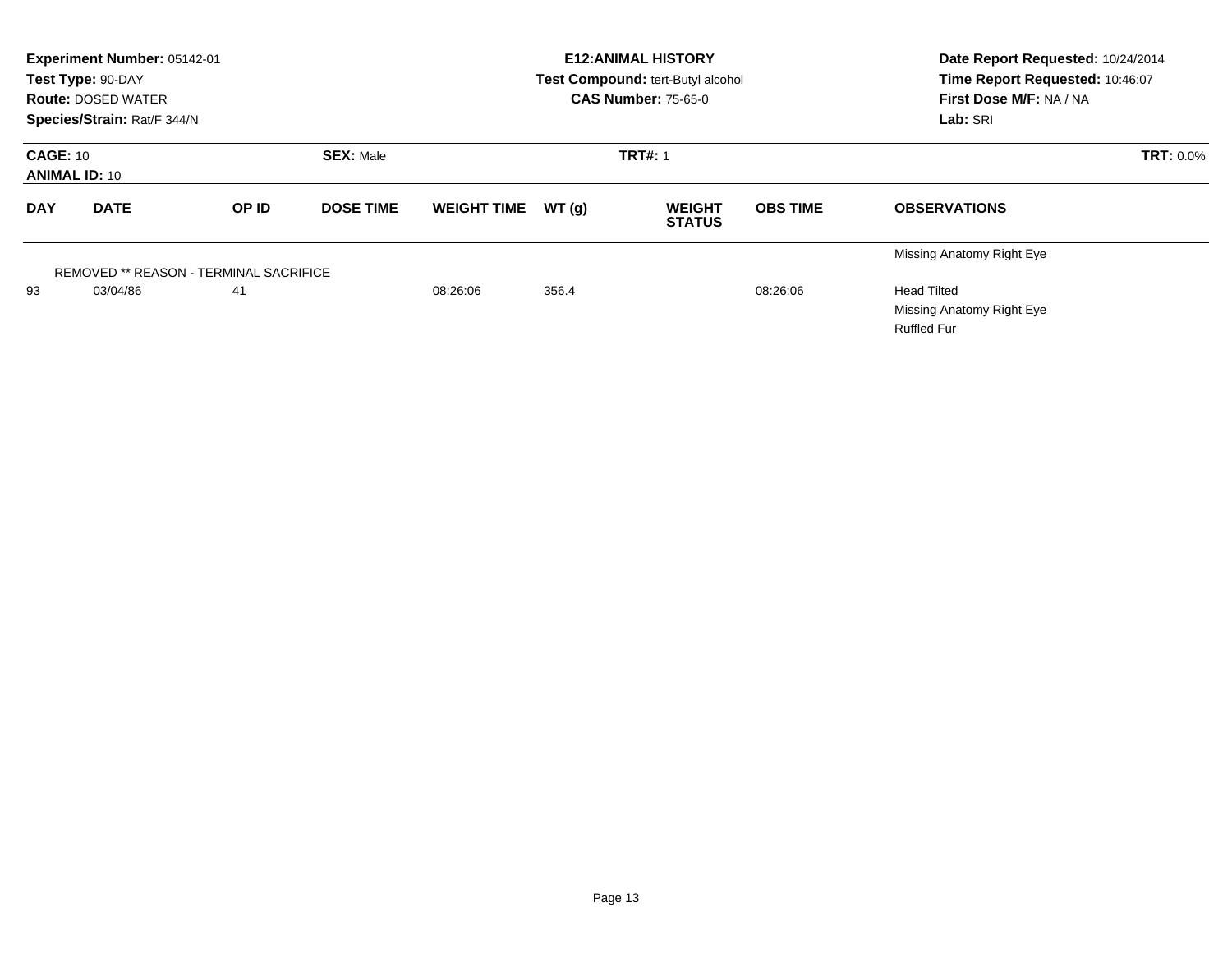**Experiment Number:** 05142-01
**Test Type:** 90-DAY
**Route:** DOSED WATER
**Species/Strain:** Rat/F 344/N

**E12:ANIMAL HISTORY**
**Test Compound:** tert-Butyl alcohol
**CAS Number:** 75-65-0

**Date Report Requested:** 10/24/2014
**Time Report Requested:** 10:46:07
**First Dose M/F:** NA / NA
**Lab:** SRI

**CAGE:** 10 **SEX:** Male **TRT#:** 1 **TRT:** 0.0%
**ANIMAL ID:** 10

| DAY | DATE | OP ID | DOSE TIME | WEIGHT TIME | WT (g) | WEIGHT STATUS | OBS TIME | OBSERVATIONS |
|---|---|---|---|---|---|---|---|---|
| | | | | | | | | Missing Anatomy Right Eye |
| REMOVED ** REASON - TERMINAL SACRIFICE | | | | | | | | |
| 93 | 03/04/86 | 41 | | 08:26:06 | 356.4 | | 08:26:06 | Head Tilted |
| | | | | | | | | Missing Anatomy Right Eye |
| | | | | | | | | Ruffled Fur |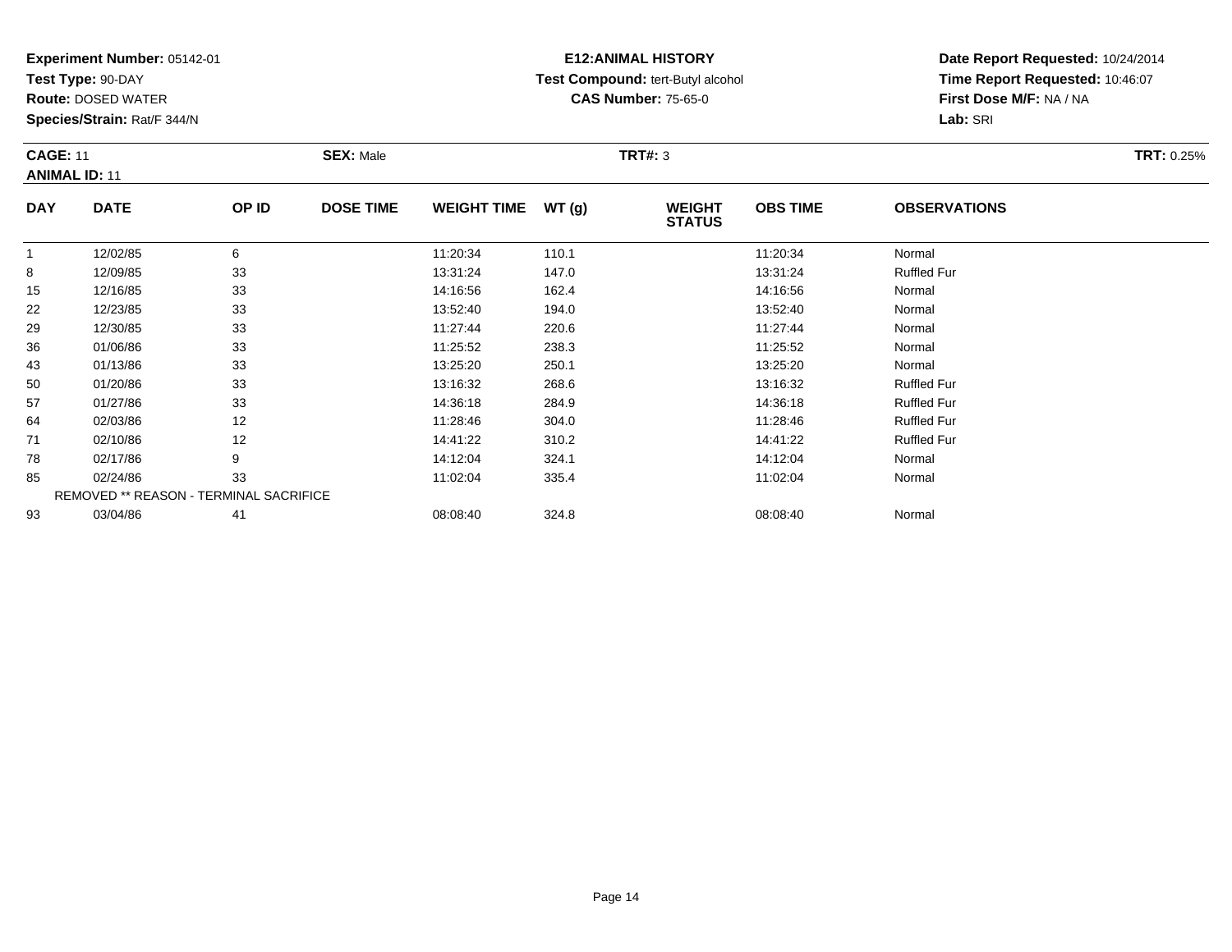**Experiment Number:** 05142-01
**Test Type:** 90-DAY
**Route:** DOSED WATER
**Species/Strain:** Rat/F 344/N

**E12:ANIMAL HISTORY**
**Test Compound:** tert-Butyl alcohol
**CAS Number:** 75-65-0

**Date Report Requested:** 10/24/2014
**Time Report Requested:** 10:46:07
**First Dose M/F:** NA / NA
**Lab:** SRI

**CAGE:** 11 **SEX:** Male **TRT#:** 3 **TRT:** 0.25%
**ANIMAL ID:** 11

| DAY | DATE | OP ID | DOSE TIME | WEIGHT TIME | WT (g) | WEIGHT STATUS | OBS TIME | OBSERVATIONS |
|---|---|---|---|---|---|---|---|---|
| 1 | 12/02/85 | 6 | | 11:20:34 | 110.1 | | 11:20:34 | Normal |
| 8 | 12/09/85 | 33 | | 13:31:24 | 147.0 | | 13:31:24 | Ruffled Fur |
| 15 | 12/16/85 | 33 | | 14:16:56 | 162.4 | | 14:16:56 | Normal |
| 22 | 12/23/85 | 33 | | 13:52:40 | 194.0 | | 13:52:40 | Normal |
| 29 | 12/30/85 | 33 | | 11:27:44 | 220.6 | | 11:27:44 | Normal |
| 36 | 01/06/86 | 33 | | 11:25:52 | 238.3 | | 11:25:52 | Normal |
| 43 | 01/13/86 | 33 | | 13:25:20 | 250.1 | | 13:25:20 | Normal |
| 50 | 01/20/86 | 33 | | 13:16:32 | 268.6 | | 13:16:32 | Ruffled Fur |
| 57 | 01/27/86 | 33 | | 14:36:18 | 284.9 | | 14:36:18 | Ruffled Fur |
| 64 | 02/03/86 | 12 | | 11:28:46 | 304.0 | | 11:28:46 | Ruffled Fur |
| 71 | 02/10/86 | 12 | | 14:41:22 | 310.2 | | 14:41:22 | Ruffled Fur |
| 78 | 02/17/86 | 9 | | 14:12:04 | 324.1 | | 14:12:04 | Normal |
| 85 | 02/24/86 | 33 | | 11:02:04 | 335.4 | | 11:02:04 | Normal |
| REMOVED ** REASON - TERMINAL SACRIFICE | | | | | | | | |
| 93 | 03/04/86 | 41 | | 08:08:40 | 324.8 | | 08:08:40 | Normal |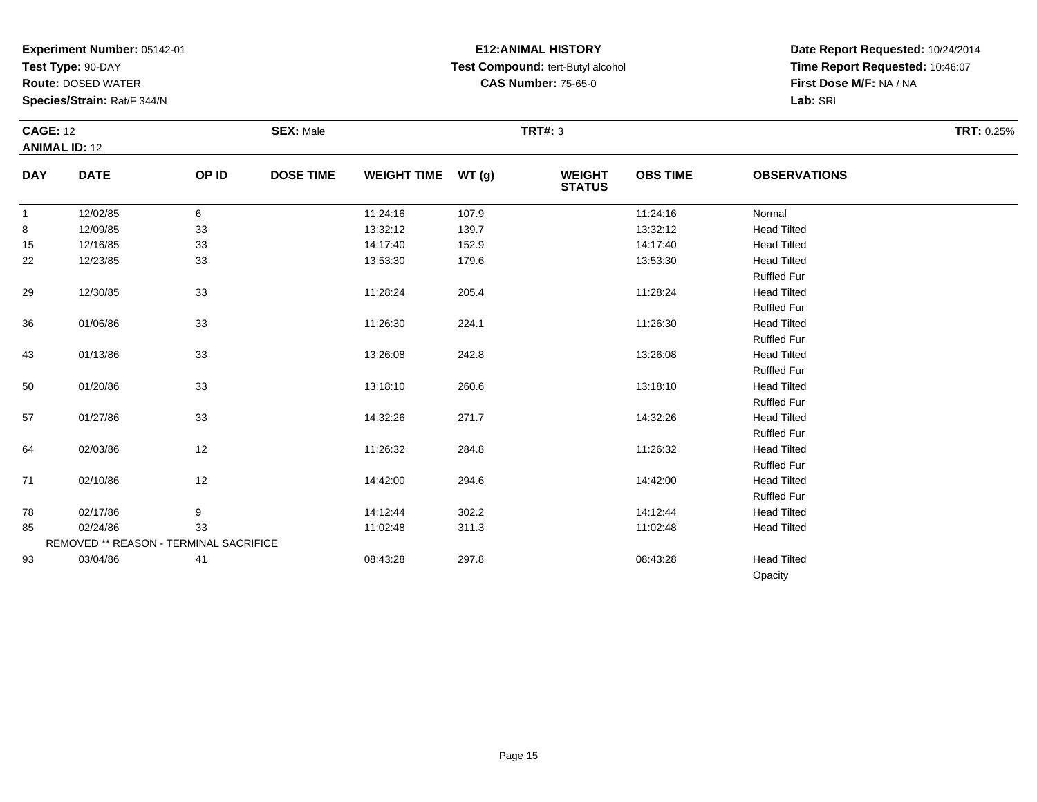**Experiment Number:** 05142-01
**Test Type:** 90-DAY
**Route:** DOSED WATER
**Species/Strain:** Rat/F 344/N

**E12:ANIMAL HISTORY**
**Test Compound:** tert-Butyl alcohol
**CAS Number:** 75-65-0

**Date Report Requested:** 10/24/2014
**Time Report Requested:** 10:46:07
**First Dose M/F:** NA / NA
**Lab:** SRI

**CAGE:** 12 **SEX:** Male **TRT#:** 3 **TRT:** 0.25%
**ANIMAL ID:** 12

| DAY | DATE | OP ID | DOSE TIME | WEIGHT TIME | WT (g) | WEIGHT STATUS | OBS TIME | OBSERVATIONS |
|---|---|---|---|---|---|---|---|---|
| 1 | 12/02/85 | 6 | | 11:24:16 | 107.9 | | 11:24:16 | Normal |
| 8 | 12/09/85 | 33 | | 13:32:12 | 139.7 | | 13:32:12 | Head Tilted |
| 15 | 12/16/85 | 33 | | 14:17:40 | 152.9 | | 14:17:40 | Head Tilted |
| 22 | 12/23/85 | 33 | | 13:53:30 | 179.6 | | 13:53:30 | Head Tilted |
| | | | | | | | | Ruffled Fur |
| 29 | 12/30/85 | 33 | | 11:28:24 | 205.4 | | 11:28:24 | Head Tilted |
| | | | | | | | | Ruffled Fur |
| 36 | 01/06/86 | 33 | | 11:26:30 | 224.1 | | 11:26:30 | Head Tilted |
| | | | | | | | | Ruffled Fur |
| 43 | 01/13/86 | 33 | | 13:26:08 | 242.8 | | 13:26:08 | Head Tilted |
| | | | | | | | | Ruffled Fur |
| 50 | 01/20/86 | 33 | | 13:18:10 | 260.6 | | 13:18:10 | Head Tilted |
| | | | | | | | | Ruffled Fur |
| 57 | 01/27/86 | 33 | | 14:32:26 | 271.7 | | 14:32:26 | Head Tilted |
| | | | | | | | | Ruffled Fur |
| 64 | 02/03/86 | 12 | | 11:26:32 | 284.8 | | 11:26:32 | Head Tilted |
| | | | | | | | | Ruffled Fur |
| 71 | 02/10/86 | 12 | | 14:42:00 | 294.6 | | 14:42:00 | Head Tilted |
| | | | | | | | | Ruffled Fur |
| 78 | 02/17/86 | 9 | | 14:12:44 | 302.2 | | 14:12:44 | Head Tilted |
| 85 | 02/24/86 | 33 | | 11:02:48 | 311.3 | | 11:02:48 | Head Tilted |
| | REMOVED ** REASON - TERMINAL SACRIFICE | | | | | | | |
| 93 | 03/04/86 | 41 | | 08:43:28 | 297.8 | | 08:43:28 | Head Tilted |
| | | | | | | | | Opacity |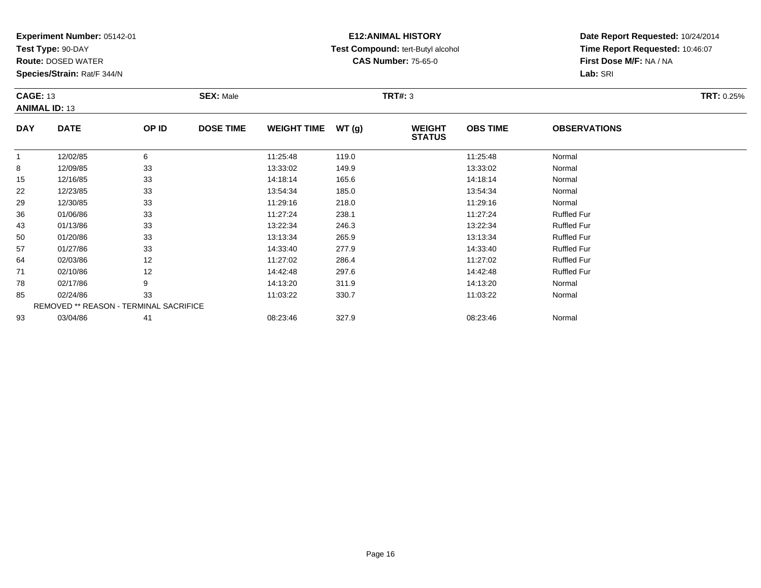**Experiment Number:** 05142-01
**Test Type:** 90-DAY
**Route:** DOSED WATER
**Species/Strain:** Rat/F 344/N

**E12:ANIMAL HISTORY**
**Test Compound:** tert-Butyl alcohol
**CAS Number:** 75-65-0

**Date Report Requested:** 10/24/2014
**Time Report Requested:** 10:46:07
**First Dose M/F:** NA / NA
**Lab:** SRI

**CAGE:** 13 **SEX:** Male **TRT#:** 3 **TRT:** 0.25%
**ANIMAL ID:** 13

| DAY | DATE | OP ID | DOSE TIME | WEIGHT TIME | WT (g) | WEIGHT STATUS | OBS TIME | OBSERVATIONS |
|---|---|---|---|---|---|---|---|---|
| 1 | 12/02/85 | 6 | | 11:25:48 | 119.0 | | 11:25:48 | Normal |
| 8 | 12/09/85 | 33 | | 13:33:02 | 149.9 | | 13:33:02 | Normal |
| 15 | 12/16/85 | 33 | | 14:18:14 | 165.6 | | 14:18:14 | Normal |
| 22 | 12/23/85 | 33 | | 13:54:34 | 185.0 | | 13:54:34 | Normal |
| 29 | 12/30/85 | 33 | | 11:29:16 | 218.0 | | 11:29:16 | Normal |
| 36 | 01/06/86 | 33 | | 11:27:24 | 238.1 | | 11:27:24 | Ruffled Fur |
| 43 | 01/13/86 | 33 | | 13:22:34 | 246.3 | | 13:22:34 | Ruffled Fur |
| 50 | 01/20/86 | 33 | | 13:13:34 | 265.9 | | 13:13:34 | Ruffled Fur |
| 57 | 01/27/86 | 33 | | 14:33:40 | 277.9 | | 14:33:40 | Ruffled Fur |
| 64 | 02/03/86 | 12 | | 11:27:02 | 286.4 | | 11:27:02 | Ruffled Fur |
| 71 | 02/10/86 | 12 | | 14:42:48 | 297.6 | | 14:42:48 | Ruffled Fur |
| 78 | 02/17/86 | 9 | | 14:13:20 | 311.9 | | 14:13:20 | Normal |
| 85 | 02/24/86 | 33 | | 11:03:22 | 330.7 | | 11:03:22 | Normal |
| | REMOVED ** REASON - TERMINAL SACRIFICE | | | | | | | |
| 93 | 03/04/86 | 41 | | 08:23:46 | 327.9 | | 08:23:46 | Normal |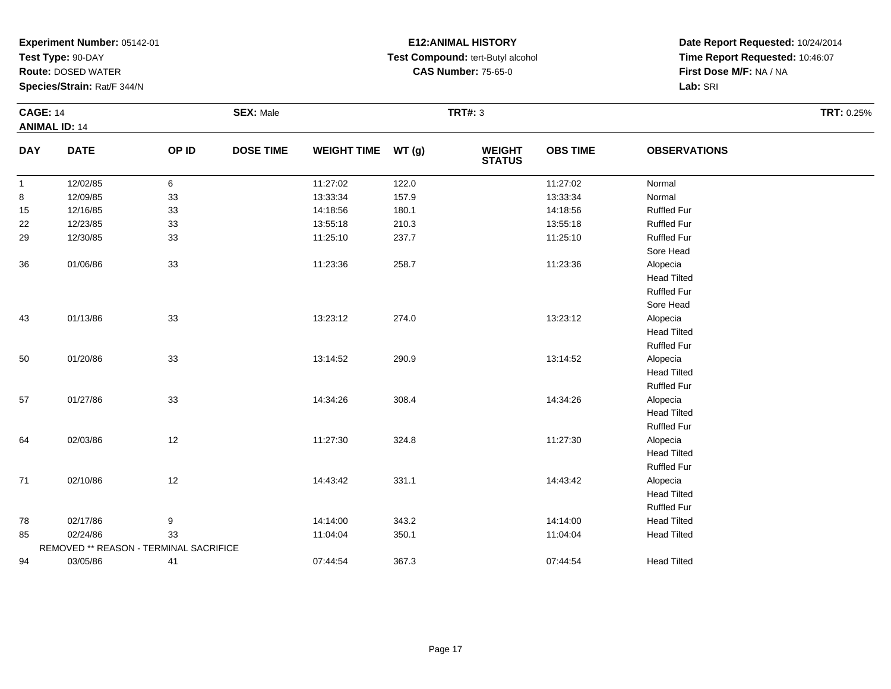**Experiment Number:** 05142-01
**Test Type:** 90-DAY
**Route:** DOSED WATER
**Species/Strain:** Rat/F 344/N

**E12:ANIMAL HISTORY**
**Test Compound:** tert-Butyl alcohol
**CAS Number:** 75-65-0

**Date Report Requested:** 10/24/2014
**Time Report Requested:** 10:46:07
**First Dose M/F:** NA / NA
**Lab:** SRI

**CAGE:** 14 **SEX:** Male **TRT#:** 3 **TRT:** 0.25%
**ANIMAL ID:** 14

| DAY | DATE | OP ID | DOSE TIME | WEIGHT TIME | WT (g) | WEIGHT STATUS | OBS TIME | OBSERVATIONS |
|---|---|---|---|---|---|---|---|---|
| 1 | 12/02/85 | 6 | | 11:27:02 | 122.0 | | 11:27:02 | Normal |
| 8 | 12/09/85 | 33 | | 13:33:34 | 157.9 | | 13:33:34 | Normal |
| 15 | 12/16/85 | 33 | | 14:18:56 | 180.1 | | 14:18:56 | Ruffled Fur |
| 22 | 12/23/85 | 33 | | 13:55:18 | 210.3 | | 13:55:18 | Ruffled Fur |
| 29 | 12/30/85 | 33 | | 11:25:10 | 237.7 | | 11:25:10 | Ruffled Fur |
| | | | | | | | | Sore Head |
| 36 | 01/06/86 | 33 | | 11:23:36 | 258.7 | | 11:23:36 | Alopecia |
| | | | | | | | | Head Tilted |
| | | | | | | | | Ruffled Fur |
| | | | | | | | | Sore Head |
| 43 | 01/13/86 | 33 | | 13:23:12 | 274.0 | | 13:23:12 | Alopecia |
| | | | | | | | | Head Tilted |
| | | | | | | | | Ruffled Fur |
| 50 | 01/20/86 | 33 | | 13:14:52 | 290.9 | | 13:14:52 | Alopecia |
| | | | | | | | | Head Tilted |
| | | | | | | | | Ruffled Fur |
| 57 | 01/27/86 | 33 | | 14:34:26 | 308.4 | | 14:34:26 | Alopecia |
| | | | | | | | | Head Tilted |
| | | | | | | | | Ruffled Fur |
| 64 | 02/03/86 | 12 | | 11:27:30 | 324.8 | | 11:27:30 | Alopecia |
| | | | | | | | | Head Tilted |
| | | | | | | | | Ruffled Fur |
| 71 | 02/10/86 | 12 | | 14:43:42 | 331.1 | | 14:43:42 | Alopecia |
| | | | | | | | | Head Tilted |
| | | | | | | | | Ruffled Fur |
| 78 | 02/17/86 | 9 | | 14:14:00 | 343.2 | | 14:14:00 | Head Tilted |
| 85 | 02/24/86 | 33 | | 11:04:04 | 350.1 | | 11:04:04 | Head Tilted |
| | REMOVED ** REASON - TERMINAL SACRIFICE | | | | | | | |
| 94 | 03/05/86 | 41 | | 07:44:54 | 367.3 | | 07:44:54 | Head Tilted |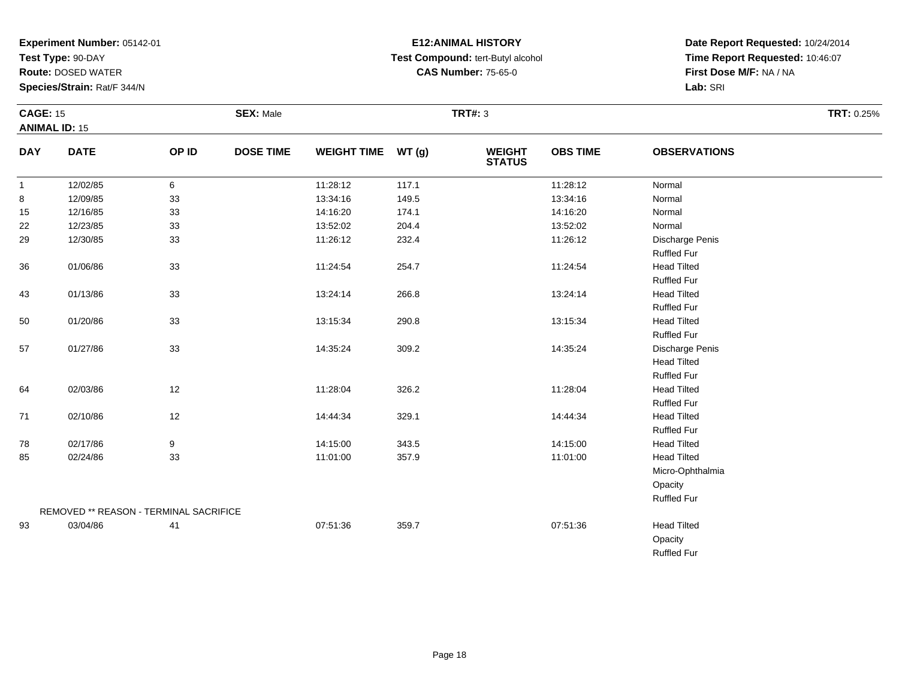**Experiment Number:** 05142-01
**Test Type:** 90-DAY
**Route:** DOSED WATER
**Species/Strain:** Rat/F 344/N

**E12:ANIMAL HISTORY**
**Test Compound:** tert-Butyl alcohol
**CAS Number:** 75-65-0

**Date Report Requested:** 10/24/2014
**Time Report Requested:** 10:46:07
**First Dose M/F:** NA / NA
**Lab:** SRI

**CAGE:** 15 **SEX:** Male **TRT#:** 3 **TRT:** 0.25%
**ANIMAL ID:** 15

| DAY | DATE | OP ID | DOSE TIME | WEIGHT TIME | WT (g) | WEIGHT STATUS | OBS TIME | OBSERVATIONS |
|---|---|---|---|---|---|---|---|---|
| 1 | 12/02/85 | 6 | | 11:28:12 | 117.1 | | 11:28:12 | Normal |
| 8 | 12/09/85 | 33 | | 13:34:16 | 149.5 | | 13:34:16 | Normal |
| 15 | 12/16/85 | 33 | | 14:16:20 | 174.1 | | 14:16:20 | Normal |
| 22 | 12/23/85 | 33 | | 13:52:02 | 204.4 | | 13:52:02 | Normal |
| 29 | 12/30/85 | 33 | | 11:26:12 | 232.4 | | 11:26:12 | Discharge Penis |
| | | | | | | | | Ruffled Fur |
| 36 | 01/06/86 | 33 | | 11:24:54 | 254.7 | | 11:24:54 | Head Tilted |
| | | | | | | | | Ruffled Fur |
| 43 | 01/13/86 | 33 | | 13:24:14 | 266.8 | | 13:24:14 | Head Tilted |
| | | | | | | | | Ruffled Fur |
| 50 | 01/20/86 | 33 | | 13:15:34 | 290.8 | | 13:15:34 | Head Tilted |
| | | | | | | | | Ruffled Fur |
| 57 | 01/27/86 | 33 | | 14:35:24 | 309.2 | | 14:35:24 | Discharge Penis |
| | | | | | | | | Head Tilted |
| | | | | | | | | Ruffled Fur |
| 64 | 02/03/86 | 12 | | 11:28:04 | 326.2 | | 11:28:04 | Head Tilted |
| | | | | | | | | Ruffled Fur |
| 71 | 02/10/86 | 12 | | 14:44:34 | 329.1 | | 14:44:34 | Head Tilted |
| | | | | | | | | Ruffled Fur |
| 78 | 02/17/86 | 9 | | 14:15:00 | 343.5 | | 14:15:00 | Head Tilted |
| 85 | 02/24/86 | 33 | | 11:01:00 | 357.9 | | 11:01:00 | Head Tilted |
| | | | | | | | | Micro-Ophthalmia |
| | | | | | | | | Opacity |
| | | | | | | | | Ruffled Fur |
| | REMOVED ** REASON - TERMINAL SACRIFICE | | | | | | | |
| 93 | 03/04/86 | 41 | | 07:51:36 | 359.7 | | 07:51:36 | Head Tilted |
| | | | | | | | | Opacity |
| | | | | | | | | Ruffled Fur |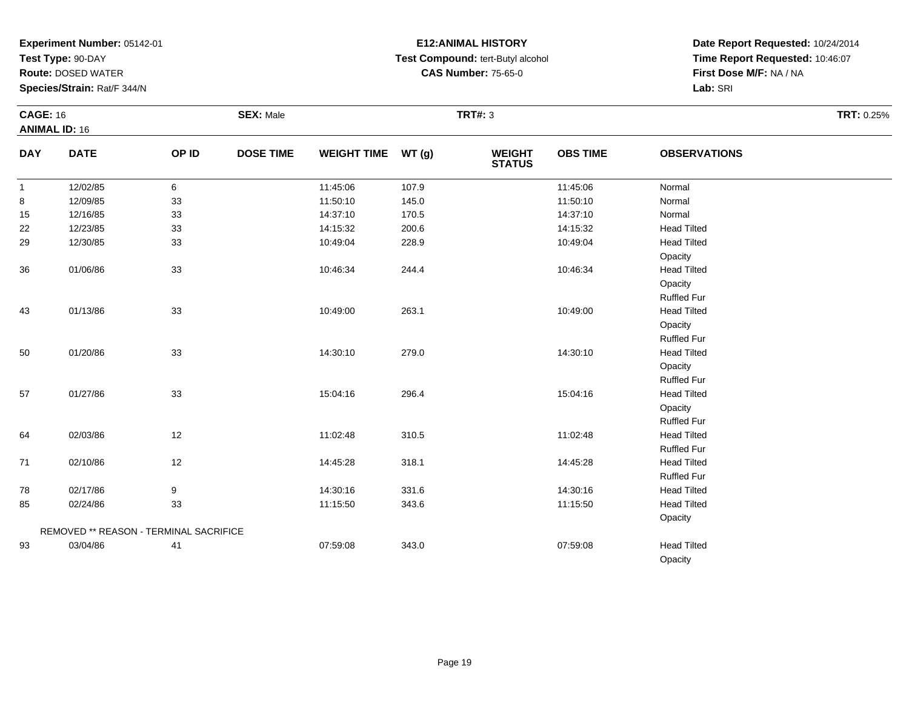**Experiment Number:** 05142-01
**Test Type:** 90-DAY
**Route:** DOSED WATER
**Species/Strain:** Rat/F 344/N

**E12:ANIMAL HISTORY**
**Test Compound:** tert-Butyl alcohol
**CAS Number:** 75-65-0

**Date Report Requested:** 10/24/2014
**Time Report Requested:** 10:46:07
**First Dose M/F:** NA / NA
**Lab:** SRI

**CAGE:** 16 **SEX:** Male **TRT#:** 3 **TRT:** 0.25%
**ANIMAL ID:** 16

| DAY | DATE | OP ID | DOSE TIME | WEIGHT TIME | WT (g) | WEIGHT STATUS | OBS TIME | OBSERVATIONS |
|---|---|---|---|---|---|---|---|---|
| 1 | 12/02/85 | 6 | | 11:45:06 | 107.9 | | 11:45:06 | Normal |
| 8 | 12/09/85 | 33 | | 11:50:10 | 145.0 | | 11:50:10 | Normal |
| 15 | 12/16/85 | 33 | | 14:37:10 | 170.5 | | 14:37:10 | Normal |
| 22 | 12/23/85 | 33 | | 14:15:32 | 200.6 | | 14:15:32 | Head Tilted |
| 29 | 12/30/85 | 33 | | 10:49:04 | 228.9 | | 10:49:04 | Head Tilted |
| | | | | | | | | Opacity |
| 36 | 01/06/86 | 33 | | 10:46:34 | 244.4 | | 10:46:34 | Head Tilted |
| | | | | | | | | Opacity |
| | | | | | | | | Ruffled Fur |
| 43 | 01/13/86 | 33 | | 10:49:00 | 263.1 | | 10:49:00 | Head Tilted |
| | | | | | | | | Opacity |
| | | | | | | | | Ruffled Fur |
| 50 | 01/20/86 | 33 | | 14:30:10 | 279.0 | | 14:30:10 | Head Tilted |
| | | | | | | | | Opacity |
| | | | | | | | | Ruffled Fur |
| 57 | 01/27/86 | 33 | | 15:04:16 | 296.4 | | 15:04:16 | Head Tilted |
| | | | | | | | | Opacity |
| | | | | | | | | Ruffled Fur |
| 64 | 02/03/86 | 12 | | 11:02:48 | 310.5 | | 11:02:48 | Head Tilted |
| | | | | | | | | Ruffled Fur |
| 71 | 02/10/86 | 12 | | 14:45:28 | 318.1 | | 14:45:28 | Head Tilted |
| | | | | | | | | Ruffled Fur |
| 78 | 02/17/86 | 9 | | 14:30:16 | 331.6 | | 14:30:16 | Head Tilted |
| 85 | 02/24/86 | 33 | | 11:15:50 | 343.6 | | 11:15:50 | Head Tilted |
| | | | | | | | | Opacity |
| REMOVED ** REASON - TERMINAL SACRIFICE | | | | | | | | |
| 93 | 03/04/86 | 41 | | 07:59:08 | 343.0 | | 07:59:08 | Head Tilted |
| | | | | | | | | Opacity |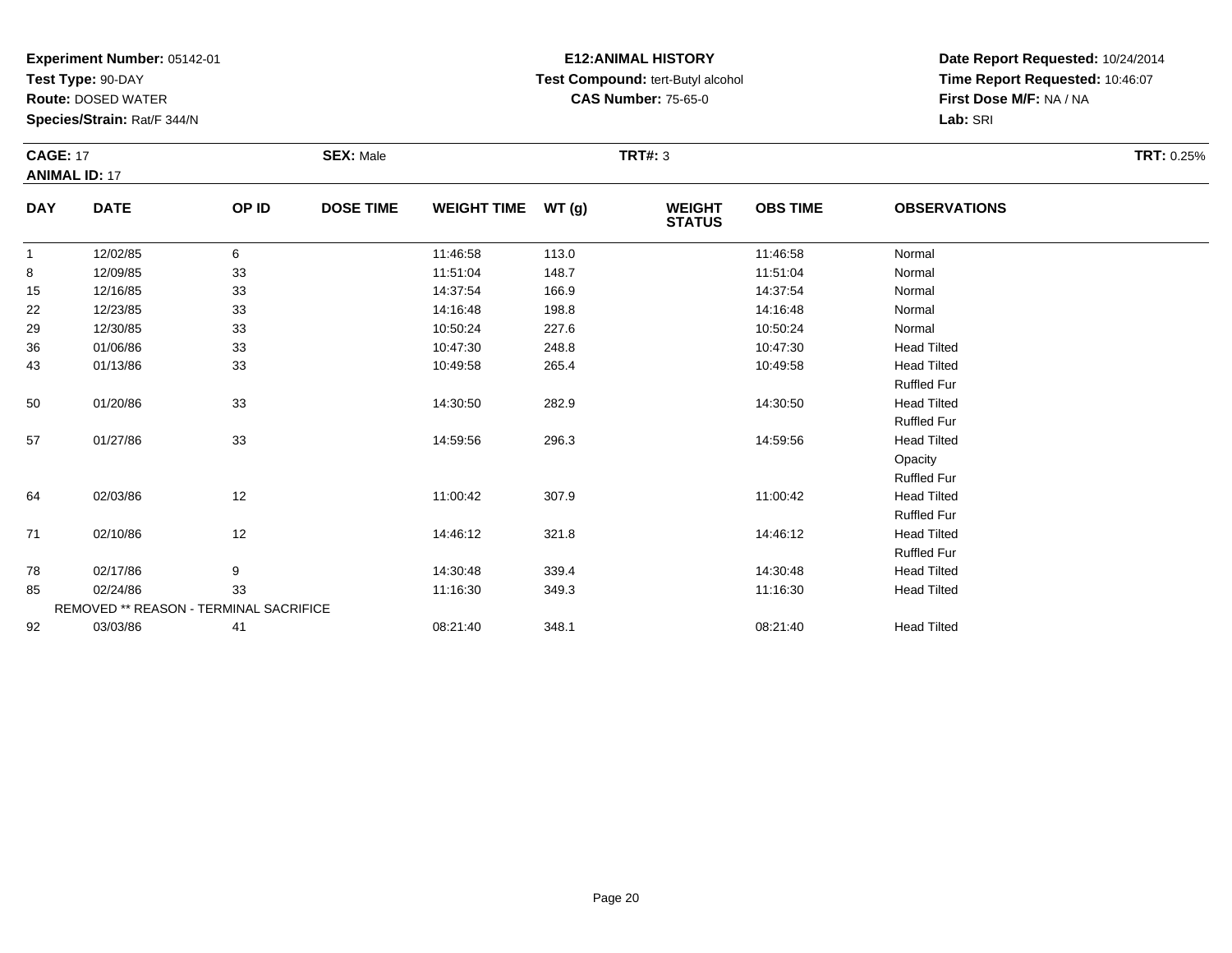**Experiment Number:** 05142-01
**Test Type:** 90-DAY
**Route:** DOSED WATER
**Species/Strain:** Rat/F 344/N

**E12:ANIMAL HISTORY**
**Test Compound:** tert-Butyl alcohol
**CAS Number:** 75-65-0

**Date Report Requested:** 10/24/2014
**Time Report Requested:** 10:46:07
**First Dose M/F:** NA / NA
**Lab:** SRI

**CAGE:** 17 **SEX:** Male **TRT#:** 3 **TRT:** 0.25%
**ANIMAL ID:** 17

| DAY | DATE | OP ID | DOSE TIME | WEIGHT TIME | WT (g) | WEIGHT STATUS | OBS TIME | OBSERVATIONS |
|---|---|---|---|---|---|---|---|---|
| 1 | 12/02/85 | 6 | | 11:46:58 | 113.0 | | 11:46:58 | Normal |
| 8 | 12/09/85 | 33 | | 11:51:04 | 148.7 | | 11:51:04 | Normal |
| 15 | 12/16/85 | 33 | | 14:37:54 | 166.9 | | 14:37:54 | Normal |
| 22 | 12/23/85 | 33 | | 14:16:48 | 198.8 | | 14:16:48 | Normal |
| 29 | 12/30/85 | 33 | | 10:50:24 | 227.6 | | 10:50:24 | Normal |
| 36 | 01/06/86 | 33 | | 10:47:30 | 248.8 | | 10:47:30 | Head Tilted |
| 43 | 01/13/86 | 33 | | 10:49:58 | 265.4 | | 10:49:58 | Head Tilted |
| | | | | | | | | Ruffled Fur |
| 50 | 01/20/86 | 33 | | 14:30:50 | 282.9 | | 14:30:50 | Head Tilted |
| | | | | | | | | Ruffled Fur |
| 57 | 01/27/86 | 33 | | 14:59:56 | 296.3 | | 14:59:56 | Head Tilted |
| | | | | | | | | Opacity |
| | | | | | | | | Ruffled Fur |
| 64 | 02/03/86 | 12 | | 11:00:42 | 307.9 | | 11:00:42 | Head Tilted |
| | | | | | | | | Ruffled Fur |
| 71 | 02/10/86 | 12 | | 14:46:12 | 321.8 | | 14:46:12 | Head Tilted |
| | | | | | | | | Ruffled Fur |
| 78 | 02/17/86 | 9 | | 14:30:48 | 339.4 | | 14:30:48 | Head Tilted |
| 85 | 02/24/86 | 33 | | 11:16:30 | 349.3 | | 11:16:30 | Head Tilted |
| | REMOVED ** REASON - TERMINAL SACRIFICE | | | | | | | |
| 92 | 03/03/86 | 41 | | 08:21:40 | 348.1 | | 08:21:40 | Head Tilted |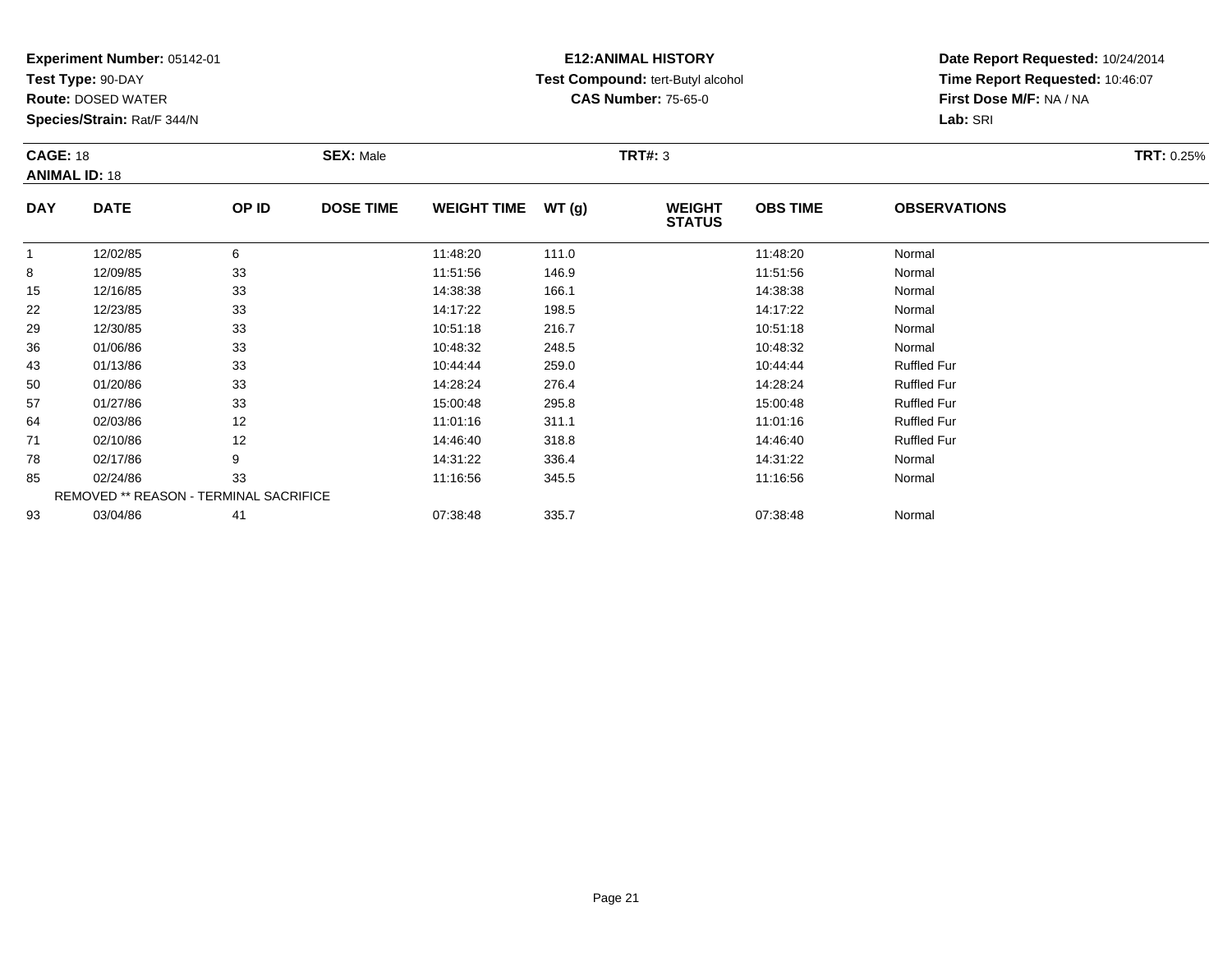**Experiment Number:** 05142-01
**Test Type:** 90-DAY
**Route:** DOSED WATER
**Species/Strain:** Rat/F 344/N

**E12:ANIMAL HISTORY**
**Test Compound:** tert-Butyl alcohol
**CAS Number:** 75-65-0

**Date Report Requested:** 10/24/2014
**Time Report Requested:** 10:46:07
**First Dose M/F:** NA / NA
**Lab:** SRI

**CAGE:** 18 **SEX:** Male **TRT#:** 3 **TRT:** 0.25%
**ANIMAL ID:** 18

| DAY | DATE | OP ID | DOSE TIME | WEIGHT TIME | WT (g) | WEIGHT STATUS | OBS TIME | OBSERVATIONS |
|---|---|---|---|---|---|---|---|---|
| 1 | 12/02/85 | 6 | | 11:48:20 | 111.0 | | 11:48:20 | Normal |
| 8 | 12/09/85 | 33 | | 11:51:56 | 146.9 | | 11:51:56 | Normal |
| 15 | 12/16/85 | 33 | | 14:38:38 | 166.1 | | 14:38:38 | Normal |
| 22 | 12/23/85 | 33 | | 14:17:22 | 198.5 | | 14:17:22 | Normal |
| 29 | 12/30/85 | 33 | | 10:51:18 | 216.7 | | 10:51:18 | Normal |
| 36 | 01/06/86 | 33 | | 10:48:32 | 248.5 | | 10:48:32 | Normal |
| 43 | 01/13/86 | 33 | | 10:44:44 | 259.0 | | 10:44:44 | Ruffled Fur |
| 50 | 01/20/86 | 33 | | 14:28:24 | 276.4 | | 14:28:24 | Ruffled Fur |
| 57 | 01/27/86 | 33 | | 15:00:48 | 295.8 | | 15:00:48 | Ruffled Fur |
| 64 | 02/03/86 | 12 | | 11:01:16 | 311.1 | | 11:01:16 | Ruffled Fur |
| 71 | 02/10/86 | 12 | | 14:46:40 | 318.8 | | 14:46:40 | Ruffled Fur |
| 78 | 02/17/86 | 9 | | 14:31:22 | 336.4 | | 14:31:22 | Normal |
| 85 | 02/24/86 | 33 | | 11:16:56 | 345.5 | | 11:16:56 | Normal |
| | REMOVED ** REASON - TERMINAL SACRIFICE | | | | | | | |
| 93 | 03/04/86 | 41 | | 07:38:48 | 335.7 | | 07:38:48 | Normal |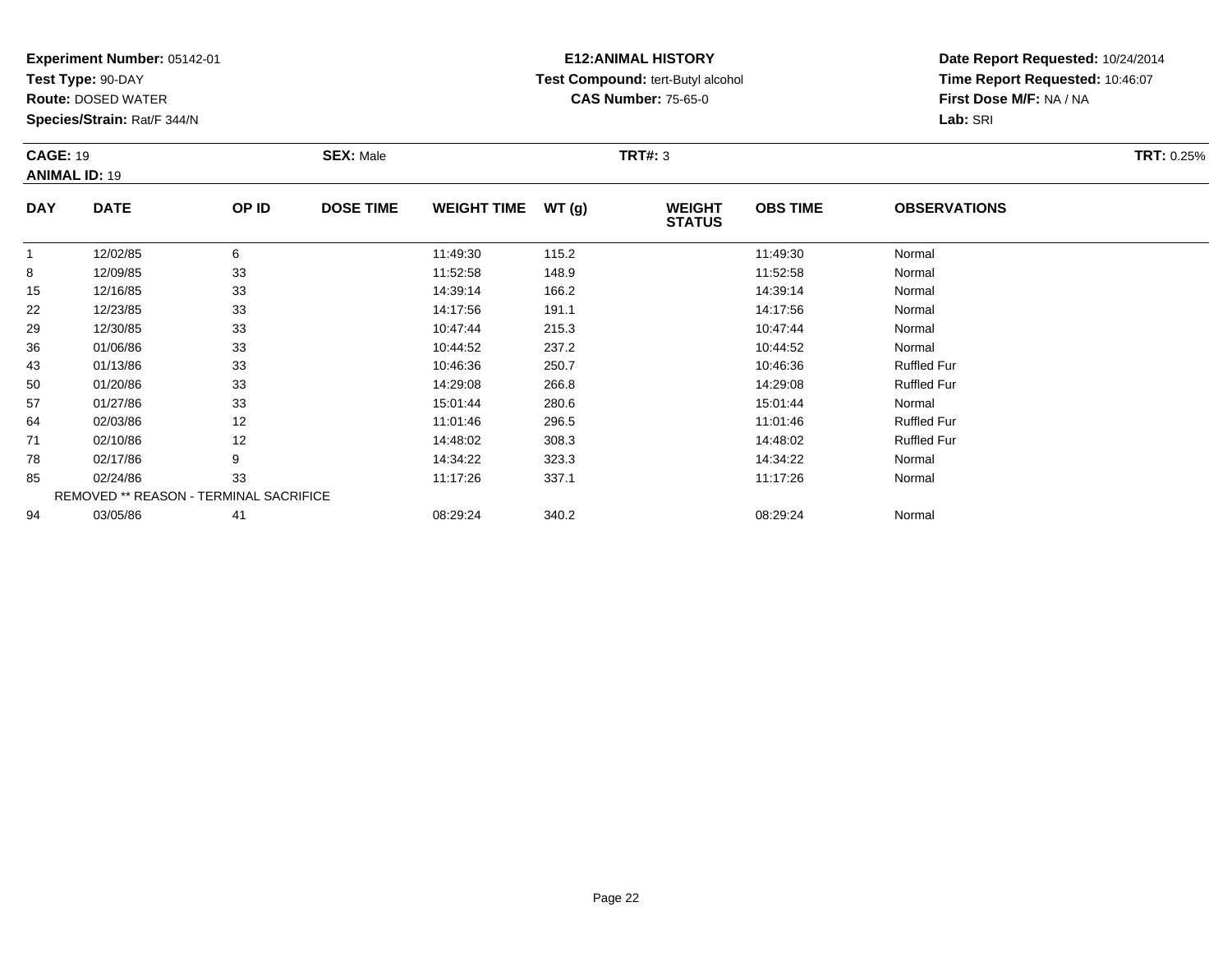**Experiment Number:** 05142-01
**Test Type:** 90-DAY
**Route:** DOSED WATER
**Species/Strain:** Rat/F 344/N

**E12:ANIMAL HISTORY**
**Test Compound:** tert-Butyl alcohol
**CAS Number:** 75-65-0

**Date Report Requested:** 10/24/2014
**Time Report Requested:** 10:46:07
**First Dose M/F:** NA / NA
**Lab:** SRI

**CAGE:** 19 **SEX:** Male **TRT#:** 3 **TRT:** 0.25%
**ANIMAL ID:** 19

| DAY | DATE | OP ID | DOSE TIME | WEIGHT TIME | WT (g) | WEIGHT STATUS | OBS TIME | OBSERVATIONS |
|---|---|---|---|---|---|---|---|---|
| 1 | 12/02/85 | 6 | | 11:49:30 | 115.2 | | 11:49:30 | Normal |
| 8 | 12/09/85 | 33 | | 11:52:58 | 148.9 | | 11:52:58 | Normal |
| 15 | 12/16/85 | 33 | | 14:39:14 | 166.2 | | 14:39:14 | Normal |
| 22 | 12/23/85 | 33 | | 14:17:56 | 191.1 | | 14:17:56 | Normal |
| 29 | 12/30/85 | 33 | | 10:47:44 | 215.3 | | 10:47:44 | Normal |
| 36 | 01/06/86 | 33 | | 10:44:52 | 237.2 | | 10:44:52 | Normal |
| 43 | 01/13/86 | 33 | | 10:46:36 | 250.7 | | 10:46:36 | Ruffled Fur |
| 50 | 01/20/86 | 33 | | 14:29:08 | 266.8 | | 14:29:08 | Ruffled Fur |
| 57 | 01/27/86 | 33 | | 15:01:44 | 280.6 | | 15:01:44 | Normal |
| 64 | 02/03/86 | 12 | | 11:01:46 | 296.5 | | 11:01:46 | Ruffled Fur |
| 71 | 02/10/86 | 12 | | 14:48:02 | 308.3 | | 14:48:02 | Ruffled Fur |
| 78 | 02/17/86 | 9 | | 14:34:22 | 323.3 | | 14:34:22 | Normal |
| 85 | 02/24/86 | 33 | | 11:17:26 | 337.1 | | 11:17:26 | Normal |
| | REMOVED ** REASON - TERMINAL SACRIFICE | | | | | | | |
| 94 | 03/05/86 | 41 | | 08:29:24 | 340.2 | | 08:29:24 | Normal |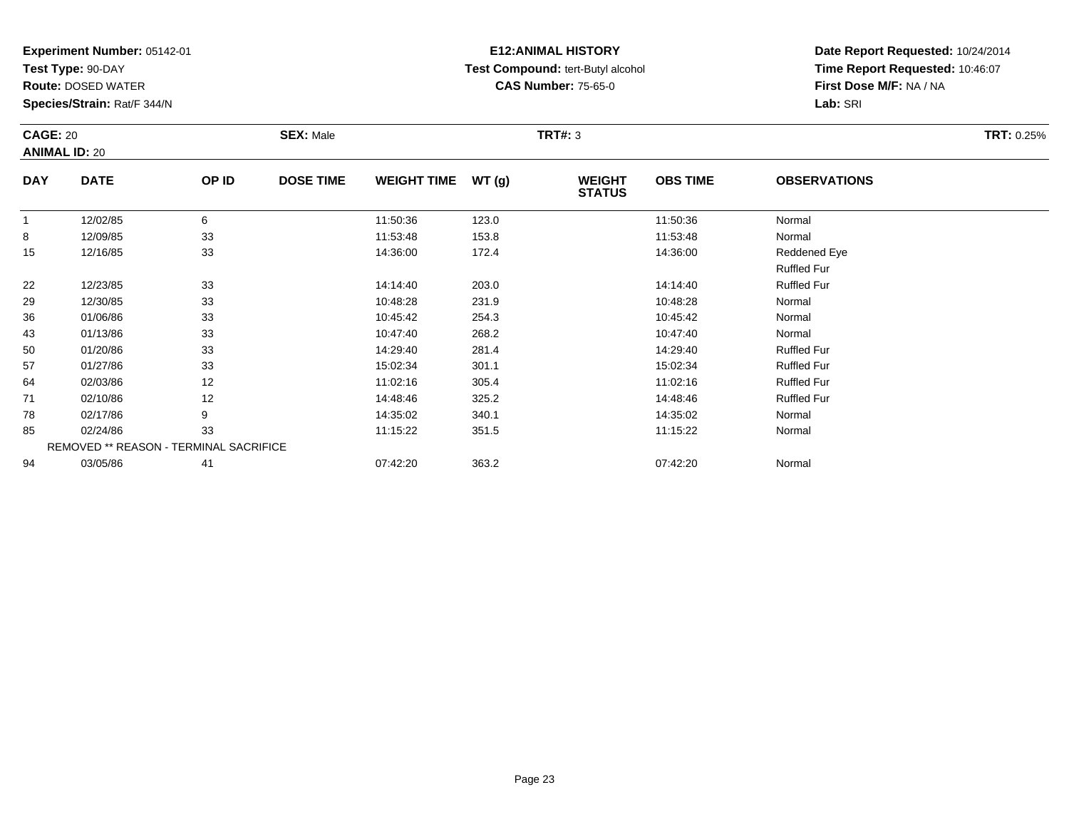**Experiment Number:** 05142-01
**Test Type:** 90-DAY
**Route:** DOSED WATER
**Species/Strain:** Rat/F 344/N

**E12:ANIMAL HISTORY**
**Test Compound:** tert-Butyl alcohol
**CAS Number:** 75-65-0

**Date Report Requested:** 10/24/2014
**Time Report Requested:** 10:46:07
**First Dose M/F:** NA / NA
**Lab:** SRI

**CAGE:** 20 **SEX:** Male **TRT#:** 3 **TRT:** 0.25%
**ANIMAL ID:** 20

| DAY | DATE | OP ID | DOSE TIME | WEIGHT TIME | WT (g) | WEIGHT STATUS | OBS TIME | OBSERVATIONS |
|---|---|---|---|---|---|---|---|---|
| 1 | 12/02/85 | 6 | | 11:50:36 | 123.0 | | 11:50:36 | Normal |
| 8 | 12/09/85 | 33 | | 11:53:48 | 153.8 | | 11:53:48 | Normal |
| 15 | 12/16/85 | 33 | | 14:36:00 | 172.4 | | 14:36:00 | Reddened Eye |
| | | | | | | | | Ruffled Fur |
| 22 | 12/23/85 | 33 | | 14:14:40 | 203.0 | | 14:14:40 | Ruffled Fur |
| 29 | 12/30/85 | 33 | | 10:48:28 | 231.9 | | 10:48:28 | Normal |
| 36 | 01/06/86 | 33 | | 10:45:42 | 254.3 | | 10:45:42 | Normal |
| 43 | 01/13/86 | 33 | | 10:47:40 | 268.2 | | 10:47:40 | Normal |
| 50 | 01/20/86 | 33 | | 14:29:40 | 281.4 | | 14:29:40 | Ruffled Fur |
| 57 | 01/27/86 | 33 | | 15:02:34 | 301.1 | | 15:02:34 | Ruffled Fur |
| 64 | 02/03/86 | 12 | | 11:02:16 | 305.4 | | 11:02:16 | Ruffled Fur |
| 71 | 02/10/86 | 12 | | 14:48:46 | 325.2 | | 14:48:46 | Ruffled Fur |
| 78 | 02/17/86 | 9 | | 14:35:02 | 340.1 | | 14:35:02 | Normal |
| 85 | 02/24/86 | 33 | | 11:15:22 | 351.5 | | 11:15:22 | Normal |
| | REMOVED ** REASON - TERMINAL SACRIFICE | | | | | | | |
| 94 | 03/05/86 | 41 | | 07:42:20 | 363.2 | | 07:42:20 | Normal |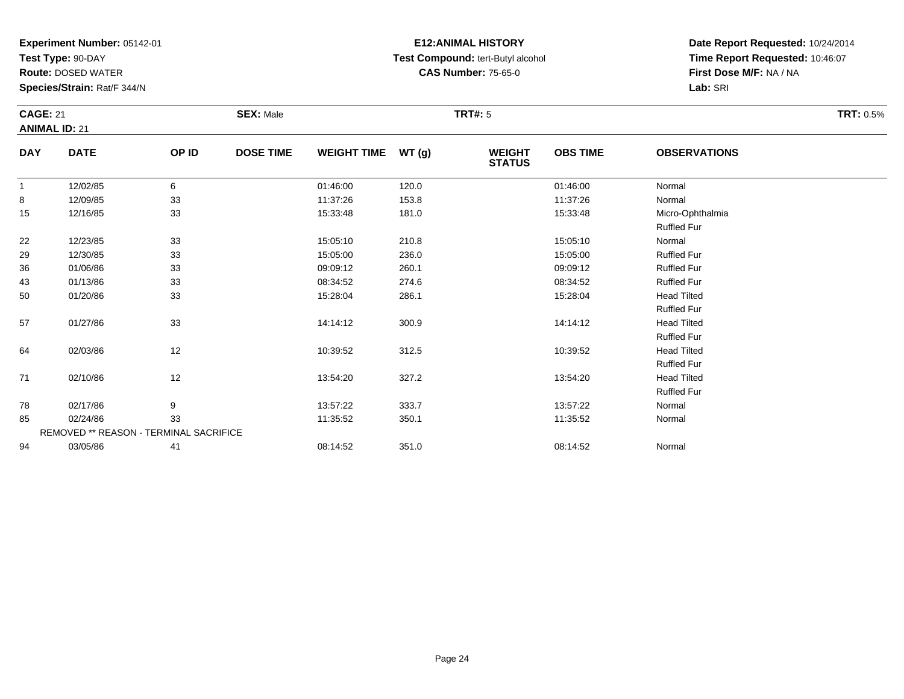**Experiment Number:** 05142-01
**Test Type:** 90-DAY
**Route:** DOSED WATER
**Species/Strain:** Rat/F 344/N

**E12:ANIMAL HISTORY**
**Test Compound:** tert-Butyl alcohol
**CAS Number:** 75-65-0

**Date Report Requested:** 10/24/2014
**Time Report Requested:** 10:46:07
**First Dose M/F:** NA / NA
**Lab:** SRI

**CAGE:** 21 **SEX:** Male **TRT#:** 5 **TRT:** 0.5%
**ANIMAL ID:** 21

| DAY | DATE | OP ID | DOSE TIME | WEIGHT TIME | WT (g) | WEIGHT STATUS | OBS TIME | OBSERVATIONS |
|---|---|---|---|---|---|---|---|---|
| 1 | 12/02/85 | 6 | | 01:46:00 | 120.0 | | 01:46:00 | Normal |
| 8 | 12/09/85 | 33 | | 11:37:26 | 153.8 | | 11:37:26 | Normal |
| 15 | 12/16/85 | 33 | | 15:33:48 | 181.0 | | 15:33:48 | Micro-Ophthalmia |
| | | | | | | | | Ruffled Fur |
| 22 | 12/23/85 | 33 | | 15:05:10 | 210.8 | | 15:05:10 | Normal |
| 29 | 12/30/85 | 33 | | 15:05:00 | 236.0 | | 15:05:00 | Ruffled Fur |
| 36 | 01/06/86 | 33 | | 09:09:12 | 260.1 | | 09:09:12 | Ruffled Fur |
| 43 | 01/13/86 | 33 | | 08:34:52 | 274.6 | | 08:34:52 | Ruffled Fur |
| 50 | 01/20/86 | 33 | | 15:28:04 | 286.1 | | 15:28:04 | Head Tilted |
| | | | | | | | | Ruffled Fur |
| 57 | 01/27/86 | 33 | | 14:14:12 | 300.9 | | 14:14:12 | Head Tilted |
| | | | | | | | | Ruffled Fur |
| 64 | 02/03/86 | 12 | | 10:39:52 | 312.5 | | 10:39:52 | Head Tilted |
| | | | | | | | | Ruffled Fur |
| 71 | 02/10/86 | 12 | | 13:54:20 | 327.2 | | 13:54:20 | Head Tilted |
| | | | | | | | | Ruffled Fur |
| 78 | 02/17/86 | 9 | | 13:57:22 | 333.7 | | 13:57:22 | Normal |
| 85 | 02/24/86 | 33 | | 11:35:52 | 350.1 | | 11:35:52 | Normal |
| | REMOVED ** REASON - TERMINAL SACRIFICE | | | | | | | |
| 94 | 03/05/86 | 41 | | 08:14:52 | 351.0 | | 08:14:52 | Normal |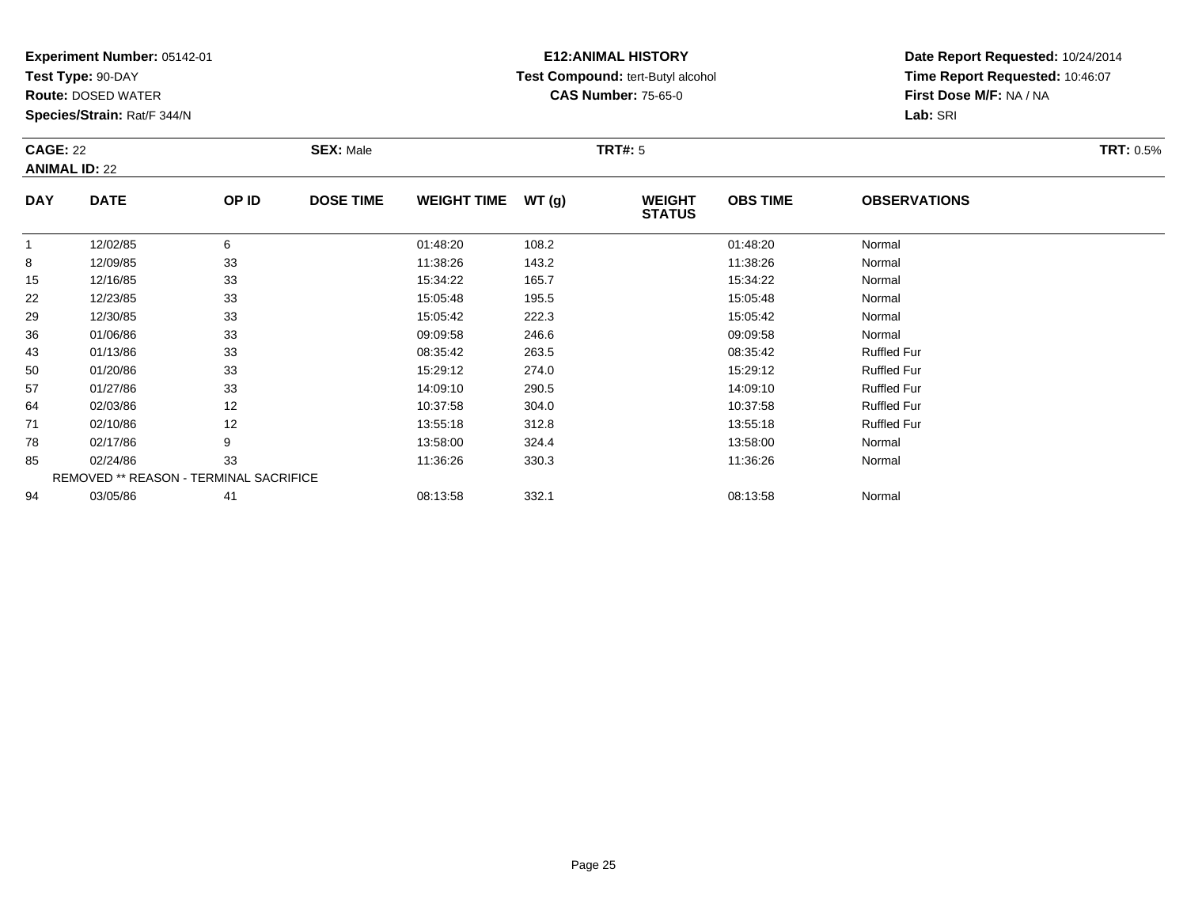**Experiment Number:** 05142-01
**Test Type:** 90-DAY
**Route:** DOSED WATER
**Species/Strain:** Rat/F 344/N

**E12:ANIMAL HISTORY**
**Test Compound:** tert-Butyl alcohol
**CAS Number:** 75-65-0

**Date Report Requested:** 10/24/2014
**Time Report Requested:** 10:46:07
**First Dose M/F:** NA / NA
**Lab:** SRI

**CAGE:** 22 **SEX:** Male **TRT#:** 5 **TRT:** 0.5%
**ANIMAL ID:** 22

| DAY | DATE | OP ID | DOSE TIME | WEIGHT TIME | WT (g) | WEIGHT STATUS | OBS TIME | OBSERVATIONS |
|---|---|---|---|---|---|---|---|---|
| 1 | 12/02/85 | 6 | | 01:48:20 | 108.2 | | 01:48:20 | Normal |
| 8 | 12/09/85 | 33 | | 11:38:26 | 143.2 | | 11:38:26 | Normal |
| 15 | 12/16/85 | 33 | | 15:34:22 | 165.7 | | 15:34:22 | Normal |
| 22 | 12/23/85 | 33 | | 15:05:48 | 195.5 | | 15:05:48 | Normal |
| 29 | 12/30/85 | 33 | | 15:05:42 | 222.3 | | 15:05:42 | Normal |
| 36 | 01/06/86 | 33 | | 09:09:58 | 246.6 | | 09:09:58 | Normal |
| 43 | 01/13/86 | 33 | | 08:35:42 | 263.5 | | 08:35:42 | Ruffled Fur |
| 50 | 01/20/86 | 33 | | 15:29:12 | 274.0 | | 15:29:12 | Ruffled Fur |
| 57 | 01/27/86 | 33 | | 14:09:10 | 290.5 | | 14:09:10 | Ruffled Fur |
| 64 | 02/03/86 | 12 | | 10:37:58 | 304.0 | | 10:37:58 | Ruffled Fur |
| 71 | 02/10/86 | 12 | | 13:55:18 | 312.8 | | 13:55:18 | Ruffled Fur |
| 78 | 02/17/86 | 9 | | 13:58:00 | 324.4 | | 13:58:00 | Normal |
| 85 | 02/24/86 | 33 | | 11:36:26 | 330.3 | | 11:36:26 | Normal |
| REMOVED ** REASON - TERMINAL SACRIFICE | | | | | | | | |
| 94 | 03/05/86 | 41 | | 08:13:58 | 332.1 | | 08:13:58 | Normal |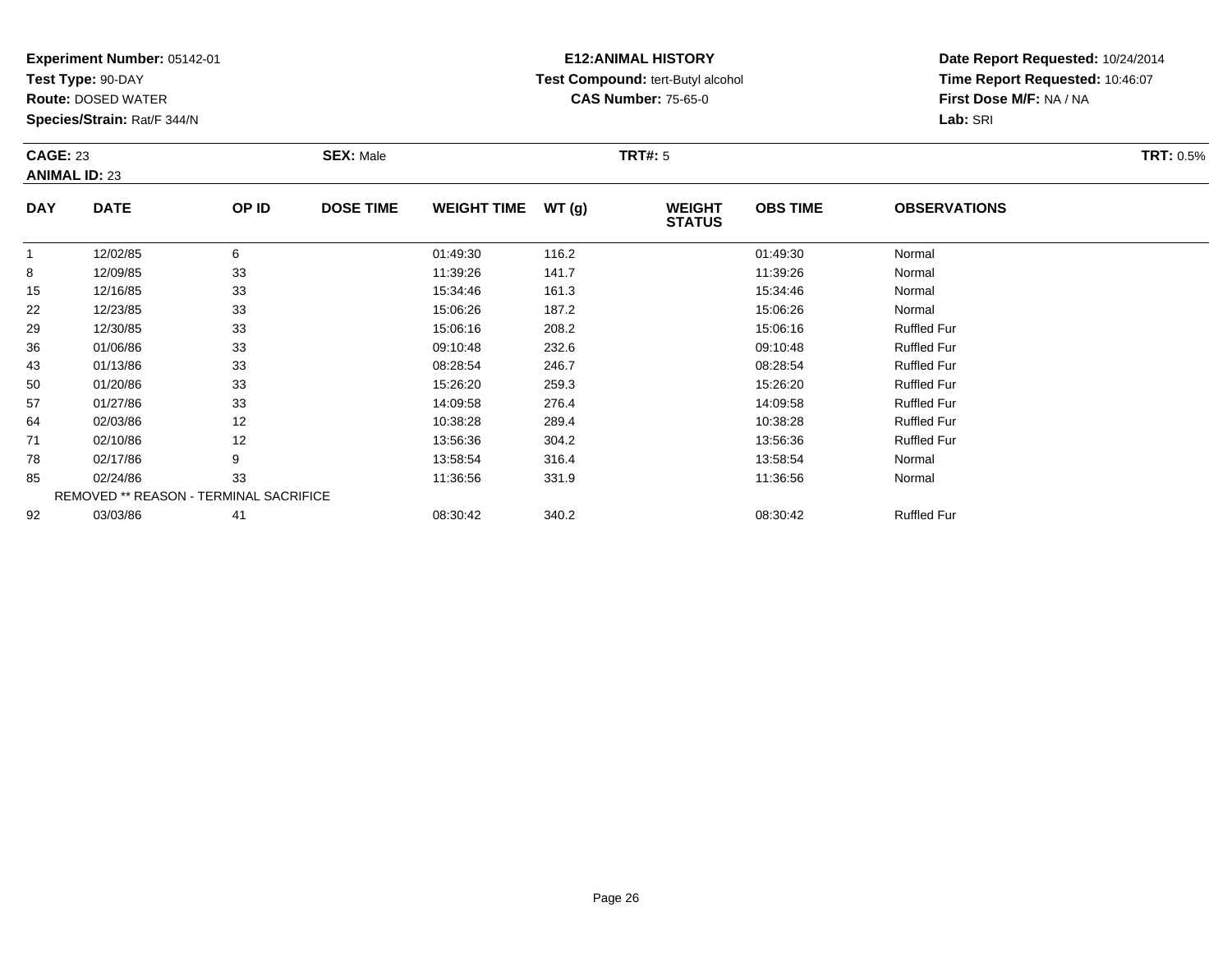**Experiment Number:** 05142-01
**Test Type:** 90-DAY
**Route:** DOSED WATER
**Species/Strain:** Rat/F 344/N

**E12:ANIMAL HISTORY**
**Test Compound:** tert-Butyl alcohol
**CAS Number:** 75-65-0

**Date Report Requested:** 10/24/2014
**Time Report Requested:** 10:46:07
**First Dose M/F:** NA / NA
**Lab:** SRI

**CAGE:** 23 **SEX:** Male **TRT#:** 5 **TRT:** 0.5%
**ANIMAL ID:** 23

| DAY | DATE | OP ID | DOSE TIME | WEIGHT TIME | WT (g) | WEIGHT STATUS | OBS TIME | OBSERVATIONS |
|---|---|---|---|---|---|---|---|---|
| 1 | 12/02/85 | 6 | | 01:49:30 | 116.2 | | 01:49:30 | Normal |
| 8 | 12/09/85 | 33 | | 11:39:26 | 141.7 | | 11:39:26 | Normal |
| 15 | 12/16/85 | 33 | | 15:34:46 | 161.3 | | 15:34:46 | Normal |
| 22 | 12/23/85 | 33 | | 15:06:26 | 187.2 | | 15:06:26 | Normal |
| 29 | 12/30/85 | 33 | | 15:06:16 | 208.2 | | 15:06:16 | Ruffled Fur |
| 36 | 01/06/86 | 33 | | 09:10:48 | 232.6 | | 09:10:48 | Ruffled Fur |
| 43 | 01/13/86 | 33 | | 08:28:54 | 246.7 | | 08:28:54 | Ruffled Fur |
| 50 | 01/20/86 | 33 | | 15:26:20 | 259.3 | | 15:26:20 | Ruffled Fur |
| 57 | 01/27/86 | 33 | | 14:09:58 | 276.4 | | 14:09:58 | Ruffled Fur |
| 64 | 02/03/86 | 12 | | 10:38:28 | 289.4 | | 10:38:28 | Ruffled Fur |
| 71 | 02/10/86 | 12 | | 13:56:36 | 304.2 | | 13:56:36 | Ruffled Fur |
| 78 | 02/17/86 | 9 | | 13:58:54 | 316.4 | | 13:58:54 | Normal |
| 85 | 02/24/86 | 33 | | 11:36:56 | 331.9 | | 11:36:56 | Normal |
| | REMOVED ** REASON - TERMINAL SACRIFICE | | | | | | | |
| 92 | 03/03/86 | 41 | | 08:30:42 | 340.2 | | 08:30:42 | Ruffled Fur |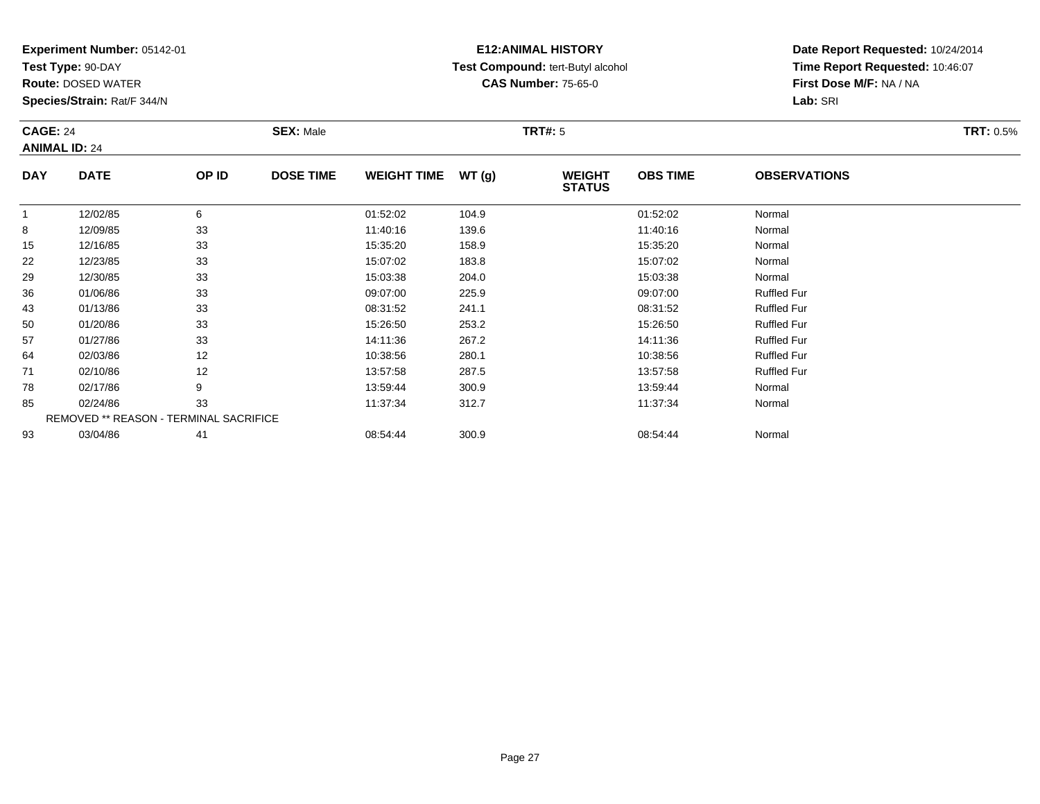**Experiment Number:** 05142-01
**Test Type:** 90-DAY
**Route:** DOSED WATER
**Species/Strain:** Rat/F 344/N

**E12:ANIMAL HISTORY**
**Test Compound:** tert-Butyl alcohol
**CAS Number:** 75-65-0

**Date Report Requested:** 10/24/2014
**Time Report Requested:** 10:46:07
**First Dose M/F:** NA / NA
**Lab:** SRI

**CAGE:** 24 **SEX:** Male **TRT#:** 5 **TRT:** 0.5%
**ANIMAL ID:** 24

| DAY | DATE | OP ID | DOSE TIME | WEIGHT TIME | WT (g) | WEIGHT STATUS | OBS TIME | OBSERVATIONS |
|---|---|---|---|---|---|---|---|---|
| 1 | 12/02/85 | 6 | | 01:52:02 | 104.9 | | 01:52:02 | Normal |
| 8 | 12/09/85 | 33 | | 11:40:16 | 139.6 | | 11:40:16 | Normal |
| 15 | 12/16/85 | 33 | | 15:35:20 | 158.9 | | 15:35:20 | Normal |
| 22 | 12/23/85 | 33 | | 15:07:02 | 183.8 | | 15:07:02 | Normal |
| 29 | 12/30/85 | 33 | | 15:03:38 | 204.0 | | 15:03:38 | Normal |
| 36 | 01/06/86 | 33 | | 09:07:00 | 225.9 | | 09:07:00 | Ruffled Fur |
| 43 | 01/13/86 | 33 | | 08:31:52 | 241.1 | | 08:31:52 | Ruffled Fur |
| 50 | 01/20/86 | 33 | | 15:26:50 | 253.2 | | 15:26:50 | Ruffled Fur |
| 57 | 01/27/86 | 33 | | 14:11:36 | 267.2 | | 14:11:36 | Ruffled Fur |
| 64 | 02/03/86 | 12 | | 10:38:56 | 280.1 | | 10:38:56 | Ruffled Fur |
| 71 | 02/10/86 | 12 | | 13:57:58 | 287.5 | | 13:57:58 | Ruffled Fur |
| 78 | 02/17/86 | 9 | | 13:59:44 | 300.9 | | 13:59:44 | Normal |
| 85 | 02/24/86 | 33 | | 11:37:34 | 312.7 | | 11:37:34 | Normal |
| REMOVED ** REASON - TERMINAL SACRIFICE | | | | | | | | |
| 93 | 03/04/86 | 41 | | 08:54:44 | 300.9 | | 08:54:44 | Normal |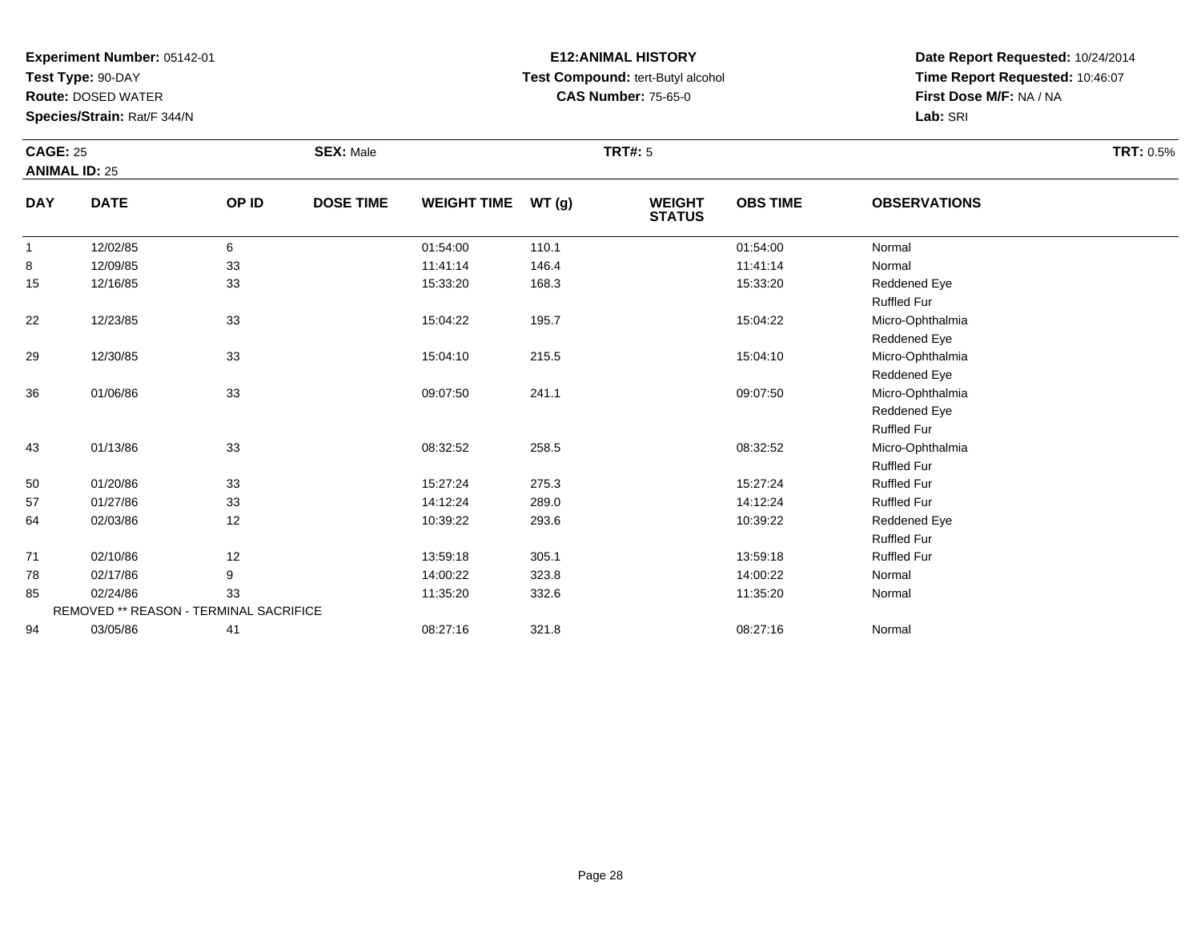**Experiment Number:** 05142-01
**Test Type:** 90-DAY
**Route:** DOSED WATER
**Species/Strain:** Rat/F 344/N

**E12:ANIMAL HISTORY**
**Test Compound:** tert-Butyl alcohol
**CAS Number:** 75-65-0

**Date Report Requested:** 10/24/2014
**Time Report Requested:** 10:46:07
**First Dose M/F:** NA / NA
**Lab:** SRI

**CAGE:** 25 **SEX:** Male **TRT#:** 5 **TRT:** 0.5%
**ANIMAL ID:** 25

| DAY | DATE | OP ID | DOSE TIME | WEIGHT TIME | WT (g) | WEIGHT STATUS | OBS TIME | OBSERVATIONS |
|---|---|---|---|---|---|---|---|---|
| 1 | 12/02/85 | 6 | | 01:54:00 | 110.1 | | 01:54:00 | Normal |
| 8 | 12/09/85 | 33 | | 11:41:14 | 146.4 | | 11:41:14 | Normal |
| 15 | 12/16/85 | 33 | | 15:33:20 | 168.3 | | 15:33:20 | Reddened Eye |
| | | | | | | | | Ruffled Fur |
| 22 | 12/23/85 | 33 | | 15:04:22 | 195.7 | | 15:04:22 | Micro-Ophthalmia |
| | | | | | | | | Reddened Eye |
| 29 | 12/30/85 | 33 | | 15:04:10 | 215.5 | | 15:04:10 | Micro-Ophthalmia |
| | | | | | | | | Reddened Eye |
| 36 | 01/06/86 | 33 | | 09:07:50 | 241.1 | | 09:07:50 | Micro-Ophthalmia |
| | | | | | | | | Reddened Eye |
| | | | | | | | | Ruffled Fur |
| 43 | 01/13/86 | 33 | | 08:32:52 | 258.5 | | 08:32:52 | Micro-Ophthalmia |
| | | | | | | | | Ruffled Fur |
| 50 | 01/20/86 | 33 | | 15:27:24 | 275.3 | | 15:27:24 | Ruffled Fur |
| 57 | 01/27/86 | 33 | | 14:12:24 | 289.0 | | 14:12:24 | Ruffled Fur |
| 64 | 02/03/86 | 12 | | 10:39:22 | 293.6 | | 10:39:22 | Reddened Eye |
| | | | | | | | | Ruffled Fur |
| 71 | 02/10/86 | 12 | | 13:59:18 | 305.1 | | 13:59:18 | Ruffled Fur |
| 78 | 02/17/86 | 9 | | 14:00:22 | 323.8 | | 14:00:22 | Normal |
| 85 | 02/24/86 | 33 | | 11:35:20 | 332.6 | | 11:35:20 | Normal |
| | REMOVED ** REASON - TERMINAL SACRIFICE | | | | | | | |
| 94 | 03/05/86 | 41 | | 08:27:16 | 321.8 | | 08:27:16 | Normal |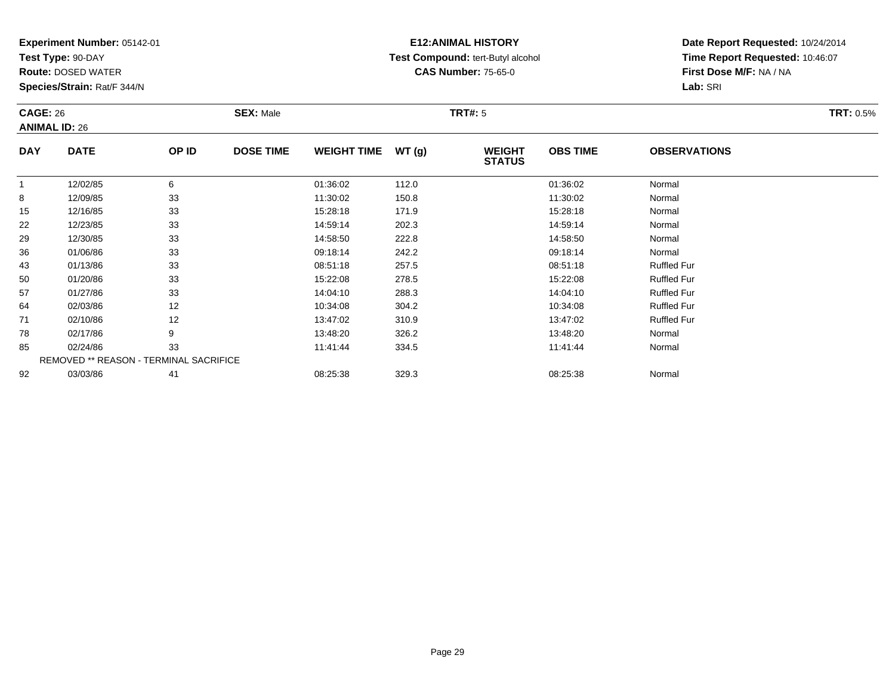**Experiment Number:** 05142-01
**Test Type:** 90-DAY
**Route:** DOSED WATER
**Species/Strain:** Rat/F 344/N

**E12:ANIMAL HISTORY**
**Test Compound:** tert-Butyl alcohol
**CAS Number:** 75-65-0

**Date Report Requested:** 10/24/2014
**Time Report Requested:** 10:46:07
**First Dose M/F:** NA / NA
**Lab:** SRI

**CAGE:** 26 **SEX:** Male **TRT#:** 5 **TRT:** 0.5%
**ANIMAL ID:** 26

| DAY | DATE | OP ID | DOSE TIME | WEIGHT TIME | WT (g) | WEIGHT STATUS | OBS TIME | OBSERVATIONS |
|---|---|---|---|---|---|---|---|---|
| 1 | 12/02/85 | 6 | | 01:36:02 | 112.0 | | 01:36:02 | Normal |
| 8 | 12/09/85 | 33 | | 11:30:02 | 150.8 | | 11:30:02 | Normal |
| 15 | 12/16/85 | 33 | | 15:28:18 | 171.9 | | 15:28:18 | Normal |
| 22 | 12/23/85 | 33 | | 14:59:14 | 202.3 | | 14:59:14 | Normal |
| 29 | 12/30/85 | 33 | | 14:58:50 | 222.8 | | 14:58:50 | Normal |
| 36 | 01/06/86 | 33 | | 09:18:14 | 242.2 | | 09:18:14 | Normal |
| 43 | 01/13/86 | 33 | | 08:51:18 | 257.5 | | 08:51:18 | Ruffled Fur |
| 50 | 01/20/86 | 33 | | 15:22:08 | 278.5 | | 15:22:08 | Ruffled Fur |
| 57 | 01/27/86 | 33 | | 14:04:10 | 288.3 | | 14:04:10 | Ruffled Fur |
| 64 | 02/03/86 | 12 | | 10:34:08 | 304.2 | | 10:34:08 | Ruffled Fur |
| 71 | 02/10/86 | 12 | | 13:47:02 | 310.9 | | 13:47:02 | Ruffled Fur |
| 78 | 02/17/86 | 9 | | 13:48:20 | 326.2 | | 13:48:20 | Normal |
| 85 | 02/24/86 | 33 | | 11:41:44 | 334.5 | | 11:41:44 | Normal |
| | REMOVED ** REASON - TERMINAL SACRIFICE | | | | | | | |
| 92 | 03/03/86 | 41 | | 08:25:38 | 329.3 | | 08:25:38 | Normal |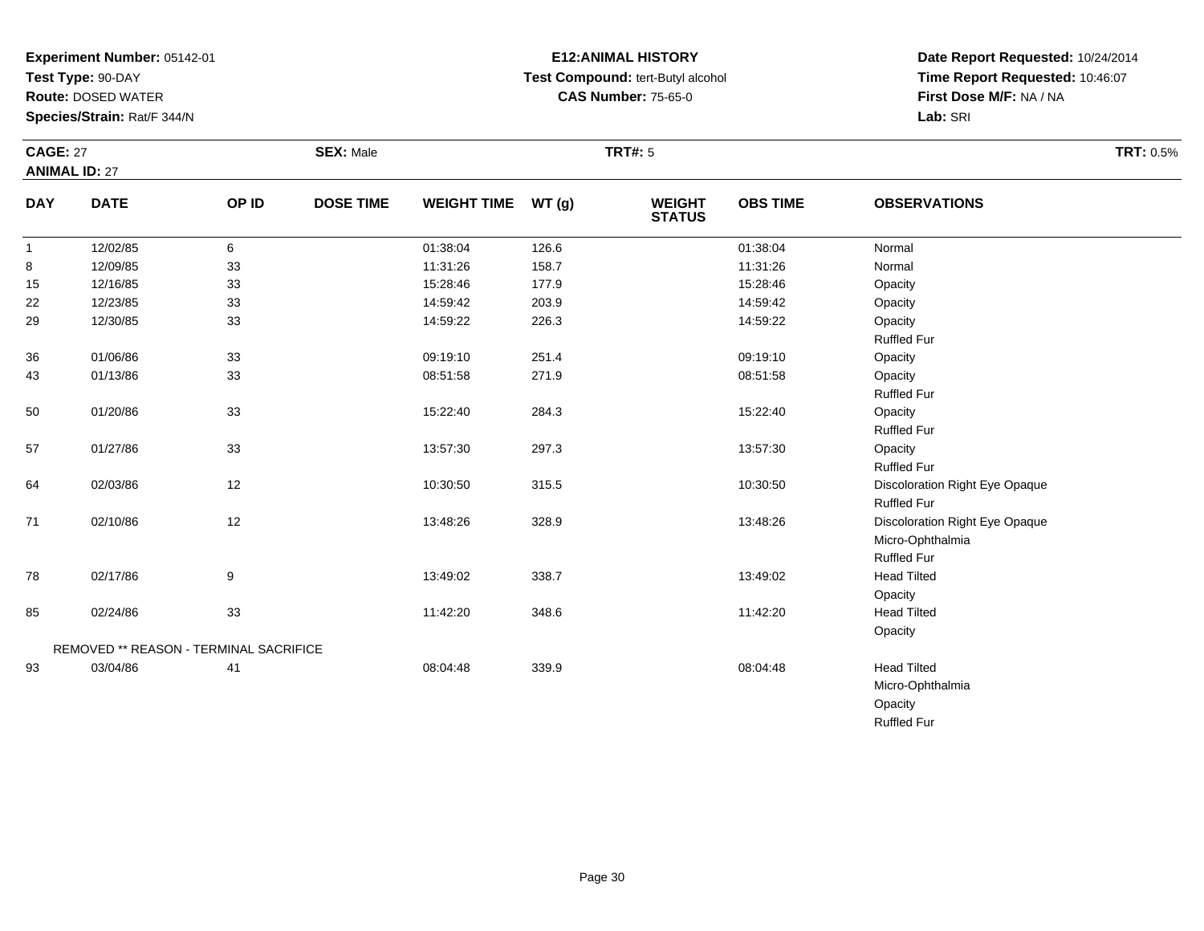**Experiment Number:** 05142-01
**Test Type:** 90-DAY
**Route:** DOSED WATER
**Species/Strain:** Rat/F 344/N

**E12:ANIMAL HISTORY**
**Test Compound:** tert-Butyl alcohol
**CAS Number:** 75-65-0

**Date Report Requested:** 10/24/2014
**Time Report Requested:** 10:46:07
**First Dose M/F:** NA / NA
**Lab:** SRI

**CAGE:** 27
**ANIMAL ID:** 27
**SEX:** Male
**TRT#:** 5
**TRT:** 0.5%

| DAY | DATE | OP ID | DOSE TIME | WEIGHT TIME | WT (g) | WEIGHT STATUS | OBS TIME | OBSERVATIONS |
|---|---|---|---|---|---|---|---|---|
| 1 | 12/02/85 | 6 | | 01:38:04 | 126.6 | | 01:38:04 | Normal |
| 8 | 12/09/85 | 33 | | 11:31:26 | 158.7 | | 11:31:26 | Normal |
| 15 | 12/16/85 | 33 | | 15:28:46 | 177.9 | | 15:28:46 | Opacity |
| 22 | 12/23/85 | 33 | | 14:59:42 | 203.9 | | 14:59:42 | Opacity |
| 29 | 12/30/85 | 33 | | 14:59:22 | 226.3 | | 14:59:22 | Opacity<br>Ruffled Fur |
| 36 | 01/06/86 | 33 | | 09:19:10 | 251.4 | | 09:19:10 | Opacity |
| 43 | 01/13/86 | 33 | | 08:51:58 | 271.9 | | 08:51:58 | Opacity<br>Ruffled Fur |
| 50 | 01/20/86 | 33 | | 15:22:40 | 284.3 | | 15:22:40 | Opacity<br>Ruffled Fur |
| 57 | 01/27/86 | 33 | | 13:57:30 | 297.3 | | 13:57:30 | Opacity<br>Ruffled Fur |
| 64 | 02/03/86 | 12 | | 10:30:50 | 315.5 | | 10:30:50 | Discoloration Right Eye Opaque<br>Ruffled Fur |
| 71 | 02/10/86 | 12 | | 13:48:26 | 328.9 | | 13:48:26 | Discoloration Right Eye Opaque<br>Micro-Ophthalmia<br>Ruffled Fur |
| 78 | 02/17/86 | 9 | | 13:49:02 | 338.7 | | 13:49:02 | Head Tilted<br>Opacity |
| 85 | 02/24/86 | 33 | | 11:42:20 | 348.6 | | 11:42:20 | Head Tilted<br>Opacity |
| | REMOVED ** REASON - TERMINAL SACRIFICE | | | | | | | |
| 93 | 03/04/86 | 41 | | 08:04:48 | 339.9 | | 08:04:48 | Head Tilted<br>Micro-Ophthalmia<br>Opacity<br>Ruffled Fur |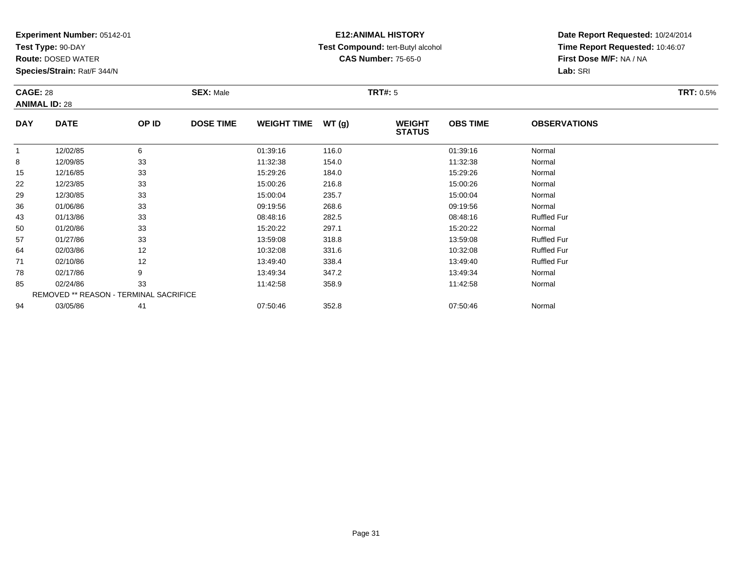**Experiment Number:** 05142-01
**Test Type:** 90-DAY
**Route:** DOSED WATER
**Species/Strain:** Rat/F 344/N

**E12:ANIMAL HISTORY**
**Test Compound:** tert-Butyl alcohol
**CAS Number:** 75-65-0

**Date Report Requested:** 10/24/2014
**Time Report Requested:** 10:46:07
**First Dose M/F:** NA / NA
**Lab:** SRI

**CAGE:** 28 **SEX:** Male **TRT#:** 5 **TRT:** 0.5%
**ANIMAL ID:** 28

| DAY | DATE | OP ID | DOSE TIME | WEIGHT TIME | WT (g) | WEIGHT STATUS | OBS TIME | OBSERVATIONS |
|---|---|---|---|---|---|---|---|---|
| 1 | 12/02/85 | 6 | | 01:39:16 | 116.0 | | 01:39:16 | Normal |
| 8 | 12/09/85 | 33 | | 11:32:38 | 154.0 | | 11:32:38 | Normal |
| 15 | 12/16/85 | 33 | | 15:29:26 | 184.0 | | 15:29:26 | Normal |
| 22 | 12/23/85 | 33 | | 15:00:26 | 216.8 | | 15:00:26 | Normal |
| 29 | 12/30/85 | 33 | | 15:00:04 | 235.7 | | 15:00:04 | Normal |
| 36 | 01/06/86 | 33 | | 09:19:56 | 268.6 | | 09:19:56 | Normal |
| 43 | 01/13/86 | 33 | | 08:48:16 | 282.5 | | 08:48:16 | Ruffled Fur |
| 50 | 01/20/86 | 33 | | 15:20:22 | 297.1 | | 15:20:22 | Normal |
| 57 | 01/27/86 | 33 | | 13:59:08 | 318.8 | | 13:59:08 | Ruffled Fur |
| 64 | 02/03/86 | 12 | | 10:32:08 | 331.6 | | 10:32:08 | Ruffled Fur |
| 71 | 02/10/86 | 12 | | 13:49:40 | 338.4 | | 13:49:40 | Ruffled Fur |
| 78 | 02/17/86 | 9 | | 13:49:34 | 347.2 | | 13:49:34 | Normal |
| 85 | 02/24/86 | 33 | | 11:42:58 | 358.9 | | 11:42:58 | Normal |
| | REMOVED ** REASON - TERMINAL SACRIFICE | | | | | | | |
| 94 | 03/05/86 | 41 | | 07:50:46 | 352.8 | | 07:50:46 | Normal |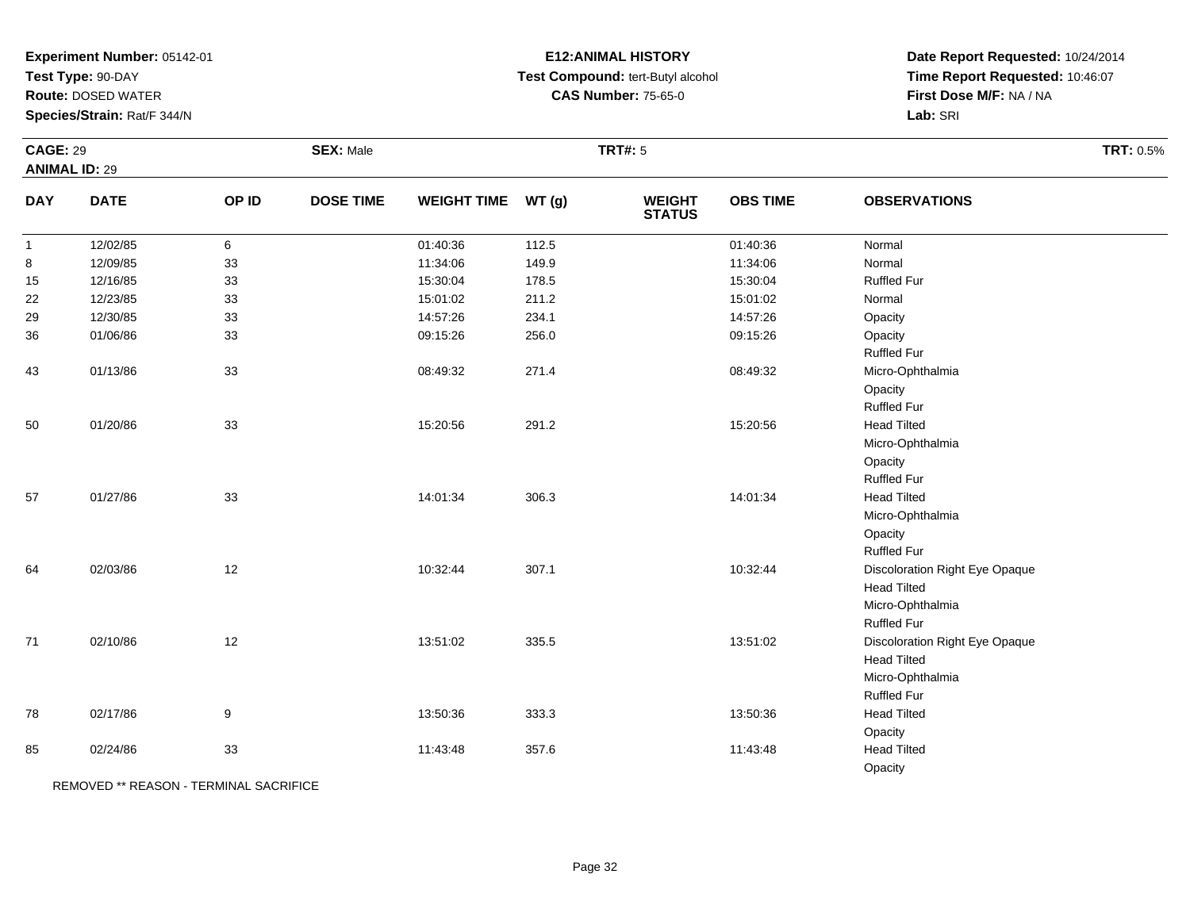**Experiment Number:** 05142-01
**Test Type:** 90-DAY
**Route:** DOSED WATER
**Species/Strain:** Rat/F 344/N

# E12:ANIMAL HISTORY

**Test Compound:** tert-Butyl alcohol
**CAS Number:** 75-65-0

**Date Report Requested:** 10/24/2014
**Time Report Requested:** 10:46:07
**First Dose M/F:** NA / NA
**Lab:** SRI

**CAGE:** 29 **SEX:** Male **TRT#:** 5 **TRT:** 0.5%
**ANIMAL ID:** 29

| DAY | DATE | OP ID | DOSE TIME | WEIGHT TIME | WT (g) | WEIGHT STATUS | OBS TIME | OBSERVATIONS |
|---|---|---|---|---|---|---|---|---|
| 1 | 12/02/85 | 6 | | 01:40:36 | 112.5 | | 01:40:36 | Normal |
| 8 | 12/09/85 | 33 | | 11:34:06 | 149.9 | | 11:34:06 | Normal |
| 15 | 12/16/85 | 33 | | 15:30:04 | 178.5 | | 15:30:04 | Ruffled Fur |
| 22 | 12/23/85 | 33 | | 15:01:02 | 211.2 | | 15:01:02 | Normal |
| 29 | 12/30/85 | 33 | | 14:57:26 | 234.1 | | 14:57:26 | Opacity |
| 36 | 01/06/86 | 33 | | 09:15:26 | 256.0 | | 09:15:26 | Opacity |
| | | | | | | | | Ruffled Fur |
| 43 | 01/13/86 | 33 | | 08:49:32 | 271.4 | | 08:49:32 | Micro-Ophthalmia |
| | | | | | | | | Opacity |
| | | | | | | | | Ruffled Fur |
| 50 | 01/20/86 | 33 | | 15:20:56 | 291.2 | | 15:20:56 | Head Tilted |
| | | | | | | | | Micro-Ophthalmia |
| | | | | | | | | Opacity |
| | | | | | | | | Ruffled Fur |
| 57 | 01/27/86 | 33 | | 14:01:34 | 306.3 | | 14:01:34 | Head Tilted |
| | | | | | | | | Micro-Ophthalmia |
| | | | | | | | | Opacity |
| | | | | | | | | Ruffled Fur |
| 64 | 02/03/86 | 12 | | 10:32:44 | 307.1 | | 10:32:44 | Discoloration Right Eye Opaque |
| | | | | | | | | Head Tilted |
| | | | | | | | | Micro-Ophthalmia |
| | | | | | | | | Ruffled Fur |
| 71 | 02/10/86 | 12 | | 13:51:02 | 335.5 | | 13:51:02 | Discoloration Right Eye Opaque |
| | | | | | | | | Head Tilted |
| | | | | | | | | Micro-Ophthalmia |
| | | | | | | | | Ruffled Fur |
| 78 | 02/17/86 | 9 | | 13:50:36 | 333.3 | | 13:50:36 | Head Tilted |
| | | | | | | | | Opacity |
| 85 | 02/24/86 | 33 | | 11:43:48 | 357.6 | | 11:43:48 | Head Tilted |
| | | | | | | | | Opacity |

REMOVED ** REASON - TERMINAL SACRIFICE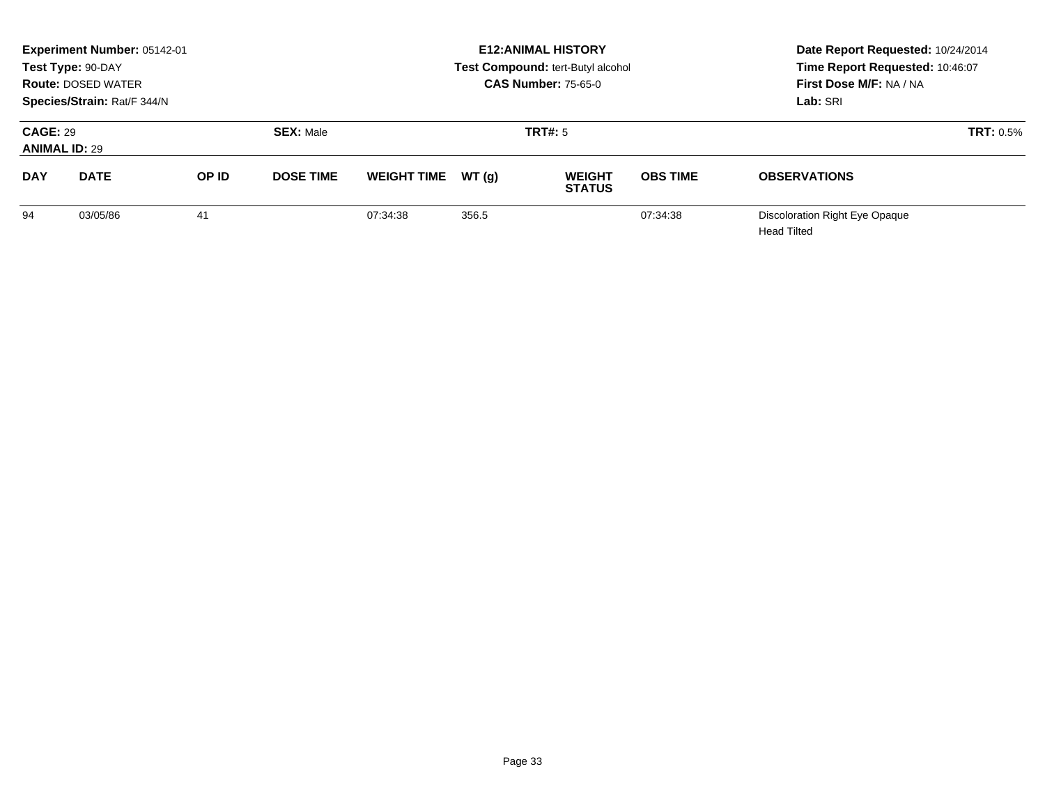**Experiment Number:** 05142-01
**Test Type:** 90-DAY
**Route:** DOSED WATER
**Species/Strain:** Rat/F 344/N

**E12:ANIMAL HISTORY**
**Test Compound:** tert-Butyl alcohol
**CAS Number:** 75-65-0

**Date Report Requested:** 10/24/2014
**Time Report Requested:** 10:46:07
**First Dose M/F:** NA / NA
**Lab:** SRI

**CAGE:** 29
**ANIMAL ID:** 29

**SEX:** Male

**TRT#:** 5

**TRT:** 0.5%

| DAY | DATE | OP ID | DOSE TIME | WEIGHT TIME | WT (g) | WEIGHT STATUS | OBS TIME | OBSERVATIONS |
|---|---|---|---|---|---|---|---|---|
| 94 | 03/05/86 | 41 | | 07:34:38 | 356.5 | | 07:34:38 | Discoloration Right Eye Opaque<br>Head Tilted |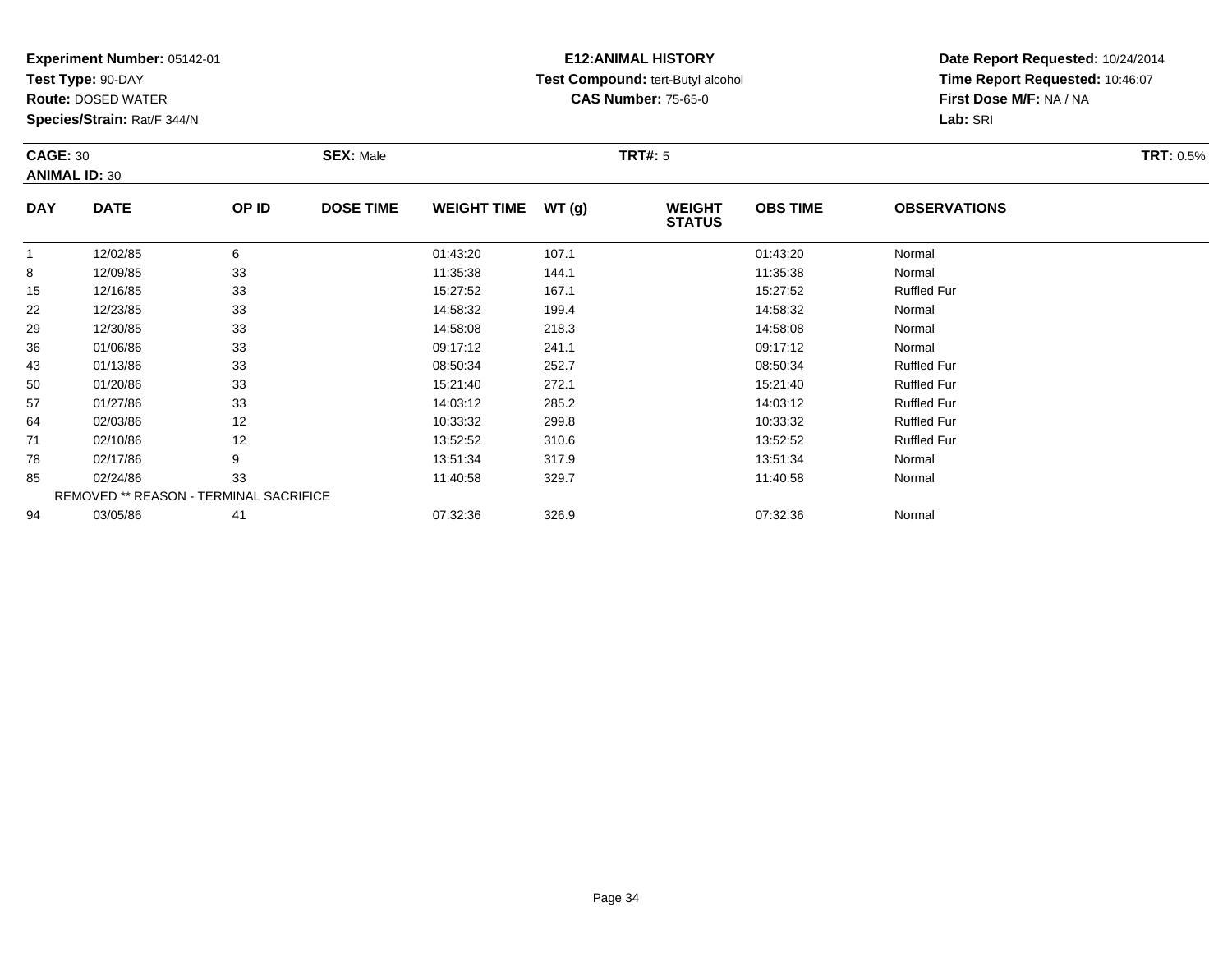**Experiment Number:** 05142-01
**Test Type:** 90-DAY
**Route:** DOSED WATER
**Species/Strain:** Rat/F 344/N

**E12:ANIMAL HISTORY**
**Test Compound:** tert-Butyl alcohol
**CAS Number:** 75-65-0

**Date Report Requested:** 10/24/2014
**Time Report Requested:** 10:46:07
**First Dose M/F:** NA / NA
**Lab:** SRI

**CAGE:** 30 **SEX:** Male **TRT#:** 5 **TRT:** 0.5%
**ANIMAL ID:** 30

| DAY | DATE | OP ID | DOSE TIME | WEIGHT TIME | WT (g) | WEIGHT STATUS | OBS TIME | OBSERVATIONS |
|---|---|---|---|---|---|---|---|---|
| 1 | 12/02/85 | 6 | | 01:43:20 | 107.1 | | 01:43:20 | Normal |
| 8 | 12/09/85 | 33 | | 11:35:38 | 144.1 | | 11:35:38 | Normal |
| 15 | 12/16/85 | 33 | | 15:27:52 | 167.1 | | 15:27:52 | Ruffled Fur |
| 22 | 12/23/85 | 33 | | 14:58:32 | 199.4 | | 14:58:32 | Normal |
| 29 | 12/30/85 | 33 | | 14:58:08 | 218.3 | | 14:58:08 | Normal |
| 36 | 01/06/86 | 33 | | 09:17:12 | 241.1 | | 09:17:12 | Normal |
| 43 | 01/13/86 | 33 | | 08:50:34 | 252.7 | | 08:50:34 | Ruffled Fur |
| 50 | 01/20/86 | 33 | | 15:21:40 | 272.1 | | 15:21:40 | Ruffled Fur |
| 57 | 01/27/86 | 33 | | 14:03:12 | 285.2 | | 14:03:12 | Ruffled Fur |
| 64 | 02/03/86 | 12 | | 10:33:32 | 299.8 | | 10:33:32 | Ruffled Fur |
| 71 | 02/10/86 | 12 | | 13:52:52 | 310.6 | | 13:52:52 | Ruffled Fur |
| 78 | 02/17/86 | 9 | | 13:51:34 | 317.9 | | 13:51:34 | Normal |
| 85 | 02/24/86 | 33 | | 11:40:58 | 329.7 | | 11:40:58 | Normal |
| | REMOVED ** REASON - TERMINAL SACRIFICE | | | | | | | |
| 94 | 03/05/86 | 41 | | 07:32:36 | 326.9 | | 07:32:36 | Normal |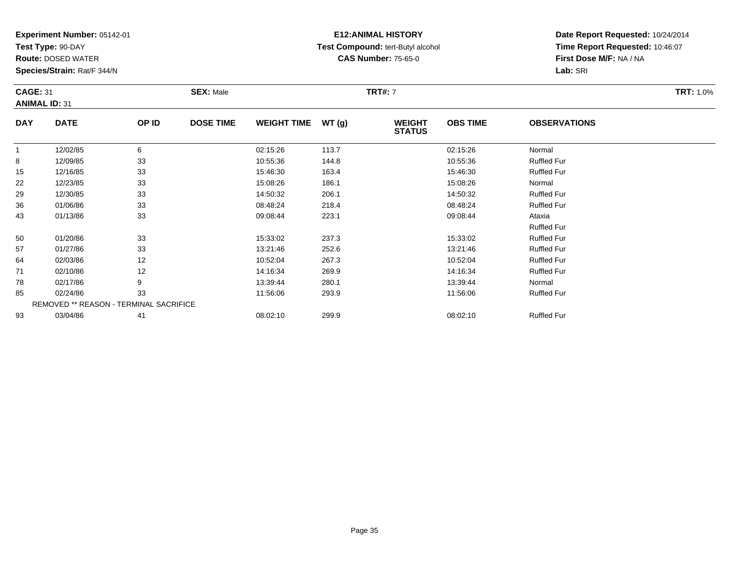**Experiment Number:** 05142-01
**Test Type:** 90-DAY
**Route:** DOSED WATER
**Species/Strain:** Rat/F 344/N

**E12:ANIMAL HISTORY**
**Test Compound:** tert-Butyl alcohol
**CAS Number:** 75-65-0

**Date Report Requested:** 10/24/2014
**Time Report Requested:** 10:46:07
**First Dose M/F:** NA / NA
**Lab:** SRI

**CAGE:** 31 **SEX:** Male **TRT#:** 7 **TRT:** 1.0%
**ANIMAL ID:** 31

| DAY | DATE | OP ID | DOSE TIME | WEIGHT TIME | WT (g) | WEIGHT STATUS | OBS TIME | OBSERVATIONS |
|---|---|---|---|---|---|---|---|---|
| 1 | 12/02/85 | 6 | | 02:15:26 | 113.7 | | 02:15:26 | Normal |
| 8 | 12/09/85 | 33 | | 10:55:36 | 144.8 | | 10:55:36 | Ruffled Fur |
| 15 | 12/16/85 | 33 | | 15:46:30 | 163.4 | | 15:46:30 | Ruffled Fur |
| 22 | 12/23/85 | 33 | | 15:08:26 | 186.1 | | 15:08:26 | Normal |
| 29 | 12/30/85 | 33 | | 14:50:32 | 206.1 | | 14:50:32 | Ruffled Fur |
| 36 | 01/06/86 | 33 | | 08:48:24 | 218.4 | | 08:48:24 | Ruffled Fur |
| 43 | 01/13/86 | 33 | | 09:08:44 | 223.1 | | 09:08:44 | Ataxia |
| | | | | | | | | Ruffled Fur |
| 50 | 01/20/86 | 33 | | 15:33:02 | 237.3 | | 15:33:02 | Ruffled Fur |
| 57 | 01/27/86 | 33 | | 13:21:46 | 252.6 | | 13:21:46 | Ruffled Fur |
| 64 | 02/03/86 | 12 | | 10:52:04 | 267.3 | | 10:52:04 | Ruffled Fur |
| 71 | 02/10/86 | 12 | | 14:16:34 | 269.9 | | 14:16:34 | Ruffled Fur |
| 78 | 02/17/86 | 9 | | 13:39:44 | 280.1 | | 13:39:44 | Normal |
| 85 | 02/24/86 | 33 | | 11:56:06 | 293.9 | | 11:56:06 | Ruffled Fur |
| | REMOVED ** REASON - TERMINAL SACRIFICE | | | | | | | |
| 93 | 03/04/86 | 41 | | 08:02:10 | 299.9 | | 08:02:10 | Ruffled Fur |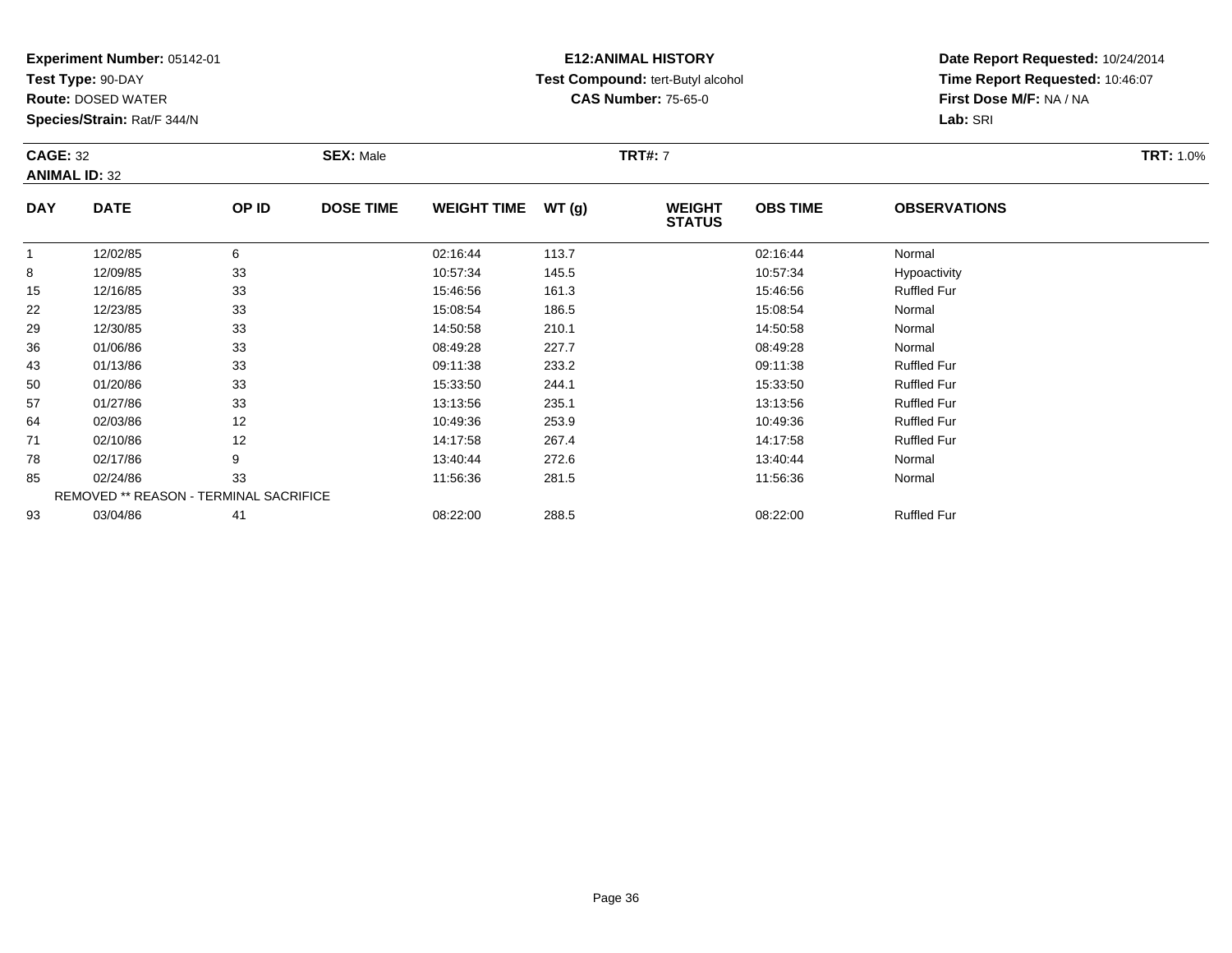**Experiment Number:** 05142-01
**Test Type:** 90-DAY
**Route:** DOSED WATER
**Species/Strain:** Rat/F 344/N

**E12:ANIMAL HISTORY**
**Test Compound:** tert-Butyl alcohol
**CAS Number:** 75-65-0

**Date Report Requested:** 10/24/2014
**Time Report Requested:** 10:46:07
**First Dose M/F:** NA / NA
**Lab:** SRI

**CAGE:** 32 **SEX:** Male **TRT#:** 7 **TRT:** 1.0%
**ANIMAL ID:** 32

| DAY | DATE | OP ID | DOSE TIME | WEIGHT TIME | WT (g) | WEIGHT STATUS | OBS TIME | OBSERVATIONS |
|---|---|---|---|---|---|---|---|---|
| 1 | 12/02/85 | 6 | | 02:16:44 | 113.7 | | 02:16:44 | Normal |
| 8 | 12/09/85 | 33 | | 10:57:34 | 145.5 | | 10:57:34 | Hypoactivity |
| 15 | 12/16/85 | 33 | | 15:46:56 | 161.3 | | 15:46:56 | Ruffled Fur |
| 22 | 12/23/85 | 33 | | 15:08:54 | 186.5 | | 15:08:54 | Normal |
| 29 | 12/30/85 | 33 | | 14:50:58 | 210.1 | | 14:50:58 | Normal |
| 36 | 01/06/86 | 33 | | 08:49:28 | 227.7 | | 08:49:28 | Normal |
| 43 | 01/13/86 | 33 | | 09:11:38 | 233.2 | | 09:11:38 | Ruffled Fur |
| 50 | 01/20/86 | 33 | | 15:33:50 | 244.1 | | 15:33:50 | Ruffled Fur |
| 57 | 01/27/86 | 33 | | 13:13:56 | 235.1 | | 13:13:56 | Ruffled Fur |
| 64 | 02/03/86 | 12 | | 10:49:36 | 253.9 | | 10:49:36 | Ruffled Fur |
| 71 | 02/10/86 | 12 | | 14:17:58 | 267.4 | | 14:17:58 | Ruffled Fur |
| 78 | 02/17/86 | 9 | | 13:40:44 | 272.6 | | 13:40:44 | Normal |
| 85 | 02/24/86 | 33 | | 11:56:36 | 281.5 | | 11:56:36 | Normal |
| REMOVED ** REASON - TERMINAL SACRIFICE | | | | | | | | |
| 93 | 03/04/86 | 41 | | 08:22:00 | 288.5 | | 08:22:00 | Ruffled Fur |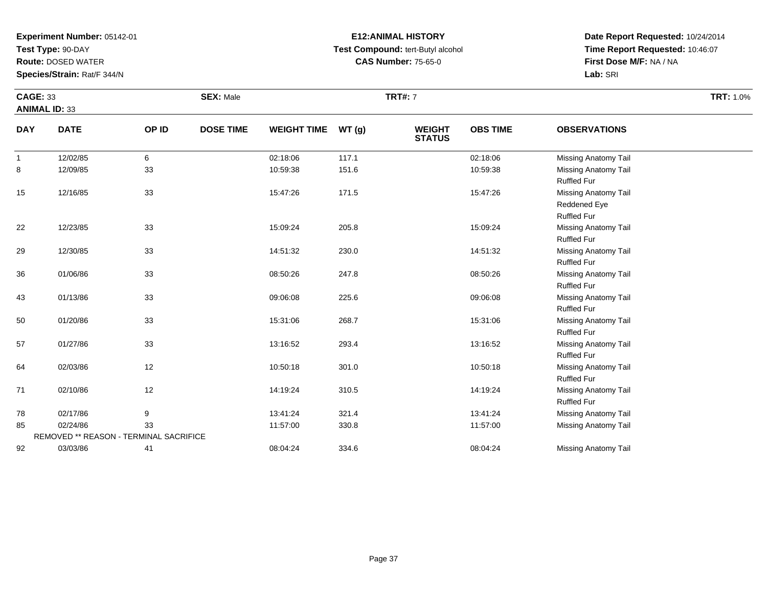**Experiment Number:** 05142-01
**Test Type:** 90-DAY
**Route:** DOSED WATER
**Species/Strain:** Rat/F 344/N

**E12:ANIMAL HISTORY**
**Test Compound:** tert-Butyl alcohol
**CAS Number:** 75-65-0

**Date Report Requested:** 10/24/2014
**Time Report Requested:** 10:46:07
**First Dose M/F:** NA / NA
**Lab:** SRI

**CAGE:** 33 **SEX:** Male **TRT#:** 7 **TRT:** 1.0%
**ANIMAL ID:** 33

| DAY | DATE | OP ID | DOSE TIME | WEIGHT TIME | WT (g) | WEIGHT STATUS | OBS TIME | OBSERVATIONS |
|---|---|---|---|---|---|---|---|---|
| 1 | 12/02/85 | 6 | | 02:18:06 | 117.1 | | 02:18:06 | Missing Anatomy Tail |
| 8 | 12/09/85 | 33 | | 10:59:38 | 151.6 | | 10:59:38 | Missing Anatomy Tail<br>Ruffled Fur |
| 15 | 12/16/85 | 33 | | 15:47:26 | 171.5 | | 15:47:26 | Missing Anatomy Tail<br>Reddened Eye<br>Ruffled Fur |
| 22 | 12/23/85 | 33 | | 15:09:24 | 205.8 | | 15:09:24 | Missing Anatomy Tail<br>Ruffled Fur |
| 29 | 12/30/85 | 33 | | 14:51:32 | 230.0 | | 14:51:32 | Missing Anatomy Tail<br>Ruffled Fur |
| 36 | 01/06/86 | 33 | | 08:50:26 | 247.8 | | 08:50:26 | Missing Anatomy Tail<br>Ruffled Fur |
| 43 | 01/13/86 | 33 | | 09:06:08 | 225.6 | | 09:06:08 | Missing Anatomy Tail<br>Ruffled Fur |
| 50 | 01/20/86 | 33 | | 15:31:06 | 268.7 | | 15:31:06 | Missing Anatomy Tail<br>Ruffled Fur |
| 57 | 01/27/86 | 33 | | 13:16:52 | 293.4 | | 13:16:52 | Missing Anatomy Tail<br>Ruffled Fur |
| 64 | 02/03/86 | 12 | | 10:50:18 | 301.0 | | 10:50:18 | Missing Anatomy Tail<br>Ruffled Fur |
| 71 | 02/10/86 | 12 | | 14:19:24 | 310.5 | | 14:19:24 | Missing Anatomy Tail<br>Ruffled Fur |
| 78 | 02/17/86 | 9 | | 13:41:24 | 321.4 | | 13:41:24 | Missing Anatomy Tail |
| 85 | 02/24/86 | 33 | | 11:57:00 | 330.8 | | 11:57:00 | Missing Anatomy Tail |
| | REMOVED ** REASON - TERMINAL SACRIFICE | | | | | | | |
| 92 | 03/03/86 | 41 | | 08:04:24 | 334.6 | | 08:04:24 | Missing Anatomy Tail |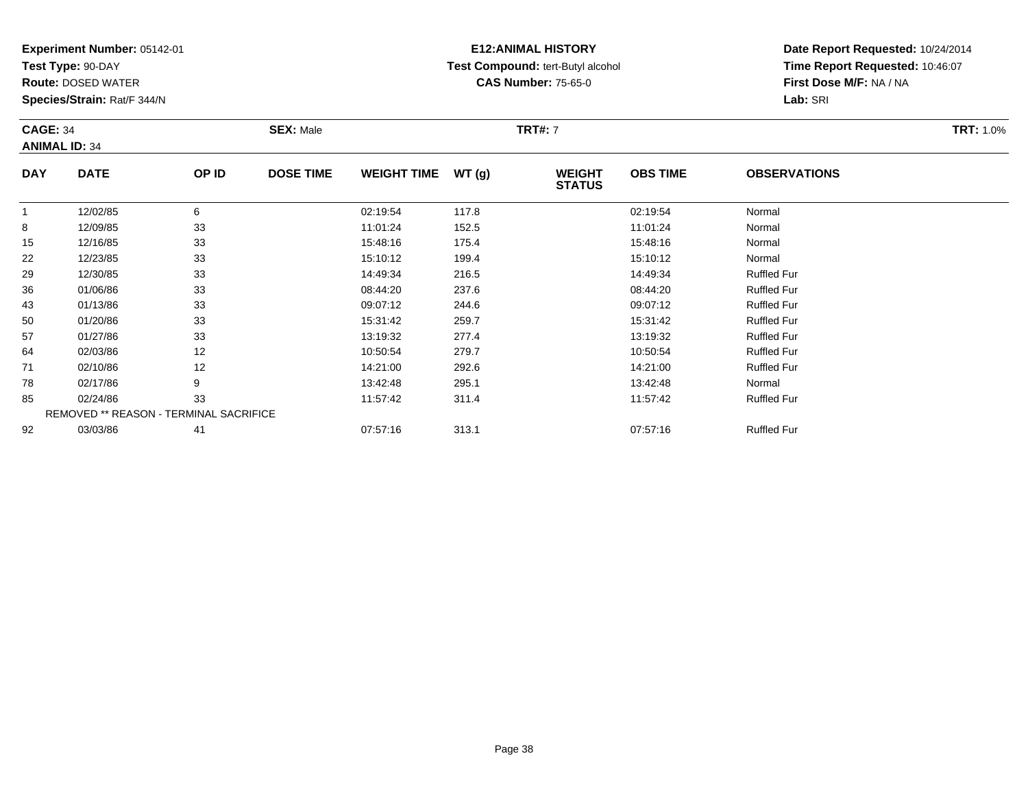**Experiment Number:** 05142-01
**Test Type:** 90-DAY
**Route:** DOSED WATER
**Species/Strain:** Rat/F 344/N

**E12:ANIMAL HISTORY**
**Test Compound:** tert-Butyl alcohol
**CAS Number:** 75-65-0

**Date Report Requested:** 10/24/2014
**Time Report Requested:** 10:46:07
**First Dose M/F:** NA / NA
**Lab:** SRI

**CAGE:** 34 **SEX:** Male **TRT#:** 7 **TRT:** 1.0%
**ANIMAL ID:** 34

| DAY | DATE | OP ID | DOSE TIME | WEIGHT TIME | WT (g) | WEIGHT STATUS | OBS TIME | OBSERVATIONS |
|---|---|---|---|---|---|---|---|---|
| 1 | 12/02/85 | 6 | | 02:19:54 | 117.8 | | 02:19:54 | Normal |
| 8 | 12/09/85 | 33 | | 11:01:24 | 152.5 | | 11:01:24 | Normal |
| 15 | 12/16/85 | 33 | | 15:48:16 | 175.4 | | 15:48:16 | Normal |
| 22 | 12/23/85 | 33 | | 15:10:12 | 199.4 | | 15:10:12 | Normal |
| 29 | 12/30/85 | 33 | | 14:49:34 | 216.5 | | 14:49:34 | Ruffled Fur |
| 36 | 01/06/86 | 33 | | 08:44:20 | 237.6 | | 08:44:20 | Ruffled Fur |
| 43 | 01/13/86 | 33 | | 09:07:12 | 244.6 | | 09:07:12 | Ruffled Fur |
| 50 | 01/20/86 | 33 | | 15:31:42 | 259.7 | | 15:31:42 | Ruffled Fur |
| 57 | 01/27/86 | 33 | | 13:19:32 | 277.4 | | 13:19:32 | Ruffled Fur |
| 64 | 02/03/86 | 12 | | 10:50:54 | 279.7 | | 10:50:54 | Ruffled Fur |
| 71 | 02/10/86 | 12 | | 14:21:00 | 292.6 | | 14:21:00 | Ruffled Fur |
| 78 | 02/17/86 | 9 | | 13:42:48 | 295.1 | | 13:42:48 | Normal |
| 85 | 02/24/86 | 33 | | 11:57:42 | 311.4 | | 11:57:42 | Ruffled Fur |
| REMOVED ** REASON - TERMINAL SACRIFICE | | | | | | | | |
| 92 | 03/03/86 | 41 | | 07:57:16 | 313.1 | | 07:57:16 | Ruffled Fur |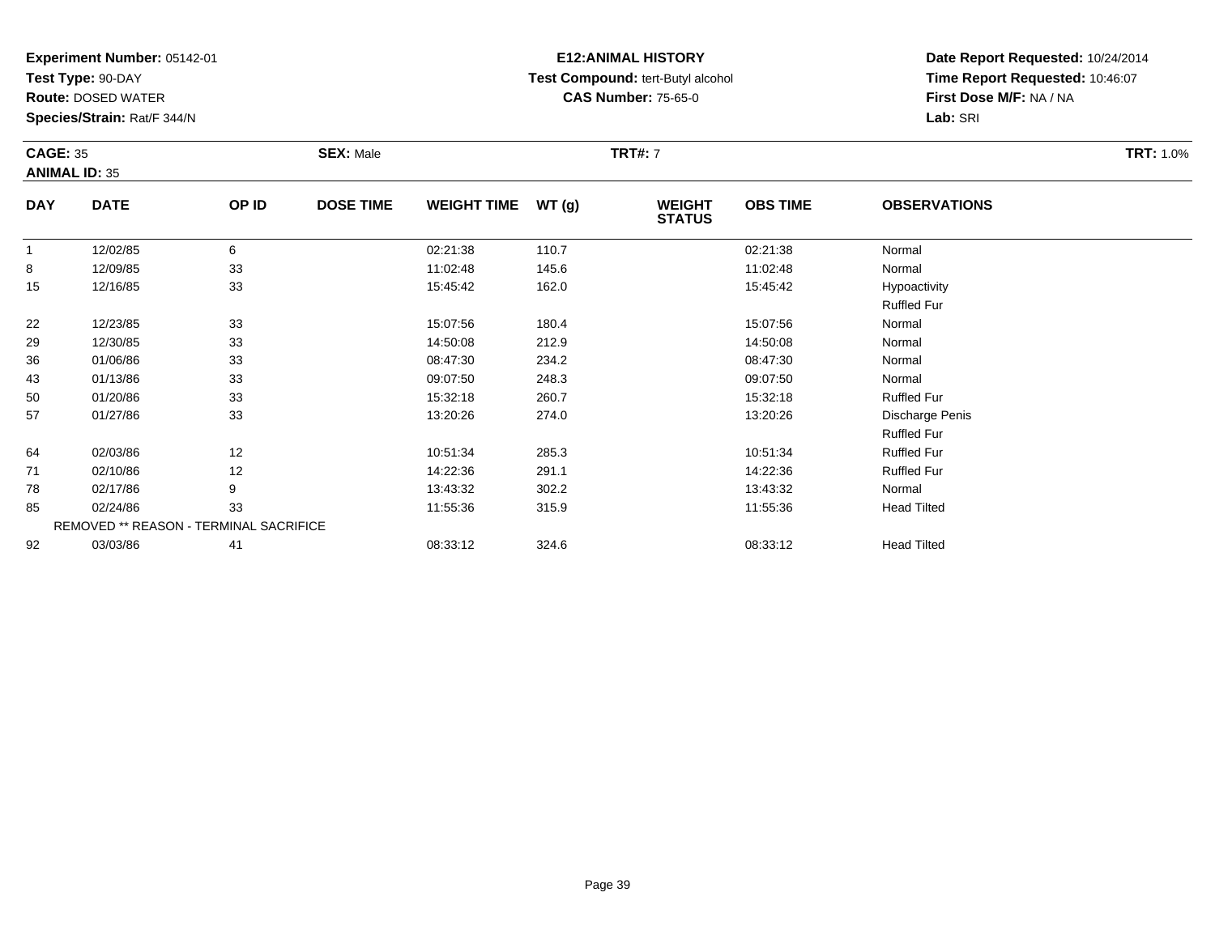**Experiment Number:** 05142-01
**Test Type:** 90-DAY
**Route:** DOSED WATER
**Species/Strain:** Rat/F 344/N

**E12:ANIMAL HISTORY**
**Test Compound:** tert-Butyl alcohol
**CAS Number:** 75-65-0

**Date Report Requested:** 10/24/2014
**Time Report Requested:** 10:46:07
**First Dose M/F:** NA / NA
**Lab:** SRI

**CAGE:** 35 **SEX:** Male **TRT#:** 7 **TRT:** 1.0%
**ANIMAL ID:** 35

| DAY | DATE | OP ID | DOSE TIME | WEIGHT TIME | WT (g) | WEIGHT STATUS | OBS TIME | OBSERVATIONS |
|---|---|---|---|---|---|---|---|---|
| 1 | 12/02/85 | 6 | | 02:21:38 | 110.7 | | 02:21:38 | Normal |
| 8 | 12/09/85 | 33 | | 11:02:48 | 145.6 | | 11:02:48 | Normal |
| 15 | 12/16/85 | 33 | | 15:45:42 | 162.0 | | 15:45:42 | Hypoactivity |
| | | | | | | | | Ruffled Fur |
| 22 | 12/23/85 | 33 | | 15:07:56 | 180.4 | | 15:07:56 | Normal |
| 29 | 12/30/85 | 33 | | 14:50:08 | 212.9 | | 14:50:08 | Normal |
| 36 | 01/06/86 | 33 | | 08:47:30 | 234.2 | | 08:47:30 | Normal |
| 43 | 01/13/86 | 33 | | 09:07:50 | 248.3 | | 09:07:50 | Normal |
| 50 | 01/20/86 | 33 | | 15:32:18 | 260.7 | | 15:32:18 | Ruffled Fur |
| 57 | 01/27/86 | 33 | | 13:20:26 | 274.0 | | 13:20:26 | Discharge Penis |
| | | | | | | | | Ruffled Fur |
| 64 | 02/03/86 | 12 | | 10:51:34 | 285.3 | | 10:51:34 | Ruffled Fur |
| 71 | 02/10/86 | 12 | | 14:22:36 | 291.1 | | 14:22:36 | Ruffled Fur |
| 78 | 02/17/86 | 9 | | 13:43:32 | 302.2 | | 13:43:32 | Normal |
| 85 | 02/24/86 | 33 | | 11:55:36 | 315.9 | | 11:55:36 | Head Tilted |
| REMOVED ** REASON - TERMINAL SACRIFICE | | | | | | | | |
| 92 | 03/03/86 | 41 | | 08:33:12 | 324.6 | | 08:33:12 | Head Tilted |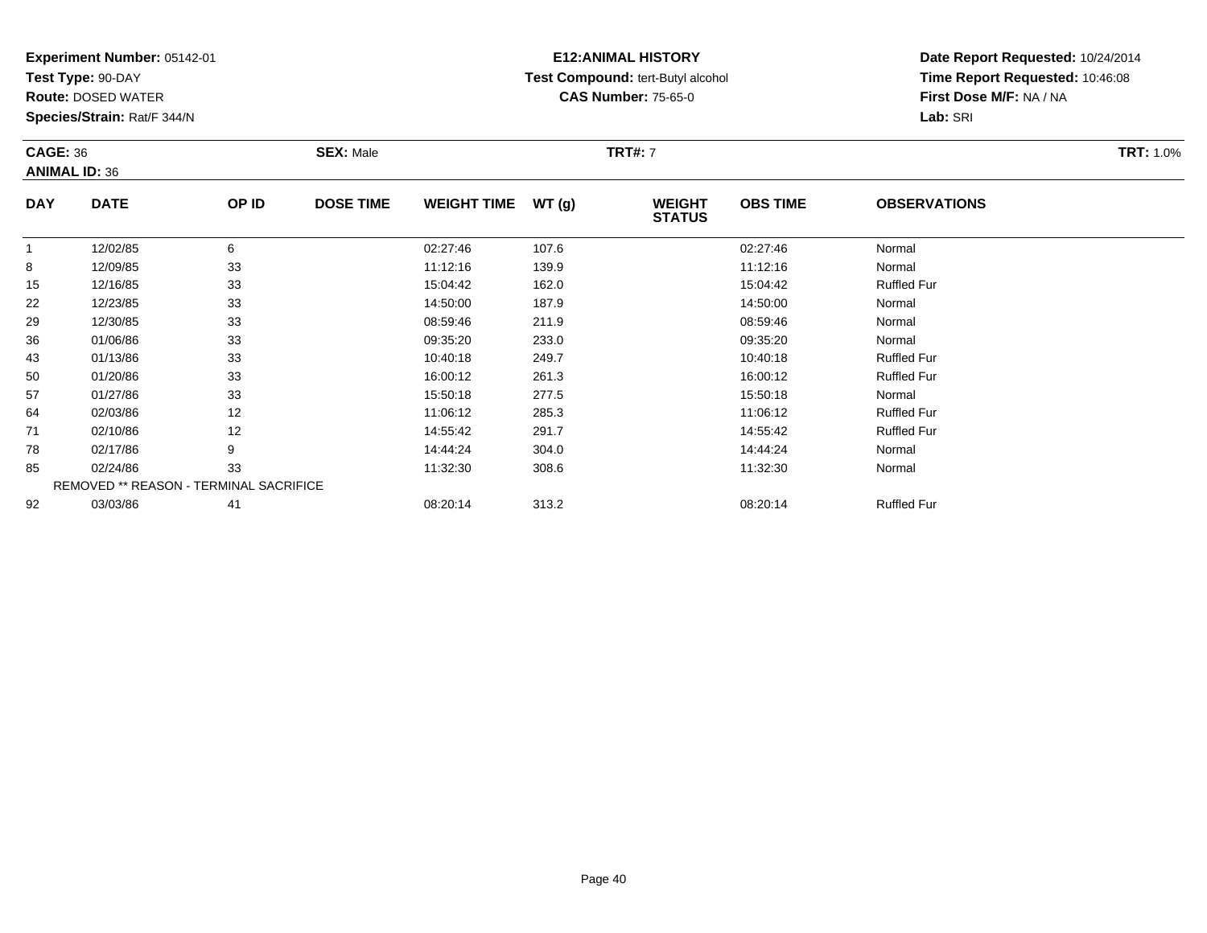**Experiment Number:** 05142-01
**Test Type:** 90-DAY
**Route:** DOSED WATER
**Species/Strain:** Rat/F 344/N

**E12:ANIMAL HISTORY**
**Test Compound:** tert-Butyl alcohol
**CAS Number:** 75-65-0

**Date Report Requested:** 10/24/2014
**Time Report Requested:** 10:46:08
**First Dose M/F:** NA / NA
**Lab:** SRI

**CAGE:** 36 **SEX:** Male **TRT#:** 7 **TRT:** 1.0%
**ANIMAL ID:** 36

| DAY | DATE | OP ID | DOSE TIME | WEIGHT TIME | WT (g) | WEIGHT STATUS | OBS TIME | OBSERVATIONS |
|---|---|---|---|---|---|---|---|---|
| 1 | 12/02/85 | 6 | | 02:27:46 | 107.6 | | 02:27:46 | Normal |
| 8 | 12/09/85 | 33 | | 11:12:16 | 139.9 | | 11:12:16 | Normal |
| 15 | 12/16/85 | 33 | | 15:04:42 | 162.0 | | 15:04:42 | Ruffled Fur |
| 22 | 12/23/85 | 33 | | 14:50:00 | 187.9 | | 14:50:00 | Normal |
| 29 | 12/30/85 | 33 | | 08:59:46 | 211.9 | | 08:59:46 | Normal |
| 36 | 01/06/86 | 33 | | 09:35:20 | 233.0 | | 09:35:20 | Normal |
| 43 | 01/13/86 | 33 | | 10:40:18 | 249.7 | | 10:40:18 | Ruffled Fur |
| 50 | 01/20/86 | 33 | | 16:00:12 | 261.3 | | 16:00:12 | Ruffled Fur |
| 57 | 01/27/86 | 33 | | 15:50:18 | 277.5 | | 15:50:18 | Normal |
| 64 | 02/03/86 | 12 | | 11:06:12 | 285.3 | | 11:06:12 | Ruffled Fur |
| 71 | 02/10/86 | 12 | | 14:55:42 | 291.7 | | 14:55:42 | Ruffled Fur |
| 78 | 02/17/86 | 9 | | 14:44:24 | 304.0 | | 14:44:24 | Normal |
| 85 | 02/24/86 | 33 | | 11:32:30 | 308.6 | | 11:32:30 | Normal |
| REMOVED ** REASON - TERMINAL SACRIFICE | | | | | | | | |
| 92 | 03/03/86 | 41 | | 08:20:14 | 313.2 | | 08:20:14 | Ruffled Fur |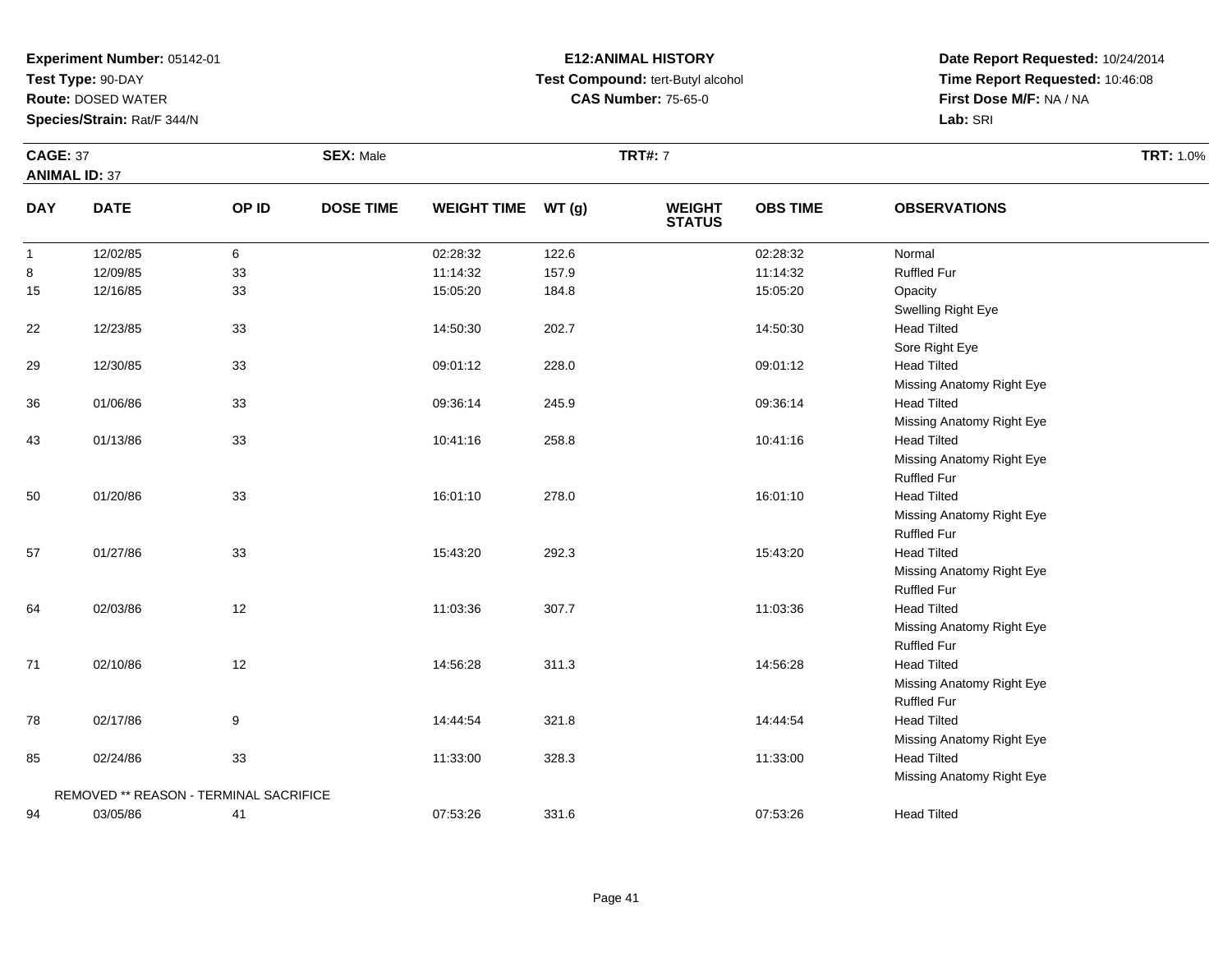**Experiment Number:** 05142-01
**Test Type:** 90-DAY
**Route:** DOSED WATER
**Species/Strain:** Rat/F 344/N

**E12:ANIMAL HISTORY**
**Test Compound:** tert-Butyl alcohol
**CAS Number:** 75-65-0

**Date Report Requested:** 10/24/2014
**Time Report Requested:** 10:46:08
**First Dose M/F:** NA / NA
**Lab:** SRI

**CAGE:** 37 **SEX:** Male **TRT#:** 7 **TRT:** 1.0%
**ANIMAL ID:** 37

| DAY | DATE | OP ID | DOSE TIME | WEIGHT TIME | WT (g) | WEIGHT STATUS | OBS TIME | OBSERVATIONS |
|---|---|---|---|---|---|---|---|---|
| 1 | 12/02/85 | 6 | | 02:28:32 | 122.6 | | 02:28:32 | Normal |
| 8 | 12/09/85 | 33 | | 11:14:32 | 157.9 | | 11:14:32 | Ruffled Fur |
| 15 | 12/16/85 | 33 | | 15:05:20 | 184.8 | | 15:05:20 | Opacity |
| | | | | | | | | Swelling Right Eye |
| 22 | 12/23/85 | 33 | | 14:50:30 | 202.7 | | 14:50:30 | Head Tilted |
| | | | | | | | | Sore Right Eye |
| 29 | 12/30/85 | 33 | | 09:01:12 | 228.0 | | 09:01:12 | Head Tilted |
| | | | | | | | | Missing Anatomy Right Eye |
| 36 | 01/06/86 | 33 | | 09:36:14 | 245.9 | | 09:36:14 | Head Tilted |
| | | | | | | | | Missing Anatomy Right Eye |
| 43 | 01/13/86 | 33 | | 10:41:16 | 258.8 | | 10:41:16 | Head Tilted |
| | | | | | | | | Missing Anatomy Right Eye |
| | | | | | | | | Ruffled Fur |
| 50 | 01/20/86 | 33 | | 16:01:10 | 278.0 | | 16:01:10 | Head Tilted |
| | | | | | | | | Missing Anatomy Right Eye |
| | | | | | | | | Ruffled Fur |
| 57 | 01/27/86 | 33 | | 15:43:20 | 292.3 | | 15:43:20 | Head Tilted |
| | | | | | | | | Missing Anatomy Right Eye |
| | | | | | | | | Ruffled Fur |
| 64 | 02/03/86 | 12 | | 11:03:36 | 307.7 | | 11:03:36 | Head Tilted |
| | | | | | | | | Missing Anatomy Right Eye |
| | | | | | | | | Ruffled Fur |
| 71 | 02/10/86 | 12 | | 14:56:28 | 311.3 | | 14:56:28 | Head Tilted |
| | | | | | | | | Missing Anatomy Right Eye |
| | | | | | | | | Ruffled Fur |
| 78 | 02/17/86 | 9 | | 14:44:54 | 321.8 | | 14:44:54 | Head Tilted |
| | | | | | | | | Missing Anatomy Right Eye |
| 85 | 02/24/86 | 33 | | 11:33:00 | 328.3 | | 11:33:00 | Head Tilted |
| | | | | | | | | Missing Anatomy Right Eye |
| | REMOVED ** REASON - TERMINAL SACRIFICE | | | | | | | |
| 94 | 03/05/86 | 41 | | 07:53:26 | 331.6 | | 07:53:26 | Head Tilted |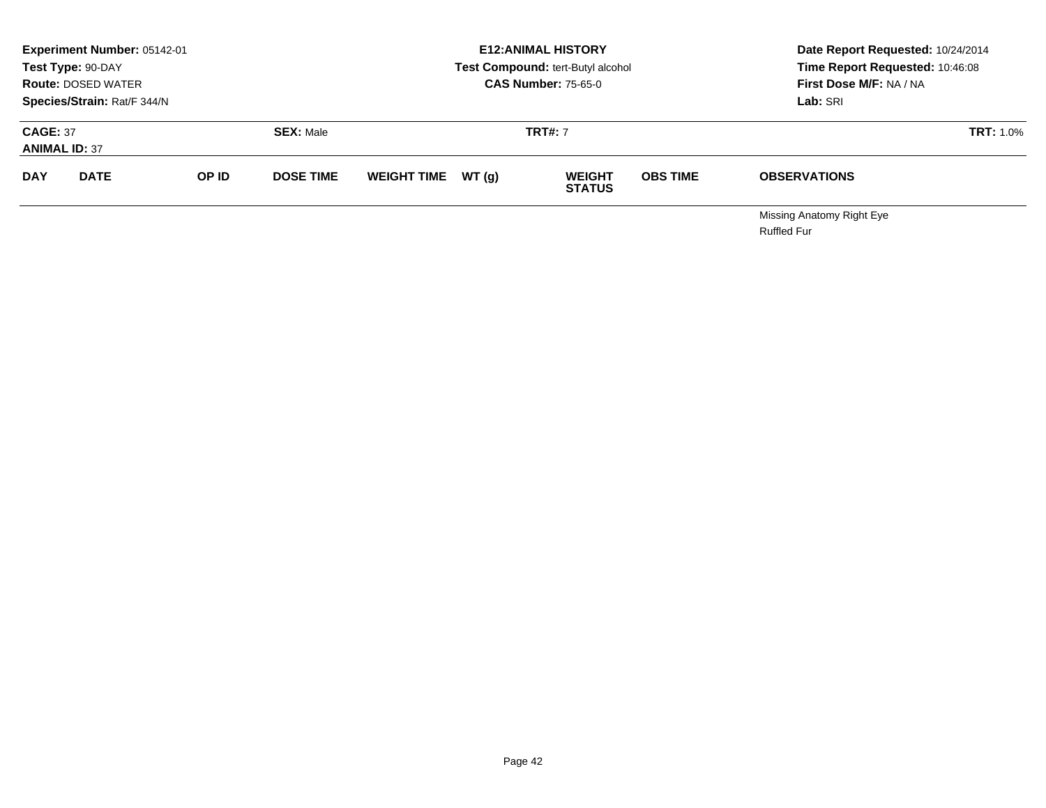**Experiment Number:** 05142-01
**Test Type:** 90-DAY
**Route:** DOSED WATER
**Species/Strain:** Rat/F 344/N

**E12:ANIMAL HISTORY**
**Test Compound:** tert-Butyl alcohol
**CAS Number:** 75-65-0

**Date Report Requested:** 10/24/2014
**Time Report Requested:** 10:46:08
**First Dose M/F:** NA / NA
**Lab:** SRI

**CAGE:** 37
**ANIMAL ID:** 37
**SEX:** Male
**TRT#:** 7
**TRT:** 1.0%

| DAY | DATE | OP ID | DOSE TIME | WEIGHT TIME | WT (g) | WEIGHT STATUS | OBS TIME | OBSERVATIONS |
|---|---|---|---|---|---|---|---|---|
| | | | | | | | | Missing Anatomy Right Eye |
| | | | | | | | | Ruffled Fur |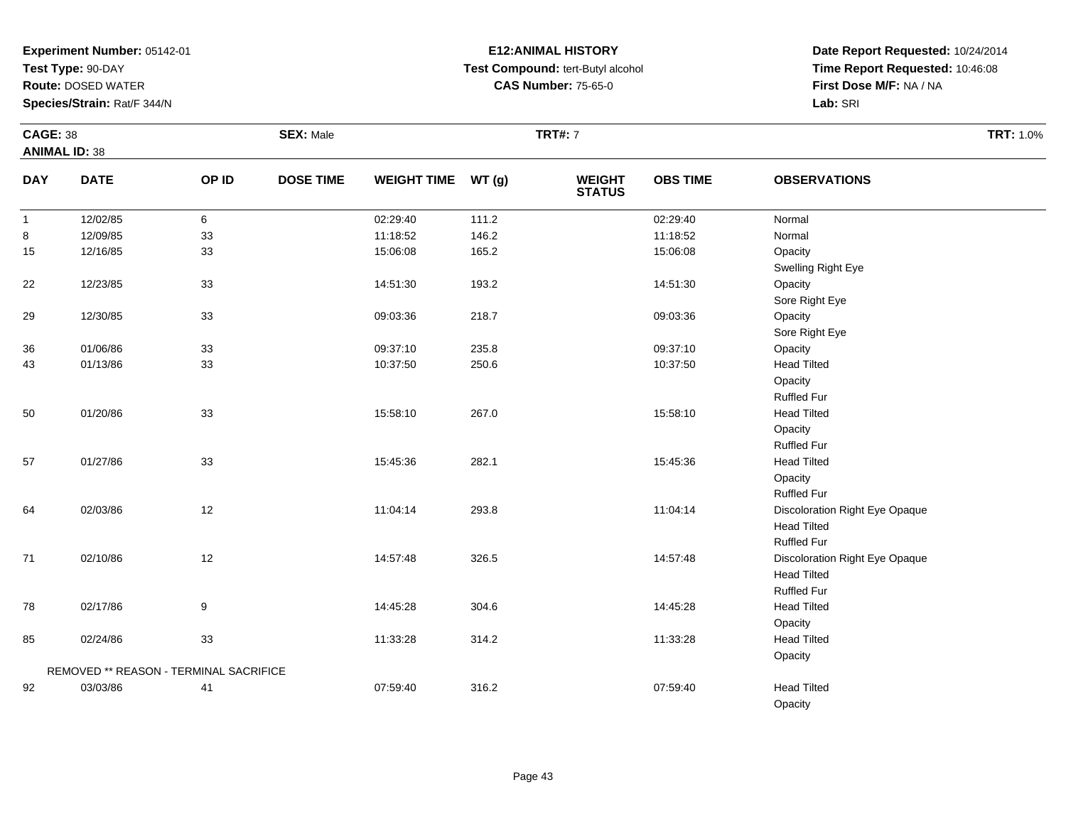**Experiment Number:** 05142-01
**Test Type:** 90-DAY
**Route:** DOSED WATER
**Species/Strain:** Rat/F 344/N

**E12:ANIMAL HISTORY**
**Test Compound:** tert-Butyl alcohol
**CAS Number:** 75-65-0

**Date Report Requested:** 10/24/2014
**Time Report Requested:** 10:46:08
**First Dose M/F:** NA / NA
**Lab:** SRI

**CAGE:** 38 **SEX:** Male **TRT#:** 7 **TRT:** 1.0%
**ANIMAL ID:** 38

| DAY | DATE | OP ID | DOSE TIME | WEIGHT TIME | WT (g) | WEIGHT STATUS | OBS TIME | OBSERVATIONS |
|---|---|---|---|---|---|---|---|---|
| 1 | 12/02/85 | 6 | | 02:29:40 | 111.2 | | 02:29:40 | Normal |
| 8 | 12/09/85 | 33 | | 11:18:52 | 146.2 | | 11:18:52 | Normal |
| 15 | 12/16/85 | 33 | | 15:06:08 | 165.2 | | 15:06:08 | Opacity<br>Swelling Right Eye |
| 22 | 12/23/85 | 33 | | 14:51:30 | 193.2 | | 14:51:30 | Opacity<br>Sore Right Eye |
| 29 | 12/30/85 | 33 | | 09:03:36 | 218.7 | | 09:03:36 | Opacity<br>Sore Right Eye |
| 36 | 01/06/86 | 33 | | 09:37:10 | 235.8 | | 09:37:10 | Opacity |
| 43 | 01/13/86 | 33 | | 10:37:50 | 250.6 | | 10:37:50 | Head Tilted<br>Opacity<br>Ruffled Fur |
| 50 | 01/20/86 | 33 | | 15:58:10 | 267.0 | | 15:58:10 | Head Tilted<br>Opacity<br>Ruffled Fur |
| 57 | 01/27/86 | 33 | | 15:45:36 | 282.1 | | 15:45:36 | Head Tilted<br>Opacity<br>Ruffled Fur |
| 64 | 02/03/86 | 12 | | 11:04:14 | 293.8 | | 11:04:14 | Discoloration Right Eye Opaque<br>Head Tilted<br>Ruffled Fur |
| 71 | 02/10/86 | 12 | | 14:57:48 | 326.5 | | 14:57:48 | Discoloration Right Eye Opaque<br>Head Tilted<br>Ruffled Fur |
| 78 | 02/17/86 | 9 | | 14:45:28 | 304.6 | | 14:45:28 | Head Tilted<br>Opacity |
| 85 | 02/24/86 | 33 | | 11:33:28 | 314.2 | | 11:33:28 | Head Tilted<br>Opacity |
| | REMOVED ** REASON - TERMINAL SACRIFICE | | | | | | | |
| 92 | 03/03/86 | 41 | | 07:59:40 | 316.2 | | 07:59:40 | Head Tilted<br>Opacity |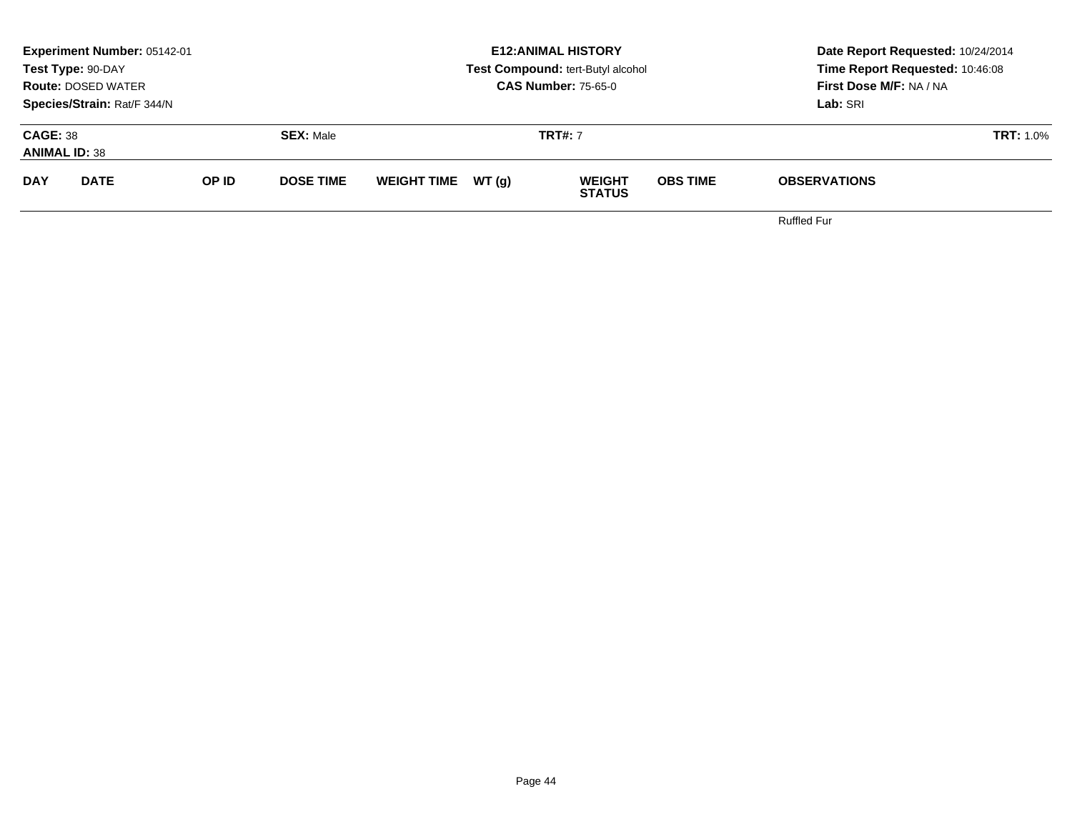**Experiment Number:** 05142-01
**Test Type:** 90-DAY
**Route:** DOSED WATER
**Species/Strain:** Rat/F 344/N

**E12:ANIMAL HISTORY**
**Test Compound:** tert-Butyl alcohol
**CAS Number:** 75-65-0

**Date Report Requested:** 10/24/2014
**Time Report Requested:** 10:46:08
**First Dose M/F:** NA / NA
**Lab:** SRI

**CAGE:** 38
**ANIMAL ID:** 38
**SEX:** Male
**TRT#:** 7
**TRT:** 1.0%

| DAY | DATE | OP ID | DOSE TIME | WEIGHT TIME | WT (g) | WEIGHT STATUS | OBS TIME | OBSERVATIONS |
|---|---|---|---|---|---|---|---|---|
| | | | | | | | | Ruffled Fur |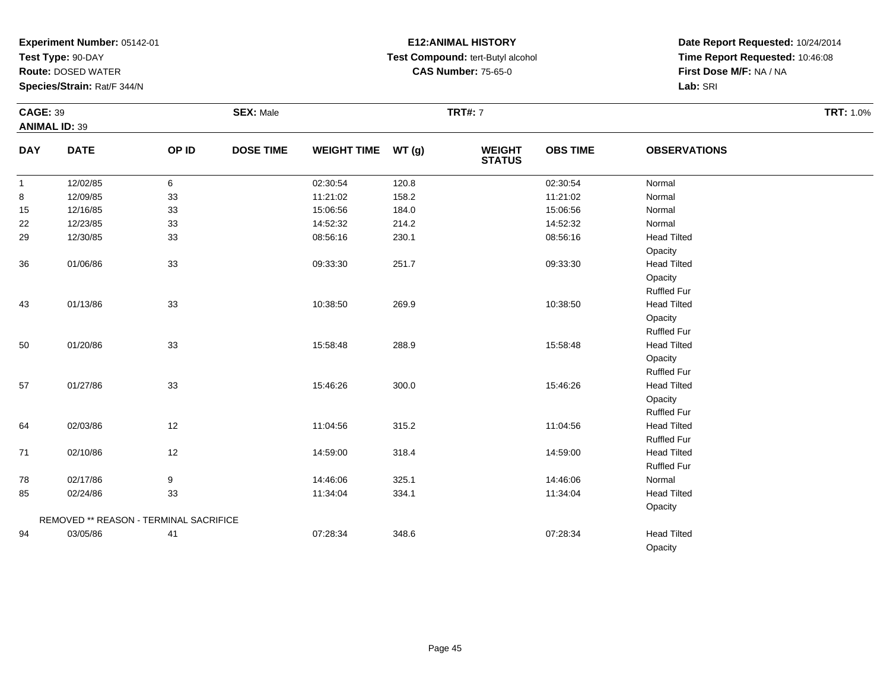**Experiment Number:** 05142-01
**Test Type:** 90-DAY
**Route:** DOSED WATER
**Species/Strain:** Rat/F 344/N

**E12:ANIMAL HISTORY**
**Test Compound:** tert-Butyl alcohol
**CAS Number:** 75-65-0

**Date Report Requested:** 10/24/2014
**Time Report Requested:** 10:46:08
**First Dose M/F:** NA / NA
**Lab:** SRI

**CAGE:** 39 **SEX:** Male **TRT#:** 7 **TRT:** 1.0%
**ANIMAL ID:** 39

| DAY | DATE | OP ID | DOSE TIME | WEIGHT TIME | WT (g) | WEIGHT STATUS | OBS TIME | OBSERVATIONS |
|---|---|---|---|---|---|---|---|---|
| 1 | 12/02/85 | 6 | | 02:30:54 | 120.8 | | 02:30:54 | Normal |
| 8 | 12/09/85 | 33 | | 11:21:02 | 158.2 | | 11:21:02 | Normal |
| 15 | 12/16/85 | 33 | | 15:06:56 | 184.0 | | 15:06:56 | Normal |
| 22 | 12/23/85 | 33 | | 14:52:32 | 214.2 | | 14:52:32 | Normal |
| 29 | 12/30/85 | 33 | | 08:56:16 | 230.1 | | 08:56:16 | Head Tilted |
| | | | | | | | | Opacity |
| 36 | 01/06/86 | 33 | | 09:33:30 | 251.7 | | 09:33:30 | Head Tilted |
| | | | | | | | | Opacity |
| | | | | | | | | Ruffled Fur |
| 43 | 01/13/86 | 33 | | 10:38:50 | 269.9 | | 10:38:50 | Head Tilted |
| | | | | | | | | Opacity |
| | | | | | | | | Ruffled Fur |
| 50 | 01/20/86 | 33 | | 15:58:48 | 288.9 | | 15:58:48 | Head Tilted |
| | | | | | | | | Opacity |
| | | | | | | | | Ruffled Fur |
| 57 | 01/27/86 | 33 | | 15:46:26 | 300.0 | | 15:46:26 | Head Tilted |
| | | | | | | | | Opacity |
| | | | | | | | | Ruffled Fur |
| 64 | 02/03/86 | 12 | | 11:04:56 | 315.2 | | 11:04:56 | Head Tilted |
| | | | | | | | | Ruffled Fur |
| 71 | 02/10/86 | 12 | | 14:59:00 | 318.4 | | 14:59:00 | Head Tilted |
| | | | | | | | | Ruffled Fur |
| 78 | 02/17/86 | 9 | | 14:46:06 | 325.1 | | 14:46:06 | Normal |
| 85 | 02/24/86 | 33 | | 11:34:04 | 334.1 | | 11:34:04 | Head Tilted |
| | | | | | | | | Opacity |
| | REMOVED ** REASON - TERMINAL SACRIFICE | | | | | | | |
| 94 | 03/05/86 | 41 | | 07:28:34 | 348.6 | | 07:28:34 | Head Tilted |
| | | | | | | | | Opacity |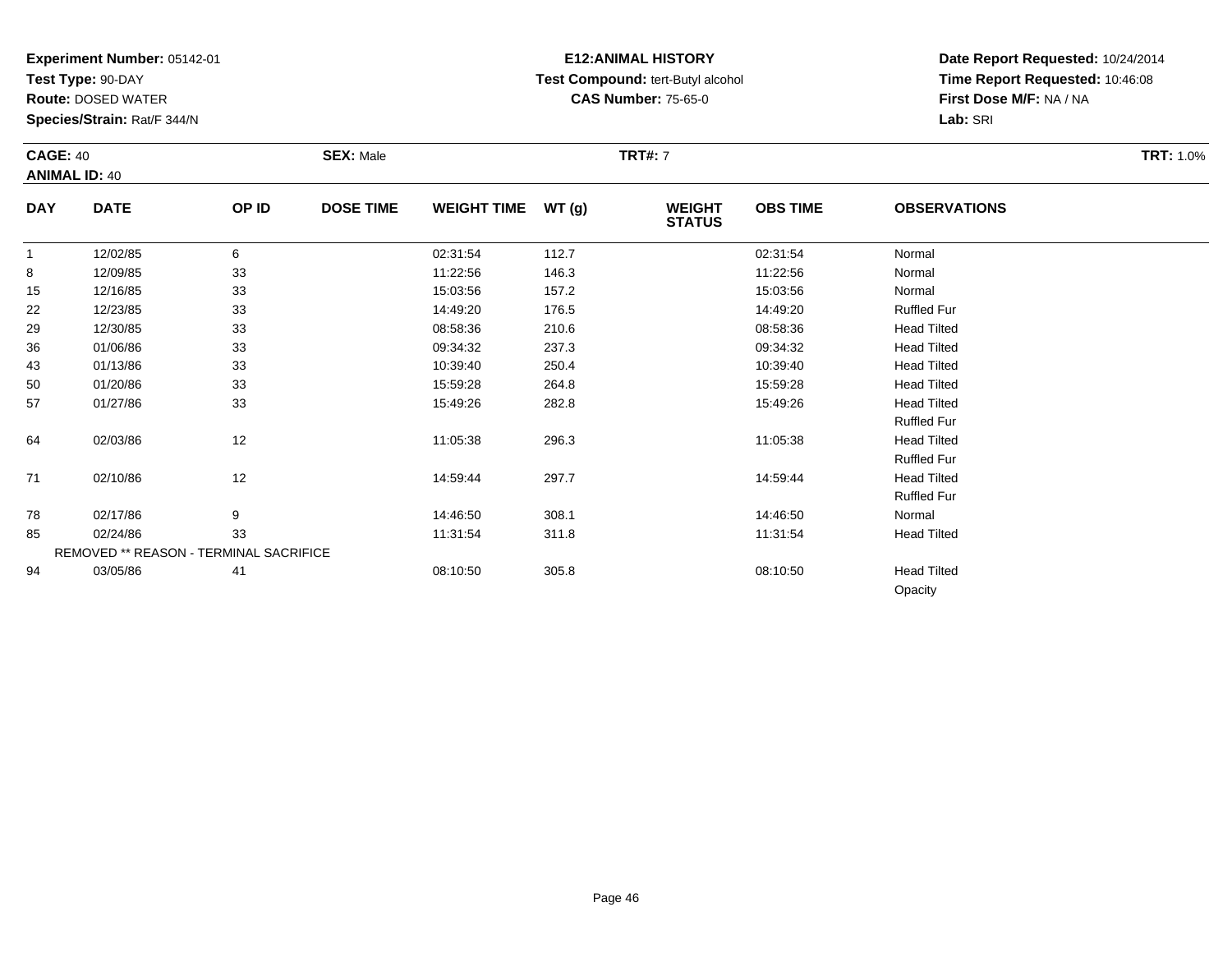**Experiment Number:** 05142-01
**Test Type:** 90-DAY
**Route:** DOSED WATER
**Species/Strain:** Rat/F 344/N

**E12:ANIMAL HISTORY**
**Test Compound:** tert-Butyl alcohol
**CAS Number:** 75-65-0

**Date Report Requested:** 10/24/2014
**Time Report Requested:** 10:46:08
**First Dose M/F:** NA / NA
**Lab:** SRI

**CAGE:** 40 **SEX:** Male **TRT#:** 7 **TRT:** 1.0%
**ANIMAL ID:** 40

| DAY | DATE | OP ID | DOSE TIME | WEIGHT TIME | WT (g) | WEIGHT STATUS | OBS TIME | OBSERVATIONS |
|---|---|---|---|---|---|---|---|---|
| 1 | 12/02/85 | 6 | | 02:31:54 | 112.7 | | 02:31:54 | Normal |
| 8 | 12/09/85 | 33 | | 11:22:56 | 146.3 | | 11:22:56 | Normal |
| 15 | 12/16/85 | 33 | | 15:03:56 | 157.2 | | 15:03:56 | Normal |
| 22 | 12/23/85 | 33 | | 14:49:20 | 176.5 | | 14:49:20 | Ruffled Fur |
| 29 | 12/30/85 | 33 | | 08:58:36 | 210.6 | | 08:58:36 | Head Tilted |
| 36 | 01/06/86 | 33 | | 09:34:32 | 237.3 | | 09:34:32 | Head Tilted |
| 43 | 01/13/86 | 33 | | 10:39:40 | 250.4 | | 10:39:40 | Head Tilted |
| 50 | 01/20/86 | 33 | | 15:59:28 | 264.8 | | 15:59:28 | Head Tilted |
| 57 | 01/27/86 | 33 | | 15:49:26 | 282.8 | | 15:49:26 | Head Tilted |
| | | | | | | | | Ruffled Fur |
| 64 | 02/03/86 | 12 | | 11:05:38 | 296.3 | | 11:05:38 | Head Tilted |
| | | | | | | | | Ruffled Fur |
| 71 | 02/10/86 | 12 | | 14:59:44 | 297.7 | | 14:59:44 | Head Tilted |
| | | | | | | | | Ruffled Fur |
| 78 | 02/17/86 | 9 | | 14:46:50 | 308.1 | | 14:46:50 | Normal |
| 85 | 02/24/86 | 33 | | 11:31:54 | 311.8 | | 11:31:54 | Head Tilted |
| | REMOVED ** REASON - TERMINAL SACRIFICE | | | | | | | |
| 94 | 03/05/86 | 41 | | 08:10:50 | 305.8 | | 08:10:50 | Head Tilted |
| | | | | | | | | Opacity |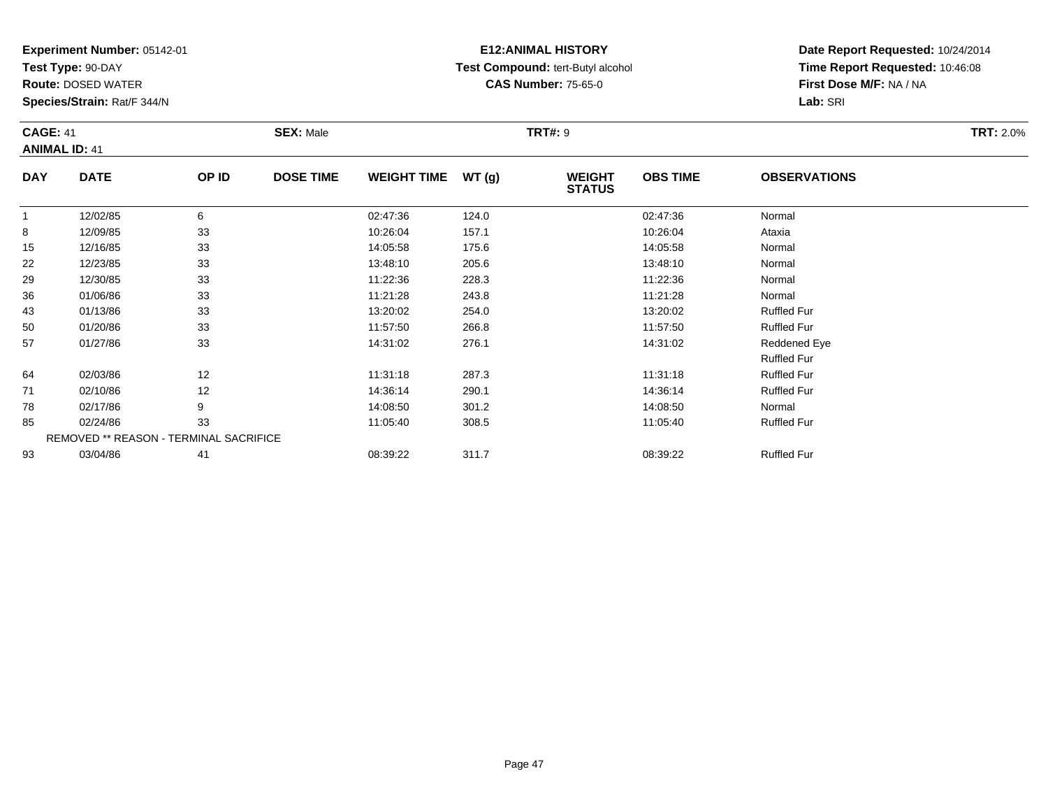**Experiment Number:** 05142-01
**Test Type:** 90-DAY
**Route:** DOSED WATER
**Species/Strain:** Rat/F 344/N

**E12:ANIMAL HISTORY**
**Test Compound:** tert-Butyl alcohol
**CAS Number:** 75-65-0

**Date Report Requested:** 10/24/2014
**Time Report Requested:** 10:46:08
**First Dose M/F:** NA / NA
**Lab:** SRI

**CAGE:** 41 **SEX:** Male **TRT#:** 9 **TRT:** 2.0%
**ANIMAL ID:** 41

| DAY | DATE | OP ID | DOSE TIME | WEIGHT TIME | WT (g) | WEIGHT STATUS | OBS TIME | OBSERVATIONS |
|---|---|---|---|---|---|---|---|---|
| 1 | 12/02/85 | 6 | | 02:47:36 | 124.0 | | 02:47:36 | Normal |
| 8 | 12/09/85 | 33 | | 10:26:04 | 157.1 | | 10:26:04 | Ataxia |
| 15 | 12/16/85 | 33 | | 14:05:58 | 175.6 | | 14:05:58 | Normal |
| 22 | 12/23/85 | 33 | | 13:48:10 | 205.6 | | 13:48:10 | Normal |
| 29 | 12/30/85 | 33 | | 11:22:36 | 228.3 | | 11:22:36 | Normal |
| 36 | 01/06/86 | 33 | | 11:21:28 | 243.8 | | 11:21:28 | Normal |
| 43 | 01/13/86 | 33 | | 13:20:02 | 254.0 | | 13:20:02 | Ruffled Fur |
| 50 | 01/20/86 | 33 | | 11:57:50 | 266.8 | | 11:57:50 | Ruffled Fur |
| 57 | 01/27/86 | 33 | | 14:31:02 | 276.1 | | 14:31:02 | Reddened Eye |
| | | | | | | | | Ruffled Fur |
| 64 | 02/03/86 | 12 | | 11:31:18 | 287.3 | | 11:31:18 | Ruffled Fur |
| 71 | 02/10/86 | 12 | | 14:36:14 | 290.1 | | 14:36:14 | Ruffled Fur |
| 78 | 02/17/86 | 9 | | 14:08:50 | 301.2 | | 14:08:50 | Normal |
| 85 | 02/24/86 | 33 | | 11:05:40 | 308.5 | | 11:05:40 | Ruffled Fur |
| | REMOVED ** REASON - TERMINAL SACRIFICE | | | | | | | |
| 93 | 03/04/86 | 41 | | 08:39:22 | 311.7 | | 08:39:22 | Ruffled Fur |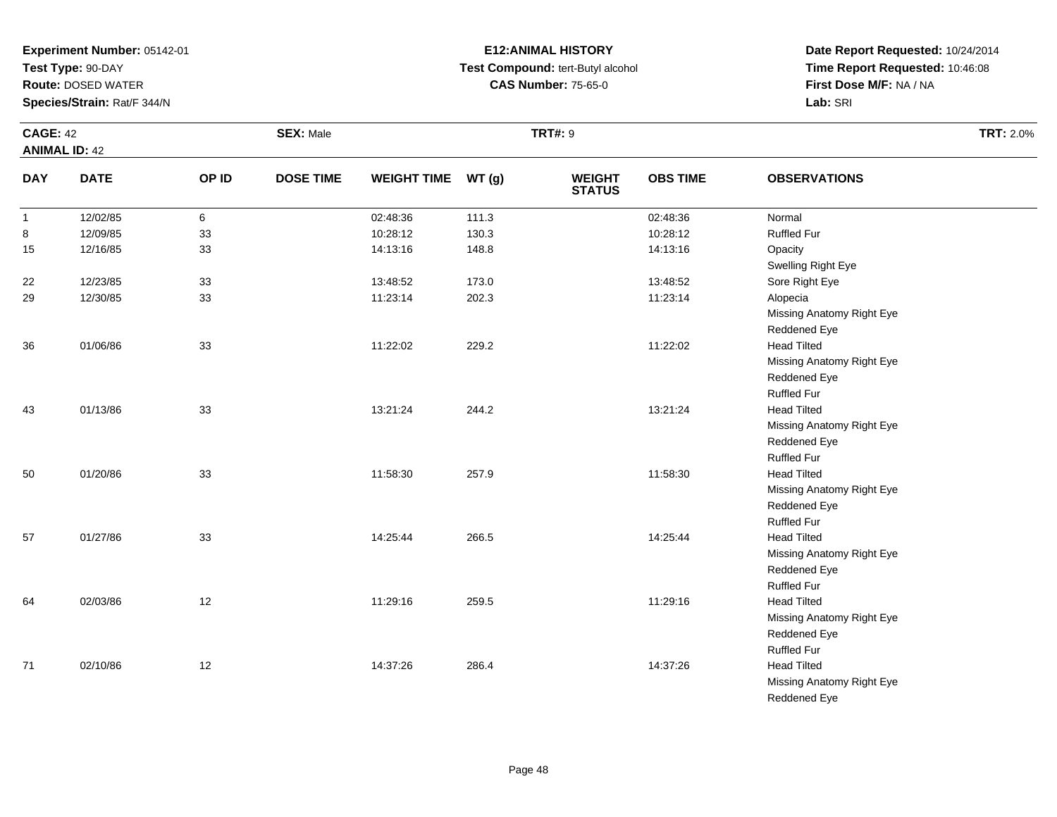**Experiment Number:** 05142-01
**Test Type:** 90-DAY
**Route:** DOSED WATER
**Species/Strain:** Rat/F 344/N

**E12:ANIMAL HISTORY**
**Test Compound:** tert-Butyl alcohol
**CAS Number:** 75-65-0

**Date Report Requested:** 10/24/2014
**Time Report Requested:** 10:46:08
**First Dose M/F:** NA / NA
**Lab:** SRI

**CAGE:** 42 **SEX:** Male **TRT#:** 9 **TRT:** 2.0%
**ANIMAL ID:** 42

| DAY | DATE | OP ID | DOSE TIME | WEIGHT TIME | WT (g) | WEIGHT STATUS | OBS TIME | OBSERVATIONS |
|---|---|---|---|---|---|---|---|---|
| 1 | 12/02/85 | 6 | | 02:48:36 | 111.3 | | 02:48:36 | Normal |
| 8 | 12/09/85 | 33 | | 10:28:12 | 130.3 | | 10:28:12 | Ruffled Fur |
| 15 | 12/16/85 | 33 | | 14:13:16 | 148.8 | | 14:13:16 | Opacity |
| | | | | | | | | Swelling Right Eye |
| 22 | 12/23/85 | 33 | | 13:48:52 | 173.0 | | 13:48:52 | Sore Right Eye |
| 29 | 12/30/85 | 33 | | 11:23:14 | 202.3 | | 11:23:14 | Alopecia |
| | | | | | | | | Missing Anatomy Right Eye |
| | | | | | | | | Reddened Eye |
| 36 | 01/06/86 | 33 | | 11:22:02 | 229.2 | | 11:22:02 | Head Tilted |
| | | | | | | | | Missing Anatomy Right Eye |
| | | | | | | | | Reddened Eye |
| | | | | | | | | Ruffled Fur |
| 43 | 01/13/86 | 33 | | 13:21:24 | 244.2 | | 13:21:24 | Head Tilted |
| | | | | | | | | Missing Anatomy Right Eye |
| | | | | | | | | Reddened Eye |
| | | | | | | | | Ruffled Fur |
| 50 | 01/20/86 | 33 | | 11:58:30 | 257.9 | | 11:58:30 | Head Tilted |
| | | | | | | | | Missing Anatomy Right Eye |
| | | | | | | | | Reddened Eye |
| | | | | | | | | Ruffled Fur |
| 57 | 01/27/86 | 33 | | 14:25:44 | 266.5 | | 14:25:44 | Head Tilted |
| | | | | | | | | Missing Anatomy Right Eye |
| | | | | | | | | Reddened Eye |
| | | | | | | | | Ruffled Fur |
| 64 | 02/03/86 | 12 | | 11:29:16 | 259.5 | | 11:29:16 | Head Tilted |
| | | | | | | | | Missing Anatomy Right Eye |
| | | | | | | | | Reddened Eye |
| | | | | | | | | Ruffled Fur |
| 71 | 02/10/86 | 12 | | 14:37:26 | 286.4 | | 14:37:26 | Head Tilted |
| | | | | | | | | Missing Anatomy Right Eye |
| | | | | | | | | Reddened Eye |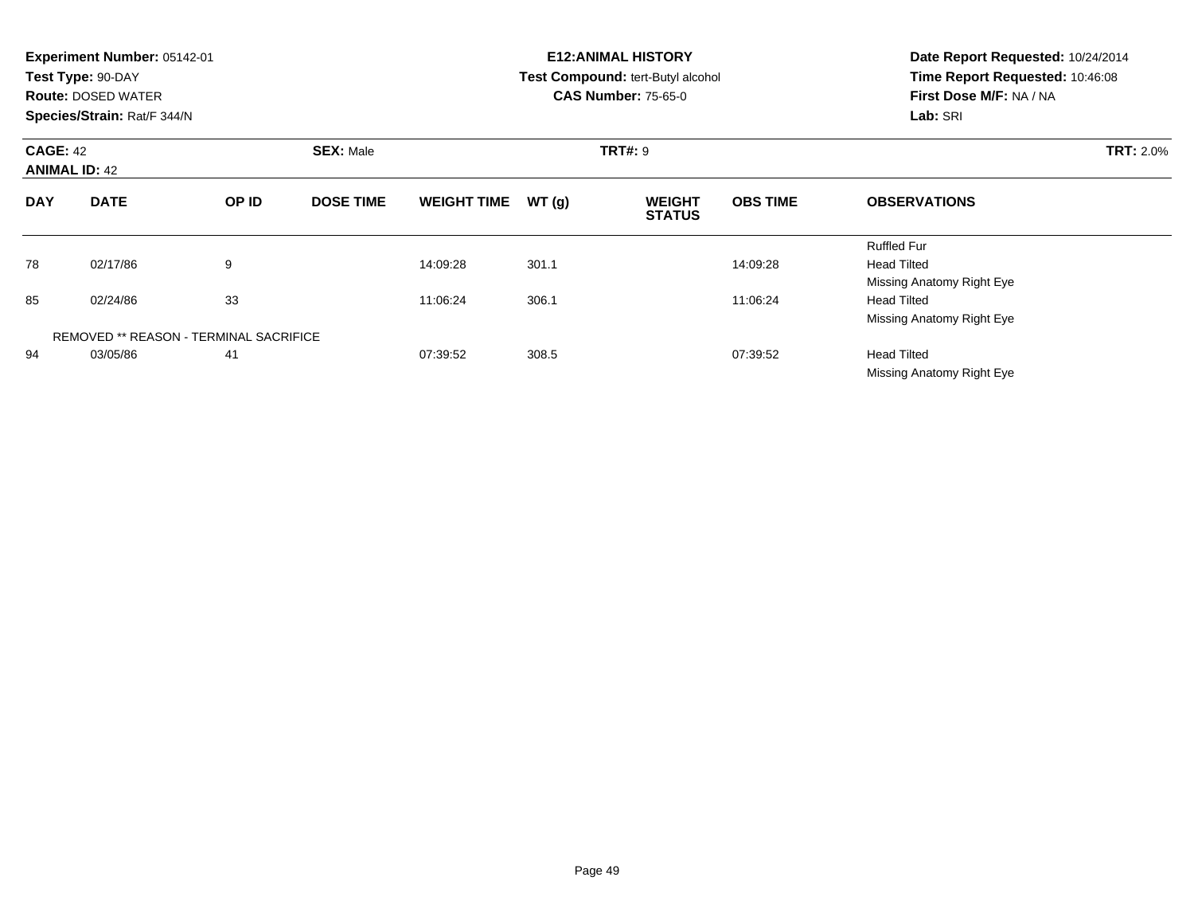**Experiment Number:** 05142-01
**Test Type:** 90-DAY
**Route:** DOSED WATER
**Species/Strain:** Rat/F 344/N

**E12:ANIMAL HISTORY**
**Test Compound:** tert-Butyl alcohol
**CAS Number:** 75-65-0

**Date Report Requested:** 10/24/2014
**Time Report Requested:** 10:46:08
**First Dose M/F:** NA / NA
**Lab:** SRI

**CAGE:** 42 **SEX:** Male **TRT#:** 9 **TRT:** 2.0%
**ANIMAL ID:** 42

| DAY | DATE | OP ID | DOSE TIME | WEIGHT TIME | WT (g) | WEIGHT STATUS | OBS TIME | OBSERVATIONS |
|---|---|---|---|---|---|---|---|---|
| | | | | | | | | Ruffled Fur |
| 78 | 02/17/86 | 9 | | 14:09:28 | 301.1 | | 14:09:28 | Head Tilted |
| | | | | | | | | Missing Anatomy Right Eye |
| 85 | 02/24/86 | 33 | | 11:06:24 | 306.1 | | 11:06:24 | Head Tilted |
| | | | | | | | | Missing Anatomy Right Eye |
| | REMOVED ** REASON - TERMINAL SACRIFICE | | | | | | | |
| 94 | 03/05/86 | 41 | | 07:39:52 | 308.5 | | 07:39:52 | Head Tilted |
| | | | | | | | | Missing Anatomy Right Eye |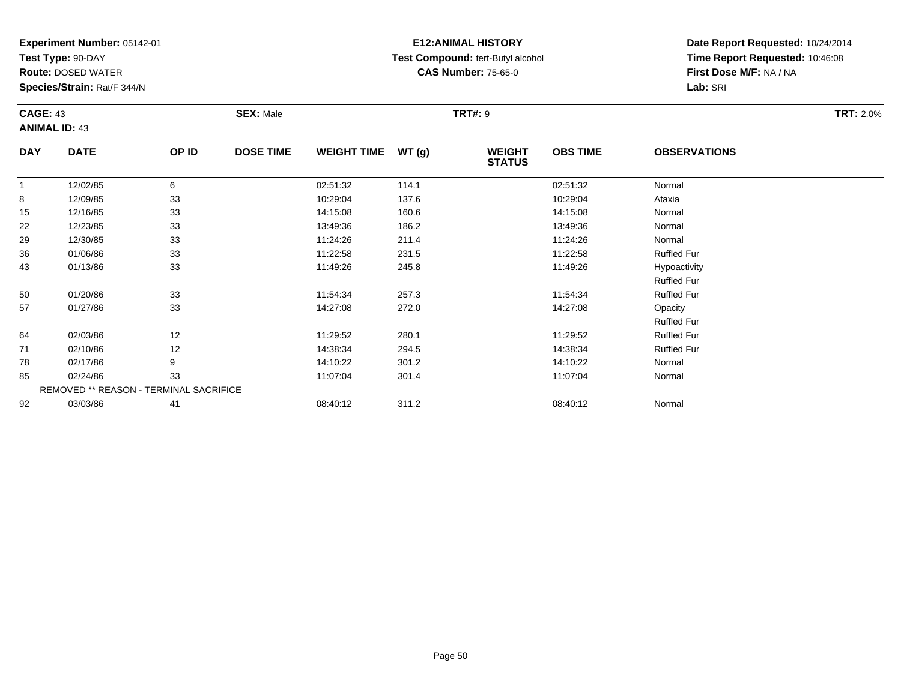**Experiment Number:** 05142-01
**Test Type:** 90-DAY
**Route:** DOSED WATER
**Species/Strain:** Rat/F 344/N

**E12:ANIMAL HISTORY**
**Test Compound:** tert-Butyl alcohol
**CAS Number:** 75-65-0

**Date Report Requested:** 10/24/2014
**Time Report Requested:** 10:46:08
**First Dose M/F:** NA / NA
**Lab:** SRI

**CAGE:** 43 **SEX:** Male **TRT#:** 9 **TRT:** 2.0%
**ANIMAL ID:** 43

| DAY | DATE | OP ID | DOSE TIME | WEIGHT TIME | WT (g) | WEIGHT STATUS | OBS TIME | OBSERVATIONS |
|---|---|---|---|---|---|---|---|---|
| 1 | 12/02/85 | 6 | | 02:51:32 | 114.1 | | 02:51:32 | Normal |
| 8 | 12/09/85 | 33 | | 10:29:04 | 137.6 | | 10:29:04 | Ataxia |
| 15 | 12/16/85 | 33 | | 14:15:08 | 160.6 | | 14:15:08 | Normal |
| 22 | 12/23/85 | 33 | | 13:49:36 | 186.2 | | 13:49:36 | Normal |
| 29 | 12/30/85 | 33 | | 11:24:26 | 211.4 | | 11:24:26 | Normal |
| 36 | 01/06/86 | 33 | | 11:22:58 | 231.5 | | 11:22:58 | Ruffled Fur |
| 43 | 01/13/86 | 33 | | 11:49:26 | 245.8 | | 11:49:26 | Hypoactivity |
| | | | | | | | | Ruffled Fur |
| 50 | 01/20/86 | 33 | | 11:54:34 | 257.3 | | 11:54:34 | Ruffled Fur |
| 57 | 01/27/86 | 33 | | 14:27:08 | 272.0 | | 14:27:08 | Opacity |
| | | | | | | | | Ruffled Fur |
| 64 | 02/03/86 | 12 | | 11:29:52 | 280.1 | | 11:29:52 | Ruffled Fur |
| 71 | 02/10/86 | 12 | | 14:38:34 | 294.5 | | 14:38:34 | Ruffled Fur |
| 78 | 02/17/86 | 9 | | 14:10:22 | 301.2 | | 14:10:22 | Normal |
| 85 | 02/24/86 | 33 | | 11:07:04 | 301.4 | | 11:07:04 | Normal |
| | REMOVED ** REASON - TERMINAL SACRIFICE | | | | | | | |
| 92 | 03/03/86 | 41 | | 08:40:12 | 311.2 | | 08:40:12 | Normal |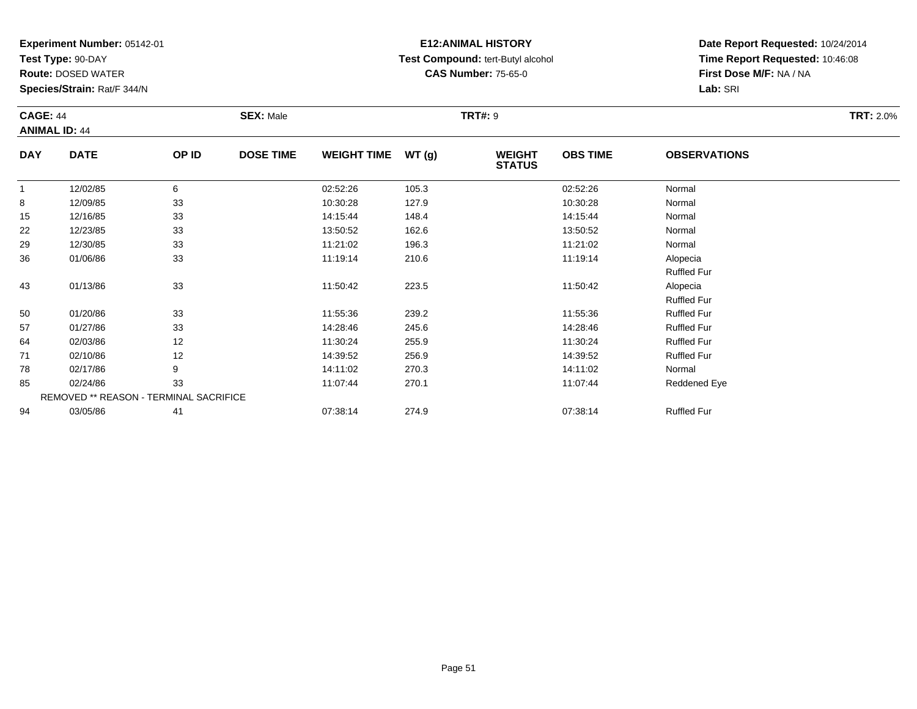**Experiment Number:** 05142-01
**Test Type:** 90-DAY
**Route:** DOSED WATER
**Species/Strain:** Rat/F 344/N

**E12:ANIMAL HISTORY**
**Test Compound:** tert-Butyl alcohol
**CAS Number:** 75-65-0

**Date Report Requested:** 10/24/2014
**Time Report Requested:** 10:46:08
**First Dose M/F:** NA / NA
**Lab:** SRI

**CAGE:** 44 **SEX:** Male **TRT#:** 9 **TRT:** 2.0%
**ANIMAL ID:** 44

| DAY | DATE | OP ID | DOSE TIME | WEIGHT TIME | WT (g) | WEIGHT STATUS | OBS TIME | OBSERVATIONS |
|---|---|---|---|---|---|---|---|---|
| 1 | 12/02/85 | 6 | | 02:52:26 | 105.3 | | 02:52:26 | Normal |
| 8 | 12/09/85 | 33 | | 10:30:28 | 127.9 | | 10:30:28 | Normal |
| 15 | 12/16/85 | 33 | | 14:15:44 | 148.4 | | 14:15:44 | Normal |
| 22 | 12/23/85 | 33 | | 13:50:52 | 162.6 | | 13:50:52 | Normal |
| 29 | 12/30/85 | 33 | | 11:21:02 | 196.3 | | 11:21:02 | Normal |
| 36 | 01/06/86 | 33 | | 11:19:14 | 210.6 | | 11:19:14 | Alopecia |
| | | | | | | | | Ruffled Fur |
| 43 | 01/13/86 | 33 | | 11:50:42 | 223.5 | | 11:50:42 | Alopecia |
| | | | | | | | | Ruffled Fur |
| 50 | 01/20/86 | 33 | | 11:55:36 | 239.2 | | 11:55:36 | Ruffled Fur |
| 57 | 01/27/86 | 33 | | 14:28:46 | 245.6 | | 14:28:46 | Ruffled Fur |
| 64 | 02/03/86 | 12 | | 11:30:24 | 255.9 | | 11:30:24 | Ruffled Fur |
| 71 | 02/10/86 | 12 | | 14:39:52 | 256.9 | | 14:39:52 | Ruffled Fur |
| 78 | 02/17/86 | 9 | | 14:11:02 | 270.3 | | 14:11:02 | Normal |
| 85 | 02/24/86 | 33 | | 11:07:44 | 270.1 | | 11:07:44 | Reddened Eye |
| | REMOVED ** REASON - TERMINAL SACRIFICE | | | | | | | |
| 94 | 03/05/86 | 41 | | 07:38:14 | 274.9 | | 07:38:14 | Ruffled Fur |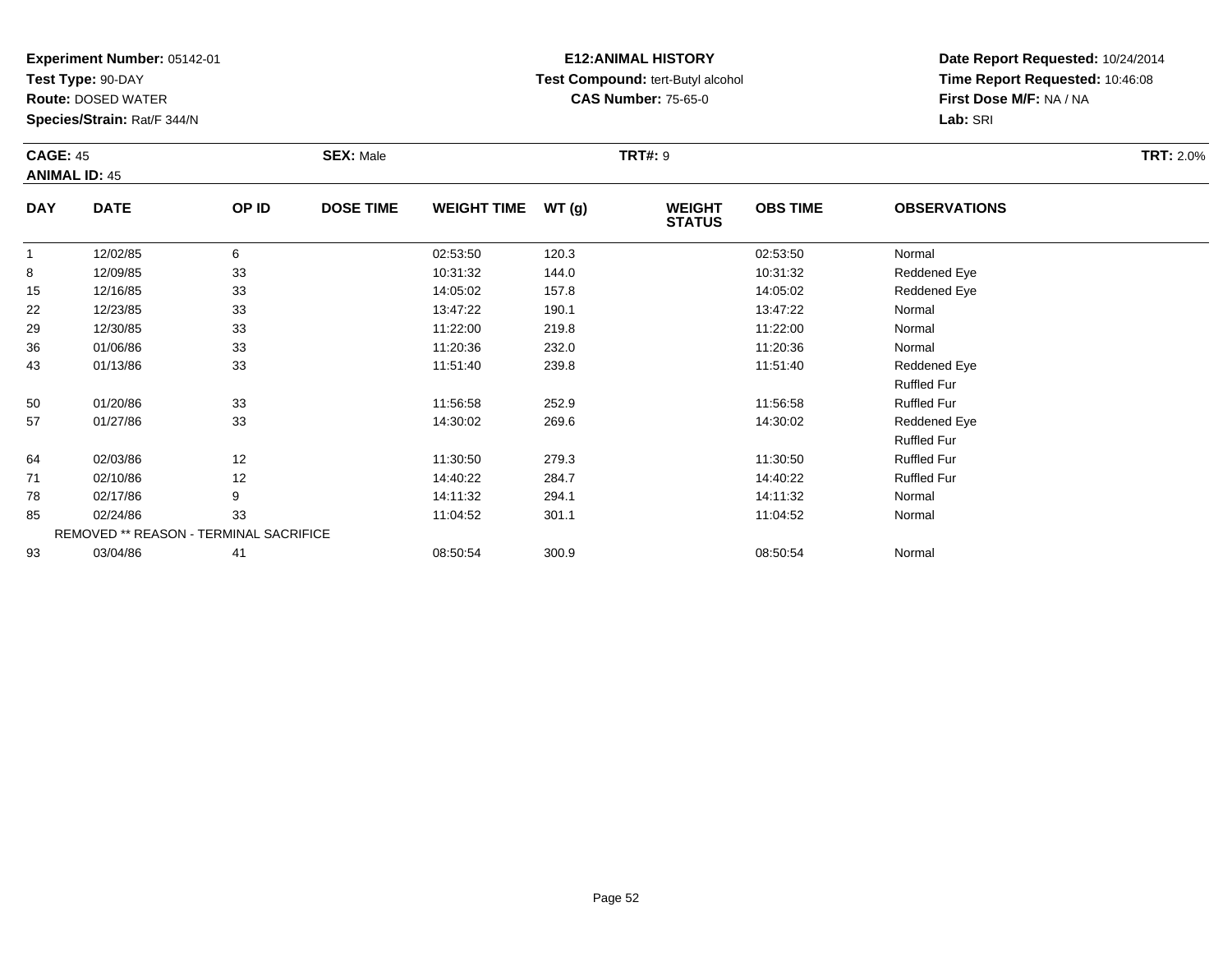**Experiment Number:** 05142-01
**Test Type:** 90-DAY
**Route:** DOSED WATER
**Species/Strain:** Rat/F 344/N

**E12:ANIMAL HISTORY**
**Test Compound:** tert-Butyl alcohol
**CAS Number:** 75-65-0

**Date Report Requested:** 10/24/2014
**Time Report Requested:** 10:46:08
**First Dose M/F:** NA / NA
**Lab:** SRI

**CAGE:** 45 **SEX:** Male **TRT#:** 9 **TRT:** 2.0%
**ANIMAL ID:** 45

| DAY | DATE | OP ID | DOSE TIME | WEIGHT TIME | WT (g) | WEIGHT STATUS | OBS TIME | OBSERVATIONS |
|---|---|---|---|---|---|---|---|---|
| 1 | 12/02/85 | 6 | | 02:53:50 | 120.3 | | 02:53:50 | Normal |
| 8 | 12/09/85 | 33 | | 10:31:32 | 144.0 | | 10:31:32 | Reddened Eye |
| 15 | 12/16/85 | 33 | | 14:05:02 | 157.8 | | 14:05:02 | Reddened Eye |
| 22 | 12/23/85 | 33 | | 13:47:22 | 190.1 | | 13:47:22 | Normal |
| 29 | 12/30/85 | 33 | | 11:22:00 | 219.8 | | 11:22:00 | Normal |
| 36 | 01/06/86 | 33 | | 11:20:36 | 232.0 | | 11:20:36 | Normal |
| 43 | 01/13/86 | 33 | | 11:51:40 | 239.8 | | 11:51:40 | Reddened Eye |
| | | | | | | | | Ruffled Fur |
| 50 | 01/20/86 | 33 | | 11:56:58 | 252.9 | | 11:56:58 | Ruffled Fur |
| 57 | 01/27/86 | 33 | | 14:30:02 | 269.6 | | 14:30:02 | Reddened Eye |
| | | | | | | | | Ruffled Fur |
| 64 | 02/03/86 | 12 | | 11:30:50 | 279.3 | | 11:30:50 | Ruffled Fur |
| 71 | 02/10/86 | 12 | | 14:40:22 | 284.7 | | 14:40:22 | Ruffled Fur |
| 78 | 02/17/86 | 9 | | 14:11:32 | 294.1 | | 14:11:32 | Normal |
| 85 | 02/24/86 | 33 | | 11:04:52 | 301.1 | | 11:04:52 | Normal |
| | REMOVED ** REASON - TERMINAL SACRIFICE | | | | | | | |
| 93 | 03/04/86 | 41 | | 08:50:54 | 300.9 | | 08:50:54 | Normal |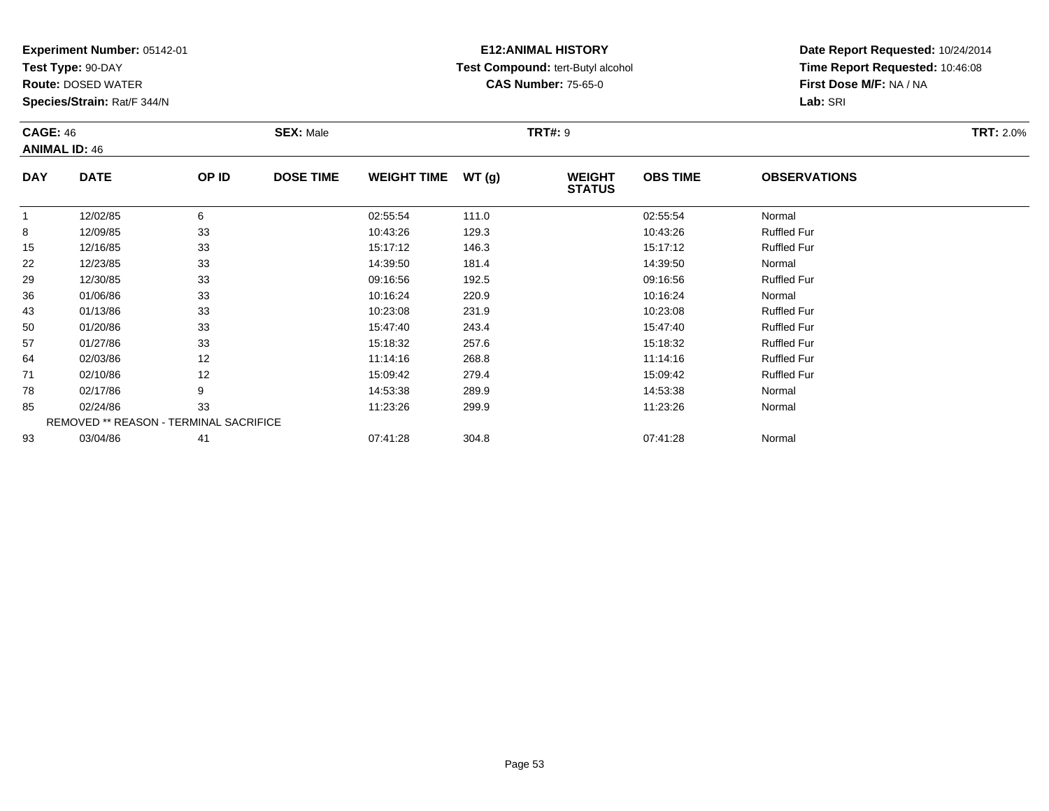**Experiment Number:** 05142-01
**Test Type:** 90-DAY
**Route:** DOSED WATER
**Species/Strain:** Rat/F 344/N

**E12:ANIMAL HISTORY**
**Test Compound:** tert-Butyl alcohol
**CAS Number:** 75-65-0

**Date Report Requested:** 10/24/2014
**Time Report Requested:** 10:46:08
**First Dose M/F:** NA / NA
**Lab:** SRI

**CAGE:** 46 **SEX:** Male **TRT#:** 9 **TRT:** 2.0%
**ANIMAL ID:** 46

| DAY | DATE | OP ID | DOSE TIME | WEIGHT TIME | WT (g) | WEIGHT STATUS | OBS TIME | OBSERVATIONS |
|---|---|---|---|---|---|---|---|---|
| 1 | 12/02/85 | 6 | | 02:55:54 | 111.0 | | 02:55:54 | Normal |
| 8 | 12/09/85 | 33 | | 10:43:26 | 129.3 | | 10:43:26 | Ruffled Fur |
| 15 | 12/16/85 | 33 | | 15:17:12 | 146.3 | | 15:17:12 | Ruffled Fur |
| 22 | 12/23/85 | 33 | | 14:39:50 | 181.4 | | 14:39:50 | Normal |
| 29 | 12/30/85 | 33 | | 09:16:56 | 192.5 | | 09:16:56 | Ruffled Fur |
| 36 | 01/06/86 | 33 | | 10:16:24 | 220.9 | | 10:16:24 | Normal |
| 43 | 01/13/86 | 33 | | 10:23:08 | 231.9 | | 10:23:08 | Ruffled Fur |
| 50 | 01/20/86 | 33 | | 15:47:40 | 243.4 | | 15:47:40 | Ruffled Fur |
| 57 | 01/27/86 | 33 | | 15:18:32 | 257.6 | | 15:18:32 | Ruffled Fur |
| 64 | 02/03/86 | 12 | | 11:14:16 | 268.8 | | 11:14:16 | Ruffled Fur |
| 71 | 02/10/86 | 12 | | 15:09:42 | 279.4 | | 15:09:42 | Ruffled Fur |
| 78 | 02/17/86 | 9 | | 14:53:38 | 289.9 | | 14:53:38 | Normal |
| 85 | 02/24/86 | 33 | | 11:23:26 | 299.9 | | 11:23:26 | Normal |
| | REMOVED ** REASON - TERMINAL SACRIFICE | | | | | | | |
| 93 | 03/04/86 | 41 | | 07:41:28 | 304.8 | | 07:41:28 | Normal |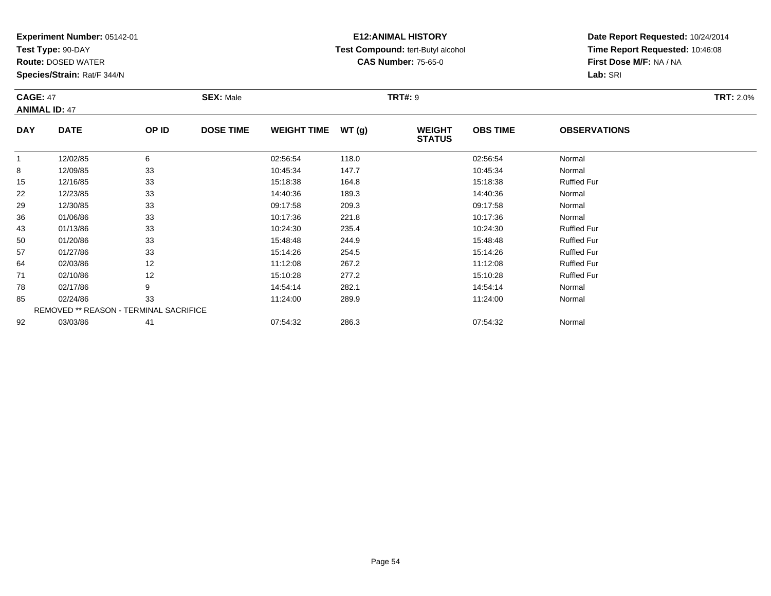**Experiment Number:** 05142-01
**Test Type:** 90-DAY
**Route:** DOSED WATER
**Species/Strain:** Rat/F 344/N

**E12:ANIMAL HISTORY**
**Test Compound:** tert-Butyl alcohol
**CAS Number:** 75-65-0

**Date Report Requested:** 10/24/2014
**Time Report Requested:** 10:46:08
**First Dose M/F:** NA / NA
**Lab:** SRI

**CAGE:** 47
**ANIMAL ID:** 47

**SEX:** Male

**TRT#:** 9

**TRT:** 2.0%

| DAY | DATE | OP ID | DOSE TIME | WEIGHT TIME | WT (g) | WEIGHT STATUS | OBS TIME | OBSERVATIONS |
|---|---|---|---|---|---|---|---|---|
| 1 | 12/02/85 | 6 | | 02:56:54 | 118.0 | | 02:56:54 | Normal |
| 8 | 12/09/85 | 33 | | 10:45:34 | 147.7 | | 10:45:34 | Normal |
| 15 | 12/16/85 | 33 | | 15:18:38 | 164.8 | | 15:18:38 | Ruffled Fur |
| 22 | 12/23/85 | 33 | | 14:40:36 | 189.3 | | 14:40:36 | Normal |
| 29 | 12/30/85 | 33 | | 09:17:58 | 209.3 | | 09:17:58 | Normal |
| 36 | 01/06/86 | 33 | | 10:17:36 | 221.8 | | 10:17:36 | Normal |
| 43 | 01/13/86 | 33 | | 10:24:30 | 235.4 | | 10:24:30 | Ruffled Fur |
| 50 | 01/20/86 | 33 | | 15:48:48 | 244.9 | | 15:48:48 | Ruffled Fur |
| 57 | 01/27/86 | 33 | | 15:14:26 | 254.5 | | 15:14:26 | Ruffled Fur |
| 64 | 02/03/86 | 12 | | 11:12:08 | 267.2 | | 11:12:08 | Ruffled Fur |
| 71 | 02/10/86 | 12 | | 15:10:28 | 277.2 | | 15:10:28 | Ruffled Fur |
| 78 | 02/17/86 | 9 | | 14:54:14 | 282.1 | | 14:54:14 | Normal |
| 85 | 02/24/86 | 33 | | 11:24:00 | 289.9 | | 11:24:00 | Normal |
| | REMOVED ** REASON - TERMINAL SACRIFICE | | | | | | | |
| 92 | 03/03/86 | 41 | | 07:54:32 | 286.3 | | 07:54:32 | Normal |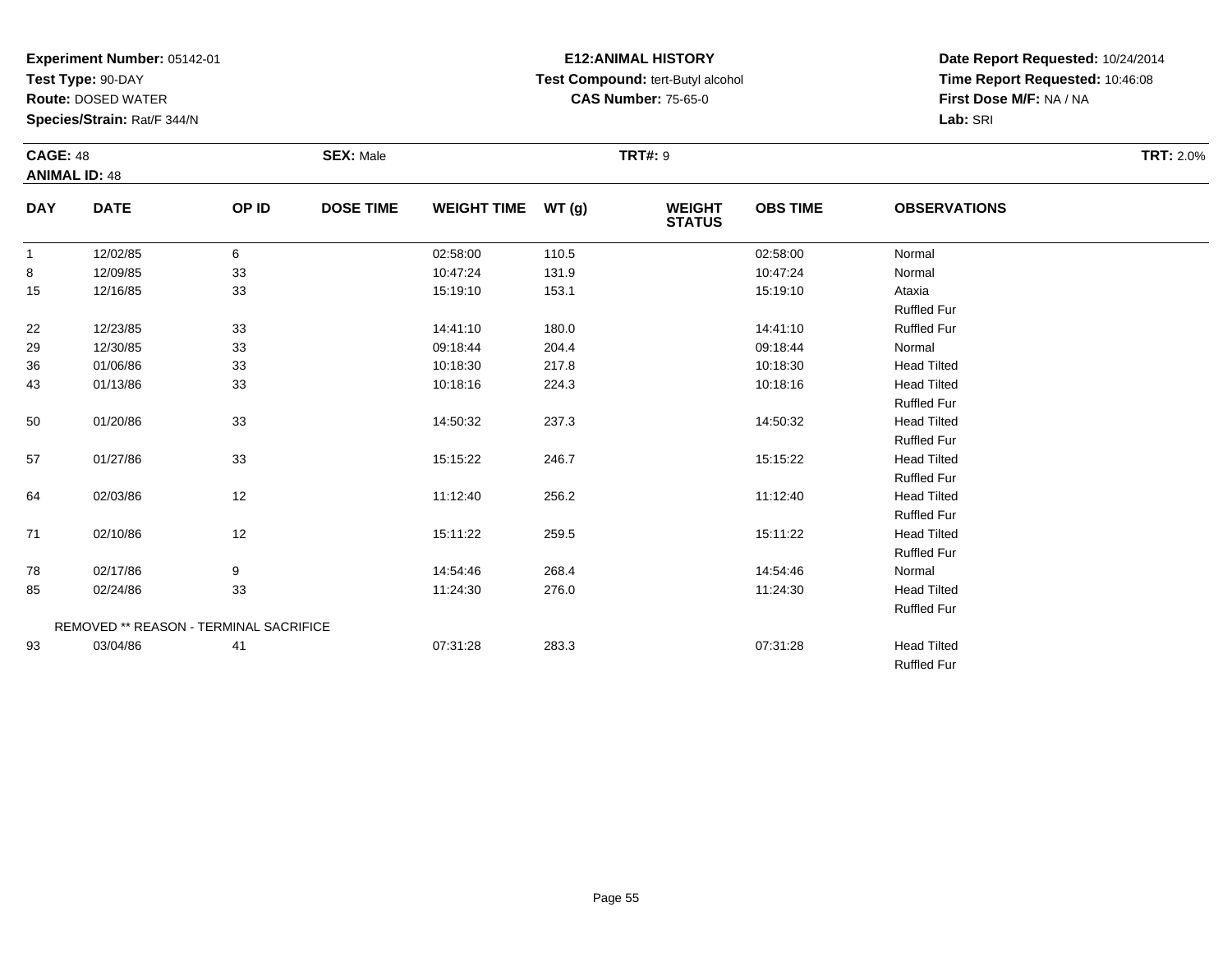**Experiment Number:** 05142-01
**Test Type:** 90-DAY
**Route:** DOSED WATER
**Species/Strain:** Rat/F 344/N

**E12:ANIMAL HISTORY**
**Test Compound:** tert-Butyl alcohol
**CAS Number:** 75-65-0

**Date Report Requested:** 10/24/2014
**Time Report Requested:** 10:46:08
**First Dose M/F:** NA / NA
**Lab:** SRI

**CAGE:** 48 **SEX:** Male **TRT#:** 9 **TRT:** 2.0%
**ANIMAL ID:** 48

| DAY | DATE | OP ID | DOSE TIME | WEIGHT TIME | WT (g) | WEIGHT STATUS | OBS TIME | OBSERVATIONS |
|---|---|---|---|---|---|---|---|---|
| 1 | 12/02/85 | 6 | | 02:58:00 | 110.5 | | 02:58:00 | Normal |
| 8 | 12/09/85 | 33 | | 10:47:24 | 131.9 | | 10:47:24 | Normal |
| 15 | 12/16/85 | 33 | | 15:19:10 | 153.1 | | 15:19:10 | Ataxia |
| | | | | | | | | Ruffled Fur |
| 22 | 12/23/85 | 33 | | 14:41:10 | 180.0 | | 14:41:10 | Ruffled Fur |
| 29 | 12/30/85 | 33 | | 09:18:44 | 204.4 | | 09:18:44 | Normal |
| 36 | 01/06/86 | 33 | | 10:18:30 | 217.8 | | 10:18:30 | Head Tilted |
| 43 | 01/13/86 | 33 | | 10:18:16 | 224.3 | | 10:18:16 | Head Tilted |
| | | | | | | | | Ruffled Fur |
| 50 | 01/20/86 | 33 | | 14:50:32 | 237.3 | | 14:50:32 | Head Tilted |
| | | | | | | | | Ruffled Fur |
| 57 | 01/27/86 | 33 | | 15:15:22 | 246.7 | | 15:15:22 | Head Tilted |
| | | | | | | | | Ruffled Fur |
| 64 | 02/03/86 | 12 | | 11:12:40 | 256.2 | | 11:12:40 | Head Tilted |
| | | | | | | | | Ruffled Fur |
| 71 | 02/10/86 | 12 | | 15:11:22 | 259.5 | | 15:11:22 | Head Tilted |
| | | | | | | | | Ruffled Fur |
| 78 | 02/17/86 | 9 | | 14:54:46 | 268.4 | | 14:54:46 | Normal |
| 85 | 02/24/86 | 33 | | 11:24:30 | 276.0 | | 11:24:30 | Head Tilted |
| | | | | | | | | Ruffled Fur |
| REMOVED ** REASON - TERMINAL SACRIFICE | | | | | | | | |
| 93 | 03/04/86 | 41 | | 07:31:28 | 283.3 | | 07:31:28 | Head Tilted |
| | | | | | | | | Ruffled Fur |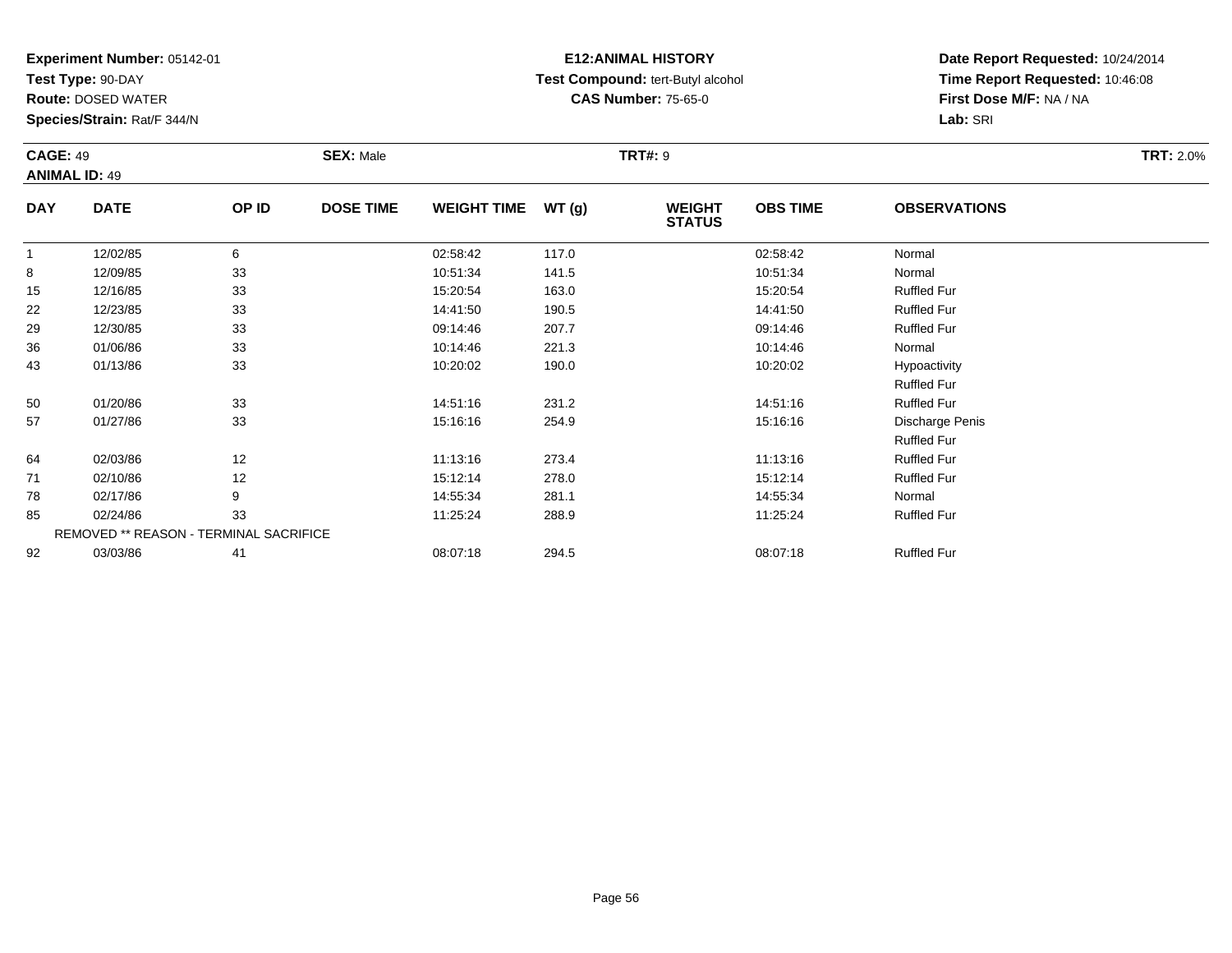**Experiment Number:** 05142-01
**Test Type:** 90-DAY
**Route:** DOSED WATER
**Species/Strain:** Rat/F 344/N

**E12:ANIMAL HISTORY**
**Test Compound:** tert-Butyl alcohol
**CAS Number:** 75-65-0

**Date Report Requested:** 10/24/2014
**Time Report Requested:** 10:46:08
**First Dose M/F:** NA / NA
**Lab:** SRI

**CAGE:** 49 **SEX:** Male **TRT#:** 9 **TRT:** 2.0%
**ANIMAL ID:** 49

| DAY | DATE | OP ID | DOSE TIME | WEIGHT TIME | WT (g) | WEIGHT STATUS | OBS TIME | OBSERVATIONS |
|---|---|---|---|---|---|---|---|---|
| 1 | 12/02/85 | 6 | | 02:58:42 | 117.0 | | 02:58:42 | Normal |
| 8 | 12/09/85 | 33 | | 10:51:34 | 141.5 | | 10:51:34 | Normal |
| 15 | 12/16/85 | 33 | | 15:20:54 | 163.0 | | 15:20:54 | Ruffled Fur |
| 22 | 12/23/85 | 33 | | 14:41:50 | 190.5 | | 14:41:50 | Ruffled Fur |
| 29 | 12/30/85 | 33 | | 09:14:46 | 207.7 | | 09:14:46 | Ruffled Fur |
| 36 | 01/06/86 | 33 | | 10:14:46 | 221.3 | | 10:14:46 | Normal |
| 43 | 01/13/86 | 33 | | 10:20:02 | 190.0 | | 10:20:02 | Hypoactivity |
| | | | | | | | | Ruffled Fur |
| 50 | 01/20/86 | 33 | | 14:51:16 | 231.2 | | 14:51:16 | Ruffled Fur |
| 57 | 01/27/86 | 33 | | 15:16:16 | 254.9 | | 15:16:16 | Discharge Penis |
| | | | | | | | | Ruffled Fur |
| 64 | 02/03/86 | 12 | | 11:13:16 | 273.4 | | 11:13:16 | Ruffled Fur |
| 71 | 02/10/86 | 12 | | 15:12:14 | 278.0 | | 15:12:14 | Ruffled Fur |
| 78 | 02/17/86 | 9 | | 14:55:34 | 281.1 | | 14:55:34 | Normal |
| 85 | 02/24/86 | 33 | | 11:25:24 | 288.9 | | 11:25:24 | Ruffled Fur |
| | REMOVED ** REASON - TERMINAL SACRIFICE | | | | | | | |
| 92 | 03/03/86 | 41 | | 08:07:18 | 294.5 | | 08:07:18 | Ruffled Fur |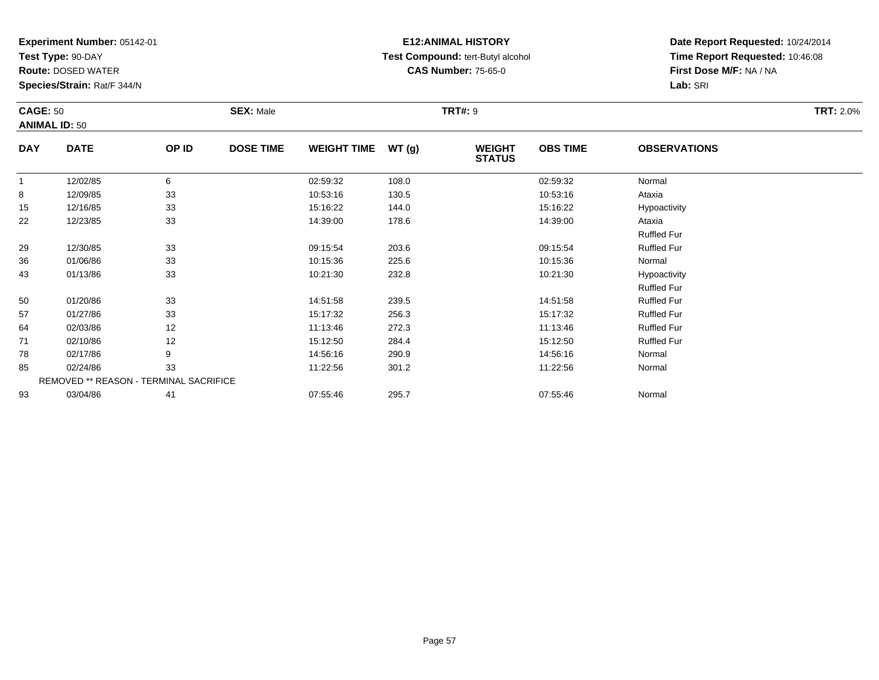**Experiment Number:** 05142-01
**Test Type:** 90-DAY
**Route:** DOSED WATER
**Species/Strain:** Rat/F 344/N

**E12:ANIMAL HISTORY**
**Test Compound:** tert-Butyl alcohol
**CAS Number:** 75-65-0

**Date Report Requested:** 10/24/2014
**Time Report Requested:** 10:46:08
**First Dose M/F:** NA / NA
**Lab:** SRI

**CAGE:** 50 **SEX:** Male **TRT#:** 9 **TRT:** 2.0%
**ANIMAL ID:** 50

| DAY | DATE | OP ID | DOSE TIME | WEIGHT TIME | WT (g) | WEIGHT STATUS | OBS TIME | OBSERVATIONS |
|---|---|---|---|---|---|---|---|---|
| 1 | 12/02/85 | 6 | | 02:59:32 | 108.0 | | 02:59:32 | Normal |
| 8 | 12/09/85 | 33 | | 10:53:16 | 130.5 | | 10:53:16 | Ataxia |
| 15 | 12/16/85 | 33 | | 15:16:22 | 144.0 | | 15:16:22 | Hypoactivity |
| 22 | 12/23/85 | 33 | | 14:39:00 | 178.6 | | 14:39:00 | Ataxia |
| | | | | | | | | Ruffled Fur |
| 29 | 12/30/85 | 33 | | 09:15:54 | 203.6 | | 09:15:54 | Ruffled Fur |
| 36 | 01/06/86 | 33 | | 10:15:36 | 225.6 | | 10:15:36 | Normal |
| 43 | 01/13/86 | 33 | | 10:21:30 | 232.8 | | 10:21:30 | Hypoactivity |
| | | | | | | | | Ruffled Fur |
| 50 | 01/20/86 | 33 | | 14:51:58 | 239.5 | | 14:51:58 | Ruffled Fur |
| 57 | 01/27/86 | 33 | | 15:17:32 | 256.3 | | 15:17:32 | Ruffled Fur |
| 64 | 02/03/86 | 12 | | 11:13:46 | 272.3 | | 11:13:46 | Ruffled Fur |
| 71 | 02/10/86 | 12 | | 15:12:50 | 284.4 | | 15:12:50 | Ruffled Fur |
| 78 | 02/17/86 | 9 | | 14:56:16 | 290.9 | | 14:56:16 | Normal |
| 85 | 02/24/86 | 33 | | 11:22:56 | 301.2 | | 11:22:56 | Normal |
| | REMOVED ** REASON - TERMINAL SACRIFICE | | | | | | | |
| 93 | 03/04/86 | 41 | | 07:55:46 | 295.7 | | 07:55:46 | Normal |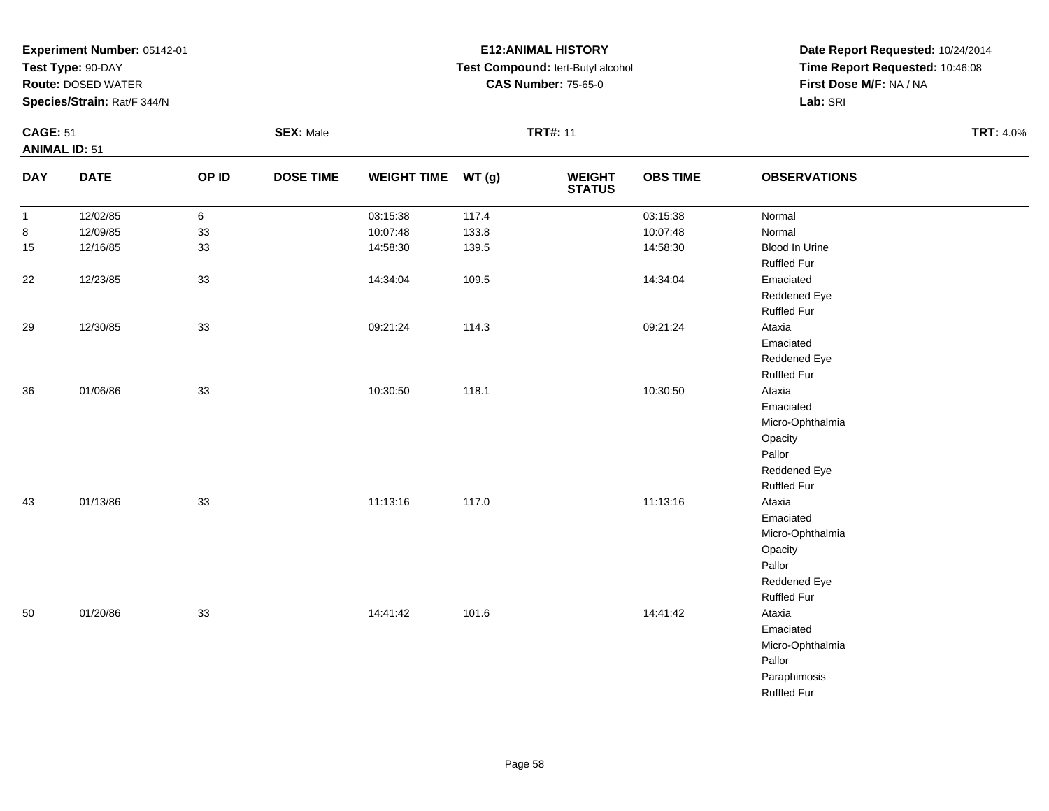**Experiment Number:** 05142-01
**Test Type:** 90-DAY
**Route:** DOSED WATER
**Species/Strain:** Rat/F 344/N

**E12:ANIMAL HISTORY**
**Test Compound:** tert-Butyl alcohol
**CAS Number:** 75-65-0

**Date Report Requested:** 10/24/2014
**Time Report Requested:** 10:46:08
**First Dose M/F:** NA / NA
**Lab:** SRI

**CAGE:** 51 | **SEX:** Male | **TRT#:** 11 | **TRT:** 4.0%
**ANIMAL ID:** 51

| DAY | DATE | OP ID | DOSE TIME | WEIGHT TIME | WT (g) | WEIGHT STATUS | OBS TIME | OBSERVATIONS |
|---|---|---|---|---|---|---|---|---|
| 1 | 12/02/85 | 6 | | 03:15:38 | 117.4 | | 03:15:38 | Normal |
| 8 | 12/09/85 | 33 | | 10:07:48 | 133.8 | | 10:07:48 | Normal |
| 15 | 12/16/85 | 33 | | 14:58:30 | 139.5 | | 14:58:30 | Blood In Urine |
| | | | | | | | | Ruffled Fur |
| 22 | 12/23/85 | 33 | | 14:34:04 | 109.5 | | 14:34:04 | Emaciated |
| | | | | | | | | Reddened Eye |
| | | | | | | | | Ruffled Fur |
| 29 | 12/30/85 | 33 | | 09:21:24 | 114.3 | | 09:21:24 | Ataxia |
| | | | | | | | | Emaciated |
| | | | | | | | | Reddened Eye |
| | | | | | | | | Ruffled Fur |
| 36 | 01/06/86 | 33 | | 10:30:50 | 118.1 | | 10:30:50 | Ataxia |
| | | | | | | | | Emaciated |
| | | | | | | | | Micro-Ophthalmia |
| | | | | | | | | Opacity |
| | | | | | | | | Pallor |
| | | | | | | | | Reddened Eye |
| | | | | | | | | Ruffled Fur |
| 43 | 01/13/86 | 33 | | 11:13:16 | 117.0 | | 11:13:16 | Ataxia |
| | | | | | | | | Emaciated |
| | | | | | | | | Micro-Ophthalmia |
| | | | | | | | | Opacity |
| | | | | | | | | Pallor |
| | | | | | | | | Reddened Eye |
| | | | | | | | | Ruffled Fur |
| 50 | 01/20/86 | 33 | | 14:41:42 | 101.6 | | 14:41:42 | Ataxia |
| | | | | | | | | Emaciated |
| | | | | | | | | Micro-Ophthalmia |
| | | | | | | | | Pallor |
| | | | | | | | | Paraphimosis |
| | | | | | | | | Ruffled Fur |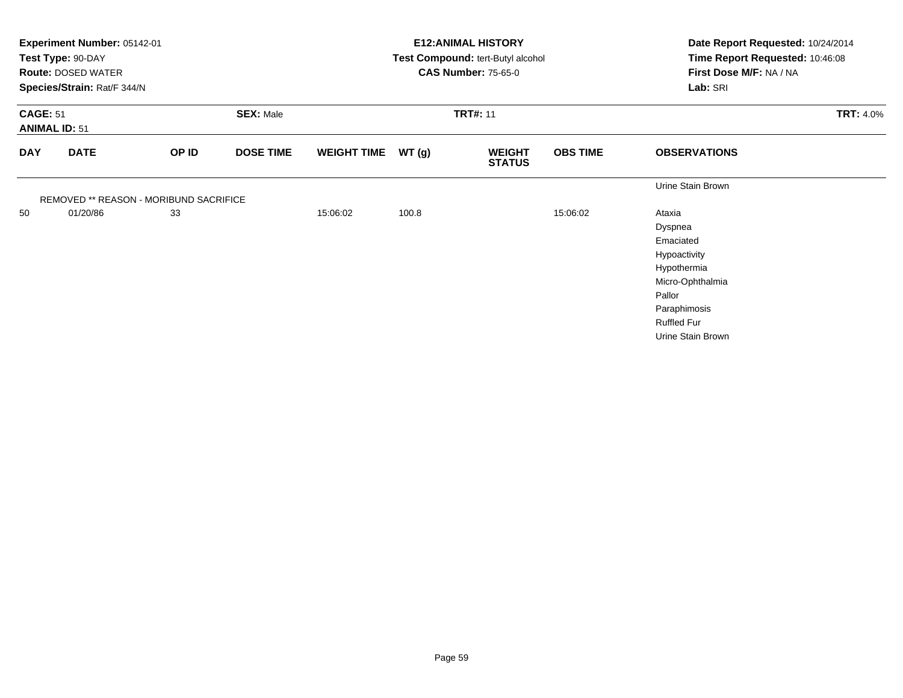**Experiment Number:** 05142-01
**Test Type:** 90-DAY
**Route:** DOSED WATER
**Species/Strain:** Rat/F 344/N

**E12:ANIMAL HISTORY**
**Test Compound:** tert-Butyl alcohol
**CAS Number:** 75-65-0

**Date Report Requested:** 10/24/2014
**Time Report Requested:** 10:46:08
**First Dose M/F:** NA / NA
**Lab:** SRI

**CAGE:** 51
**ANIMAL ID:** 51
**SEX:** Male
**TRT#:** 11
**TRT:** 4.0%

| DAY | DATE | OP ID | DOSE TIME | WEIGHT TIME | WT (g) | WEIGHT STATUS | OBS TIME | OBSERVATIONS |
|---|---|---|---|---|---|---|---|---|
| | | | | | | | | Urine Stain Brown |
| REMOVED ** REASON - MORIBUND SACRIFICE | | | | | | | | |
| 50 | 01/20/86 | 33 | | 15:06:02 | 100.8 | | 15:06:02 | Ataxia |
| | | | | | | | | Dyspnea |
| | | | | | | | | Emaciated |
| | | | | | | | | Hypoactivity |
| | | | | | | | | Hypothermia |
| | | | | | | | | Micro-Ophthalmia |
| | | | | | | | | Pallor |
| | | | | | | | | Paraphimosis |
| | | | | | | | | Ruffled Fur |
| | | | | | | | | Urine Stain Brown |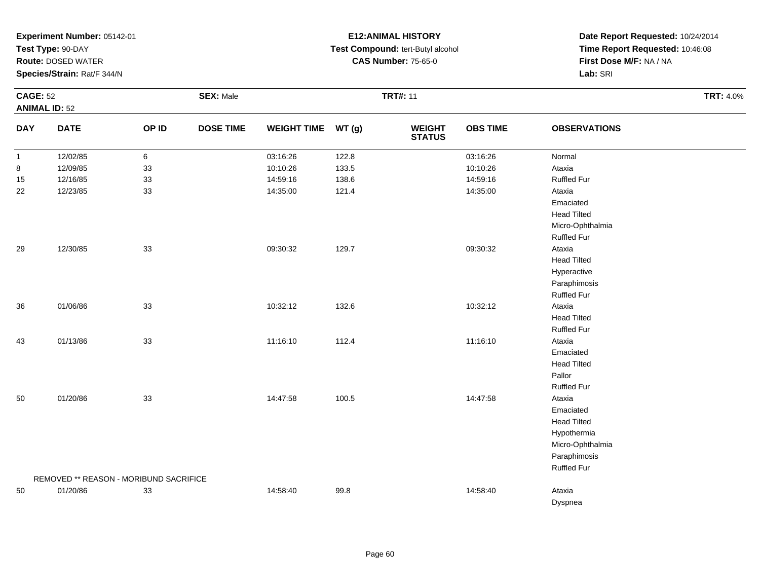**Experiment Number:** 05142-01
**Test Type:** 90-DAY
**Route:** DOSED WATER
**Species/Strain:** Rat/F 344/N

**E12:ANIMAL HISTORY**
**Test Compound:** tert-Butyl alcohol
**CAS Number:** 75-65-0

**Date Report Requested:** 10/24/2014
**Time Report Requested:** 10:46:08
**First Dose M/F:** NA / NA
**Lab:** SRI

**CAGE:** 52
**ANIMAL ID:** 52
**SEX:** Male
**TRT#:** 11
**TRT:** 4.0%

| DAY | DATE | OP ID | DOSE TIME | WEIGHT TIME | WT (g) | WEIGHT STATUS | OBS TIME | OBSERVATIONS |
|---|---|---|---|---|---|---|---|---|
| 1 | 12/02/85 | 6 | | 03:16:26 | 122.8 | | 03:16:26 | Normal |
| 8 | 12/09/85 | 33 | | 10:10:26 | 133.5 | | 10:10:26 | Ataxia |
| 15 | 12/16/85 | 33 | | 14:59:16 | 138.6 | | 14:59:16 | Ruffled Fur |
| 22 | 12/23/85 | 33 | | 14:35:00 | 121.4 | | 14:35:00 | Ataxia |
| | | | | | | | | Emaciated |
| | | | | | | | | Head Tilted |
| | | | | | | | | Micro-Ophthalmia |
| | | | | | | | | Ruffled Fur |
| 29 | 12/30/85 | 33 | | 09:30:32 | 129.7 | | 09:30:32 | Ataxia |
| | | | | | | | | Head Tilted |
| | | | | | | | | Hyperactive |
| | | | | | | | | Paraphimosis |
| | | | | | | | | Ruffled Fur |
| 36 | 01/06/86 | 33 | | 10:32:12 | 132.6 | | 10:32:12 | Ataxia |
| | | | | | | | | Head Tilted |
| | | | | | | | | Ruffled Fur |
| 43 | 01/13/86 | 33 | | 11:16:10 | 112.4 | | 11:16:10 | Ataxia |
| | | | | | | | | Emaciated |
| | | | | | | | | Head Tilted |
| | | | | | | | | Pallor |
| | | | | | | | | Ruffled Fur |
| 50 | 01/20/86 | 33 | | 14:47:58 | 100.5 | | 14:47:58 | Ataxia |
| | | | | | | | | Emaciated |
| | | | | | | | | Head Tilted |
| | | | | | | | | Hypothermia |
| | | | | | | | | Micro-Ophthalmia |
| | | | | | | | | Paraphimosis |
| | | | | | | | | Ruffled Fur |
| REMOVED ** REASON - MORIBUND SACRIFICE | | | | | | | | |
| 50 | 01/20/86 | 33 | | 14:58:40 | 99.8 | | 14:58:40 | Ataxia |
| | | | | | | | | Dyspnea |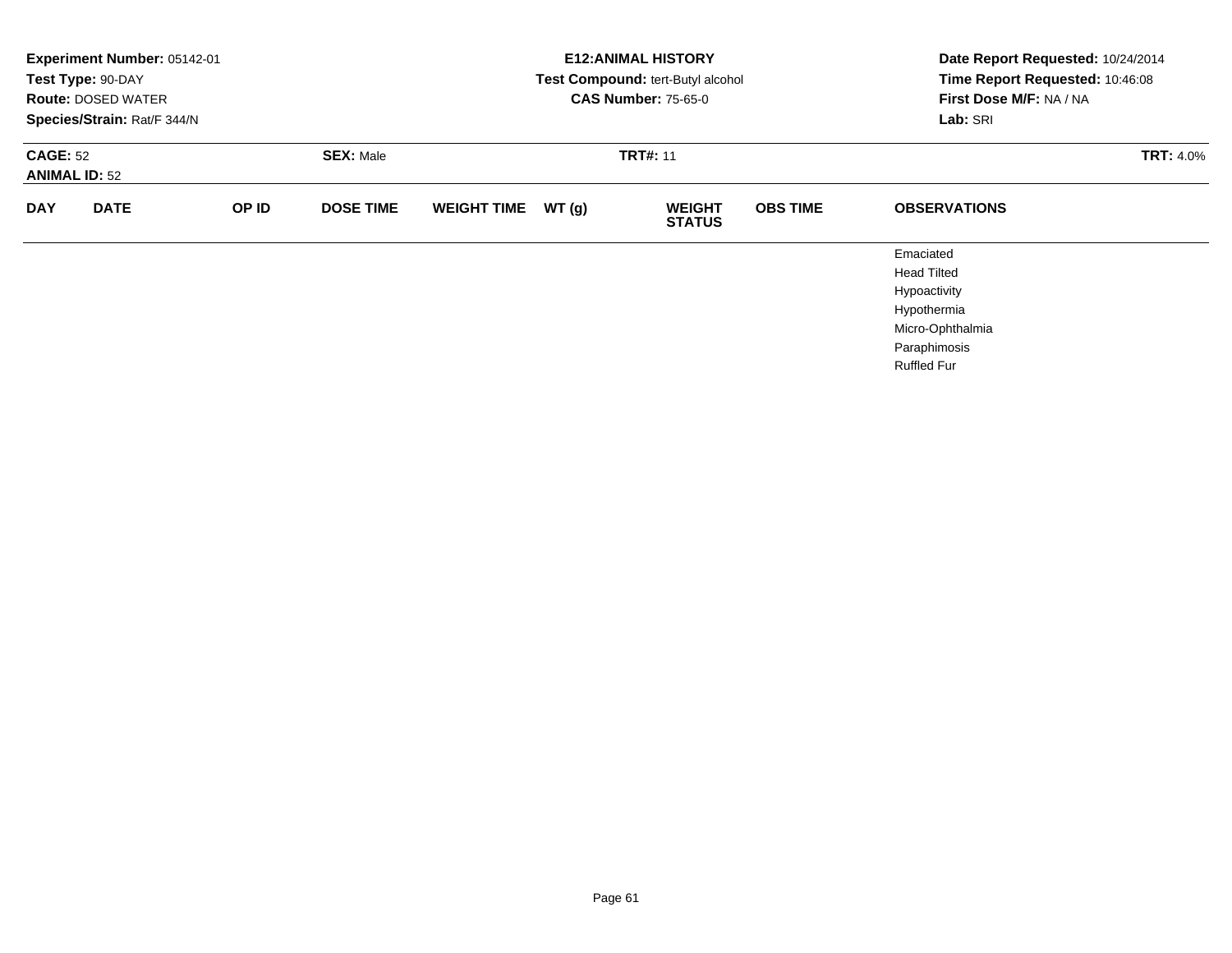**Experiment Number:** 05142-01
**Test Type:** 90-DAY
**Route:** DOSED WATER
**Species/Strain:** Rat/F 344/N

**E12:ANIMAL HISTORY**
**Test Compound:** tert-Butyl alcohol
**CAS Number:** 75-65-0

**Date Report Requested:** 10/24/2014
**Time Report Requested:** 10:46:08
**First Dose M/F:** NA / NA
**Lab:** SRI

**CAGE:** 52
**ANIMAL ID:** 52
**SEX:** Male
**TRT#:** 11
**TRT:** 4.0%

| DAY | DATE | OP ID | DOSE TIME | WEIGHT TIME | WT (g) | WEIGHT STATUS | OBS TIME | OBSERVATIONS |
|---|---|---|---|---|---|---|---|---|
| | | | | | | | | Emaciated |
| | | | | | | | | Head Tilted |
| | | | | | | | | Hypoactivity |
| | | | | | | | | Hypothermia |
| | | | | | | | | Micro-Ophthalmia |
| | | | | | | | | Paraphimosis |
| | | | | | | | | Ruffled Fur |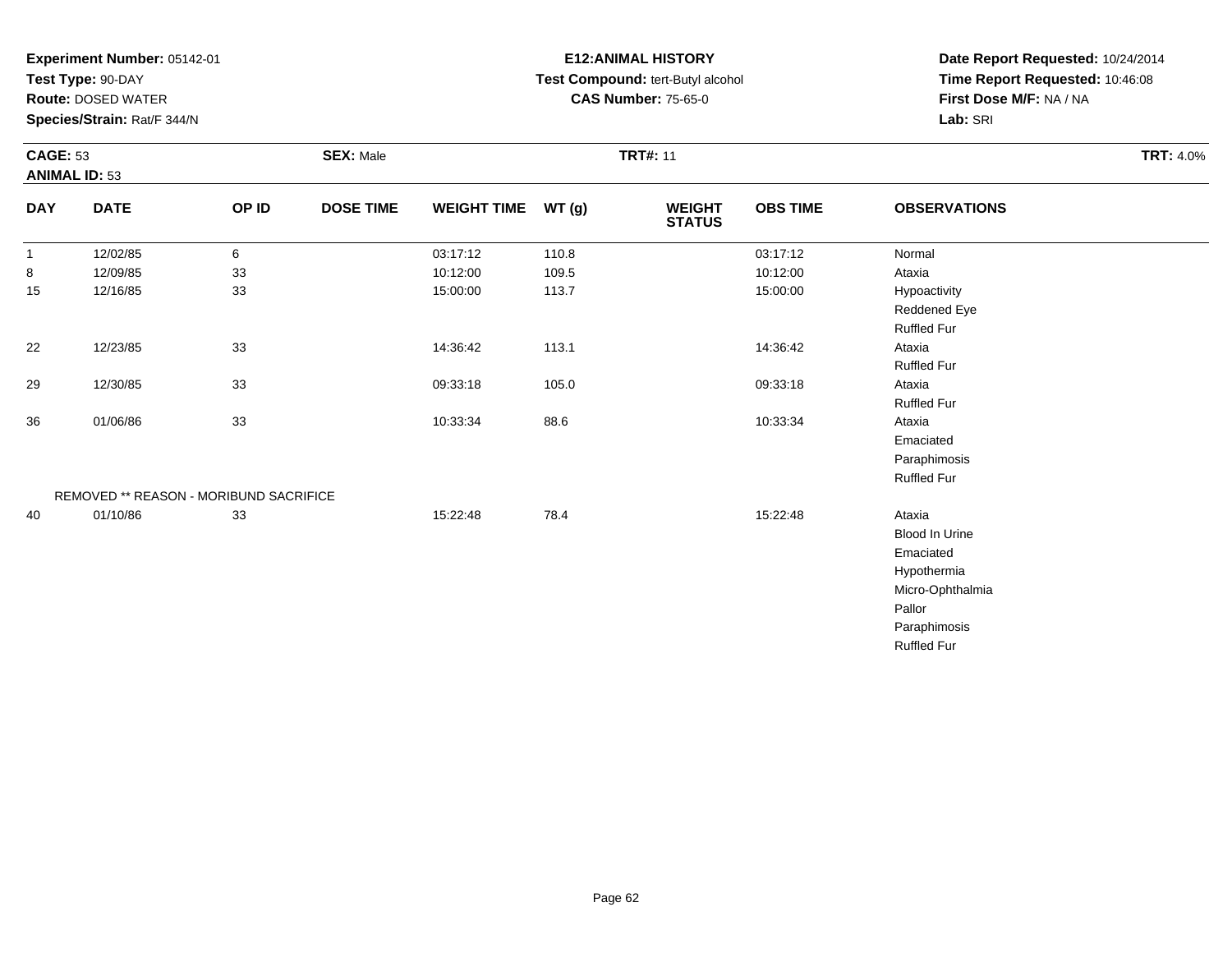**Experiment Number:** 05142-01
**Test Type:** 90-DAY
**Route:** DOSED WATER
**Species/Strain:** Rat/F 344/N

**E12:ANIMAL HISTORY**
**Test Compound:** tert-Butyl alcohol
**CAS Number:** 75-65-0

**Date Report Requested:** 10/24/2014
**Time Report Requested:** 10:46:08
**First Dose M/F:** NA / NA
**Lab:** SRI

**CAGE:** 53
**ANIMAL ID:** 53
**SEX:** Male
**TRT#:** 11
**TRT:** 4.0%

| DAY | DATE | OP ID | DOSE TIME | WEIGHT TIME | WT (g) | WEIGHT STATUS | OBS TIME | OBSERVATIONS |
|---|---|---|---|---|---|---|---|---|
| 1 | 12/02/85 | 6 | | 03:17:12 | 110.8 | | 03:17:12 | Normal |
| 8 | 12/09/85 | 33 | | 10:12:00 | 109.5 | | 10:12:00 | Ataxia |
| 15 | 12/16/85 | 33 | | 15:00:00 | 113.7 | | 15:00:00 | Hypoactivity |
| | | | | | | | | Reddened Eye |
| | | | | | | | | Ruffled Fur |
| 22 | 12/23/85 | 33 | | 14:36:42 | 113.1 | | 14:36:42 | Ataxia |
| | | | | | | | | Ruffled Fur |
| 29 | 12/30/85 | 33 | | 09:33:18 | 105.0 | | 09:33:18 | Ataxia |
| | | | | | | | | Ruffled Fur |
| 36 | 01/06/86 | 33 | | 10:33:34 | 88.6 | | 10:33:34 | Ataxia |
| | | | | | | | | Emaciated |
| | | | | | | | | Paraphimosis |
| | | | | | | | | Ruffled Fur |
| | REMOVED ** REASON - MORIBUND SACRIFICE | | | | | | | |
| 40 | 01/10/86 | 33 | | 15:22:48 | 78.4 | | 15:22:48 | Ataxia |
| | | | | | | | | Blood In Urine |
| | | | | | | | | Emaciated |
| | | | | | | | | Hypothermia |
| | | | | | | | | Micro-Ophthalmia |
| | | | | | | | | Pallor |
| | | | | | | | | Paraphimosis |
| | | | | | | | | Ruffled Fur |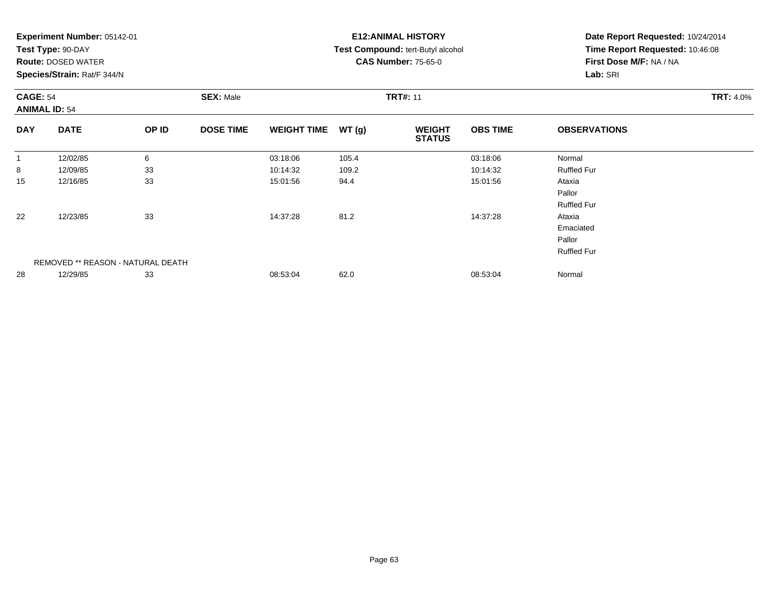**Experiment Number:** 05142-01
**Test Type:** 90-DAY
**Route:** DOSED WATER
**Species/Strain:** Rat/F 344/N

**E12:ANIMAL HISTORY**
**Test Compound:** tert-Butyl alcohol
**CAS Number:** 75-65-0

**Date Report Requested:** 10/24/2014
**Time Report Requested:** 10:46:08
**First Dose M/F:** NA / NA
**Lab:** SRI

**CAGE:** 54 **SEX:** Male **TRT#:** 11 **TRT:** 4.0%
**ANIMAL ID:** 54

| DAY | DATE | OP ID | DOSE TIME | WEIGHT TIME | WT (g) | WEIGHT STATUS | OBS TIME | OBSERVATIONS |
|---|---|---|---|---|---|---|---|---|
| 1 | 12/02/85 | 6 | | 03:18:06 | 105.4 | | 03:18:06 | Normal |
| 8 | 12/09/85 | 33 | | 10:14:32 | 109.2 | | 10:14:32 | Ruffled Fur |
| 15 | 12/16/85 | 33 | | 15:01:56 | 94.4 | | 15:01:56 | Ataxia |
| | | | | | | | | Pallor |
| | | | | | | | | Ruffled Fur |
| 22 | 12/23/85 | 33 | | 14:37:28 | 81.2 | | 14:37:28 | Ataxia |
| | | | | | | | | Emaciated |
| | | | | | | | | Pallor |
| | | | | | | | | Ruffled Fur |
| | REMOVED ** REASON - NATURAL DEATH | | | | | | | |
| 28 | 12/29/85 | 33 | | 08:53:04 | 62.0 | | 08:53:04 | Normal |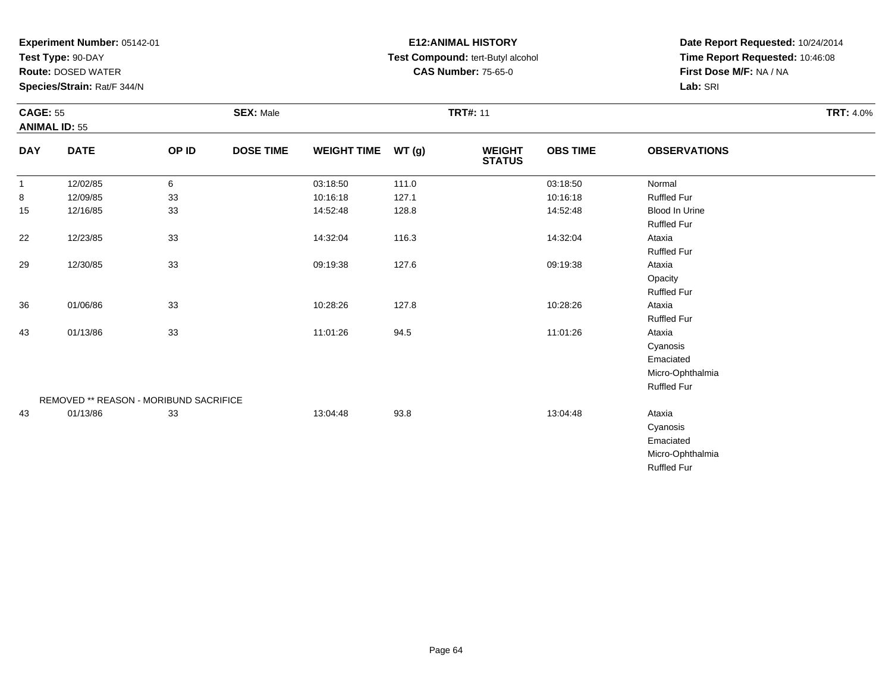**Experiment Number:** 05142-01
**Test Type:** 90-DAY
**Route:** DOSED WATER
**Species/Strain:** Rat/F 344/N

**E12:ANIMAL HISTORY**
**Test Compound:** tert-Butyl alcohol
**CAS Number:** 75-65-0

**Date Report Requested:** 10/24/2014
**Time Report Requested:** 10:46:08
**First Dose M/F:** NA / NA
**Lab:** SRI

**CAGE:** 55
**ANIMAL ID:** 55
**SEX:** Male
**TRT#:** 11
**TRT:** 4.0%

| DAY | DATE | OP ID | DOSE TIME | WEIGHT TIME | WT (g) | WEIGHT STATUS | OBS TIME | OBSERVATIONS |
|---|---|---|---|---|---|---|---|---|
| 1 | 12/02/85 | 6 | | 03:18:50 | 111.0 | | 03:18:50 | Normal |
| 8 | 12/09/85 | 33 | | 10:16:18 | 127.1 | | 10:16:18 | Ruffled Fur |
| 15 | 12/16/85 | 33 | | 14:52:48 | 128.8 | | 14:52:48 | Blood In Urine |
| | | | | | | | | Ruffled Fur |
| 22 | 12/23/85 | 33 | | 14:32:04 | 116.3 | | 14:32:04 | Ataxia |
| | | | | | | | | Ruffled Fur |
| 29 | 12/30/85 | 33 | | 09:19:38 | 127.6 | | 09:19:38 | Ataxia |
| | | | | | | | | Opacity |
| | | | | | | | | Ruffled Fur |
| 36 | 01/06/86 | 33 | | 10:28:26 | 127.8 | | 10:28:26 | Ataxia |
| | | | | | | | | Ruffled Fur |
| 43 | 01/13/86 | 33 | | 11:01:26 | 94.5 | | 11:01:26 | Ataxia |
| | | | | | | | | Cyanosis |
| | | | | | | | | Emaciated |
| | | | | | | | | Micro-Ophthalmia |
| | | | | | | | | Ruffled Fur |
| REMOVED ** REASON - MORIBUND SACRIFICE | | | | | | | | |
| 43 | 01/13/86 | 33 | | 13:04:48 | 93.8 | | 13:04:48 | Ataxia |
| | | | | | | | | Cyanosis |
| | | | | | | | | Emaciated |
| | | | | | | | | Micro-Ophthalmia |
| | | | | | | | | Ruffled Fur |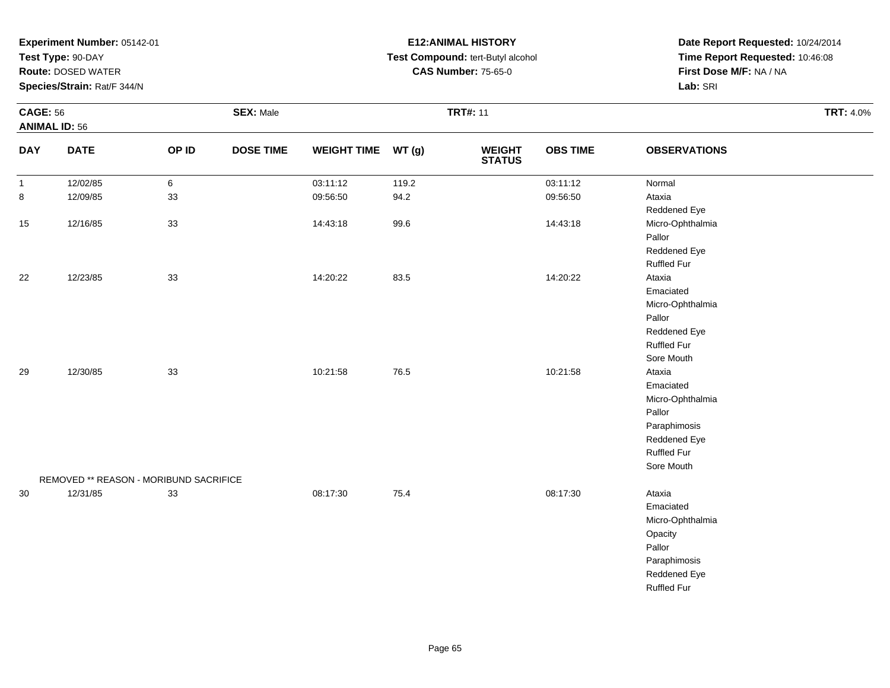**Experiment Number:** 05142-01
**Test Type:** 90-DAY
**Route:** DOSED WATER
**Species/Strain:** Rat/F 344/N

**E12:ANIMAL HISTORY**
**Test Compound:** tert-Butyl alcohol
**CAS Number:** 75-65-0

**Date Report Requested:** 10/24/2014
**Time Report Requested:** 10:46:08
**First Dose M/F:** NA / NA
**Lab:** SRI

**CAGE:** 56 | **SEX:** Male | **TRT#:** 11 | **TRT:** 4.0%
**ANIMAL ID:** 56

| DAY | DATE | OP ID | DOSE TIME | WEIGHT TIME | WT (g) | WEIGHT STATUS | OBS TIME | OBSERVATIONS |
|---|---|---|---|---|---|---|---|---|
| 1 | 12/02/85 | 6 | | 03:11:12 | 119.2 | | 03:11:12 | Normal |
| 8 | 12/09/85 | 33 | | 09:56:50 | 94.2 | | 09:56:50 | Ataxia |
| | | | | | | | | Reddened Eye |
| 15 | 12/16/85 | 33 | | 14:43:18 | 99.6 | | 14:43:18 | Micro-Ophthalmia |
| | | | | | | | | Pallor |
| | | | | | | | | Reddened Eye |
| | | | | | | | | Ruffled Fur |
| 22 | 12/23/85 | 33 | | 14:20:22 | 83.5 | | 14:20:22 | Ataxia |
| | | | | | | | | Emaciated |
| | | | | | | | | Micro-Ophthalmia |
| | | | | | | | | Pallor |
| | | | | | | | | Reddened Eye |
| | | | | | | | | Ruffled Fur |
| | | | | | | | | Sore Mouth |
| 29 | 12/30/85 | 33 | | 10:21:58 | 76.5 | | 10:21:58 | Ataxia |
| | | | | | | | | Emaciated |
| | | | | | | | | Micro-Ophthalmia |
| | | | | | | | | Pallor |
| | | | | | | | | Paraphimosis |
| | | | | | | | | Reddened Eye |
| | | | | | | | | Ruffled Fur |
| | | | | | | | | Sore Mouth |
| | REMOVED ** REASON - MORIBUND SACRIFICE | | | | | | | |
| 30 | 12/31/85 | 33 | | 08:17:30 | 75.4 | | 08:17:30 | Ataxia |
| | | | | | | | | Emaciated |
| | | | | | | | | Micro-Ophthalmia |
| | | | | | | | | Opacity |
| | | | | | | | | Pallor |
| | | | | | | | | Paraphimosis |
| | | | | | | | | Reddened Eye |
| | | | | | | | | Ruffled Fur |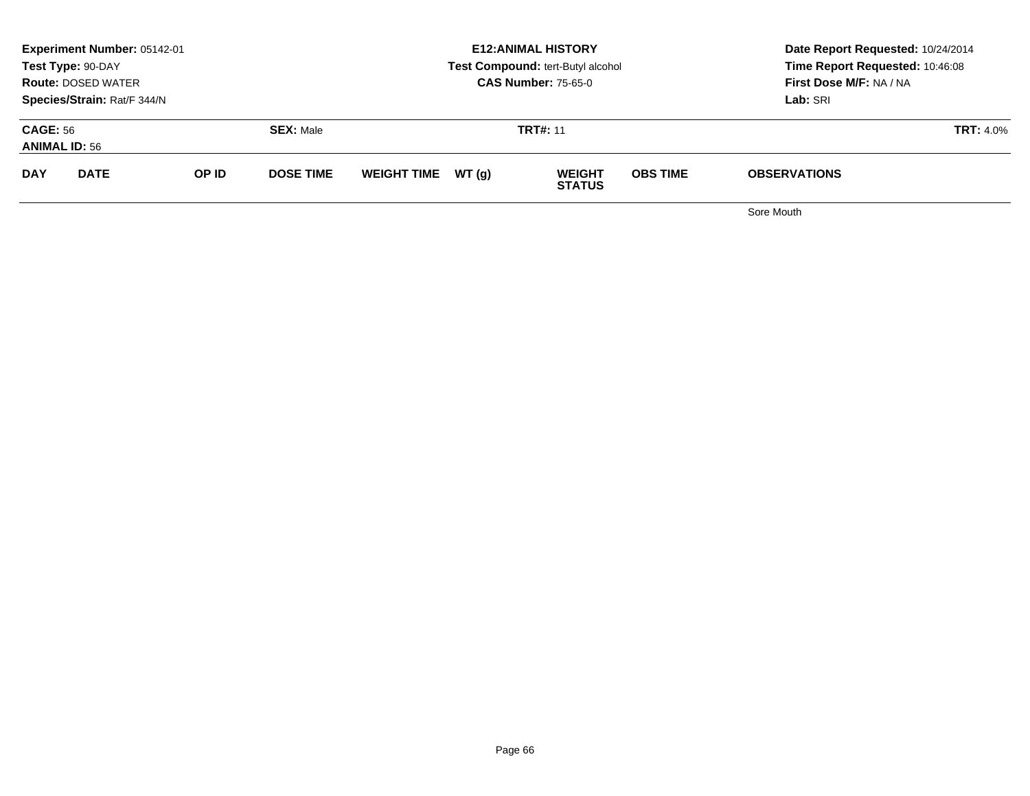**Experiment Number:** 05142-01
**Test Type:** 90-DAY
**Route:** DOSED WATER
**Species/Strain:** Rat/F 344/N

**E12:ANIMAL HISTORY**
**Test Compound:** tert-Butyl alcohol
**CAS Number:** 75-65-0

**Date Report Requested:** 10/24/2014
**Time Report Requested:** 10:46:08
**First Dose M/F:** NA / NA
**Lab:** SRI

**CAGE:** 56
**ANIMAL ID:** 56
**SEX:** Male
**TRT#:** 11
**TRT:** 4.0%

| DAY | DATE | OP ID | DOSE TIME | WEIGHT TIME | WT (g) | WEIGHT STATUS | OBS TIME | OBSERVATIONS |
|---|---|---|---|---|---|---|---|---|
| | | | | | | | | Sore Mouth |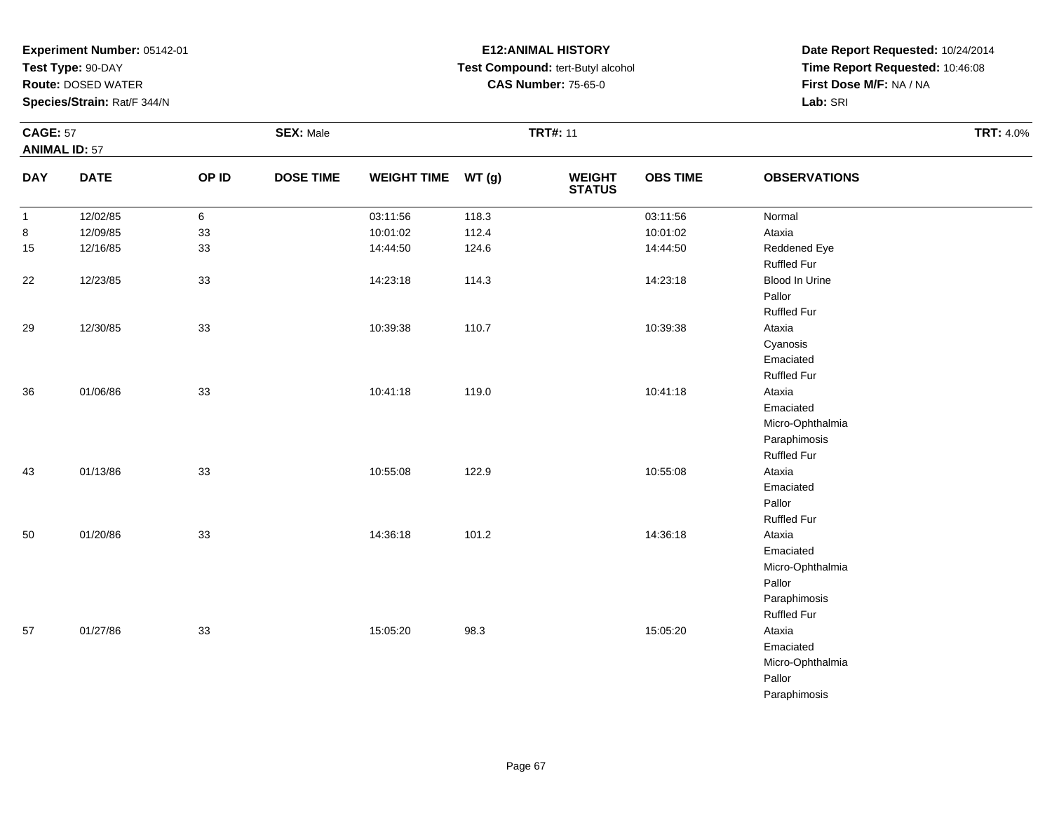**Experiment Number:** 05142-01
**Test Type:** 90-DAY
**Route:** DOSED WATER
**Species/Strain:** Rat/F 344/N

**E12:ANIMAL HISTORY**
**Test Compound:** tert-Butyl alcohol
**CAS Number:** 75-65-0

**Date Report Requested:** 10/24/2014
**Time Report Requested:** 10:46:08
**First Dose M/F:** NA / NA
**Lab:** SRI

**CAGE:** 57
**ANIMAL ID:** 57
**SEX:** Male
**TRT#:** 11
**TRT:** 4.0%

| DAY | DATE | OP ID | DOSE TIME | WEIGHT TIME | WT (g) | WEIGHT STATUS | OBS TIME | OBSERVATIONS |
|---|---|---|---|---|---|---|---|---|
| 1 | 12/02/85 | 6 | | 03:11:56 | 118.3 | | 03:11:56 | Normal |
| 8 | 12/09/85 | 33 | | 10:01:02 | 112.4 | | 10:01:02 | Ataxia |
| 15 | 12/16/85 | 33 | | 14:44:50 | 124.6 | | 14:44:50 | Reddened Eye |
| | | | | | | | | Ruffled Fur |
| 22 | 12/23/85 | 33 | | 14:23:18 | 114.3 | | 14:23:18 | Blood In Urine |
| | | | | | | | | Pallor |
| | | | | | | | | Ruffled Fur |
| 29 | 12/30/85 | 33 | | 10:39:38 | 110.7 | | 10:39:38 | Ataxia |
| | | | | | | | | Cyanosis |
| | | | | | | | | Emaciated |
| | | | | | | | | Ruffled Fur |
| 36 | 01/06/86 | 33 | | 10:41:18 | 119.0 | | 10:41:18 | Ataxia |
| | | | | | | | | Emaciated |
| | | | | | | | | Micro-Ophthalmia |
| | | | | | | | | Paraphimosis |
| | | | | | | | | Ruffled Fur |
| 43 | 01/13/86 | 33 | | 10:55:08 | 122.9 | | 10:55:08 | Ataxia |
| | | | | | | | | Emaciated |
| | | | | | | | | Pallor |
| | | | | | | | | Ruffled Fur |
| 50 | 01/20/86 | 33 | | 14:36:18 | 101.2 | | 14:36:18 | Ataxia |
| | | | | | | | | Emaciated |
| | | | | | | | | Micro-Ophthalmia |
| | | | | | | | | Pallor |
| | | | | | | | | Paraphimosis |
| | | | | | | | | Ruffled Fur |
| 57 | 01/27/86 | 33 | | 15:05:20 | 98.3 | | 15:05:20 | Ataxia |
| | | | | | | | | Emaciated |
| | | | | | | | | Micro-Ophthalmia |
| | | | | | | | | Pallor |
| | | | | | | | | Paraphimosis |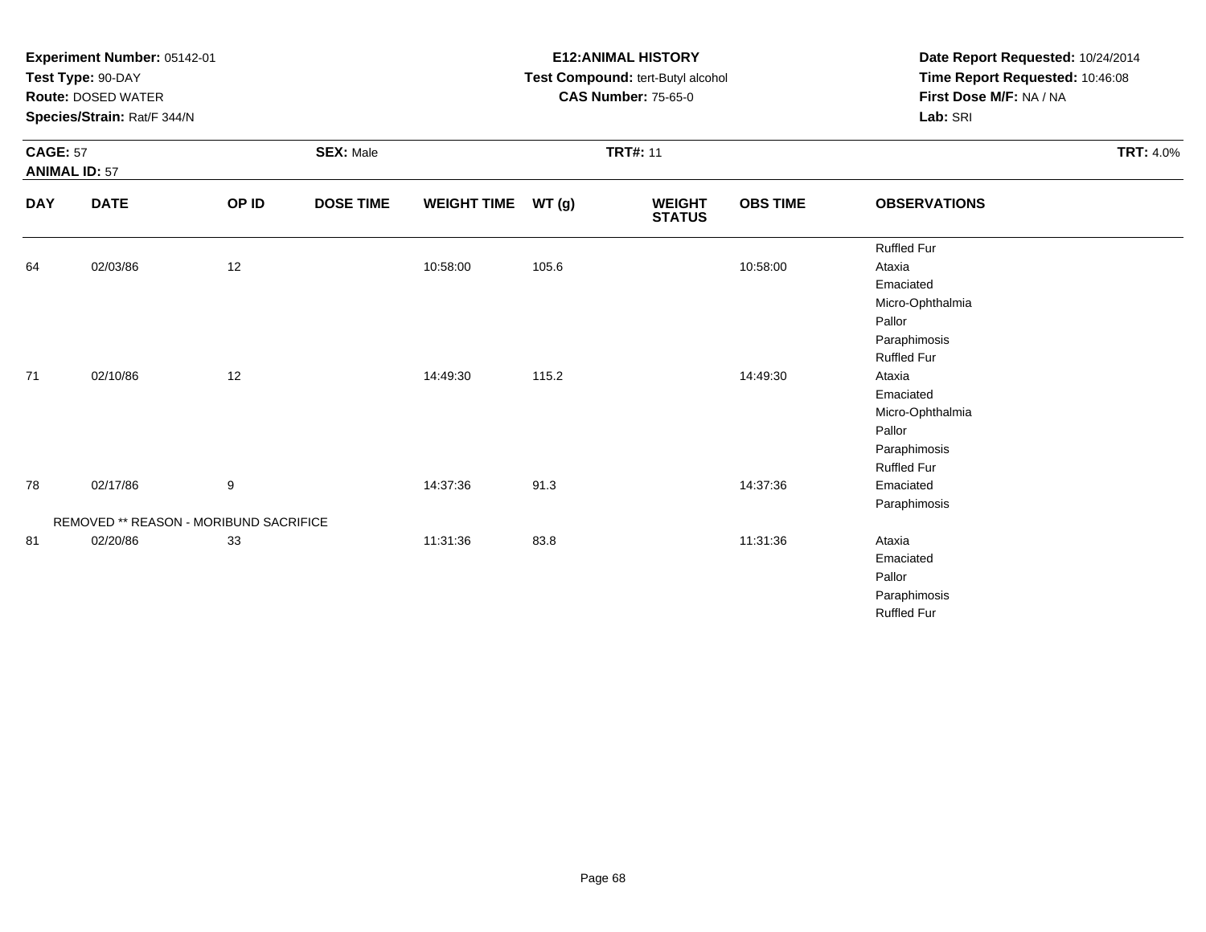**Experiment Number:** 05142-01
**Test Type:** 90-DAY
**Route:** DOSED WATER
**Species/Strain:** Rat/F 344/N

**E12:ANIMAL HISTORY**
**Test Compound:** tert-Butyl alcohol
**CAS Number:** 75-65-0

**Date Report Requested:** 10/24/2014
**Time Report Requested:** 10:46:08
**First Dose M/F:** NA / NA
**Lab:** SRI

**CAGE:** 57 | **SEX:** Male | **TRT#:** 11 | **TRT:** 4.0%
**ANIMAL ID:** 57

| DAY | DATE | OP ID | DOSE TIME | WEIGHT TIME | WT (g) | WEIGHT STATUS | OBS TIME | OBSERVATIONS |
|---|---|---|---|---|---|---|---|---|
| | | | | | | | | Ruffled Fur |
| 64 | 02/03/86 | 12 | | 10:58:00 | 105.6 | | 10:58:00 | Ataxia |
| | | | | | | | | Emaciated |
| | | | | | | | | Micro-Ophthalmia |
| | | | | | | | | Pallor |
| | | | | | | | | Paraphimosis |
| | | | | | | | | Ruffled Fur |
| 71 | 02/10/86 | 12 | | 14:49:30 | 115.2 | | 14:49:30 | Ataxia |
| | | | | | | | | Emaciated |
| | | | | | | | | Micro-Ophthalmia |
| | | | | | | | | Pallor |
| | | | | | | | | Paraphimosis |
| | | | | | | | | Ruffled Fur |
| 78 | 02/17/86 | 9 | | 14:37:36 | 91.3 | | 14:37:36 | Emaciated |
| | | | | | | | | Paraphimosis |
| REMOVED ** REASON - MORIBUND SACRIFICE | | | | | | | | |
| 81 | 02/20/86 | 33 | | 11:31:36 | 83.8 | | 11:31:36 | Ataxia |
| | | | | | | | | Emaciated |
| | | | | | | | | Pallor |
| | | | | | | | | Paraphimosis |
| | | | | | | | | Ruffled Fur |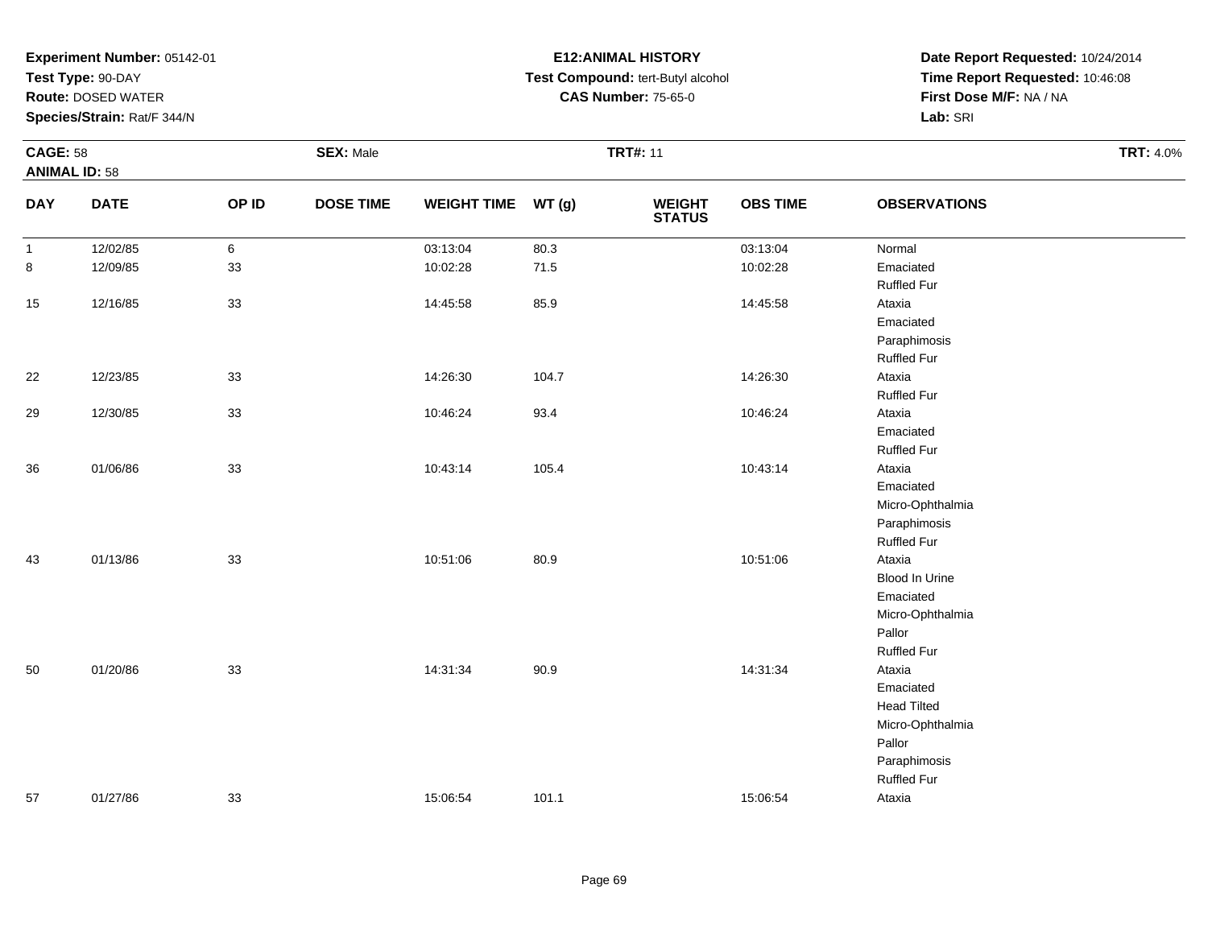**Experiment Number:** 05142-01
**Test Type:** 90-DAY
**Route:** DOSED WATER
**Species/Strain:** Rat/F 344/N

**E12:ANIMAL HISTORY**
**Test Compound:** tert-Butyl alcohol
**CAS Number:** 75-65-0

**Date Report Requested:** 10/24/2014
**Time Report Requested:** 10:46:08
**First Dose M/F:** NA / NA
**Lab:** SRI

**CAGE:** 58 **SEX:** Male **TRT#:** 11 **TRT:** 4.0%
**ANIMAL ID:** 58

| DAY | DATE | OP ID | DOSE TIME | WEIGHT TIME | WT (g) | WEIGHT STATUS | OBS TIME | OBSERVATIONS |
|---|---|---|---|---|---|---|---|---|
| 1 | 12/02/85 | 6 | | 03:13:04 | 80.3 | | 03:13:04 | Normal |
| 8 | 12/09/85 | 33 | | 10:02:28 | 71.5 | | 10:02:28 | Emaciated |
| | | | | | | | | Ruffled Fur |
| 15 | 12/16/85 | 33 | | 14:45:58 | 85.9 | | 14:45:58 | Ataxia |
| | | | | | | | | Emaciated |
| | | | | | | | | Paraphimosis |
| | | | | | | | | Ruffled Fur |
| 22 | 12/23/85 | 33 | | 14:26:30 | 104.7 | | 14:26:30 | Ataxia |
| | | | | | | | | Ruffled Fur |
| 29 | 12/30/85 | 33 | | 10:46:24 | 93.4 | | 10:46:24 | Ataxia |
| | | | | | | | | Emaciated |
| | | | | | | | | Ruffled Fur |
| 36 | 01/06/86 | 33 | | 10:43:14 | 105.4 | | 10:43:14 | Ataxia |
| | | | | | | | | Emaciated |
| | | | | | | | | Micro-Ophthalmia |
| | | | | | | | | Paraphimosis |
| | | | | | | | | Ruffled Fur |
| 43 | 01/13/86 | 33 | | 10:51:06 | 80.9 | | 10:51:06 | Ataxia |
| | | | | | | | | Blood In Urine |
| | | | | | | | | Emaciated |
| | | | | | | | | Micro-Ophthalmia |
| | | | | | | | | Pallor |
| | | | | | | | | Ruffled Fur |
| 50 | 01/20/86 | 33 | | 14:31:34 | 90.9 | | 14:31:34 | Ataxia |
| | | | | | | | | Emaciated |
| | | | | | | | | Head Tilted |
| | | | | | | | | Micro-Ophthalmia |
| | | | | | | | | Pallor |
| | | | | | | | | Paraphimosis |
| | | | | | | | | Ruffled Fur |
| 57 | 01/27/86 | 33 | | 15:06:54 | 101.1 | | 15:06:54 | Ataxia |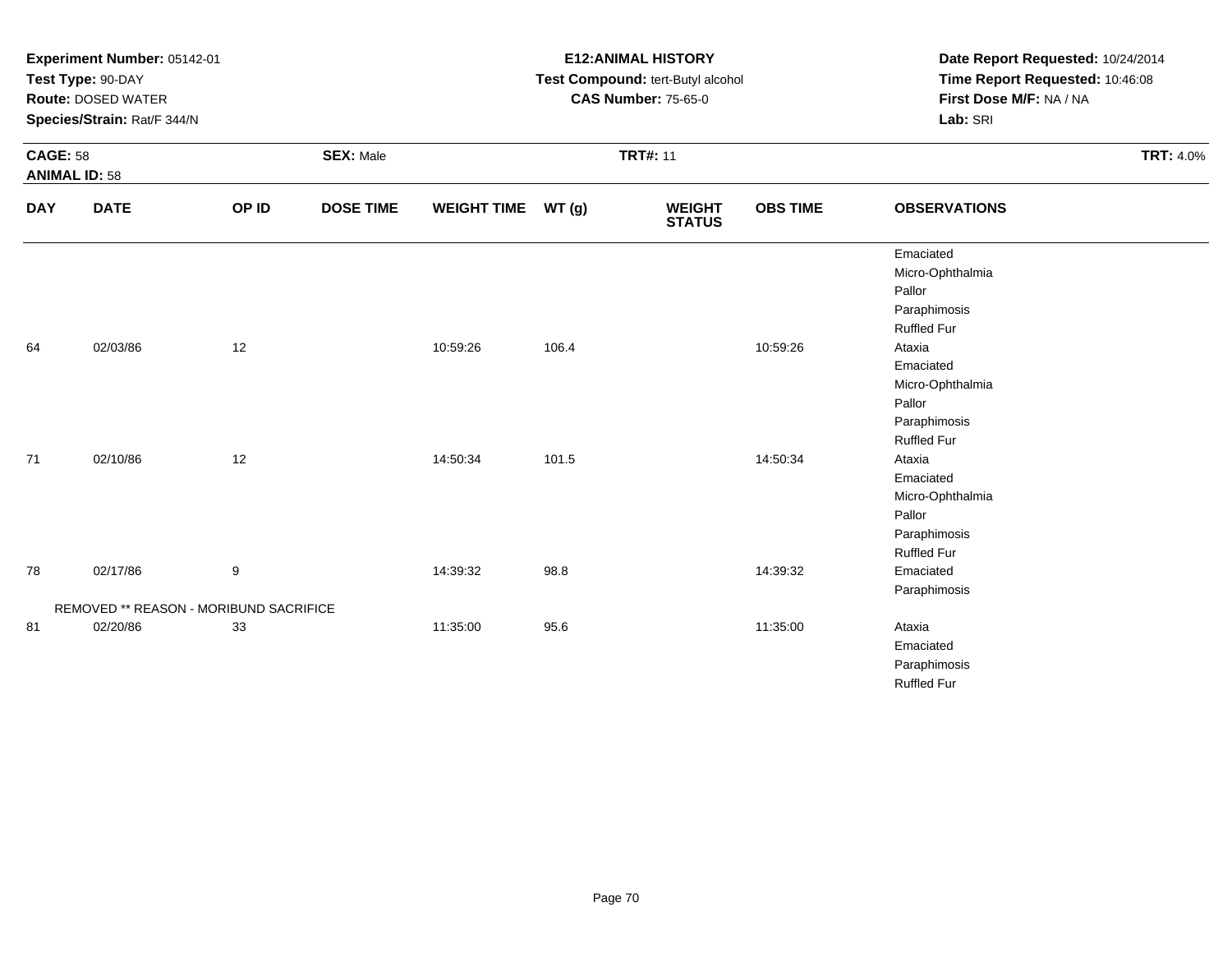**Experiment Number:** 05142-01
**Test Type:** 90-DAY
**Route:** DOSED WATER
**Species/Strain:** Rat/F 344/N

**E12:ANIMAL HISTORY**
**Test Compound:** tert-Butyl alcohol
**CAS Number:** 75-65-0

**Date Report Requested:** 10/24/2014
**Time Report Requested:** 10:46:08
**First Dose M/F:** NA / NA
**Lab:** SRI

**CAGE:** 58 **SEX:** Male **TRT#:** 11 **TRT:** 4.0%
**ANIMAL ID:** 58

| DAY | DATE | OP ID | DOSE TIME | WEIGHT TIME | WT (g) | WEIGHT STATUS | OBS TIME | OBSERVATIONS |
|---|---|---|---|---|---|---|---|---|
| | | | | | | | | Emaciated |
| | | | | | | | | Micro-Ophthalmia |
| | | | | | | | | Pallor |
| | | | | | | | | Paraphimosis |
| | | | | | | | | Ruffled Fur |
| 64 | 02/03/86 | 12 | | 10:59:26 | 106.4 | | 10:59:26 | Ataxia |
| | | | | | | | | Emaciated |
| | | | | | | | | Micro-Ophthalmia |
| | | | | | | | | Pallor |
| | | | | | | | | Paraphimosis |
| | | | | | | | | Ruffled Fur |
| 71 | 02/10/86 | 12 | | 14:50:34 | 101.5 | | 14:50:34 | Ataxia |
| | | | | | | | | Emaciated |
| | | | | | | | | Micro-Ophthalmia |
| | | | | | | | | Pallor |
| | | | | | | | | Paraphimosis |
| | | | | | | | | Ruffled Fur |
| 78 | 02/17/86 | 9 | | 14:39:32 | 98.8 | | 14:39:32 | Emaciated |
| | | | | | | | | Paraphimosis |
| | REMOVED ** REASON - MORIBUND SACRIFICE | | | | | | | |
| 81 | 02/20/86 | 33 | | 11:35:00 | 95.6 | | 11:35:00 | Ataxia |
| | | | | | | | | Emaciated |
| | | | | | | | | Paraphimosis |
| | | | | | | | | Ruffled Fur |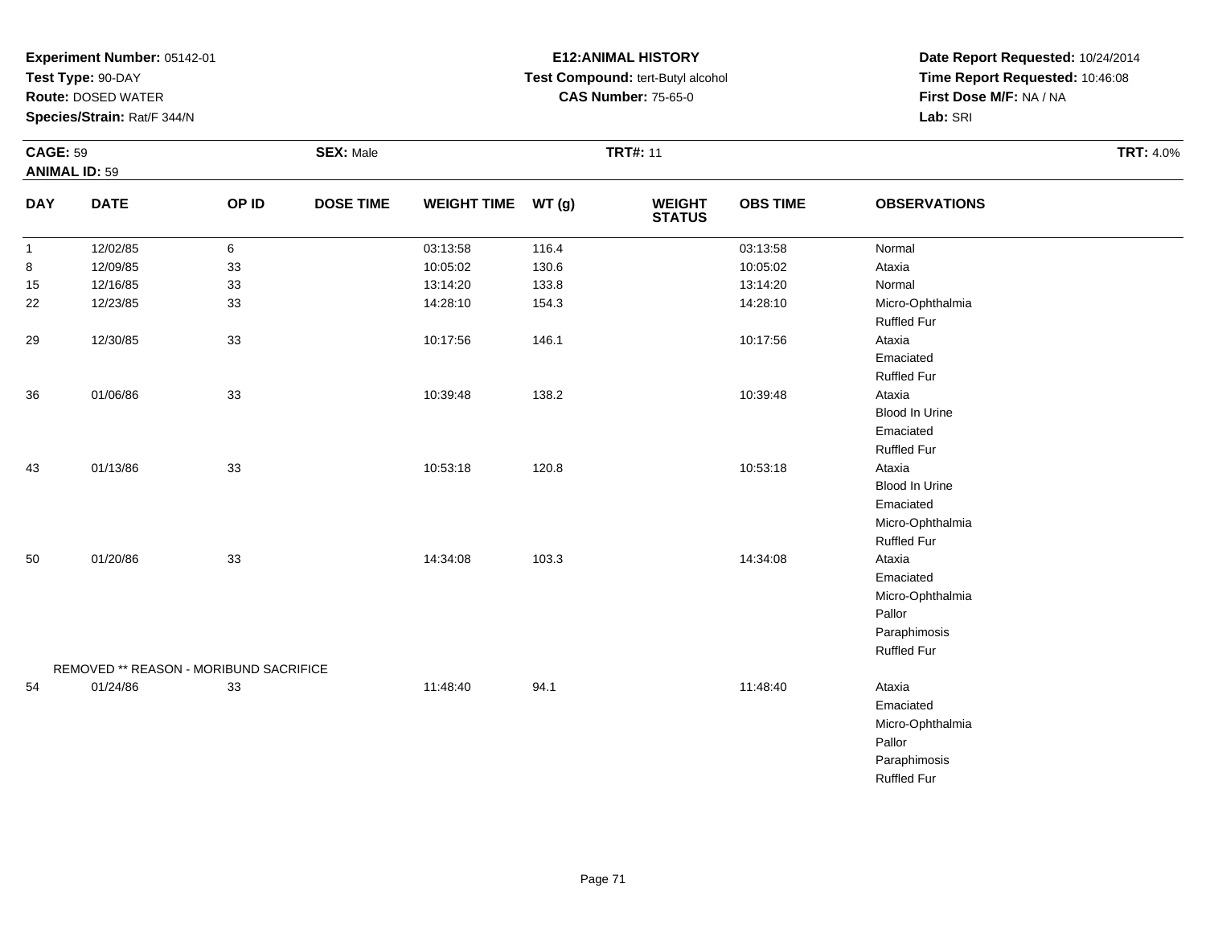**Experiment Number:** 05142-01
**Test Type:** 90-DAY
**Route:** DOSED WATER
**Species/Strain:** Rat/F 344/N

**E12:ANIMAL HISTORY**
**Test Compound:** tert-Butyl alcohol
**CAS Number:** 75-65-0

**Date Report Requested:** 10/24/2014
**Time Report Requested:** 10:46:08
**First Dose M/F:** NA / NA
**Lab:** SRI

**CAGE:** 59 **SEX:** Male **TRT#:** 11 **TRT:** 4.0%
**ANIMAL ID:** 59

| DAY | DATE | OP ID | DOSE TIME | WEIGHT TIME | WT (g) | WEIGHT STATUS | OBS TIME | OBSERVATIONS |
|---|---|---|---|---|---|---|---|---|
| 1 | 12/02/85 | 6 | | 03:13:58 | 116.4 | | 03:13:58 | Normal |
| 8 | 12/09/85 | 33 | | 10:05:02 | 130.6 | | 10:05:02 | Ataxia |
| 15 | 12/16/85 | 33 | | 13:14:20 | 133.8 | | 13:14:20 | Normal |
| 22 | 12/23/85 | 33 | | 14:28:10 | 154.3 | | 14:28:10 | Micro-Ophthalmia |
| | | | | | | | | Ruffled Fur |
| 29 | 12/30/85 | 33 | | 10:17:56 | 146.1 | | 10:17:56 | Ataxia |
| | | | | | | | | Emaciated |
| | | | | | | | | Ruffled Fur |
| 36 | 01/06/86 | 33 | | 10:39:48 | 138.2 | | 10:39:48 | Ataxia |
| | | | | | | | | Blood In Urine |
| | | | | | | | | Emaciated |
| | | | | | | | | Ruffled Fur |
| 43 | 01/13/86 | 33 | | 10:53:18 | 120.8 | | 10:53:18 | Ataxia |
| | | | | | | | | Blood In Urine |
| | | | | | | | | Emaciated |
| | | | | | | | | Micro-Ophthalmia |
| | | | | | | | | Ruffled Fur |
| 50 | 01/20/86 | 33 | | 14:34:08 | 103.3 | | 14:34:08 | Ataxia |
| | | | | | | | | Emaciated |
| | | | | | | | | Micro-Ophthalmia |
| | | | | | | | | Pallor |
| | | | | | | | | Paraphimosis |
| | | | | | | | | Ruffled Fur |
| | REMOVED ** REASON - MORIBUND SACRIFICE | | | | | | | |
| 54 | 01/24/86 | 33 | | 11:48:40 | 94.1 | | 11:48:40 | Ataxia |
| | | | | | | | | Emaciated |
| | | | | | | | | Micro-Ophthalmia |
| | | | | | | | | Pallor |
| | | | | | | | | Paraphimosis |
| | | | | | | | | Ruffled Fur |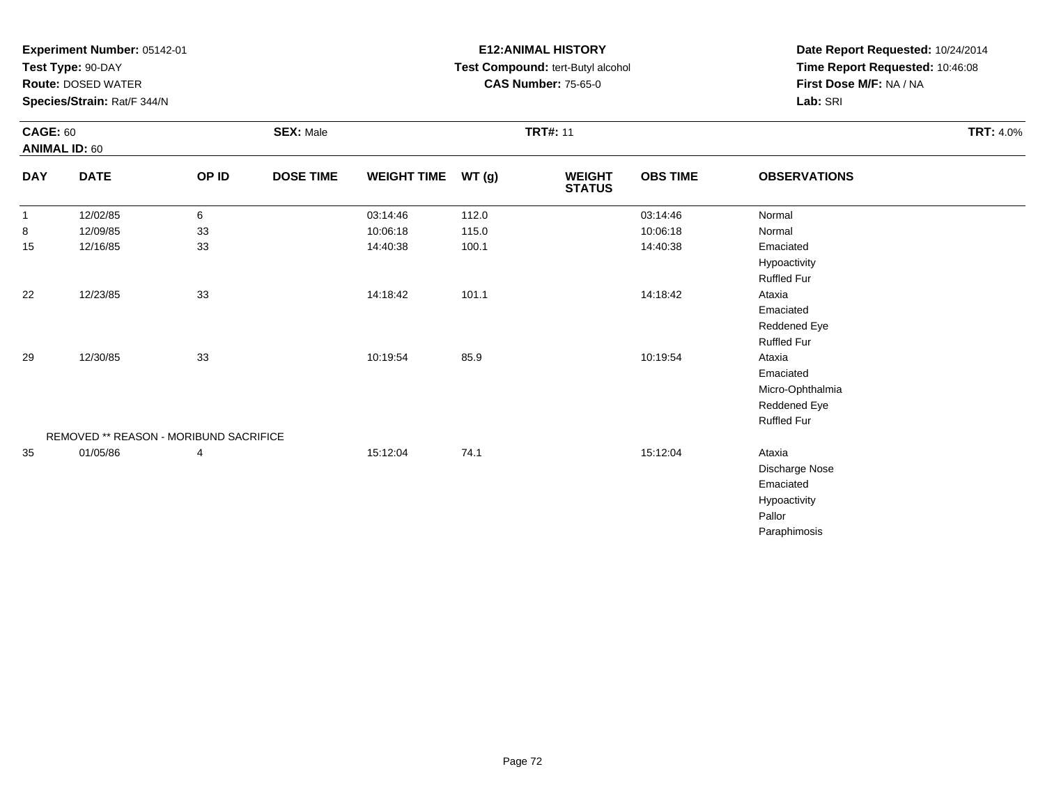**Experiment Number:** 05142-01
**Test Type:** 90-DAY
**Route:** DOSED WATER
**Species/Strain:** Rat/F 344/N

**E12:ANIMAL HISTORY**
**Test Compound:** tert-Butyl alcohol
**CAS Number:** 75-65-0

**Date Report Requested:** 10/24/2014
**Time Report Requested:** 10:46:08
**First Dose M/F:** NA / NA
**Lab:** SRI

**CAGE:** 60
**ANIMAL ID:** 60
**SEX:** Male
**TRT#:** 11
**TRT:** 4.0%

| DAY | DATE | OP ID | DOSE TIME | WEIGHT TIME | WT (g) | WEIGHT STATUS | OBS TIME | OBSERVATIONS |
|---|---|---|---|---|---|---|---|---|
| 1 | 12/02/85 | 6 | | 03:14:46 | 112.0 | | 03:14:46 | Normal |
| 8 | 12/09/85 | 33 | | 10:06:18 | 115.0 | | 10:06:18 | Normal |
| 15 | 12/16/85 | 33 | | 14:40:38 | 100.1 | | 14:40:38 | Emaciated |
| | | | | | | | | Hypoactivity |
| | | | | | | | | Ruffled Fur |
| 22 | 12/23/85 | 33 | | 14:18:42 | 101.1 | | 14:18:42 | Ataxia |
| | | | | | | | | Emaciated |
| | | | | | | | | Reddened Eye |
| | | | | | | | | Ruffled Fur |
| 29 | 12/30/85 | 33 | | 10:19:54 | 85.9 | | 10:19:54 | Ataxia |
| | | | | | | | | Emaciated |
| | | | | | | | | Micro-Ophthalmia |
| | | | | | | | | Reddened Eye |
| | | | | | | | | Ruffled Fur |
| | REMOVED ** REASON - MORIBUND SACRIFICE | | | | | | | |
| 35 | 01/05/86 | 4 | | 15:12:04 | 74.1 | | 15:12:04 | Ataxia |
| | | | | | | | | Discharge Nose |
| | | | | | | | | Emaciated |
| | | | | | | | | Hypoactivity |
| | | | | | | | | Pallor |
| | | | | | | | | Paraphimosis |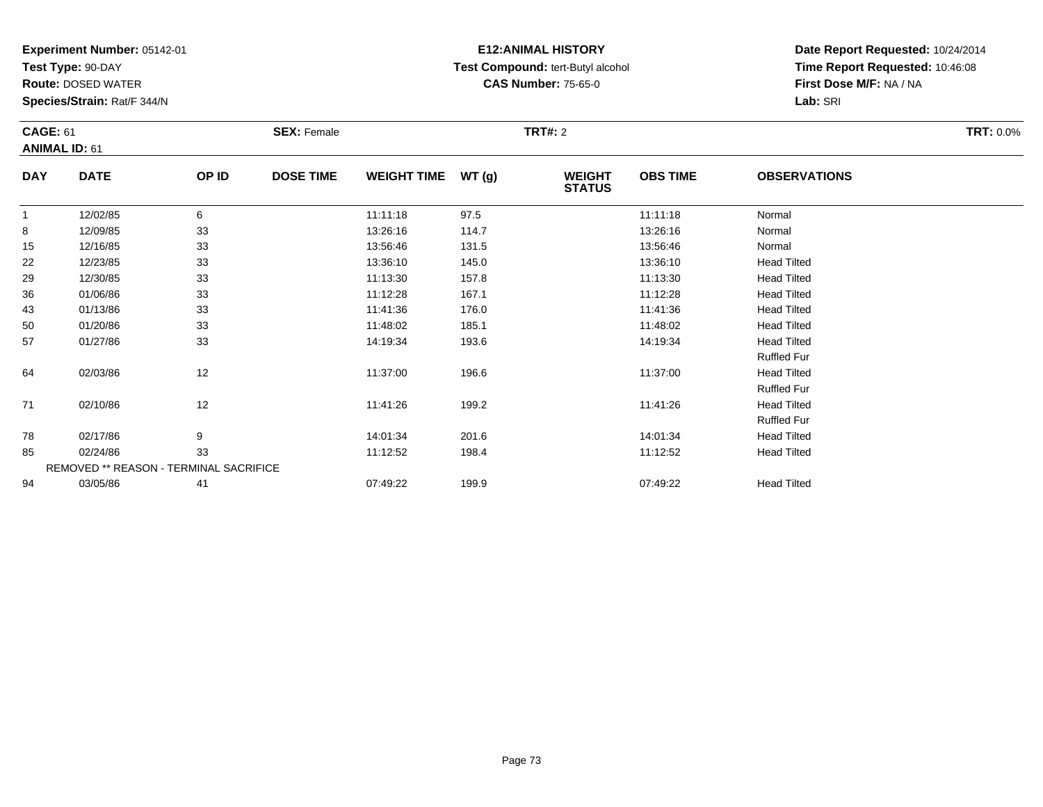**Experiment Number:** 05142-01
**Test Type:** 90-DAY
**Route:** DOSED WATER
**Species/Strain:** Rat/F 344/N

**E12:ANIMAL HISTORY**
**Test Compound:** tert-Butyl alcohol
**CAS Number:** 75-65-0

**Date Report Requested:** 10/24/2014
**Time Report Requested:** 10:46:08
**First Dose M/F:** NA / NA
**Lab:** SRI

**CAGE:** 61 **SEX:** Female **TRT#:** 2 **TRT:** 0.0%
**ANIMAL ID:** 61

| DAY | DATE | OP ID | DOSE TIME | WEIGHT TIME | WT (g) | WEIGHT STATUS | OBS TIME | OBSERVATIONS |
|---|---|---|---|---|---|---|---|---|
| 1 | 12/02/85 | 6 | | 11:11:18 | 97.5 | | 11:11:18 | Normal |
| 8 | 12/09/85 | 33 | | 13:26:16 | 114.7 | | 13:26:16 | Normal |
| 15 | 12/16/85 | 33 | | 13:56:46 | 131.5 | | 13:56:46 | Normal |
| 22 | 12/23/85 | 33 | | 13:36:10 | 145.0 | | 13:36:10 | Head Tilted |
| 29 | 12/30/85 | 33 | | 11:13:30 | 157.8 | | 11:13:30 | Head Tilted |
| 36 | 01/06/86 | 33 | | 11:12:28 | 167.1 | | 11:12:28 | Head Tilted |
| 43 | 01/13/86 | 33 | | 11:41:36 | 176.0 | | 11:41:36 | Head Tilted |
| 50 | 01/20/86 | 33 | | 11:48:02 | 185.1 | | 11:48:02 | Head Tilted |
| 57 | 01/27/86 | 33 | | 14:19:34 | 193.6 | | 14:19:34 | Head Tilted |
| | | | | | | | | Ruffled Fur |
| 64 | 02/03/86 | 12 | | 11:37:00 | 196.6 | | 11:37:00 | Head Tilted |
| | | | | | | | | Ruffled Fur |
| 71 | 02/10/86 | 12 | | 11:41:26 | 199.2 | | 11:41:26 | Head Tilted |
| | | | | | | | | Ruffled Fur |
| 78 | 02/17/86 | 9 | | 14:01:34 | 201.6 | | 14:01:34 | Head Tilted |
| 85 | 02/24/86 | 33 | | 11:12:52 | 198.4 | | 11:12:52 | Head Tilted |
| | REMOVED ** REASON - TERMINAL SACRIFICE | | | | | | | |
| 94 | 03/05/86 | 41 | | 07:49:22 | 199.9 | | 07:49:22 | Head Tilted |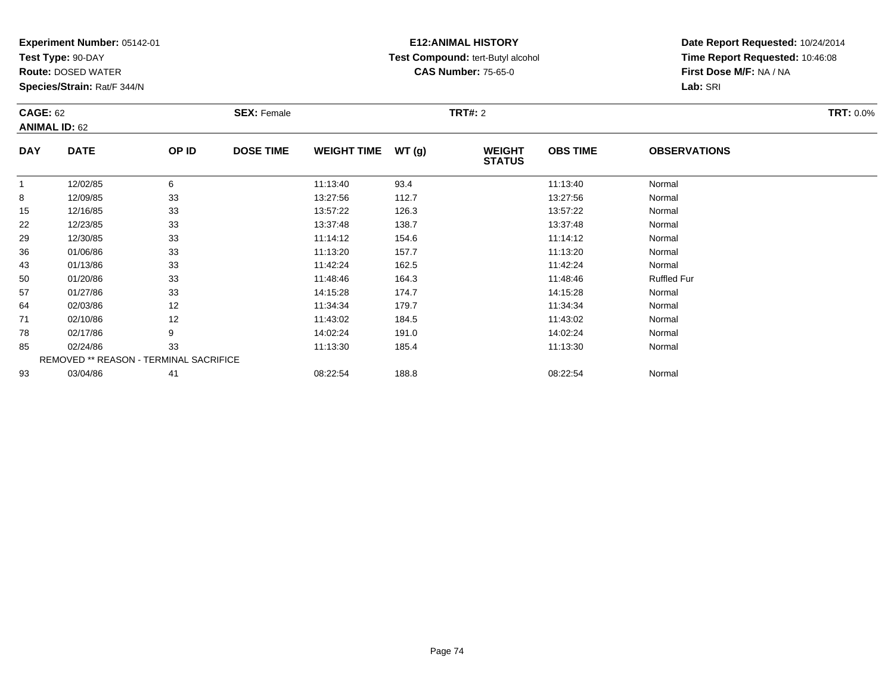**Experiment Number:** 05142-01
**Test Type:** 90-DAY
**Route:** DOSED WATER
**Species/Strain:** Rat/F 344/N

**E12:ANIMAL HISTORY**
**Test Compound:** tert-Butyl alcohol
**CAS Number:** 75-65-0

**Date Report Requested:** 10/24/2014
**Time Report Requested:** 10:46:08
**First Dose M/F:** NA / NA
**Lab:** SRI

**CAGE:** 62 **SEX:** Female **TRT#:** 2 **TRT:** 0.0%
**ANIMAL ID:** 62

| DAY | DATE | OP ID | DOSE TIME | WEIGHT TIME | WT (g) | WEIGHT STATUS | OBS TIME | OBSERVATIONS |
|---|---|---|---|---|---|---|---|---|
| 1 | 12/02/85 | 6 | | 11:13:40 | 93.4 | | 11:13:40 | Normal |
| 8 | 12/09/85 | 33 | | 13:27:56 | 112.7 | | 13:27:56 | Normal |
| 15 | 12/16/85 | 33 | | 13:57:22 | 126.3 | | 13:57:22 | Normal |
| 22 | 12/23/85 | 33 | | 13:37:48 | 138.7 | | 13:37:48 | Normal |
| 29 | 12/30/85 | 33 | | 11:14:12 | 154.6 | | 11:14:12 | Normal |
| 36 | 01/06/86 | 33 | | 11:13:20 | 157.7 | | 11:13:20 | Normal |
| 43 | 01/13/86 | 33 | | 11:42:24 | 162.5 | | 11:42:24 | Normal |
| 50 | 01/20/86 | 33 | | 11:48:46 | 164.3 | | 11:48:46 | Ruffled Fur |
| 57 | 01/27/86 | 33 | | 14:15:28 | 174.7 | | 14:15:28 | Normal |
| 64 | 02/03/86 | 12 | | 11:34:34 | 179.7 | | 11:34:34 | Normal |
| 71 | 02/10/86 | 12 | | 11:43:02 | 184.5 | | 11:43:02 | Normal |
| 78 | 02/17/86 | 9 | | 14:02:24 | 191.0 | | 14:02:24 | Normal |
| 85 | 02/24/86 | 33 | | 11:13:30 | 185.4 | | 11:13:30 | Normal |
| REMOVED ** REASON - TERMINAL SACRIFICE | | | | | | | | |
| 93 | 03/04/86 | 41 | | 08:22:54 | 188.8 | | 08:22:54 | Normal |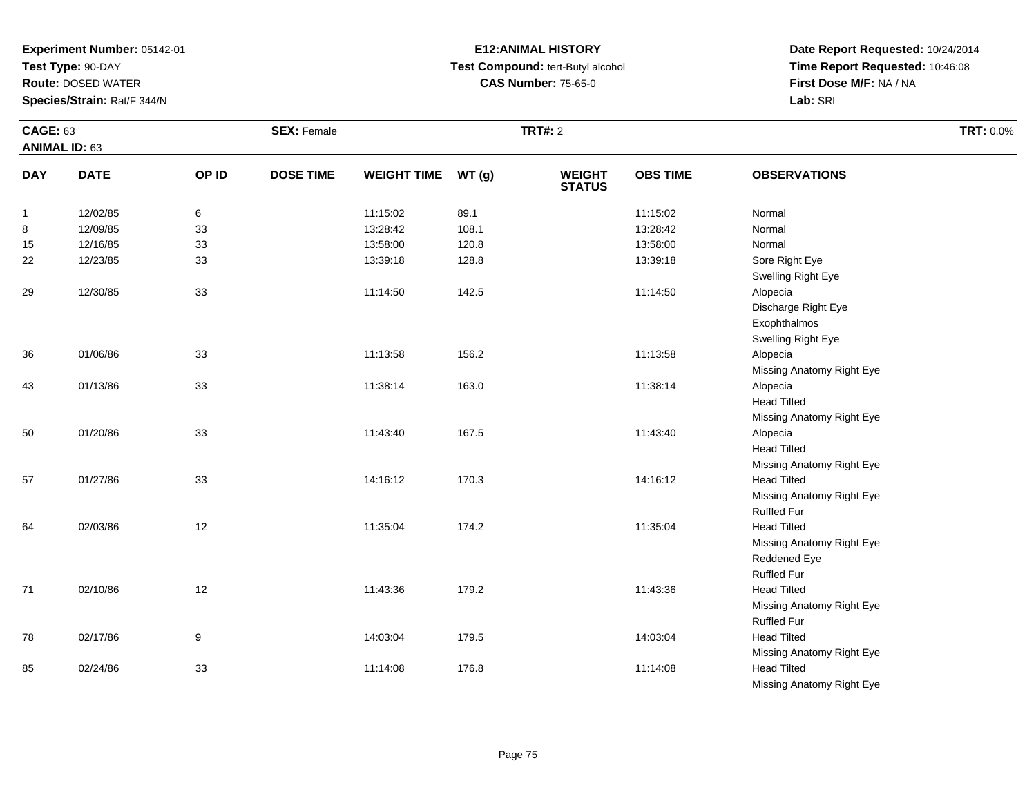**Experiment Number:** 05142-01
**Test Type:** 90-DAY
**Route:** DOSED WATER
**Species/Strain:** Rat/F 344/N

**E12:ANIMAL HISTORY**
**Test Compound:** tert-Butyl alcohol
**CAS Number:** 75-65-0

**Date Report Requested:** 10/24/2014
**Time Report Requested:** 10:46:08
**First Dose M/F:** NA / NA
**Lab:** SRI

**CAGE:** 63
**ANIMAL ID:** 63
**SEX:** Female
**TRT#:** 2
**TRT:** 0.0%

| DAY | DATE | OP ID | DOSE TIME | WEIGHT TIME | WT (g) | WEIGHT STATUS | OBS TIME | OBSERVATIONS |
|---|---|---|---|---|---|---|---|---|
| 1 | 12/02/85 | 6 | | 11:15:02 | 89.1 | | 11:15:02 | Normal |
| 8 | 12/09/85 | 33 | | 13:28:42 | 108.1 | | 13:28:42 | Normal |
| 15 | 12/16/85 | 33 | | 13:58:00 | 120.8 | | 13:58:00 | Normal |
| 22 | 12/23/85 | 33 | | 13:39:18 | 128.8 | | 13:39:18 | Sore Right Eye |
| | | | | | | | | Swelling Right Eye |
| 29 | 12/30/85 | 33 | | 11:14:50 | 142.5 | | 11:14:50 | Alopecia |
| | | | | | | | | Discharge Right Eye |
| | | | | | | | | Exophthalmos |
| | | | | | | | | Swelling Right Eye |
| 36 | 01/06/86 | 33 | | 11:13:58 | 156.2 | | 11:13:58 | Alopecia |
| | | | | | | | | Missing Anatomy Right Eye |
| 43 | 01/13/86 | 33 | | 11:38:14 | 163.0 | | 11:38:14 | Alopecia |
| | | | | | | | | Head Tilted |
| | | | | | | | | Missing Anatomy Right Eye |
| 50 | 01/20/86 | 33 | | 11:43:40 | 167.5 | | 11:43:40 | Alopecia |
| | | | | | | | | Head Tilted |
| | | | | | | | | Missing Anatomy Right Eye |
| 57 | 01/27/86 | 33 | | 14:16:12 | 170.3 | | 14:16:12 | Head Tilted |
| | | | | | | | | Missing Anatomy Right Eye |
| | | | | | | | | Ruffled Fur |
| 64 | 02/03/86 | 12 | | 11:35:04 | 174.2 | | 11:35:04 | Head Tilted |
| | | | | | | | | Missing Anatomy Right Eye |
| | | | | | | | | Reddened Eye |
| | | | | | | | | Ruffled Fur |
| 71 | 02/10/86 | 12 | | 11:43:36 | 179.2 | | 11:43:36 | Head Tilted |
| | | | | | | | | Missing Anatomy Right Eye |
| | | | | | | | | Ruffled Fur |
| 78 | 02/17/86 | 9 | | 14:03:04 | 179.5 | | 14:03:04 | Head Tilted |
| | | | | | | | | Missing Anatomy Right Eye |
| 85 | 02/24/86 | 33 | | 11:14:08 | 176.8 | | 11:14:08 | Head Tilted |
| | | | | | | | | Missing Anatomy Right Eye |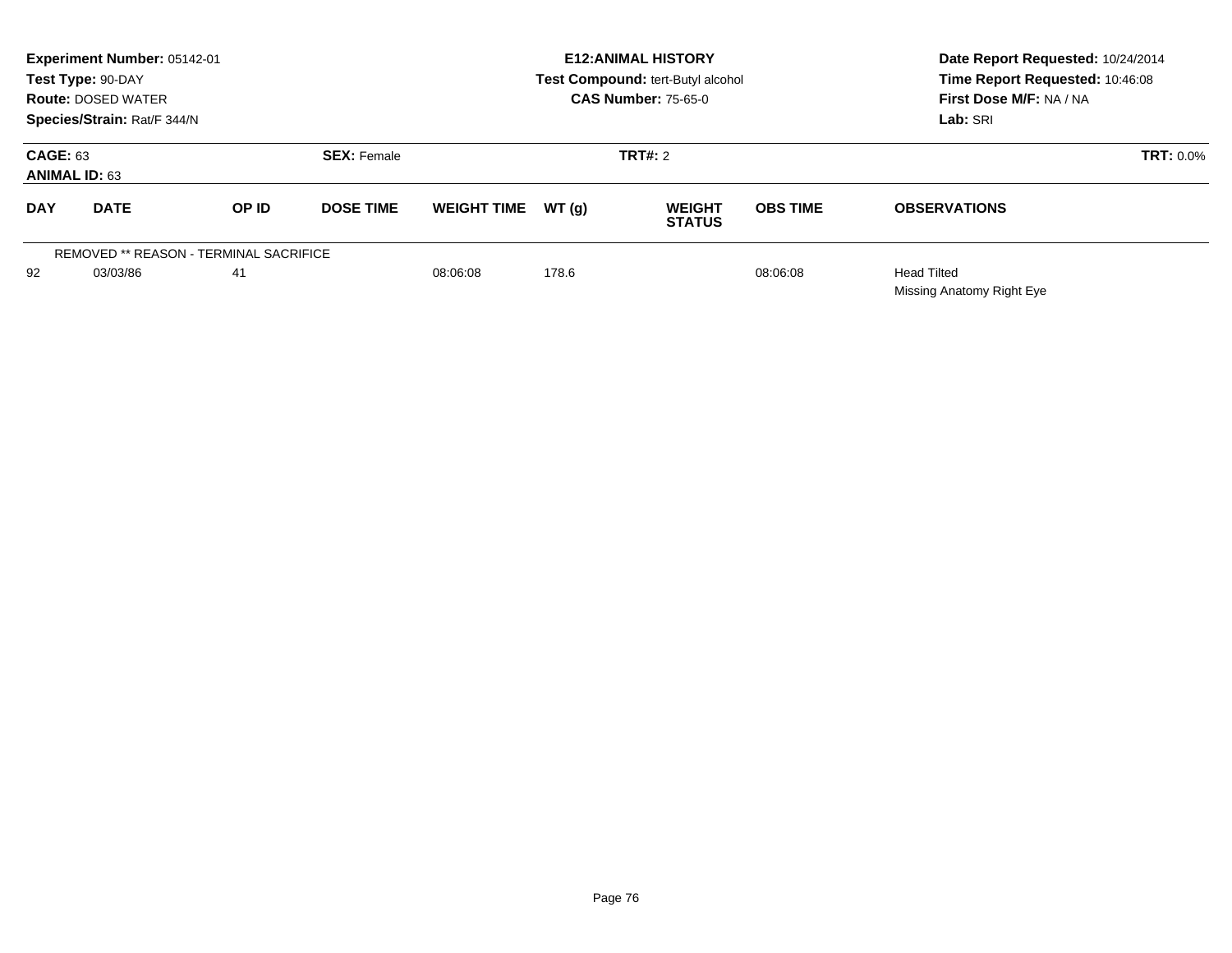**Experiment Number:** 05142-01
**Test Type:** 90-DAY
**Route:** DOSED WATER
**Species/Strain:** Rat/F 344/N

**E12:ANIMAL HISTORY**
**Test Compound:** tert-Butyl alcohol
**CAS Number:** 75-65-0

**Date Report Requested:** 10/24/2014
**Time Report Requested:** 10:46:08
**First Dose M/F:** NA / NA
**Lab:** SRI

**CAGE:** 63
**ANIMAL ID:** 63
**SEX:** Female
**TRT#:** 2
**TRT:** 0.0%

| DAY | DATE | OP ID | DOSE TIME | WEIGHT TIME | WT (g) | WEIGHT STATUS | OBS TIME | OBSERVATIONS |
|---|---|---|---|---|---|---|---|---|
| REMOVED ** REASON - TERMINAL SACRIFICE | | | | | | | | |
| 92 | 03/03/86 | 41 | | 08:06:08 | 178.6 | | 08:06:08 | Head Tilted<br>Missing Anatomy Right Eye |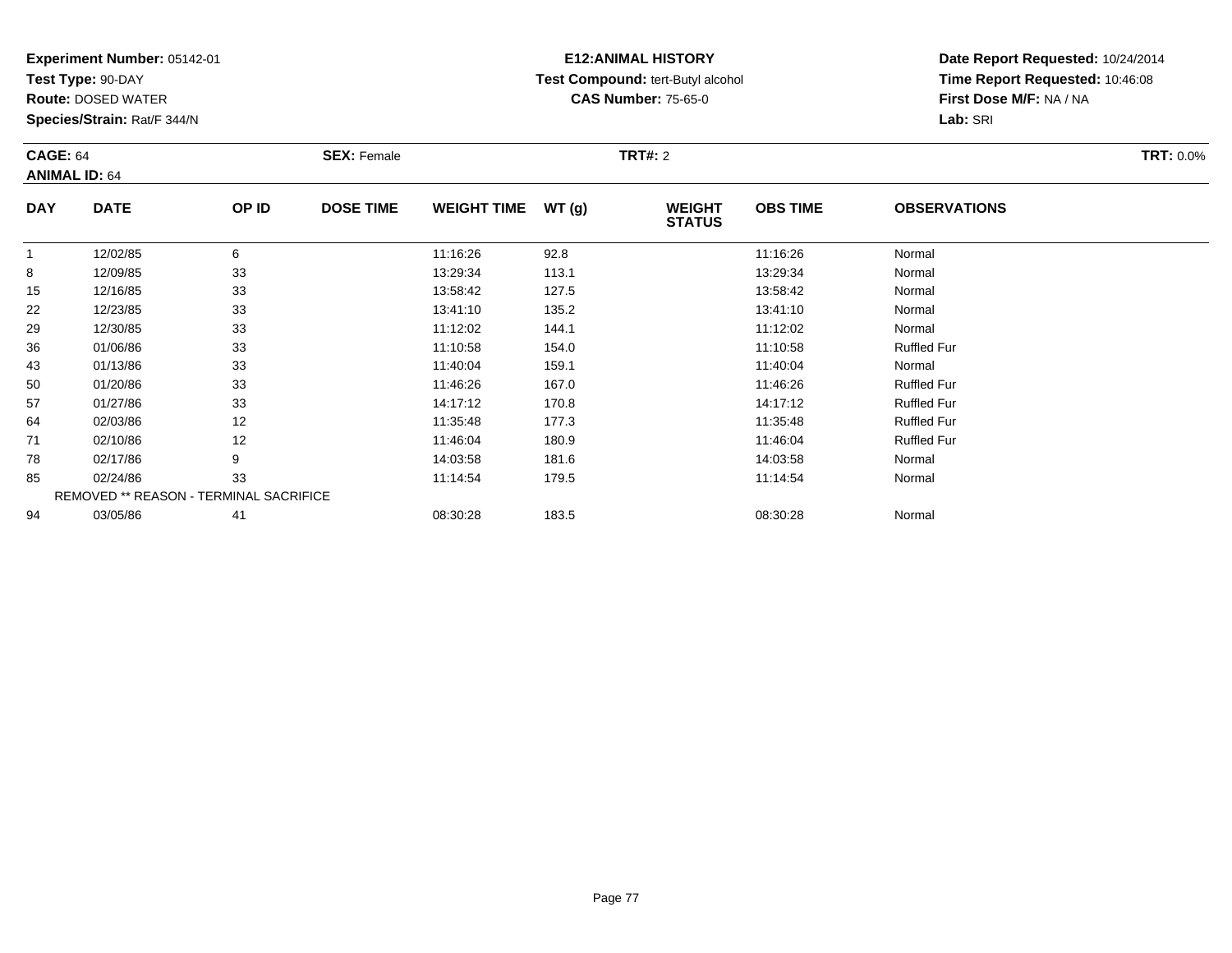**Experiment Number:** 05142-01
**Test Type:** 90-DAY
**Route:** DOSED WATER
**Species/Strain:** Rat/F 344/N

**E12:ANIMAL HISTORY**
**Test Compound:** tert-Butyl alcohol
**CAS Number:** 75-65-0

**Date Report Requested:** 10/24/2014
**Time Report Requested:** 10:46:08
**First Dose M/F:** NA / NA
**Lab:** SRI

**CAGE:** 64 **SEX:** Female **TRT#:** 2 **TRT:** 0.0%
**ANIMAL ID:** 64

| DAY | DATE | OP ID | DOSE TIME | WEIGHT TIME | WT (g) | WEIGHT STATUS | OBS TIME | OBSERVATIONS |
|---|---|---|---|---|---|---|---|---|
| 1 | 12/02/85 | 6 | | 11:16:26 | 92.8 | | 11:16:26 | Normal |
| 8 | 12/09/85 | 33 | | 13:29:34 | 113.1 | | 13:29:34 | Normal |
| 15 | 12/16/85 | 33 | | 13:58:42 | 127.5 | | 13:58:42 | Normal |
| 22 | 12/23/85 | 33 | | 13:41:10 | 135.2 | | 13:41:10 | Normal |
| 29 | 12/30/85 | 33 | | 11:12:02 | 144.1 | | 11:12:02 | Normal |
| 36 | 01/06/86 | 33 | | 11:10:58 | 154.0 | | 11:10:58 | Ruffled Fur |
| 43 | 01/13/86 | 33 | | 11:40:04 | 159.1 | | 11:40:04 | Normal |
| 50 | 01/20/86 | 33 | | 11:46:26 | 167.0 | | 11:46:26 | Ruffled Fur |
| 57 | 01/27/86 | 33 | | 14:17:12 | 170.8 | | 14:17:12 | Ruffled Fur |
| 64 | 02/03/86 | 12 | | 11:35:48 | 177.3 | | 11:35:48 | Ruffled Fur |
| 71 | 02/10/86 | 12 | | 11:46:04 | 180.9 | | 11:46:04 | Ruffled Fur |
| 78 | 02/17/86 | 9 | | 14:03:58 | 181.6 | | 14:03:58 | Normal |
| 85 | 02/24/86 | 33 | | 11:14:54 | 179.5 | | 11:14:54 | Normal |
| | REMOVED ** REASON - TERMINAL SACRIFICE | | | | | | | |
| 94 | 03/05/86 | 41 | | 08:30:28 | 183.5 | | 08:30:28 | Normal |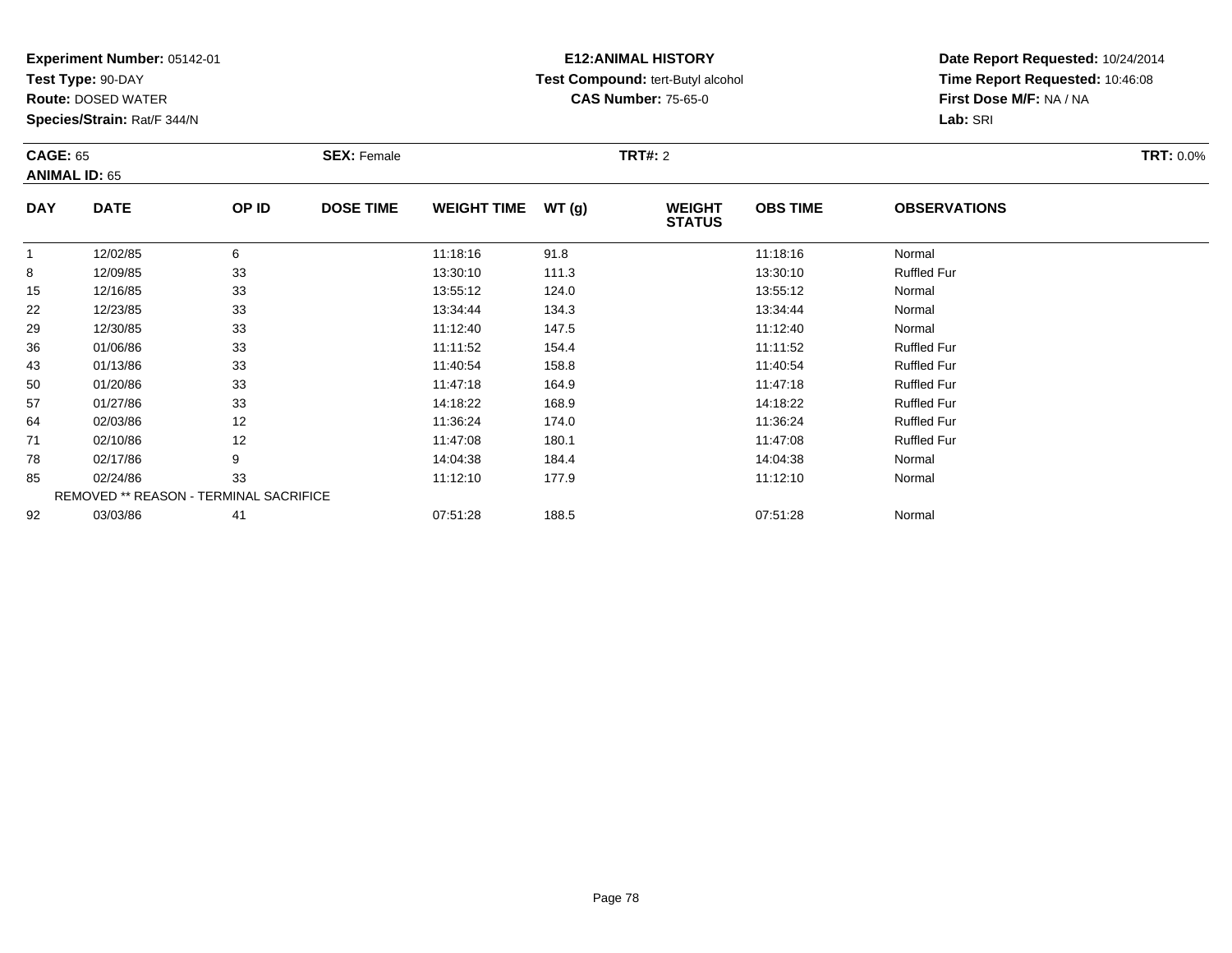**Experiment Number:** 05142-01
**Test Type:** 90-DAY
**Route:** DOSED WATER
**Species/Strain:** Rat/F 344/N

**E12:ANIMAL HISTORY**
**Test Compound:** tert-Butyl alcohol
**CAS Number:** 75-65-0

**Date Report Requested:** 10/24/2014
**Time Report Requested:** 10:46:08
**First Dose M/F:** NA / NA
**Lab:** SRI

**CAGE:** 65 **SEX:** Female **TRT#:** 2 **TRT:** 0.0%
**ANIMAL ID:** 65

| DAY | DATE | OP ID | DOSE TIME | WEIGHT TIME | WT (g) | WEIGHT STATUS | OBS TIME | OBSERVATIONS |
|---|---|---|---|---|---|---|---|---|
| 1 | 12/02/85 | 6 | | 11:18:16 | 91.8 | | 11:18:16 | Normal |
| 8 | 12/09/85 | 33 | | 13:30:10 | 111.3 | | 13:30:10 | Ruffled Fur |
| 15 | 12/16/85 | 33 | | 13:55:12 | 124.0 | | 13:55:12 | Normal |
| 22 | 12/23/85 | 33 | | 13:34:44 | 134.3 | | 13:34:44 | Normal |
| 29 | 12/30/85 | 33 | | 11:12:40 | 147.5 | | 11:12:40 | Normal |
| 36 | 01/06/86 | 33 | | 11:11:52 | 154.4 | | 11:11:52 | Ruffled Fur |
| 43 | 01/13/86 | 33 | | 11:40:54 | 158.8 | | 11:40:54 | Ruffled Fur |
| 50 | 01/20/86 | 33 | | 11:47:18 | 164.9 | | 11:47:18 | Ruffled Fur |
| 57 | 01/27/86 | 33 | | 14:18:22 | 168.9 | | 14:18:22 | Ruffled Fur |
| 64 | 02/03/86 | 12 | | 11:36:24 | 174.0 | | 11:36:24 | Ruffled Fur |
| 71 | 02/10/86 | 12 | | 11:47:08 | 180.1 | | 11:47:08 | Ruffled Fur |
| 78 | 02/17/86 | 9 | | 14:04:38 | 184.4 | | 14:04:38 | Normal |
| 85 | 02/24/86 | 33 | | 11:12:10 | 177.9 | | 11:12:10 | Normal |
| REMOVED ** REASON - TERMINAL SACRIFICE | | | | | | | | |
| 92 | 03/03/86 | 41 | | 07:51:28 | 188.5 | | 07:51:28 | Normal |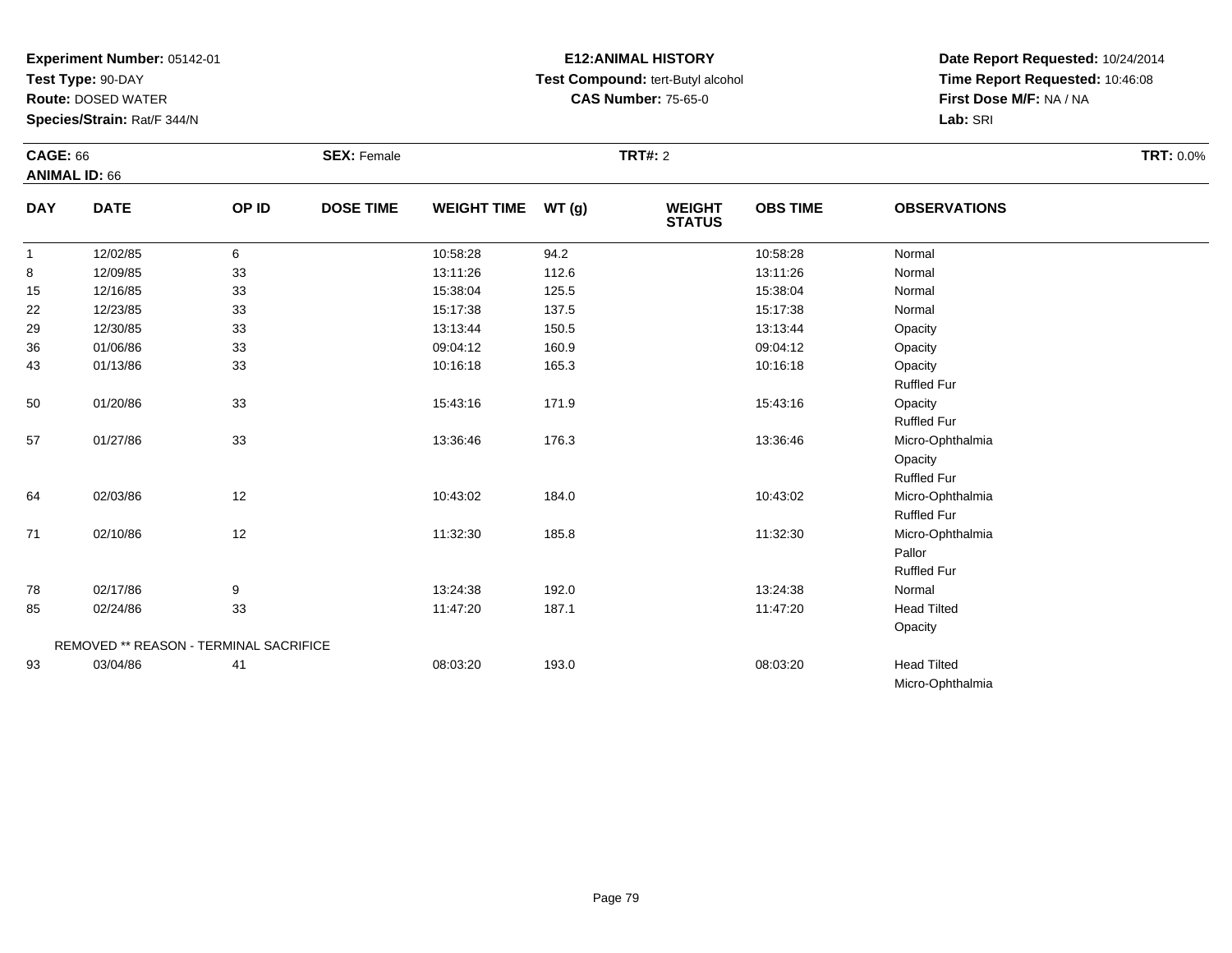**Experiment Number:** 05142-01
**Test Type:** 90-DAY
**Route:** DOSED WATER
**Species/Strain:** Rat/F 344/N

**E12:ANIMAL HISTORY**
**Test Compound:** tert-Butyl alcohol
**CAS Number:** 75-65-0

**Date Report Requested:** 10/24/2014
**Time Report Requested:** 10:46:08
**First Dose M/F:** NA / NA
**Lab:** SRI

**CAGE:** 66
**ANIMAL ID:** 66
**SEX:** Female
**TRT#:** 2
**TRT:** 0.0%

| DAY | DATE | OP ID | DOSE TIME | WEIGHT TIME | WT (g) | WEIGHT STATUS | OBS TIME | OBSERVATIONS |
|---|---|---|---|---|---|---|---|---|
| 1 | 12/02/85 | 6 | | 10:58:28 | 94.2 | | 10:58:28 | Normal |
| 8 | 12/09/85 | 33 | | 13:11:26 | 112.6 | | 13:11:26 | Normal |
| 15 | 12/16/85 | 33 | | 15:38:04 | 125.5 | | 15:38:04 | Normal |
| 22 | 12/23/85 | 33 | | 15:17:38 | 137.5 | | 15:17:38 | Normal |
| 29 | 12/30/85 | 33 | | 13:13:44 | 150.5 | | 13:13:44 | Opacity |
| 36 | 01/06/86 | 33 | | 09:04:12 | 160.9 | | 09:04:12 | Opacity |
| 43 | 01/13/86 | 33 | | 10:16:18 | 165.3 | | 10:16:18 | Opacity<br>Ruffled Fur |
| 50 | 01/20/86 | 33 | | 15:43:16 | 171.9 | | 15:43:16 | Opacity<br>Ruffled Fur |
| 57 | 01/27/86 | 33 | | 13:36:46 | 176.3 | | 13:36:46 | Micro-Ophthalmia<br>Opacity<br>Ruffled Fur |
| 64 | 02/03/86 | 12 | | 10:43:02 | 184.0 | | 10:43:02 | Micro-Ophthalmia<br>Ruffled Fur |
| 71 | 02/10/86 | 12 | | 11:32:30 | 185.8 | | 11:32:30 | Micro-Ophthalmia<br>Pallor<br>Ruffled Fur |
| 78 | 02/17/86 | 9 | | 13:24:38 | 192.0 | | 13:24:38 | Normal |
| 85 | 02/24/86 | 33 | | 11:47:20 | 187.1 | | 11:47:20 | Head Tilted<br>Opacity |
| | REMOVED ** REASON - TERMINAL SACRIFICE | | | | | | | |
| 93 | 03/04/86 | 41 | | 08:03:20 | 193.0 | | 08:03:20 | Head Tilted<br>Micro-Ophthalmia |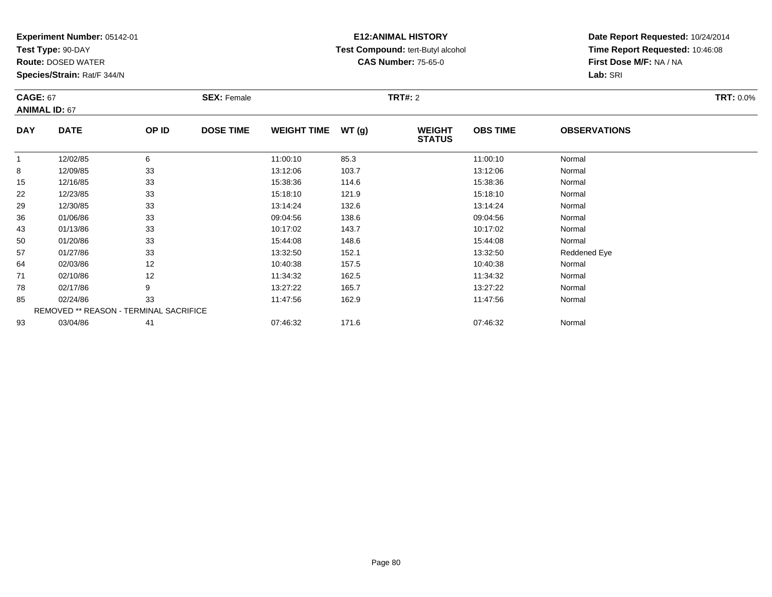**Experiment Number:** 05142-01
**Test Type:** 90-DAY
**Route:** DOSED WATER
**Species/Strain:** Rat/F 344/N

**E12:ANIMAL HISTORY**
**Test Compound:** tert-Butyl alcohol
**CAS Number:** 75-65-0

**Date Report Requested:** 10/24/2014
**Time Report Requested:** 10:46:08
**First Dose M/F:** NA / NA
**Lab:** SRI

**CAGE:** 67 **SEX:** Female **TRT#:** 2 **TRT:** 0.0%
**ANIMAL ID:** 67

| DAY | DATE | OP ID | DOSE TIME | WEIGHT TIME | WT (g) | WEIGHT STATUS | OBS TIME | OBSERVATIONS |
|---|---|---|---|---|---|---|---|---|
| 1 | 12/02/85 | 6 | | 11:00:10 | 85.3 | | 11:00:10 | Normal |
| 8 | 12/09/85 | 33 | | 13:12:06 | 103.7 | | 13:12:06 | Normal |
| 15 | 12/16/85 | 33 | | 15:38:36 | 114.6 | | 15:38:36 | Normal |
| 22 | 12/23/85 | 33 | | 15:18:10 | 121.9 | | 15:18:10 | Normal |
| 29 | 12/30/85 | 33 | | 13:14:24 | 132.6 | | 13:14:24 | Normal |
| 36 | 01/06/86 | 33 | | 09:04:56 | 138.6 | | 09:04:56 | Normal |
| 43 | 01/13/86 | 33 | | 10:17:02 | 143.7 | | 10:17:02 | Normal |
| 50 | 01/20/86 | 33 | | 15:44:08 | 148.6 | | 15:44:08 | Normal |
| 57 | 01/27/86 | 33 | | 13:32:50 | 152.1 | | 13:32:50 | Reddened Eye |
| 64 | 02/03/86 | 12 | | 10:40:38 | 157.5 | | 10:40:38 | Normal |
| 71 | 02/10/86 | 12 | | 11:34:32 | 162.5 | | 11:34:32 | Normal |
| 78 | 02/17/86 | 9 | | 13:27:22 | 165.7 | | 13:27:22 | Normal |
| 85 | 02/24/86 | 33 | | 11:47:56 | 162.9 | | 11:47:56 | Normal |
| REMOVED ** REASON - TERMINAL SACRIFICE | | | | | | | | |
| 93 | 03/04/86 | 41 | | 07:46:32 | 171.6 | | 07:46:32 | Normal |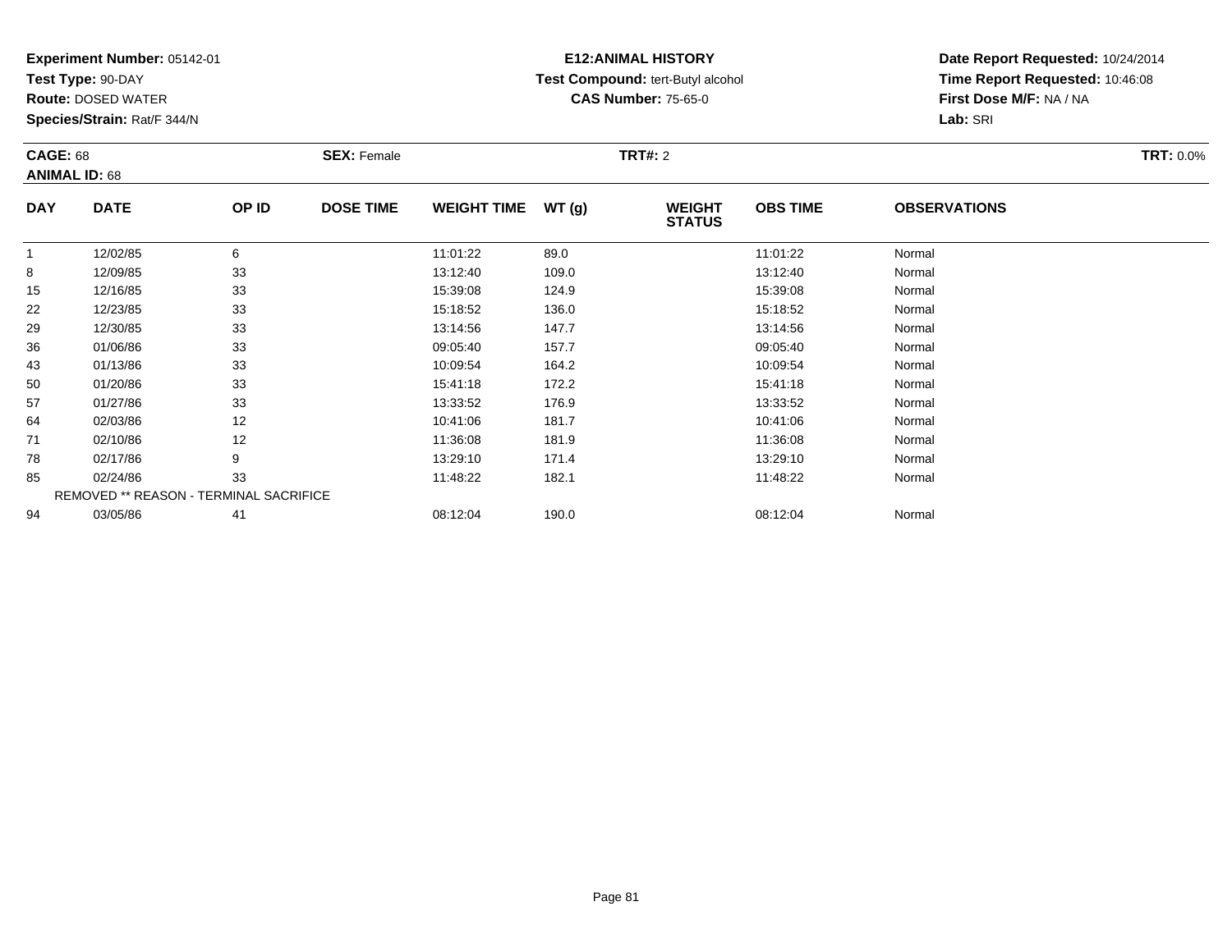**Experiment Number:** 05142-01
**Test Type:** 90-DAY
**Route:** DOSED WATER
**Species/Strain:** Rat/F 344/N

**E12:ANIMAL HISTORY**
**Test Compound:** tert-Butyl alcohol
**CAS Number:** 75-65-0

**Date Report Requested:** 10/24/2014
**Time Report Requested:** 10:46:08
**First Dose M/F:** NA / NA
**Lab:** SRI

**CAGE:** 68 **SEX:** Female **TRT#:** 2 **TRT:** 0.0%
**ANIMAL ID:** 68

| DAY | DATE | OP ID | DOSE TIME | WEIGHT TIME | WT (g) | WEIGHT STATUS | OBS TIME | OBSERVATIONS |
|---|---|---|---|---|---|---|---|---|
| 1 | 12/02/85 | 6 | | 11:01:22 | 89.0 | | 11:01:22 | Normal |
| 8 | 12/09/85 | 33 | | 13:12:40 | 109.0 | | 13:12:40 | Normal |
| 15 | 12/16/85 | 33 | | 15:39:08 | 124.9 | | 15:39:08 | Normal |
| 22 | 12/23/85 | 33 | | 15:18:52 | 136.0 | | 15:18:52 | Normal |
| 29 | 12/30/85 | 33 | | 13:14:56 | 147.7 | | 13:14:56 | Normal |
| 36 | 01/06/86 | 33 | | 09:05:40 | 157.7 | | 09:05:40 | Normal |
| 43 | 01/13/86 | 33 | | 10:09:54 | 164.2 | | 10:09:54 | Normal |
| 50 | 01/20/86 | 33 | | 15:41:18 | 172.2 | | 15:41:18 | Normal |
| 57 | 01/27/86 | 33 | | 13:33:52 | 176.9 | | 13:33:52 | Normal |
| 64 | 02/03/86 | 12 | | 10:41:06 | 181.7 | | 10:41:06 | Normal |
| 71 | 02/10/86 | 12 | | 11:36:08 | 181.9 | | 11:36:08 | Normal |
| 78 | 02/17/86 | 9 | | 13:29:10 | 171.4 | | 13:29:10 | Normal |
| 85 | 02/24/86 | 33 | | 11:48:22 | 182.1 | | 11:48:22 | Normal |
| REMOVED ** REASON - TERMINAL SACRIFICE | | | | | | | | |
| 94 | 03/05/86 | 41 | | 08:12:04 | 190.0 | | 08:12:04 | Normal |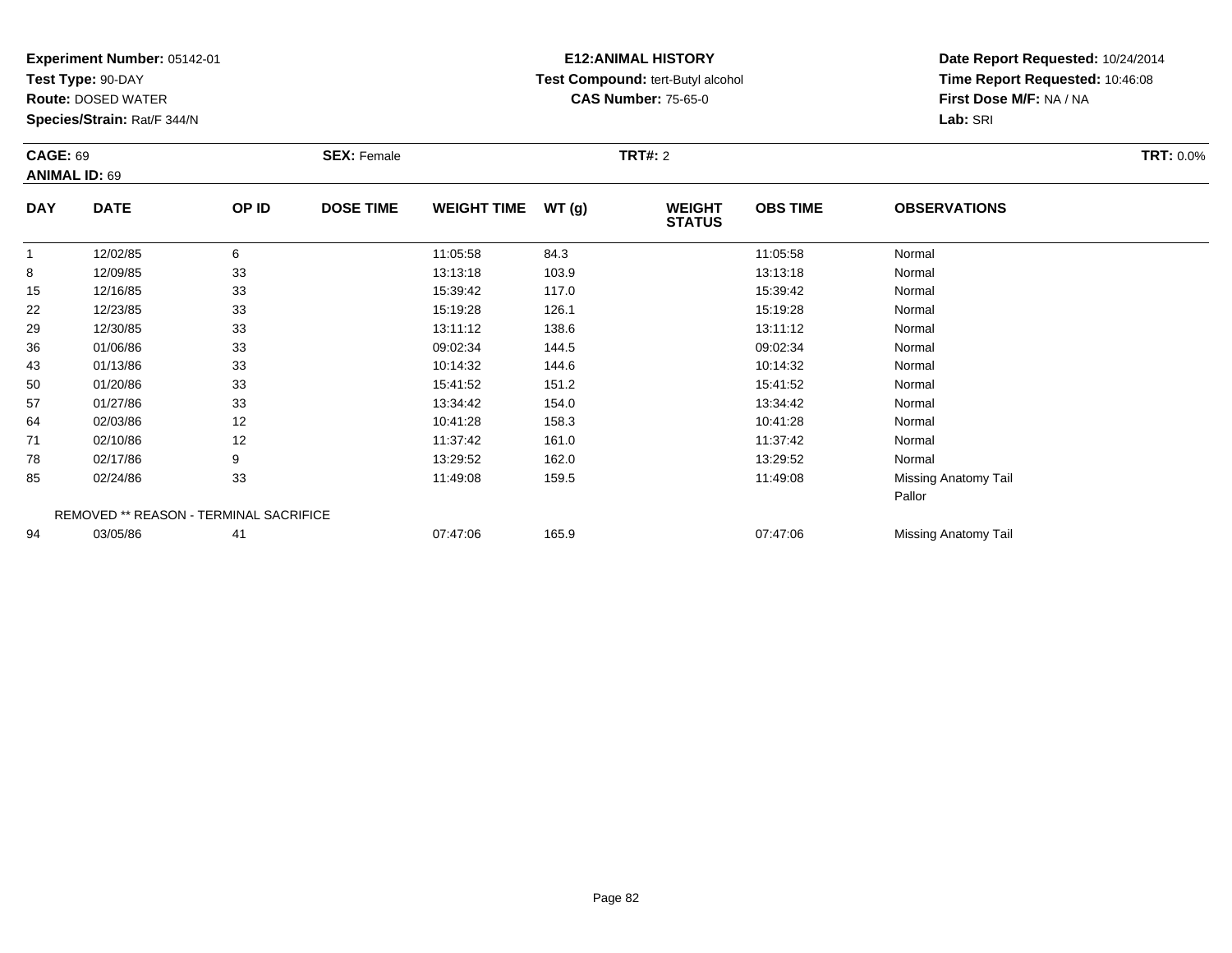**Experiment Number:** 05142-01
**Test Type:** 90-DAY
**Route:** DOSED WATER
**Species/Strain:** Rat/F 344/N

**E12:ANIMAL HISTORY**
**Test Compound:** tert-Butyl alcohol
**CAS Number:** 75-65-0

**Date Report Requested:** 10/24/2014
**Time Report Requested:** 10:46:08
**First Dose M/F:** NA / NA
**Lab:** SRI

**CAGE:** 69 | **SEX:** Female | **TRT#:** 2 | **TRT:** 0.0%
**ANIMAL ID:** 69

| DAY | DATE | OP ID | DOSE TIME | WEIGHT TIME | WT (g) | WEIGHT STATUS | OBS TIME | OBSERVATIONS |
|---|---|---|---|---|---|---|---|---|
| 1 | 12/02/85 | 6 | | 11:05:58 | 84.3 | | 11:05:58 | Normal |
| 8 | 12/09/85 | 33 | | 13:13:18 | 103.9 | | 13:13:18 | Normal |
| 15 | 12/16/85 | 33 | | 15:39:42 | 117.0 | | 15:39:42 | Normal |
| 22 | 12/23/85 | 33 | | 15:19:28 | 126.1 | | 15:19:28 | Normal |
| 29 | 12/30/85 | 33 | | 13:11:12 | 138.6 | | 13:11:12 | Normal |
| 36 | 01/06/86 | 33 | | 09:02:34 | 144.5 | | 09:02:34 | Normal |
| 43 | 01/13/86 | 33 | | 10:14:32 | 144.6 | | 10:14:32 | Normal |
| 50 | 01/20/86 | 33 | | 15:41:52 | 151.2 | | 15:41:52 | Normal |
| 57 | 01/27/86 | 33 | | 13:34:42 | 154.0 | | 13:34:42 | Normal |
| 64 | 02/03/86 | 12 | | 10:41:28 | 158.3 | | 10:41:28 | Normal |
| 71 | 02/10/86 | 12 | | 11:37:42 | 161.0 | | 11:37:42 | Normal |
| 78 | 02/17/86 | 9 | | 13:29:52 | 162.0 | | 13:29:52 | Normal |
| 85 | 02/24/86 | 33 | | 11:49:08 | 159.5 | | 11:49:08 | Missing Anatomy Tail<br>Pallor |
| | REMOVED ** REASON - TERMINAL SACRIFICE | | | | | | | |
| 94 | 03/05/86 | 41 | | 07:47:06 | 165.9 | | 07:47:06 | Missing Anatomy Tail |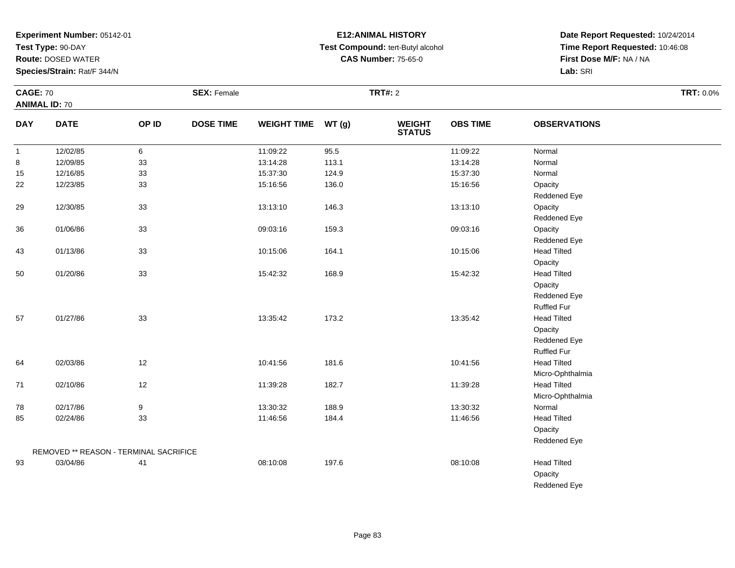**Experiment Number:** 05142-01
**Test Type:** 90-DAY
**Route:** DOSED WATER
**Species/Strain:** Rat/F 344/N

**E12:ANIMAL HISTORY**
**Test Compound:** tert-Butyl alcohol
**CAS Number:** 75-65-0

**Date Report Requested:** 10/24/2014
**Time Report Requested:** 10:46:08
**First Dose M/F:** NA / NA
**Lab:** SRI

**CAGE:** 70 **SEX:** Female **TRT#:** 2 **TRT:** 0.0%
**ANIMAL ID:** 70

| DAY | DATE | OP ID | DOSE TIME | WEIGHT TIME | WT (g) | WEIGHT STATUS | OBS TIME | OBSERVATIONS |
|---|---|---|---|---|---|---|---|---|
| 1 | 12/02/85 | 6 | | 11:09:22 | 95.5 | | 11:09:22 | Normal |
| 8 | 12/09/85 | 33 | | 13:14:28 | 113.1 | | 13:14:28 | Normal |
| 15 | 12/16/85 | 33 | | 15:37:30 | 124.9 | | 15:37:30 | Normal |
| 22 | 12/23/85 | 33 | | 15:16:56 | 136.0 | | 15:16:56 | Opacity |
| | | | | | | | | Reddened Eye |
| 29 | 12/30/85 | 33 | | 13:13:10 | 146.3 | | 13:13:10 | Opacity |
| | | | | | | | | Reddened Eye |
| 36 | 01/06/86 | 33 | | 09:03:16 | 159.3 | | 09:03:16 | Opacity |
| | | | | | | | | Reddened Eye |
| 43 | 01/13/86 | 33 | | 10:15:06 | 164.1 | | 10:15:06 | Head Tilted |
| | | | | | | | | Opacity |
| 50 | 01/20/86 | 33 | | 15:42:32 | 168.9 | | 15:42:32 | Head Tilted |
| | | | | | | | | Opacity |
| | | | | | | | | Reddened Eye |
| | | | | | | | | Ruffled Fur |
| 57 | 01/27/86 | 33 | | 13:35:42 | 173.2 | | 13:35:42 | Head Tilted |
| | | | | | | | | Opacity |
| | | | | | | | | Reddened Eye |
| | | | | | | | | Ruffled Fur |
| 64 | 02/03/86 | 12 | | 10:41:56 | 181.6 | | 10:41:56 | Head Tilted |
| | | | | | | | | Micro-Ophthalmia |
| 71 | 02/10/86 | 12 | | 11:39:28 | 182.7 | | 11:39:28 | Head Tilted |
| | | | | | | | | Micro-Ophthalmia |
| 78 | 02/17/86 | 9 | | 13:30:32 | 188.9 | | 13:30:32 | Normal |
| 85 | 02/24/86 | 33 | | 11:46:56 | 184.4 | | 11:46:56 | Head Tilted |
| | | | | | | | | Opacity |
| | | | | | | | | Reddened Eye |
| REMOVED ** REASON - TERMINAL SACRIFICE | | | | | | | | |
| 93 | 03/04/86 | 41 | | 08:10:08 | 197.6 | | 08:10:08 | Head Tilted |
| | | | | | | | | Opacity |
| | | | | | | | | Reddened Eye |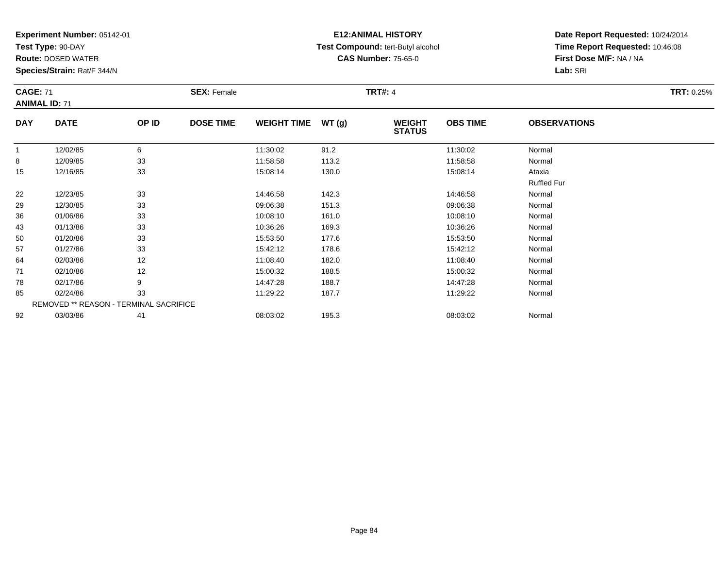**Experiment Number:** 05142-01
**Test Type:** 90-DAY
**Route:** DOSED WATER
**Species/Strain:** Rat/F 344/N

**E12:ANIMAL HISTORY**
**Test Compound:** tert-Butyl alcohol
**CAS Number:** 75-65-0

**Date Report Requested:** 10/24/2014
**Time Report Requested:** 10:46:08
**First Dose M/F:** NA / NA
**Lab:** SRI

**CAGE:** 71 **SEX:** Female **TRT#:** 4 **TRT:** 0.25%
**ANIMAL ID:** 71

| DAY | DATE | OP ID | DOSE TIME | WEIGHT TIME | WT (g) | WEIGHT STATUS | OBS TIME | OBSERVATIONS |
|---|---|---|---|---|---|---|---|---|
| 1 | 12/02/85 | 6 | | 11:30:02 | 91.2 | | 11:30:02 | Normal |
| 8 | 12/09/85 | 33 | | 11:58:58 | 113.2 | | 11:58:58 | Normal |
| 15 | 12/16/85 | 33 | | 15:08:14 | 130.0 | | 15:08:14 | Ataxia |
| | | | | | | | | Ruffled Fur |
| 22 | 12/23/85 | 33 | | 14:46:58 | 142.3 | | 14:46:58 | Normal |
| 29 | 12/30/85 | 33 | | 09:06:38 | 151.3 | | 09:06:38 | Normal |
| 36 | 01/06/86 | 33 | | 10:08:10 | 161.0 | | 10:08:10 | Normal |
| 43 | 01/13/86 | 33 | | 10:36:26 | 169.3 | | 10:36:26 | Normal |
| 50 | 01/20/86 | 33 | | 15:53:50 | 177.6 | | 15:53:50 | Normal |
| 57 | 01/27/86 | 33 | | 15:42:12 | 178.6 | | 15:42:12 | Normal |
| 64 | 02/03/86 | 12 | | 11:08:40 | 182.0 | | 11:08:40 | Normal |
| 71 | 02/10/86 | 12 | | 15:00:32 | 188.5 | | 15:00:32 | Normal |
| 78 | 02/17/86 | 9 | | 14:47:28 | 188.7 | | 14:47:28 | Normal |
| 85 | 02/24/86 | 33 | | 11:29:22 | 187.7 | | 11:29:22 | Normal |
| | REMOVED ** REASON - TERMINAL SACRIFICE | | | | | | | |
| 92 | 03/03/86 | 41 | | 08:03:02 | 195.3 | | 08:03:02 | Normal |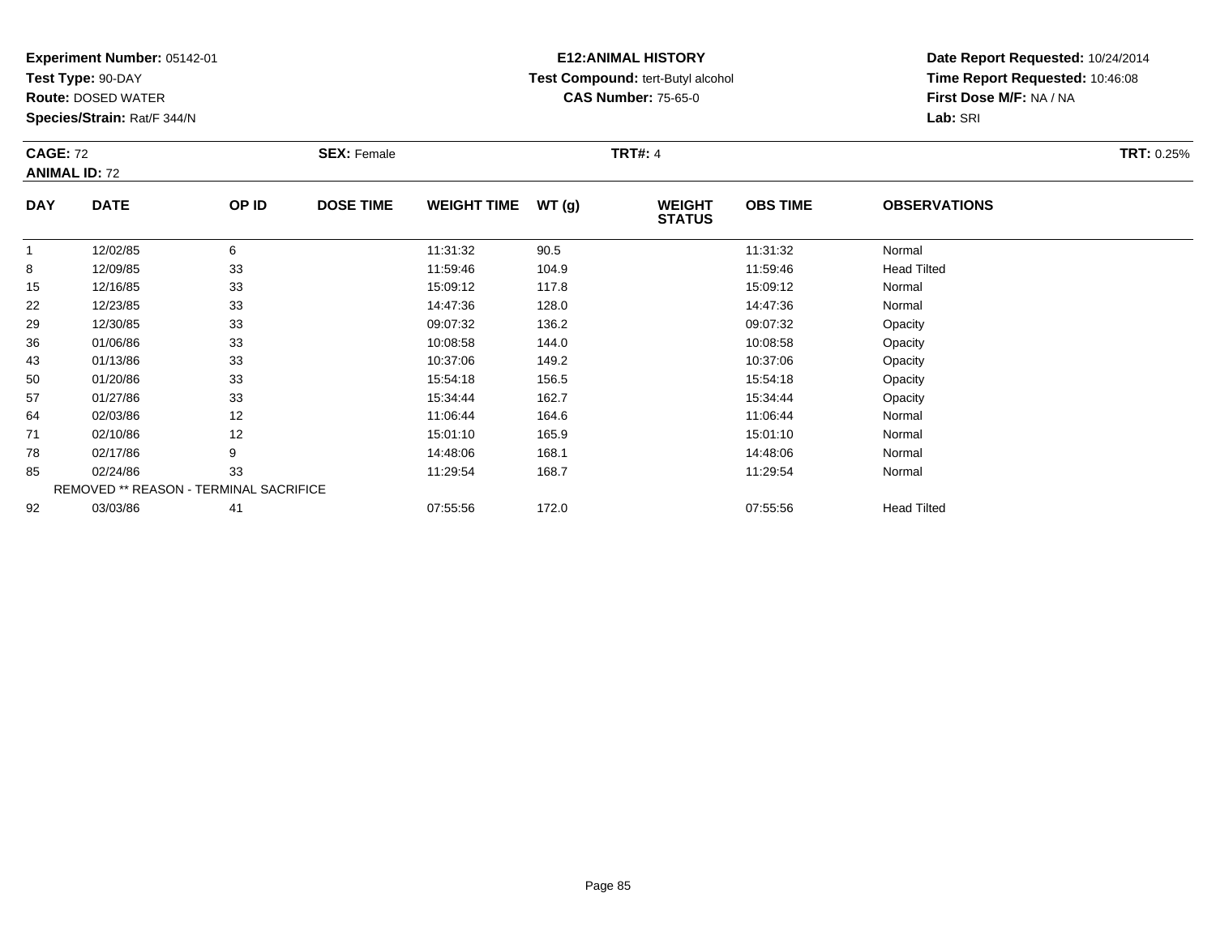**Experiment Number:** 05142-01
**Test Type:** 90-DAY
**Route:** DOSED WATER
**Species/Strain:** Rat/F 344/N

**E12:ANIMAL HISTORY**
**Test Compound:** tert-Butyl alcohol
**CAS Number:** 75-65-0

**Date Report Requested:** 10/24/2014
**Time Report Requested:** 10:46:08
**First Dose M/F:** NA / NA
**Lab:** SRI

**CAGE:** 72 **SEX:** Female **TRT#:** 4 **TRT:** 0.25%
**ANIMAL ID:** 72

| DAY | DATE | OP ID | DOSE TIME | WEIGHT TIME | WT (g) | WEIGHT STATUS | OBS TIME | OBSERVATIONS |
|---|---|---|---|---|---|---|---|---|
| 1 | 12/02/85 | 6 | | 11:31:32 | 90.5 | | 11:31:32 | Normal |
| 8 | 12/09/85 | 33 | | 11:59:46 | 104.9 | | 11:59:46 | Head Tilted |
| 15 | 12/16/85 | 33 | | 15:09:12 | 117.8 | | 15:09:12 | Normal |
| 22 | 12/23/85 | 33 | | 14:47:36 | 128.0 | | 14:47:36 | Normal |
| 29 | 12/30/85 | 33 | | 09:07:32 | 136.2 | | 09:07:32 | Opacity |
| 36 | 01/06/86 | 33 | | 10:08:58 | 144.0 | | 10:08:58 | Opacity |
| 43 | 01/13/86 | 33 | | 10:37:06 | 149.2 | | 10:37:06 | Opacity |
| 50 | 01/20/86 | 33 | | 15:54:18 | 156.5 | | 15:54:18 | Opacity |
| 57 | 01/27/86 | 33 | | 15:34:44 | 162.7 | | 15:34:44 | Opacity |
| 64 | 02/03/86 | 12 | | 11:06:44 | 164.6 | | 11:06:44 | Normal |
| 71 | 02/10/86 | 12 | | 15:01:10 | 165.9 | | 15:01:10 | Normal |
| 78 | 02/17/86 | 9 | | 14:48:06 | 168.1 | | 14:48:06 | Normal |
| 85 | 02/24/86 | 33 | | 11:29:54 | 168.7 | | 11:29:54 | Normal |
| | REMOVED ** REASON - TERMINAL SACRIFICE | | | | | | | |
| 92 | 03/03/86 | 41 | | 07:55:56 | 172.0 | | 07:55:56 | Head Tilted |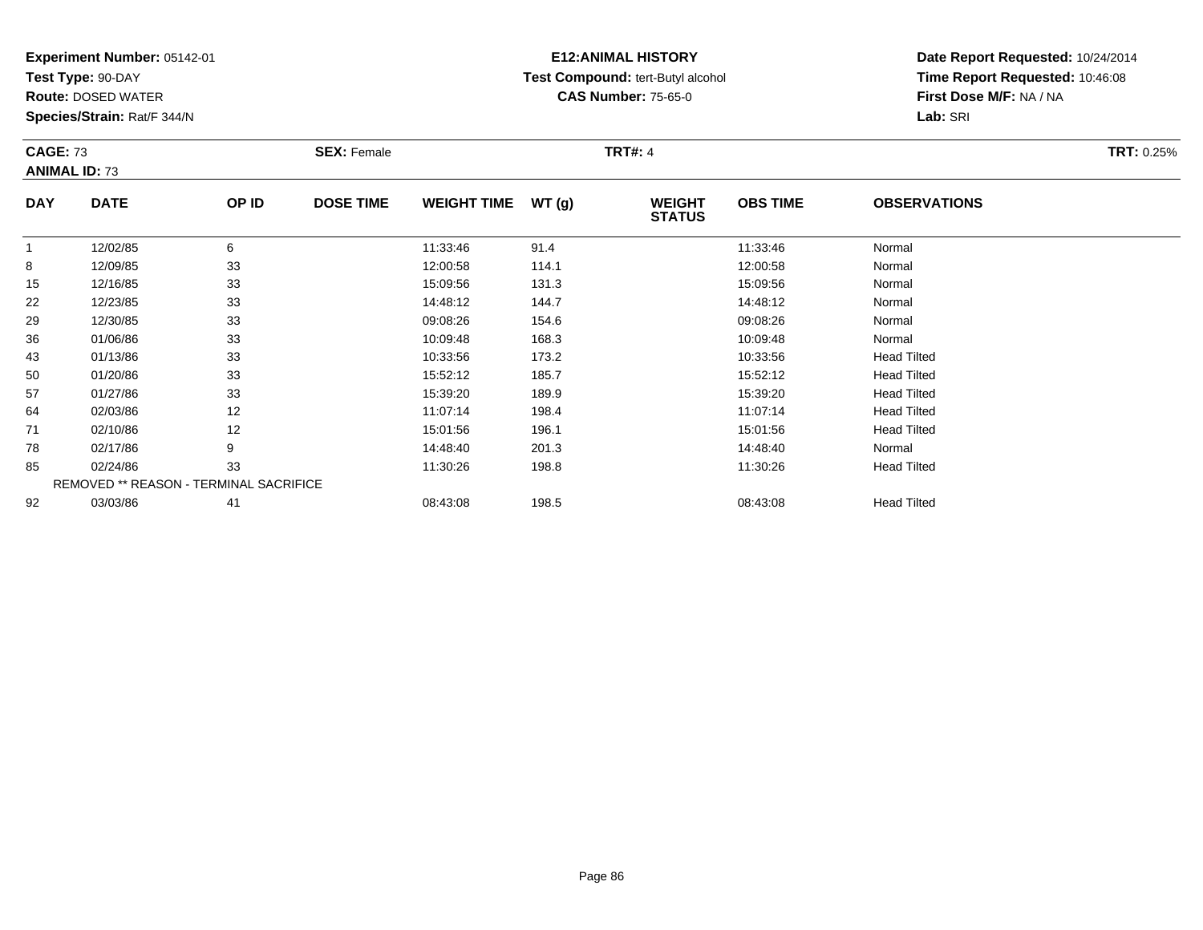**Experiment Number:** 05142-01
**Test Type:** 90-DAY
**Route:** DOSED WATER
**Species/Strain:** Rat/F 344/N

**E12:ANIMAL HISTORY**
**Test Compound:** tert-Butyl alcohol
**CAS Number:** 75-65-0

**Date Report Requested:** 10/24/2014
**Time Report Requested:** 10:46:08
**First Dose M/F:** NA / NA
**Lab:** SRI

**CAGE:** 73 **SEX:** Female **TRT#:** 4 **TRT:** 0.25%
**ANIMAL ID:** 73

| DAY | DATE | OP ID | DOSE TIME | WEIGHT TIME | WT (g) | WEIGHT STATUS | OBS TIME | OBSERVATIONS |
|---|---|---|---|---|---|---|---|---|
| 1 | 12/02/85 | 6 | | 11:33:46 | 91.4 | | 11:33:46 | Normal |
| 8 | 12/09/85 | 33 | | 12:00:58 | 114.1 | | 12:00:58 | Normal |
| 15 | 12/16/85 | 33 | | 15:09:56 | 131.3 | | 15:09:56 | Normal |
| 22 | 12/23/85 | 33 | | 14:48:12 | 144.7 | | 14:48:12 | Normal |
| 29 | 12/30/85 | 33 | | 09:08:26 | 154.6 | | 09:08:26 | Normal |
| 36 | 01/06/86 | 33 | | 10:09:48 | 168.3 | | 10:09:48 | Normal |
| 43 | 01/13/86 | 33 | | 10:33:56 | 173.2 | | 10:33:56 | Head Tilted |
| 50 | 01/20/86 | 33 | | 15:52:12 | 185.7 | | 15:52:12 | Head Tilted |
| 57 | 01/27/86 | 33 | | 15:39:20 | 189.9 | | 15:39:20 | Head Tilted |
| 64 | 02/03/86 | 12 | | 11:07:14 | 198.4 | | 11:07:14 | Head Tilted |
| 71 | 02/10/86 | 12 | | 15:01:56 | 196.1 | | 15:01:56 | Head Tilted |
| 78 | 02/17/86 | 9 | | 14:48:40 | 201.3 | | 14:48:40 | Normal |
| 85 | 02/24/86 | 33 | | 11:30:26 | 198.8 | | 11:30:26 | Head Tilted |
| REMOVED ** REASON - TERMINAL SACRIFICE | | | | | | | | |
| 92 | 03/03/86 | 41 | | 08:43:08 | 198.5 | | 08:43:08 | Head Tilted |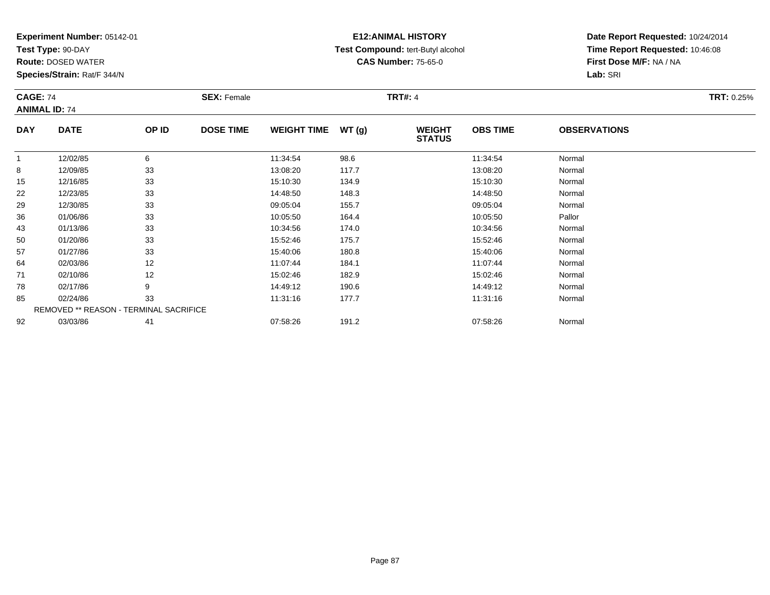**Experiment Number:** 05142-01
**Test Type:** 90-DAY
**Route:** DOSED WATER
**Species/Strain:** Rat/F 344/N

**E12:ANIMAL HISTORY**
**Test Compound:** tert-Butyl alcohol
**CAS Number:** 75-65-0

**Date Report Requested:** 10/24/2014
**Time Report Requested:** 10:46:08
**First Dose M/F:** NA / NA
**Lab:** SRI

**CAGE:** 74
**ANIMAL ID:** 74
**SEX:** Female
**TRT#:** 4
**TRT:** 0.25%

| DAY | DATE | OP ID | DOSE TIME | WEIGHT TIME | WT (g) | WEIGHT STATUS | OBS TIME | OBSERVATIONS |
|---|---|---|---|---|---|---|---|---|
| 1 | 12/02/85 | 6 | | 11:34:54 | 98.6 | | 11:34:54 | Normal |
| 8 | 12/09/85 | 33 | | 13:08:20 | 117.7 | | 13:08:20 | Normal |
| 15 | 12/16/85 | 33 | | 15:10:30 | 134.9 | | 15:10:30 | Normal |
| 22 | 12/23/85 | 33 | | 14:48:50 | 148.3 | | 14:48:50 | Normal |
| 29 | 12/30/85 | 33 | | 09:05:04 | 155.7 | | 09:05:04 | Normal |
| 36 | 01/06/86 | 33 | | 10:05:50 | 164.4 | | 10:05:50 | Pallor |
| 43 | 01/13/86 | 33 | | 10:34:56 | 174.0 | | 10:34:56 | Normal |
| 50 | 01/20/86 | 33 | | 15:52:46 | 175.7 | | 15:52:46 | Normal |
| 57 | 01/27/86 | 33 | | 15:40:06 | 180.8 | | 15:40:06 | Normal |
| 64 | 02/03/86 | 12 | | 11:07:44 | 184.1 | | 11:07:44 | Normal |
| 71 | 02/10/86 | 12 | | 15:02:46 | 182.9 | | 15:02:46 | Normal |
| 78 | 02/17/86 | 9 | | 14:49:12 | 190.6 | | 14:49:12 | Normal |
| 85 | 02/24/86 | 33 | | 11:31:16 | 177.7 | | 11:31:16 | Normal |
| REMOVED ** REASON - TERMINAL SACRIFICE | | | | | | | | |
| 92 | 03/03/86 | 41 | | 07:58:26 | 191.2 | | 07:58:26 | Normal |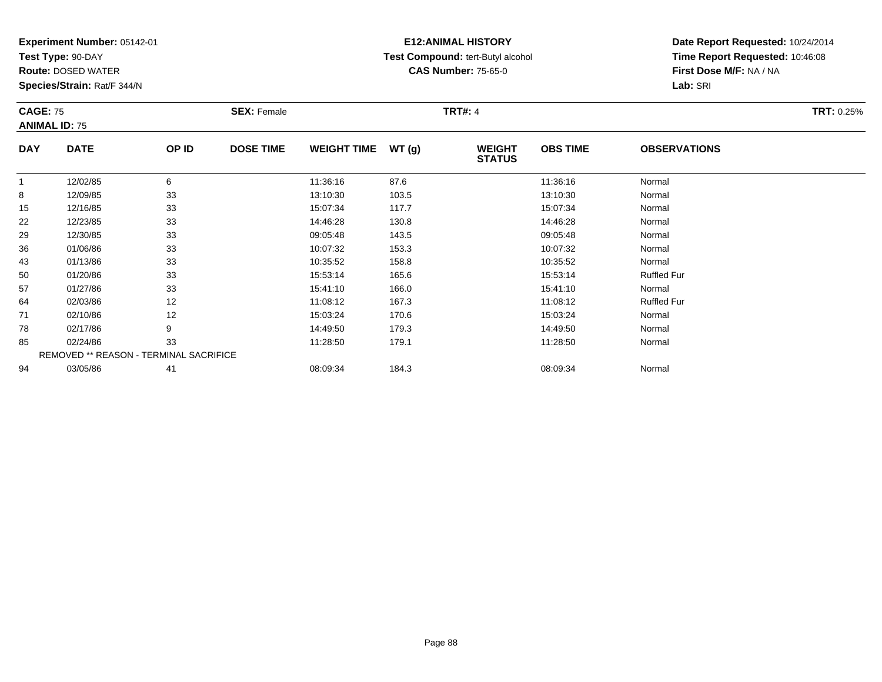**Experiment Number:** 05142-01
**Test Type:** 90-DAY
**Route:** DOSED WATER
**Species/Strain:** Rat/F 344/N

**E12:ANIMAL HISTORY**
**Test Compound:** tert-Butyl alcohol
**CAS Number:** 75-65-0

**Date Report Requested:** 10/24/2014
**Time Report Requested:** 10:46:08
**First Dose M/F:** NA / NA
**Lab:** SRI

**CAGE:** 75 **SEX:** Female **TRT#:** 4 **TRT:** 0.25%
**ANIMAL ID:** 75

| DAY | DATE | OP ID | DOSE TIME | WEIGHT TIME | WT (g) | WEIGHT STATUS | OBS TIME | OBSERVATIONS |
|---|---|---|---|---|---|---|---|---|
| 1 | 12/02/85 | 6 | | 11:36:16 | 87.6 | | 11:36:16 | Normal |
| 8 | 12/09/85 | 33 | | 13:10:30 | 103.5 | | 13:10:30 | Normal |
| 15 | 12/16/85 | 33 | | 15:07:34 | 117.7 | | 15:07:34 | Normal |
| 22 | 12/23/85 | 33 | | 14:46:28 | 130.8 | | 14:46:28 | Normal |
| 29 | 12/30/85 | 33 | | 09:05:48 | 143.5 | | 09:05:48 | Normal |
| 36 | 01/06/86 | 33 | | 10:07:32 | 153.3 | | 10:07:32 | Normal |
| 43 | 01/13/86 | 33 | | 10:35:52 | 158.8 | | 10:35:52 | Normal |
| 50 | 01/20/86 | 33 | | 15:53:14 | 165.6 | | 15:53:14 | Ruffled Fur |
| 57 | 01/27/86 | 33 | | 15:41:10 | 166.0 | | 15:41:10 | Normal |
| 64 | 02/03/86 | 12 | | 11:08:12 | 167.3 | | 11:08:12 | Ruffled Fur |
| 71 | 02/10/86 | 12 | | 15:03:24 | 170.6 | | 15:03:24 | Normal |
| 78 | 02/17/86 | 9 | | 14:49:50 | 179.3 | | 14:49:50 | Normal |
| 85 | 02/24/86 | 33 | | 11:28:50 | 179.1 | | 11:28:50 | Normal |
| REMOVED ** REASON - TERMINAL SACRIFICE | | | | | | | | |
| 94 | 03/05/86 | 41 | | 08:09:34 | 184.3 | | 08:09:34 | Normal |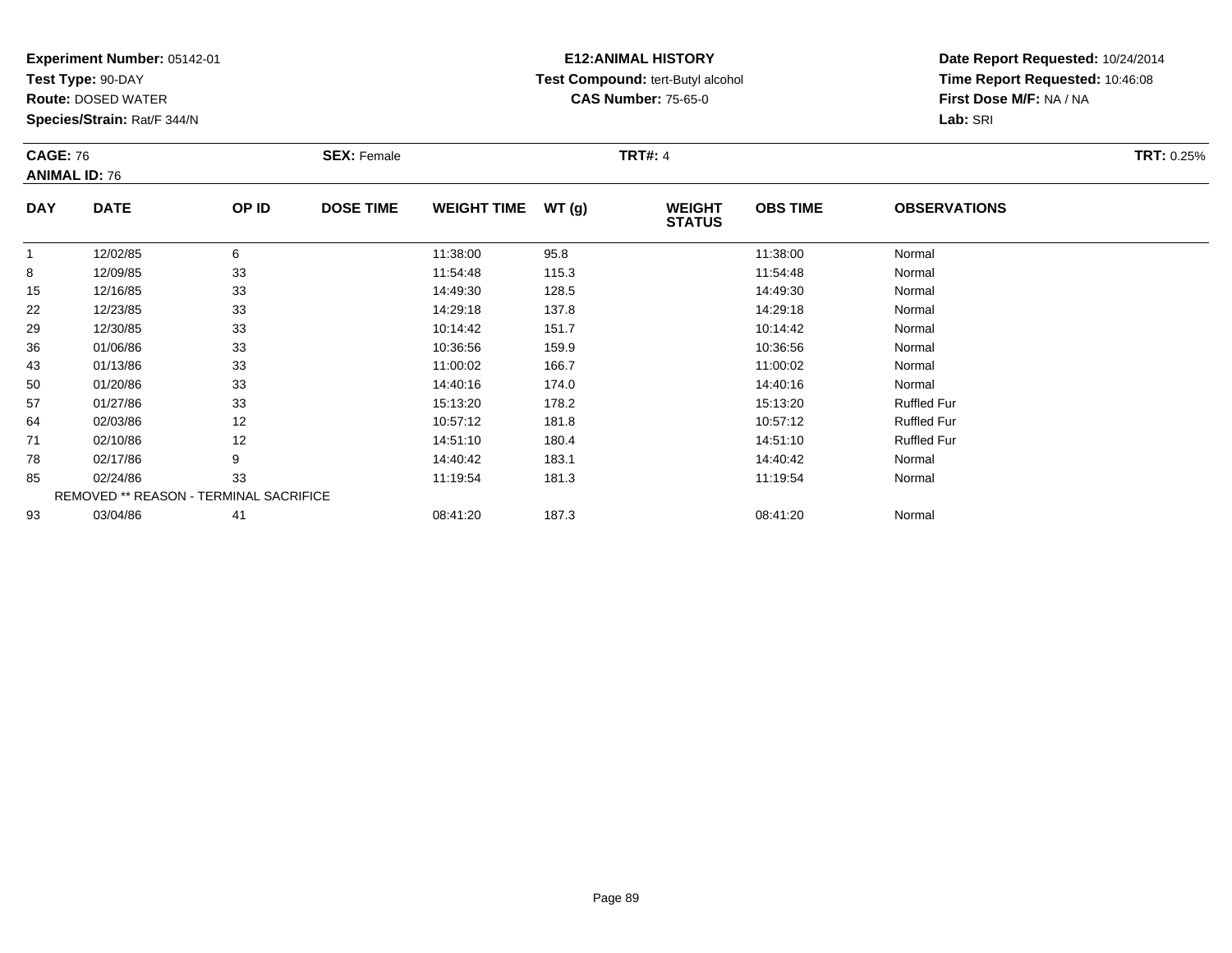**Experiment Number:** 05142-01
**Test Type:** 90-DAY
**Route:** DOSED WATER
**Species/Strain:** Rat/F 344/N

**E12:ANIMAL HISTORY**
**Test Compound:** tert-Butyl alcohol
**CAS Number:** 75-65-0

**Date Report Requested:** 10/24/2014
**Time Report Requested:** 10:46:08
**First Dose M/F:** NA / NA
**Lab:** SRI

**CAGE:** 76
**ANIMAL ID:** 76
**SEX:** Female
**TRT#:** 4
**TRT:** 0.25%

| DAY | DATE | OP ID | DOSE TIME | WEIGHT TIME | WT (g) | WEIGHT STATUS | OBS TIME | OBSERVATIONS |
|---|---|---|---|---|---|---|---|---|
| 1 | 12/02/85 | 6 | | 11:38:00 | 95.8 | | 11:38:00 | Normal |
| 8 | 12/09/85 | 33 | | 11:54:48 | 115.3 | | 11:54:48 | Normal |
| 15 | 12/16/85 | 33 | | 14:49:30 | 128.5 | | 14:49:30 | Normal |
| 22 | 12/23/85 | 33 | | 14:29:18 | 137.8 | | 14:29:18 | Normal |
| 29 | 12/30/85 | 33 | | 10:14:42 | 151.7 | | 10:14:42 | Normal |
| 36 | 01/06/86 | 33 | | 10:36:56 | 159.9 | | 10:36:56 | Normal |
| 43 | 01/13/86 | 33 | | 11:00:02 | 166.7 | | 11:00:02 | Normal |
| 50 | 01/20/86 | 33 | | 14:40:16 | 174.0 | | 14:40:16 | Normal |
| 57 | 01/27/86 | 33 | | 15:13:20 | 178.2 | | 15:13:20 | Ruffled Fur |
| 64 | 02/03/86 | 12 | | 10:57:12 | 181.8 | | 10:57:12 | Ruffled Fur |
| 71 | 02/10/86 | 12 | | 14:51:10 | 180.4 | | 14:51:10 | Ruffled Fur |
| 78 | 02/17/86 | 9 | | 14:40:42 | 183.1 | | 14:40:42 | Normal |
| 85 | 02/24/86 | 33 | | 11:19:54 | 181.3 | | 11:19:54 | Normal |
| | REMOVED ** REASON - TERMINAL SACRIFICE | | | | | | | |
| 93 | 03/04/86 | 41 | | 08:41:20 | 187.3 | | 08:41:20 | Normal |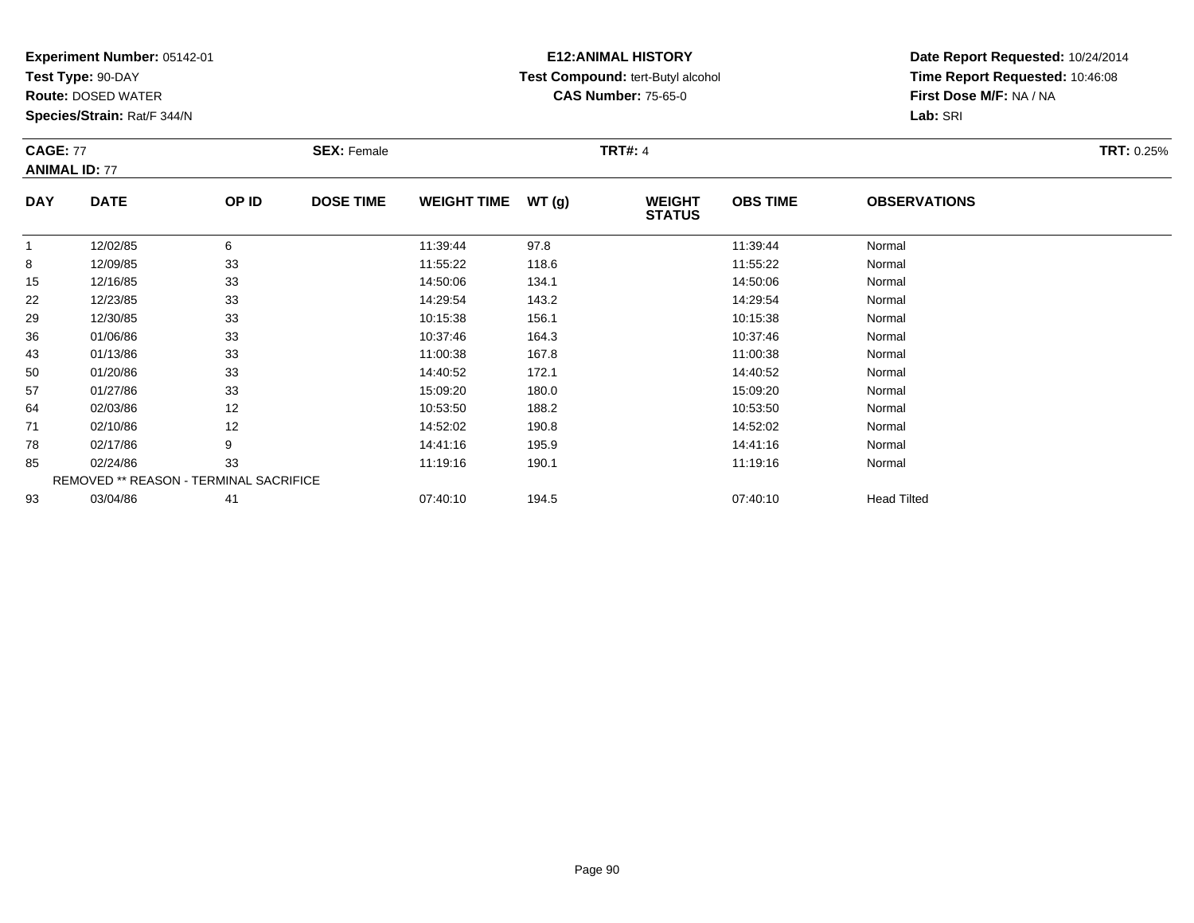**Experiment Number:** 05142-01
**Test Type:** 90-DAY
**Route:** DOSED WATER
**Species/Strain:** Rat/F 344/N

**E12:ANIMAL HISTORY**
**Test Compound:** tert-Butyl alcohol
**CAS Number:** 75-65-0

**Date Report Requested:** 10/24/2014
**Time Report Requested:** 10:46:08
**First Dose M/F:** NA / NA
**Lab:** SRI

**CAGE:** 77 **SEX:** Female **TRT#:** 4 **TRT:** 0.25%
**ANIMAL ID:** 77

| DAY | DATE | OP ID | DOSE TIME | WEIGHT TIME | WT (g) | WEIGHT STATUS | OBS TIME | OBSERVATIONS |
|---|---|---|---|---|---|---|---|---|
| 1 | 12/02/85 | 6 | | 11:39:44 | 97.8 | | 11:39:44 | Normal |
| 8 | 12/09/85 | 33 | | 11:55:22 | 118.6 | | 11:55:22 | Normal |
| 15 | 12/16/85 | 33 | | 14:50:06 | 134.1 | | 14:50:06 | Normal |
| 22 | 12/23/85 | 33 | | 14:29:54 | 143.2 | | 14:29:54 | Normal |
| 29 | 12/30/85 | 33 | | 10:15:38 | 156.1 | | 10:15:38 | Normal |
| 36 | 01/06/86 | 33 | | 10:37:46 | 164.3 | | 10:37:46 | Normal |
| 43 | 01/13/86 | 33 | | 11:00:38 | 167.8 | | 11:00:38 | Normal |
| 50 | 01/20/86 | 33 | | 14:40:52 | 172.1 | | 14:40:52 | Normal |
| 57 | 01/27/86 | 33 | | 15:09:20 | 180.0 | | 15:09:20 | Normal |
| 64 | 02/03/86 | 12 | | 10:53:50 | 188.2 | | 10:53:50 | Normal |
| 71 | 02/10/86 | 12 | | 14:52:02 | 190.8 | | 14:52:02 | Normal |
| 78 | 02/17/86 | 9 | | 14:41:16 | 195.9 | | 14:41:16 | Normal |
| 85 | 02/24/86 | 33 | | 11:19:16 | 190.1 | | 11:19:16 | Normal |
| REMOVED ** REASON - TERMINAL SACRIFICE | | | | | | | | |
| 93 | 03/04/86 | 41 | | 07:40:10 | 194.5 | | 07:40:10 | Head Tilted |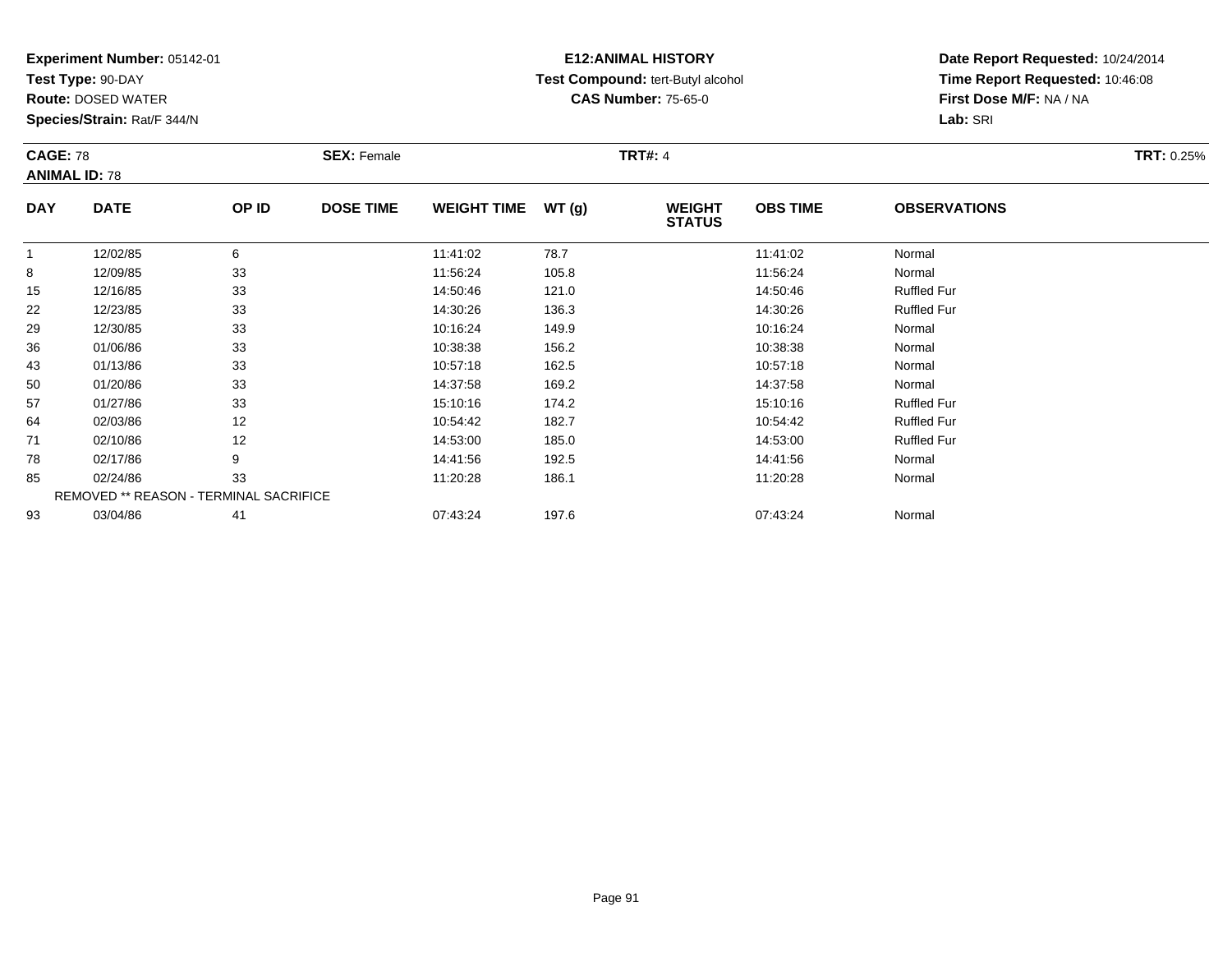**Experiment Number:** 05142-01
**Test Type:** 90-DAY
**Route:** DOSED WATER
**Species/Strain:** Rat/F 344/N

**E12:ANIMAL HISTORY**
**Test Compound:** tert-Butyl alcohol
**CAS Number:** 75-65-0

**Date Report Requested:** 10/24/2014
**Time Report Requested:** 10:46:08
**First Dose M/F:** NA / NA
**Lab:** SRI

**CAGE:** 78
**ANIMAL ID:** 78
**SEX:** Female
**TRT#:** 4
**TRT:** 0.25%

| DAY | DATE | OP ID | DOSE TIME | WEIGHT TIME | WT (g) | WEIGHT STATUS | OBS TIME | OBSERVATIONS |
|---|---|---|---|---|---|---|---|---|
| 1 | 12/02/85 | 6 | | 11:41:02 | 78.7 | | 11:41:02 | Normal |
| 8 | 12/09/85 | 33 | | 11:56:24 | 105.8 | | 11:56:24 | Normal |
| 15 | 12/16/85 | 33 | | 14:50:46 | 121.0 | | 14:50:46 | Ruffled Fur |
| 22 | 12/23/85 | 33 | | 14:30:26 | 136.3 | | 14:30:26 | Ruffled Fur |
| 29 | 12/30/85 | 33 | | 10:16:24 | 149.9 | | 10:16:24 | Normal |
| 36 | 01/06/86 | 33 | | 10:38:38 | 156.2 | | 10:38:38 | Normal |
| 43 | 01/13/86 | 33 | | 10:57:18 | 162.5 | | 10:57:18 | Normal |
| 50 | 01/20/86 | 33 | | 14:37:58 | 169.2 | | 14:37:58 | Normal |
| 57 | 01/27/86 | 33 | | 15:10:16 | 174.2 | | 15:10:16 | Ruffled Fur |
| 64 | 02/03/86 | 12 | | 10:54:42 | 182.7 | | 10:54:42 | Ruffled Fur |
| 71 | 02/10/86 | 12 | | 14:53:00 | 185.0 | | 14:53:00 | Ruffled Fur |
| 78 | 02/17/86 | 9 | | 14:41:56 | 192.5 | | 14:41:56 | Normal |
| 85 | 02/24/86 | 33 | | 11:20:28 | 186.1 | | 11:20:28 | Normal |
| REMOVED ** REASON - TERMINAL SACRIFICE | | | | | | | | |
| 93 | 03/04/86 | 41 | | 07:43:24 | 197.6 | | 07:43:24 | Normal |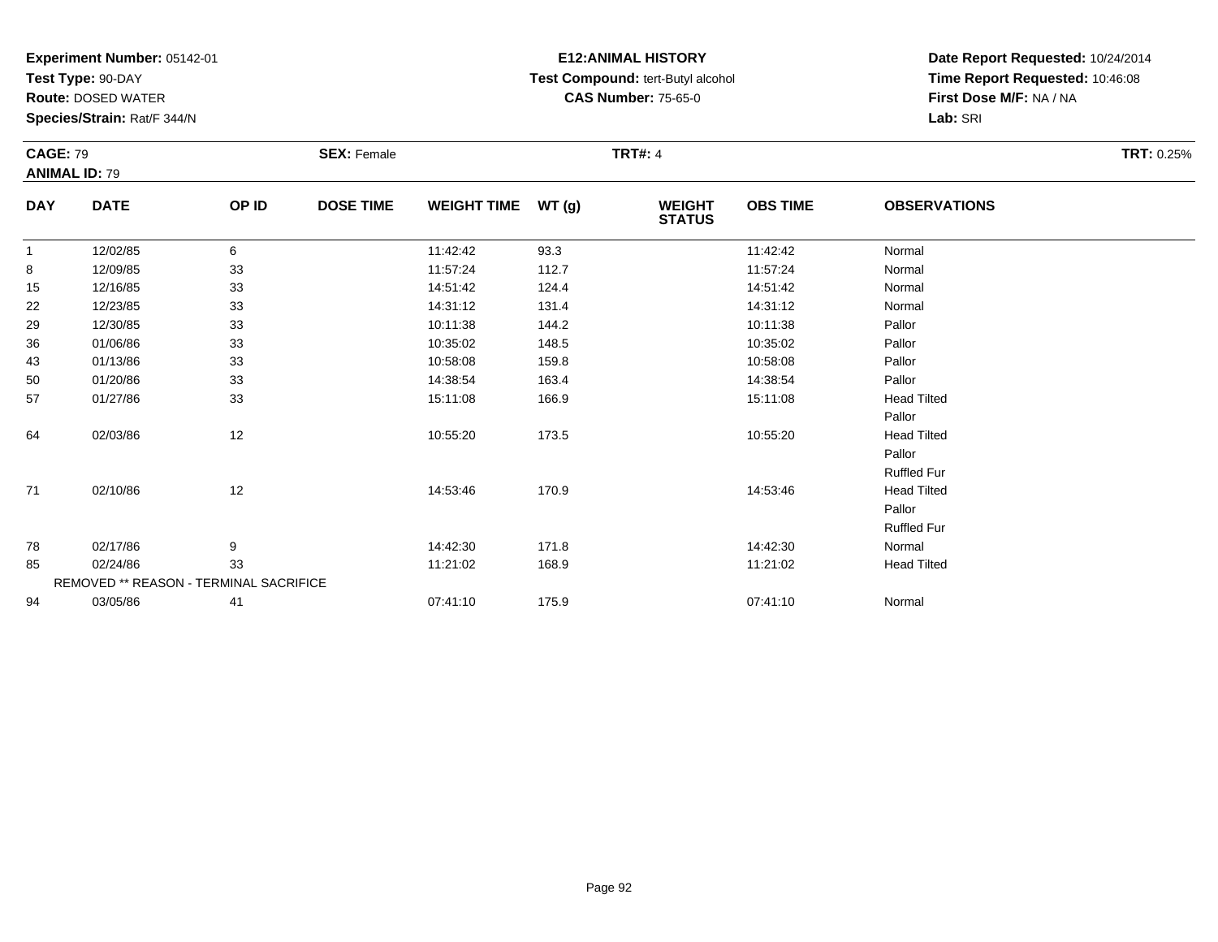**Experiment Number:** 05142-01
**Test Type:** 90-DAY
**Route:** DOSED WATER
**Species/Strain:** Rat/F 344/N

**E12:ANIMAL HISTORY**
**Test Compound:** tert-Butyl alcohol
**CAS Number:** 75-65-0

**Date Report Requested:** 10/24/2014
**Time Report Requested:** 10:46:08
**First Dose M/F:** NA / NA
**Lab:** SRI

**CAGE:** 79 **SEX:** Female **TRT#:** 4 **TRT:** 0.25%
**ANIMAL ID:** 79

| DAY | DATE | OP ID | DOSE TIME | WEIGHT TIME | WT (g) | WEIGHT STATUS | OBS TIME | OBSERVATIONS |
|---|---|---|---|---|---|---|---|---|
| 1 | 12/02/85 | 6 | | 11:42:42 | 93.3 | | 11:42:42 | Normal |
| 8 | 12/09/85 | 33 | | 11:57:24 | 112.7 | | 11:57:24 | Normal |
| 15 | 12/16/85 | 33 | | 14:51:42 | 124.4 | | 14:51:42 | Normal |
| 22 | 12/23/85 | 33 | | 14:31:12 | 131.4 | | 14:31:12 | Normal |
| 29 | 12/30/85 | 33 | | 10:11:38 | 144.2 | | 10:11:38 | Pallor |
| 36 | 01/06/86 | 33 | | 10:35:02 | 148.5 | | 10:35:02 | Pallor |
| 43 | 01/13/86 | 33 | | 10:58:08 | 159.8 | | 10:58:08 | Pallor |
| 50 | 01/20/86 | 33 | | 14:38:54 | 163.4 | | 14:38:54 | Pallor |
| 57 | 01/27/86 | 33 | | 15:11:08 | 166.9 | | 15:11:08 | Head Tilted |
| | | | | | | | | Pallor |
| 64 | 02/03/86 | 12 | | 10:55:20 | 173.5 | | 10:55:20 | Head Tilted |
| | | | | | | | | Pallor |
| | | | | | | | | Ruffled Fur |
| 71 | 02/10/86 | 12 | | 14:53:46 | 170.9 | | 14:53:46 | Head Tilted |
| | | | | | | | | Pallor |
| | | | | | | | | Ruffled Fur |
| 78 | 02/17/86 | 9 | | 14:42:30 | 171.8 | | 14:42:30 | Normal |
| 85 | 02/24/86 | 33 | | 11:21:02 | 168.9 | | 11:21:02 | Head Tilted |
| | REMOVED ** REASON - TERMINAL SACRIFICE | | | | | | | |
| 94 | 03/05/86 | 41 | | 07:41:10 | 175.9 | | 07:41:10 | Normal |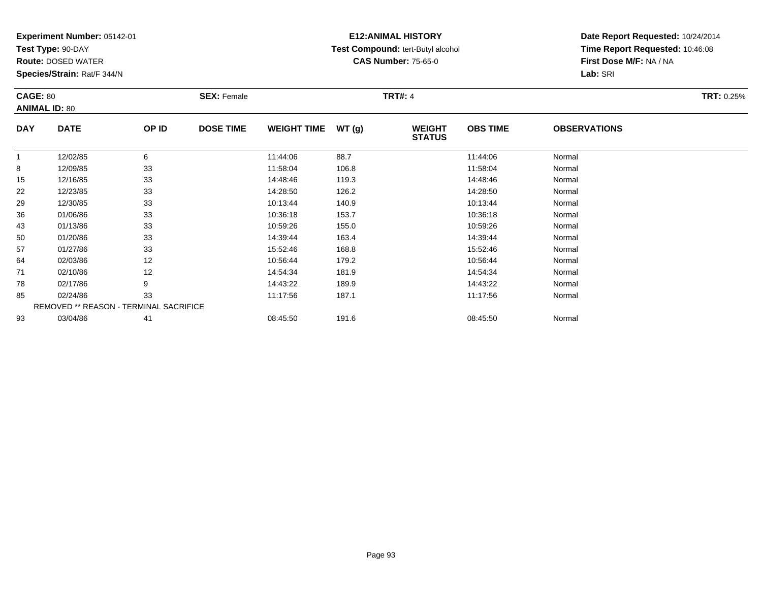**Experiment Number:** 05142-01
**Test Type:** 90-DAY
**Route:** DOSED WATER
**Species/Strain:** Rat/F 344/N

**E12:ANIMAL HISTORY**
**Test Compound:** tert-Butyl alcohol
**CAS Number:** 75-65-0

**Date Report Requested:** 10/24/2014
**Time Report Requested:** 10:46:08
**First Dose M/F:** NA / NA
**Lab:** SRI

**CAGE:** 80 **SEX:** Female **TRT#:** 4 **TRT:** 0.25%
**ANIMAL ID:** 80

| DAY | DATE | OP ID | DOSE TIME | WEIGHT TIME | WT (g) | WEIGHT STATUS | OBS TIME | OBSERVATIONS |
|---|---|---|---|---|---|---|---|---|
| 1 | 12/02/85 | 6 | | 11:44:06 | 88.7 | | 11:44:06 | Normal |
| 8 | 12/09/85 | 33 | | 11:58:04 | 106.8 | | 11:58:04 | Normal |
| 15 | 12/16/85 | 33 | | 14:48:46 | 119.3 | | 14:48:46 | Normal |
| 22 | 12/23/85 | 33 | | 14:28:50 | 126.2 | | 14:28:50 | Normal |
| 29 | 12/30/85 | 33 | | 10:13:44 | 140.9 | | 10:13:44 | Normal |
| 36 | 01/06/86 | 33 | | 10:36:18 | 153.7 | | 10:36:18 | Normal |
| 43 | 01/13/86 | 33 | | 10:59:26 | 155.0 | | 10:59:26 | Normal |
| 50 | 01/20/86 | 33 | | 14:39:44 | 163.4 | | 14:39:44 | Normal |
| 57 | 01/27/86 | 33 | | 15:52:46 | 168.8 | | 15:52:46 | Normal |
| 64 | 02/03/86 | 12 | | 10:56:44 | 179.2 | | 10:56:44 | Normal |
| 71 | 02/10/86 | 12 | | 14:54:34 | 181.9 | | 14:54:34 | Normal |
| 78 | 02/17/86 | 9 | | 14:43:22 | 189.9 | | 14:43:22 | Normal |
| 85 | 02/24/86 | 33 | | 11:17:56 | 187.1 | | 11:17:56 | Normal |
| REMOVED ** REASON - TERMINAL SACRIFICE | | | | | | | | |
| 93 | 03/04/86 | 41 | | 08:45:50 | 191.6 | | 08:45:50 | Normal |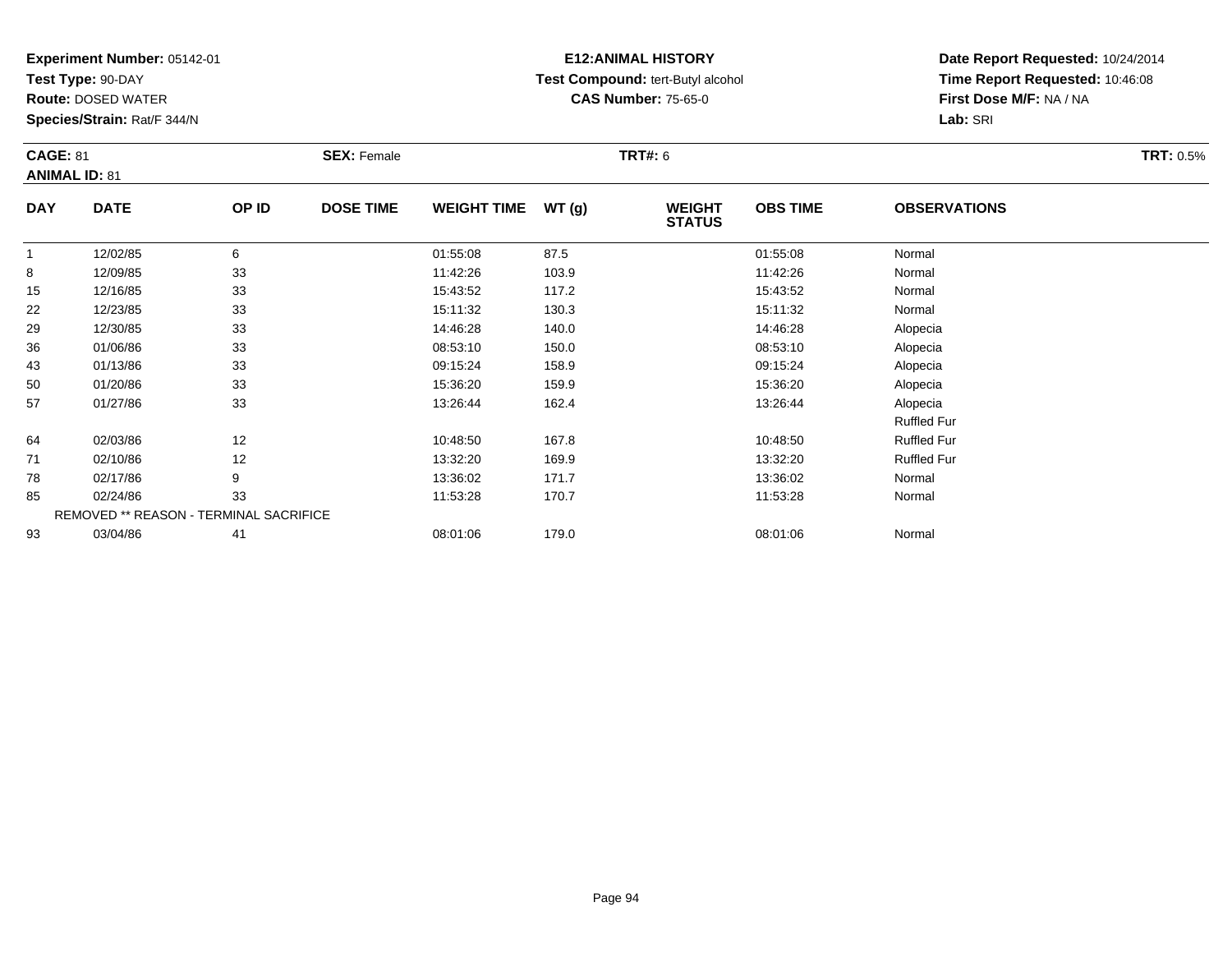**Experiment Number:** 05142-01
**Test Type:** 90-DAY
**Route:** DOSED WATER
**Species/Strain:** Rat/F 344/N

**E12:ANIMAL HISTORY**
**Test Compound:** tert-Butyl alcohol
**CAS Number:** 75-65-0

**Date Report Requested:** 10/24/2014
**Time Report Requested:** 10:46:08
**First Dose M/F:** NA / NA
**Lab:** SRI

**CAGE:** 81 **SEX:** Female **TRT#:** 6 **TRT:** 0.5%
**ANIMAL ID:** 81

| DAY | DATE | OP ID | DOSE TIME | WEIGHT TIME | WT (g) | WEIGHT STATUS | OBS TIME | OBSERVATIONS |
|---|---|---|---|---|---|---|---|---|
| 1 | 12/02/85 | 6 | | 01:55:08 | 87.5 | | 01:55:08 | Normal |
| 8 | 12/09/85 | 33 | | 11:42:26 | 103.9 | | 11:42:26 | Normal |
| 15 | 12/16/85 | 33 | | 15:43:52 | 117.2 | | 15:43:52 | Normal |
| 22 | 12/23/85 | 33 | | 15:11:32 | 130.3 | | 15:11:32 | Normal |
| 29 | 12/30/85 | 33 | | 14:46:28 | 140.0 | | 14:46:28 | Alopecia |
| 36 | 01/06/86 | 33 | | 08:53:10 | 150.0 | | 08:53:10 | Alopecia |
| 43 | 01/13/86 | 33 | | 09:15:24 | 158.9 | | 09:15:24 | Alopecia |
| 50 | 01/20/86 | 33 | | 15:36:20 | 159.9 | | 15:36:20 | Alopecia |
| 57 | 01/27/86 | 33 | | 13:26:44 | 162.4 | | 13:26:44 | Alopecia |
| | | | | | | | | Ruffled Fur |
| 64 | 02/03/86 | 12 | | 10:48:50 | 167.8 | | 10:48:50 | Ruffled Fur |
| 71 | 02/10/86 | 12 | | 13:32:20 | 169.9 | | 13:32:20 | Ruffled Fur |
| 78 | 02/17/86 | 9 | | 13:36:02 | 171.7 | | 13:36:02 | Normal |
| 85 | 02/24/86 | 33 | | 11:53:28 | 170.7 | | 11:53:28 | Normal |
| | REMOVED ** REASON - TERMINAL SACRIFICE | | | | | | | |
| 93 | 03/04/86 | 41 | | 08:01:06 | 179.0 | | 08:01:06 | Normal |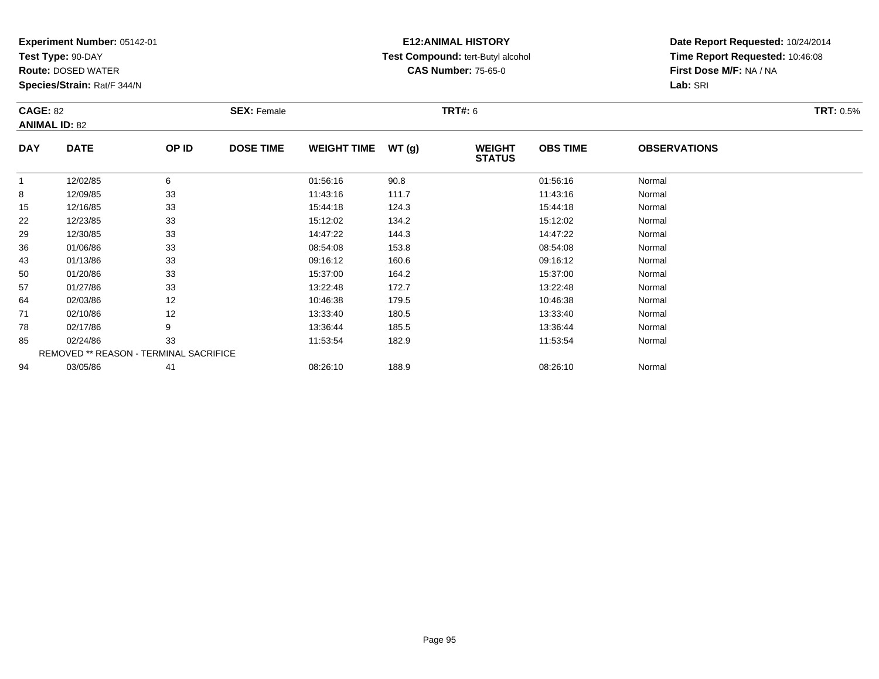**Experiment Number:** 05142-01
**Test Type:** 90-DAY
**Route:** DOSED WATER
**Species/Strain:** Rat/F 344/N

**E12:ANIMAL HISTORY**
**Test Compound:** tert-Butyl alcohol
**CAS Number:** 75-65-0

**Date Report Requested:** 10/24/2014
**Time Report Requested:** 10:46:08
**First Dose M/F:** NA / NA
**Lab:** SRI

**CAGE:** 82 **SEX:** Female **TRT#:** 6 **TRT:** 0.5%
**ANIMAL ID:** 82

| DAY | DATE | OP ID | DOSE TIME | WEIGHT TIME | WT (g) | WEIGHT STATUS | OBS TIME | OBSERVATIONS |
|---|---|---|---|---|---|---|---|---|
| 1 | 12/02/85 | 6 | | 01:56:16 | 90.8 | | 01:56:16 | Normal |
| 8 | 12/09/85 | 33 | | 11:43:16 | 111.7 | | 11:43:16 | Normal |
| 15 | 12/16/85 | 33 | | 15:44:18 | 124.3 | | 15:44:18 | Normal |
| 22 | 12/23/85 | 33 | | 15:12:02 | 134.2 | | 15:12:02 | Normal |
| 29 | 12/30/85 | 33 | | 14:47:22 | 144.3 | | 14:47:22 | Normal |
| 36 | 01/06/86 | 33 | | 08:54:08 | 153.8 | | 08:54:08 | Normal |
| 43 | 01/13/86 | 33 | | 09:16:12 | 160.6 | | 09:16:12 | Normal |
| 50 | 01/20/86 | 33 | | 15:37:00 | 164.2 | | 15:37:00 | Normal |
| 57 | 01/27/86 | 33 | | 13:22:48 | 172.7 | | 13:22:48 | Normal |
| 64 | 02/03/86 | 12 | | 10:46:38 | 179.5 | | 10:46:38 | Normal |
| 71 | 02/10/86 | 12 | | 13:33:40 | 180.5 | | 13:33:40 | Normal |
| 78 | 02/17/86 | 9 | | 13:36:44 | 185.5 | | 13:36:44 | Normal |
| 85 | 02/24/86 | 33 | | 11:53:54 | 182.9 | | 11:53:54 | Normal |
| REMOVED ** REASON - TERMINAL SACRIFICE | | | | | | | | |
| 94 | 03/05/86 | 41 | | 08:26:10 | 188.9 | | 08:26:10 | Normal |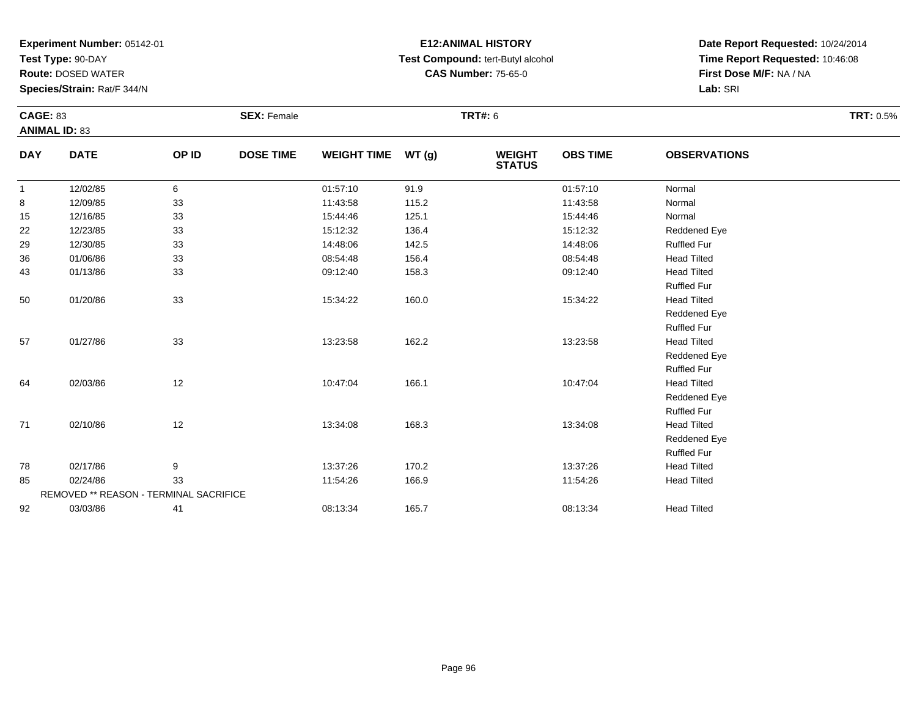**Experiment Number:** 05142-01
**Test Type:** 90-DAY
**Route:** DOSED WATER
**Species/Strain:** Rat/F 344/N

**E12:ANIMAL HISTORY**
**Test Compound:** tert-Butyl alcohol
**CAS Number:** 75-65-0

**Date Report Requested:** 10/24/2014
**Time Report Requested:** 10:46:08
**First Dose M/F:** NA / NA
**Lab:** SRI

**CAGE:** 83 **SEX:** Female **TRT#:** 6 **TRT:** 0.5%
**ANIMAL ID:** 83

| DAY | DATE | OP ID | DOSE TIME | WEIGHT TIME | WT (g) | WEIGHT STATUS | OBS TIME | OBSERVATIONS |
|---|---|---|---|---|---|---|---|---|
| 1 | 12/02/85 | 6 | | 01:57:10 | 91.9 | | 01:57:10 | Normal |
| 8 | 12/09/85 | 33 | | 11:43:58 | 115.2 | | 11:43:58 | Normal |
| 15 | 12/16/85 | 33 | | 15:44:46 | 125.1 | | 15:44:46 | Normal |
| 22 | 12/23/85 | 33 | | 15:12:32 | 136.4 | | 15:12:32 | Reddened Eye |
| 29 | 12/30/85 | 33 | | 14:48:06 | 142.5 | | 14:48:06 | Ruffled Fur |
| 36 | 01/06/86 | 33 | | 08:54:48 | 156.4 | | 08:54:48 | Head Tilted |
| 43 | 01/13/86 | 33 | | 09:12:40 | 158.3 | | 09:12:40 | Head Tilted |
| | | | | | | | | Ruffled Fur |
| 50 | 01/20/86 | 33 | | 15:34:22 | 160.0 | | 15:34:22 | Head Tilted |
| | | | | | | | | Reddened Eye |
| | | | | | | | | Ruffled Fur |
| 57 | 01/27/86 | 33 | | 13:23:58 | 162.2 | | 13:23:58 | Head Tilted |
| | | | | | | | | Reddened Eye |
| | | | | | | | | Ruffled Fur |
| 64 | 02/03/86 | 12 | | 10:47:04 | 166.1 | | 10:47:04 | Head Tilted |
| | | | | | | | | Reddened Eye |
| | | | | | | | | Ruffled Fur |
| 71 | 02/10/86 | 12 | | 13:34:08 | 168.3 | | 13:34:08 | Head Tilted |
| | | | | | | | | Reddened Eye |
| | | | | | | | | Ruffled Fur |
| 78 | 02/17/86 | 9 | | 13:37:26 | 170.2 | | 13:37:26 | Head Tilted |
| 85 | 02/24/86 | 33 | | 11:54:26 | 166.9 | | 11:54:26 | Head Tilted |
| | REMOVED ** REASON - TERMINAL SACRIFICE | | | | | | | |
| 92 | 03/03/86 | 41 | | 08:13:34 | 165.7 | | 08:13:34 | Head Tilted |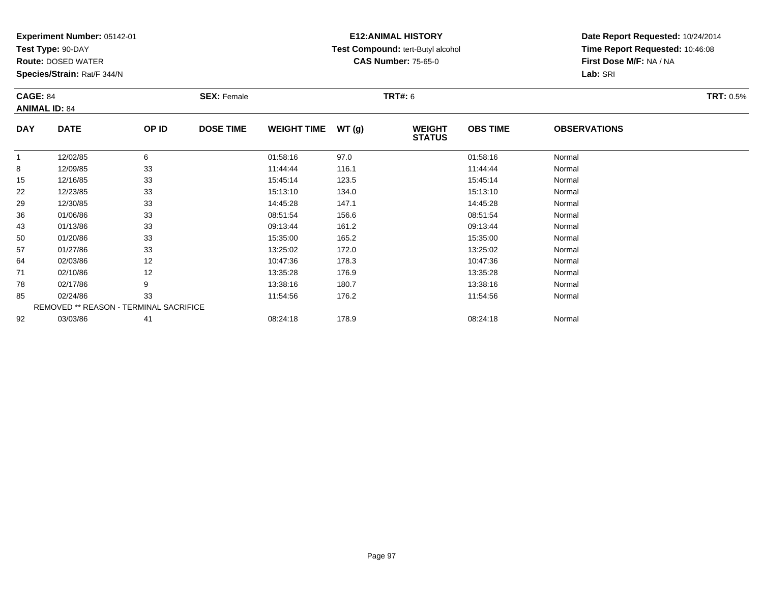**Experiment Number:** 05142-01
**Test Type:** 90-DAY
**Route:** DOSED WATER
**Species/Strain:** Rat/F 344/N

**E12:ANIMAL HISTORY**
**Test Compound:** tert-Butyl alcohol
**CAS Number:** 75-65-0

**Date Report Requested:** 10/24/2014
**Time Report Requested:** 10:46:08
**First Dose M/F:** NA / NA
**Lab:** SRI

**CAGE:** 84 **SEX:** Female **TRT#:** 6 **TRT:** 0.5%
**ANIMAL ID:** 84

| DAY | DATE | OP ID | DOSE TIME | WEIGHT TIME | WT (g) | WEIGHT STATUS | OBS TIME | OBSERVATIONS |
|---|---|---|---|---|---|---|---|---|
| 1 | 12/02/85 | 6 | | 01:58:16 | 97.0 | | 01:58:16 | Normal |
| 8 | 12/09/85 | 33 | | 11:44:44 | 116.1 | | 11:44:44 | Normal |
| 15 | 12/16/85 | 33 | | 15:45:14 | 123.5 | | 15:45:14 | Normal |
| 22 | 12/23/85 | 33 | | 15:13:10 | 134.0 | | 15:13:10 | Normal |
| 29 | 12/30/85 | 33 | | 14:45:28 | 147.1 | | 14:45:28 | Normal |
| 36 | 01/06/86 | 33 | | 08:51:54 | 156.6 | | 08:51:54 | Normal |
| 43 | 01/13/86 | 33 | | 09:13:44 | 161.2 | | 09:13:44 | Normal |
| 50 | 01/20/86 | 33 | | 15:35:00 | 165.2 | | 15:35:00 | Normal |
| 57 | 01/27/86 | 33 | | 13:25:02 | 172.0 | | 13:25:02 | Normal |
| 64 | 02/03/86 | 12 | | 10:47:36 | 178.3 | | 10:47:36 | Normal |
| 71 | 02/10/86 | 12 | | 13:35:28 | 176.9 | | 13:35:28 | Normal |
| 78 | 02/17/86 | 9 | | 13:38:16 | 180.7 | | 13:38:16 | Normal |
| 85 | 02/24/86 | 33 | | 11:54:56 | 176.2 | | 11:54:56 | Normal |
| REMOVED ** REASON - TERMINAL SACRIFICE | | | | | | | | |
| 92 | 03/03/86 | 41 | | 08:24:18 | 178.9 | | 08:24:18 | Normal |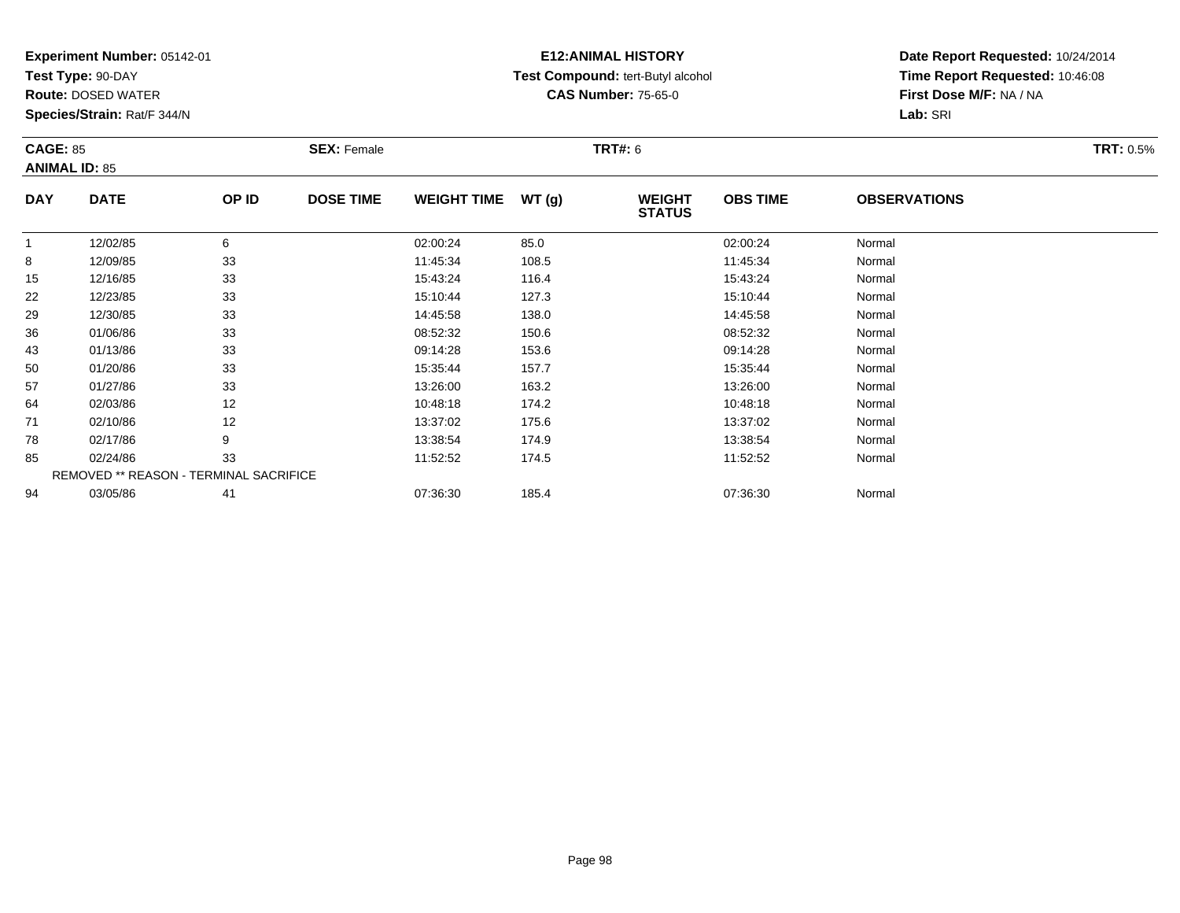**Experiment Number:** 05142-01
**Test Type:** 90-DAY
**Route:** DOSED WATER
**Species/Strain:** Rat/F 344/N

**E12:ANIMAL HISTORY**
**Test Compound:** tert-Butyl alcohol
**CAS Number:** 75-65-0

**Date Report Requested:** 10/24/2014
**Time Report Requested:** 10:46:08
**First Dose M/F:** NA / NA
**Lab:** SRI

**CAGE:** 85
**ANIMAL ID:** 85
**SEX:** Female
**TRT#:** 6
**TRT:** 0.5%

| DAY | DATE | OP ID | DOSE TIME | WEIGHT TIME | WT (g) | WEIGHT STATUS | OBS TIME | OBSERVATIONS |
|---|---|---|---|---|---|---|---|---|
| 1 | 12/02/85 | 6 | | 02:00:24 | 85.0 | | 02:00:24 | Normal |
| 8 | 12/09/85 | 33 | | 11:45:34 | 108.5 | | 11:45:34 | Normal |
| 15 | 12/16/85 | 33 | | 15:43:24 | 116.4 | | 15:43:24 | Normal |
| 22 | 12/23/85 | 33 | | 15:10:44 | 127.3 | | 15:10:44 | Normal |
| 29 | 12/30/85 | 33 | | 14:45:58 | 138.0 | | 14:45:58 | Normal |
| 36 | 01/06/86 | 33 | | 08:52:32 | 150.6 | | 08:52:32 | Normal |
| 43 | 01/13/86 | 33 | | 09:14:28 | 153.6 | | 09:14:28 | Normal |
| 50 | 01/20/86 | 33 | | 15:35:44 | 157.7 | | 15:35:44 | Normal |
| 57 | 01/27/86 | 33 | | 13:26:00 | 163.2 | | 13:26:00 | Normal |
| 64 | 02/03/86 | 12 | | 10:48:18 | 174.2 | | 10:48:18 | Normal |
| 71 | 02/10/86 | 12 | | 13:37:02 | 175.6 | | 13:37:02 | Normal |
| 78 | 02/17/86 | 9 | | 13:38:54 | 174.9 | | 13:38:54 | Normal |
| 85 | 02/24/86 | 33 | | 11:52:52 | 174.5 | | 11:52:52 | Normal |
| REMOVED ** REASON - TERMINAL SACRIFICE | | | | | | | | |
| 94 | 03/05/86 | 41 | | 07:36:30 | 185.4 | | 07:36:30 | Normal |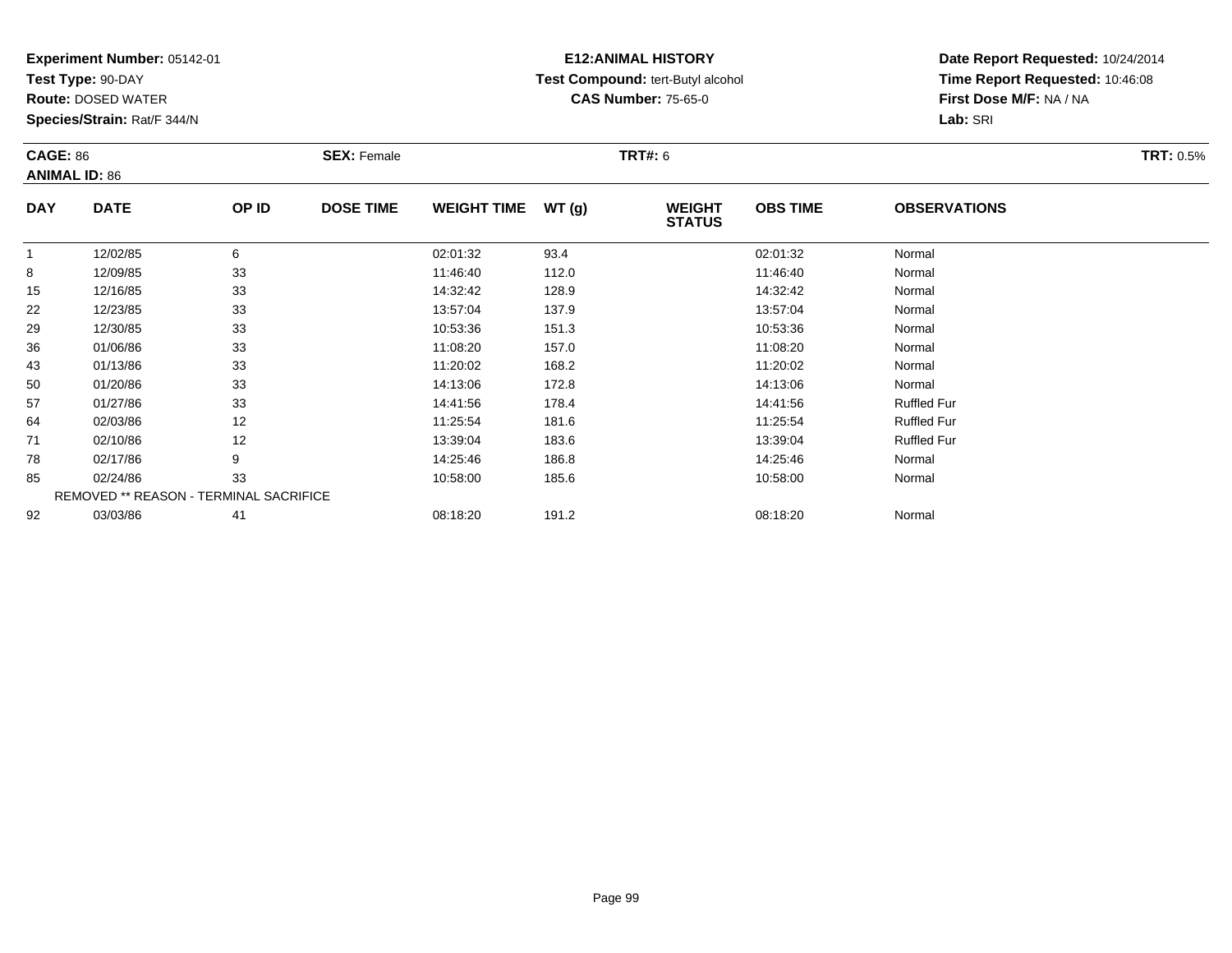**Experiment Number:** 05142-01
**Test Type:** 90-DAY
**Route:** DOSED WATER
**Species/Strain:** Rat/F 344/N

**E12:ANIMAL HISTORY**
**Test Compound:** tert-Butyl alcohol
**CAS Number:** 75-65-0

**Date Report Requested:** 10/24/2014
**Time Report Requested:** 10:46:08
**First Dose M/F:** NA / NA
**Lab:** SRI

**CAGE:** 86 **SEX:** Female **TRT#:** 6 **TRT:** 0.5%
**ANIMAL ID:** 86

| DAY | DATE | OP ID | DOSE TIME | WEIGHT TIME | WT (g) | WEIGHT STATUS | OBS TIME | OBSERVATIONS |
|---|---|---|---|---|---|---|---|---|
| 1 | 12/02/85 | 6 | | 02:01:32 | 93.4 | | 02:01:32 | Normal |
| 8 | 12/09/85 | 33 | | 11:46:40 | 112.0 | | 11:46:40 | Normal |
| 15 | 12/16/85 | 33 | | 14:32:42 | 128.9 | | 14:32:42 | Normal |
| 22 | 12/23/85 | 33 | | 13:57:04 | 137.9 | | 13:57:04 | Normal |
| 29 | 12/30/85 | 33 | | 10:53:36 | 151.3 | | 10:53:36 | Normal |
| 36 | 01/06/86 | 33 | | 11:08:20 | 157.0 | | 11:08:20 | Normal |
| 43 | 01/13/86 | 33 | | 11:20:02 | 168.2 | | 11:20:02 | Normal |
| 50 | 01/20/86 | 33 | | 14:13:06 | 172.8 | | 14:13:06 | Normal |
| 57 | 01/27/86 | 33 | | 14:41:56 | 178.4 | | 14:41:56 | Ruffled Fur |
| 64 | 02/03/86 | 12 | | 11:25:54 | 181.6 | | 11:25:54 | Ruffled Fur |
| 71 | 02/10/86 | 12 | | 13:39:04 | 183.6 | | 13:39:04 | Ruffled Fur |
| 78 | 02/17/86 | 9 | | 14:25:46 | 186.8 | | 14:25:46 | Normal |
| 85 | 02/24/86 | 33 | | 10:58:00 | 185.6 | | 10:58:00 | Normal |
| REMOVED ** REASON - TERMINAL SACRIFICE | | | | | | | | |
| 92 | 03/03/86 | 41 | | 08:18:20 | 191.2 | | 08:18:20 | Normal |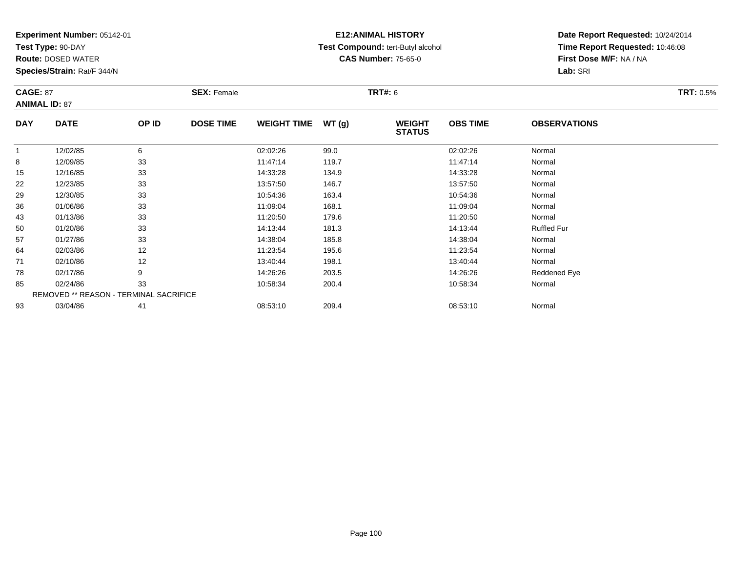**Experiment Number:** 05142-01
**Test Type:** 90-DAY
**Route:** DOSED WATER
**Species/Strain:** Rat/F 344/N

**E12:ANIMAL HISTORY**
**Test Compound:** tert-Butyl alcohol
**CAS Number:** 75-65-0

**Date Report Requested:** 10/24/2014
**Time Report Requested:** 10:46:08
**First Dose M/F:** NA / NA
**Lab:** SRI

**CAGE:** 87 **SEX:** Female **TRT#:** 6 **TRT:** 0.5%
**ANIMAL ID:** 87

| DAY | DATE | OP ID | DOSE TIME | WEIGHT TIME | WT (g) | WEIGHT STATUS | OBS TIME | OBSERVATIONS |
|---|---|---|---|---|---|---|---|---|
| 1 | 12/02/85 | 6 | | 02:02:26 | 99.0 | | 02:02:26 | Normal |
| 8 | 12/09/85 | 33 | | 11:47:14 | 119.7 | | 11:47:14 | Normal |
| 15 | 12/16/85 | 33 | | 14:33:28 | 134.9 | | 14:33:28 | Normal |
| 22 | 12/23/85 | 33 | | 13:57:50 | 146.7 | | 13:57:50 | Normal |
| 29 | 12/30/85 | 33 | | 10:54:36 | 163.4 | | 10:54:36 | Normal |
| 36 | 01/06/86 | 33 | | 11:09:04 | 168.1 | | 11:09:04 | Normal |
| 43 | 01/13/86 | 33 | | 11:20:50 | 179.6 | | 11:20:50 | Normal |
| 50 | 01/20/86 | 33 | | 14:13:44 | 181.3 | | 14:13:44 | Ruffled Fur |
| 57 | 01/27/86 | 33 | | 14:38:04 | 185.8 | | 14:38:04 | Normal |
| 64 | 02/03/86 | 12 | | 11:23:54 | 195.6 | | 11:23:54 | Normal |
| 71 | 02/10/86 | 12 | | 13:40:44 | 198.1 | | 13:40:44 | Normal |
| 78 | 02/17/86 | 9 | | 14:26:26 | 203.5 | | 14:26:26 | Reddened Eye |
| 85 | 02/24/86 | 33 | | 10:58:34 | 200.4 | | 10:58:34 | Normal |
| REMOVED ** REASON - TERMINAL SACRIFICE | | | | | | | | |
| 93 | 03/04/86 | 41 | | 08:53:10 | 209.4 | | 08:53:10 | Normal |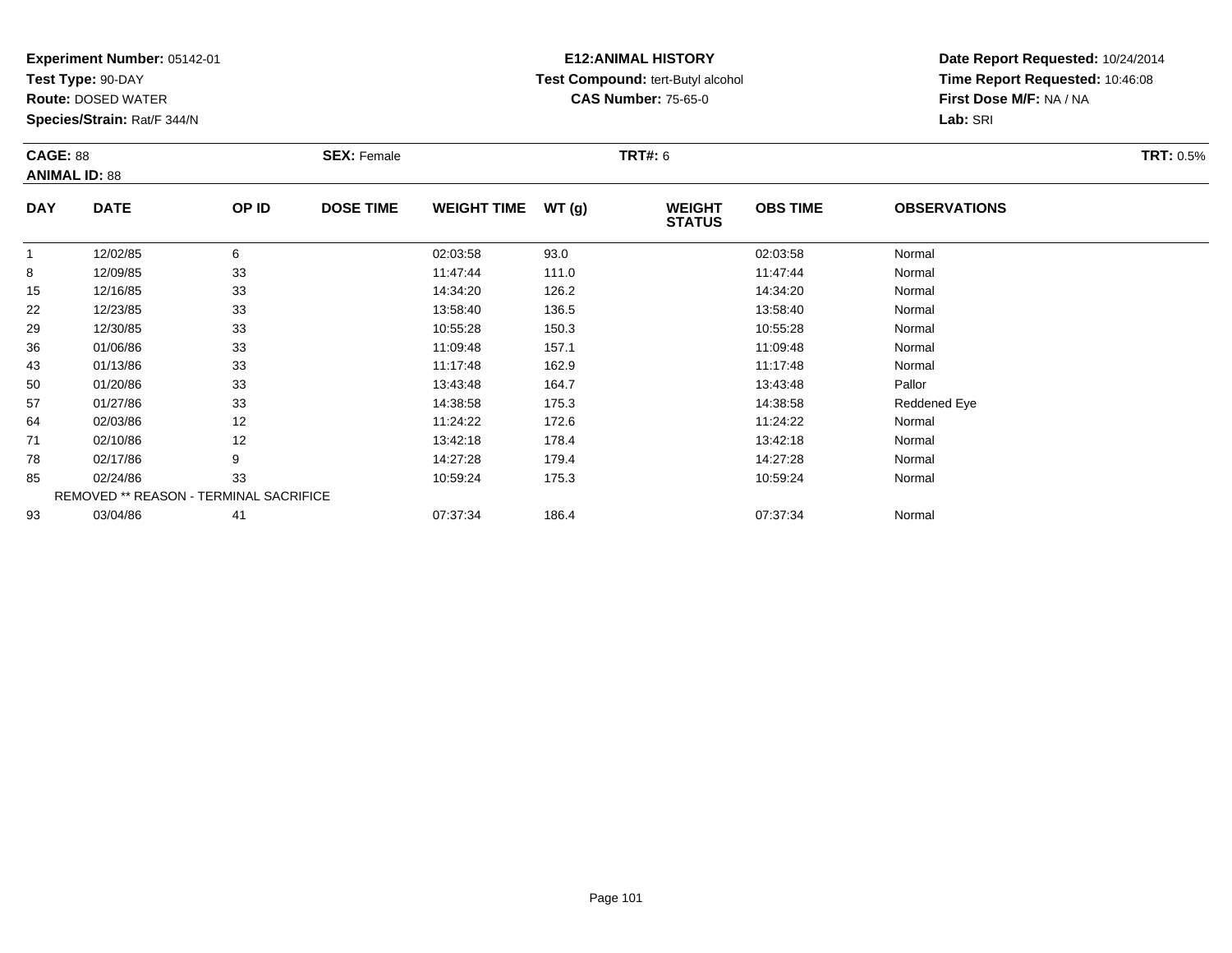**Experiment Number:** 05142-01
**Test Type:** 90-DAY
**Route:** DOSED WATER
**Species/Strain:** Rat/F 344/N

**E12:ANIMAL HISTORY**
**Test Compound:** tert-Butyl alcohol
**CAS Number:** 75-65-0

**Date Report Requested:** 10/24/2014
**Time Report Requested:** 10:46:08
**First Dose M/F:** NA / NA
**Lab:** SRI

**CAGE:** 88
**ANIMAL ID:** 88
**SEX:** Female
**TRT#:** 6
**TRT:** 0.5%

| DAY | DATE | OP ID | DOSE TIME | WEIGHT TIME | WT (g) | WEIGHT STATUS | OBS TIME | OBSERVATIONS |
|---|---|---|---|---|---|---|---|---|
| 1 | 12/02/85 | 6 | | 02:03:58 | 93.0 | | 02:03:58 | Normal |
| 8 | 12/09/85 | 33 | | 11:47:44 | 111.0 | | 11:47:44 | Normal |
| 15 | 12/16/85 | 33 | | 14:34:20 | 126.2 | | 14:34:20 | Normal |
| 22 | 12/23/85 | 33 | | 13:58:40 | 136.5 | | 13:58:40 | Normal |
| 29 | 12/30/85 | 33 | | 10:55:28 | 150.3 | | 10:55:28 | Normal |
| 36 | 01/06/86 | 33 | | 11:09:48 | 157.1 | | 11:09:48 | Normal |
| 43 | 01/13/86 | 33 | | 11:17:48 | 162.9 | | 11:17:48 | Normal |
| 50 | 01/20/86 | 33 | | 13:43:48 | 164.7 | | 13:43:48 | Pallor |
| 57 | 01/27/86 | 33 | | 14:38:58 | 175.3 | | 14:38:58 | Reddened Eye |
| 64 | 02/03/86 | 12 | | 11:24:22 | 172.6 | | 11:24:22 | Normal |
| 71 | 02/10/86 | 12 | | 13:42:18 | 178.4 | | 13:42:18 | Normal |
| 78 | 02/17/86 | 9 | | 14:27:28 | 179.4 | | 14:27:28 | Normal |
| 85 | 02/24/86 | 33 | | 10:59:24 | 175.3 | | 10:59:24 | Normal |
| REMOVED ** REASON - TERMINAL SACRIFICE | | | | | | | | |
| 93 | 03/04/86 | 41 | | 07:37:34 | 186.4 | | 07:37:34 | Normal |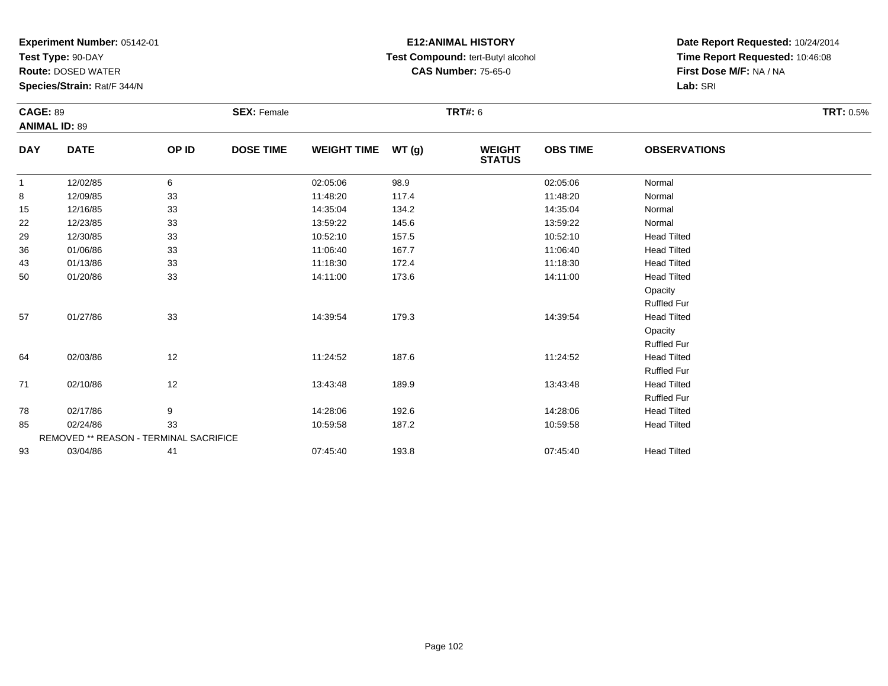**Experiment Number:** 05142-01
**Test Type:** 90-DAY
**Route:** DOSED WATER
**Species/Strain:** Rat/F 344/N

**E12:ANIMAL HISTORY**
**Test Compound:** tert-Butyl alcohol
**CAS Number:** 75-65-0

**Date Report Requested:** 10/24/2014
**Time Report Requested:** 10:46:08
**First Dose M/F:** NA / NA
**Lab:** SRI

**CAGE:** 89 **SEX:** Female **TRT#:** 6 **TRT:** 0.5%
**ANIMAL ID:** 89

| DAY | DATE | OP ID | DOSE TIME | WEIGHT TIME | WT (g) | WEIGHT STATUS | OBS TIME | OBSERVATIONS |
|---|---|---|---|---|---|---|---|---|
| 1 | 12/02/85 | 6 | | 02:05:06 | 98.9 | | 02:05:06 | Normal |
| 8 | 12/09/85 | 33 | | 11:48:20 | 117.4 | | 11:48:20 | Normal |
| 15 | 12/16/85 | 33 | | 14:35:04 | 134.2 | | 14:35:04 | Normal |
| 22 | 12/23/85 | 33 | | 13:59:22 | 145.6 | | 13:59:22 | Normal |
| 29 | 12/30/85 | 33 | | 10:52:10 | 157.5 | | 10:52:10 | Head Tilted |
| 36 | 01/06/86 | 33 | | 11:06:40 | 167.7 | | 11:06:40 | Head Tilted |
| 43 | 01/13/86 | 33 | | 11:18:30 | 172.4 | | 11:18:30 | Head Tilted |
| 50 | 01/20/86 | 33 | | 14:11:00 | 173.6 | | 14:11:00 | Head Tilted |
| | | | | | | | | Opacity |
| | | | | | | | | Ruffled Fur |
| 57 | 01/27/86 | 33 | | 14:39:54 | 179.3 | | 14:39:54 | Head Tilted |
| | | | | | | | | Opacity |
| | | | | | | | | Ruffled Fur |
| 64 | 02/03/86 | 12 | | 11:24:52 | 187.6 | | 11:24:52 | Head Tilted |
| | | | | | | | | Ruffled Fur |
| 71 | 02/10/86 | 12 | | 13:43:48 | 189.9 | | 13:43:48 | Head Tilted |
| | | | | | | | | Ruffled Fur |
| 78 | 02/17/86 | 9 | | 14:28:06 | 192.6 | | 14:28:06 | Head Tilted |
| 85 | 02/24/86 | 33 | | 10:59:58 | 187.2 | | 10:59:58 | Head Tilted |
| | REMOVED ** REASON - TERMINAL SACRIFICE | | | | | | | |
| 93 | 03/04/86 | 41 | | 07:45:40 | 193.8 | | 07:45:40 | Head Tilted |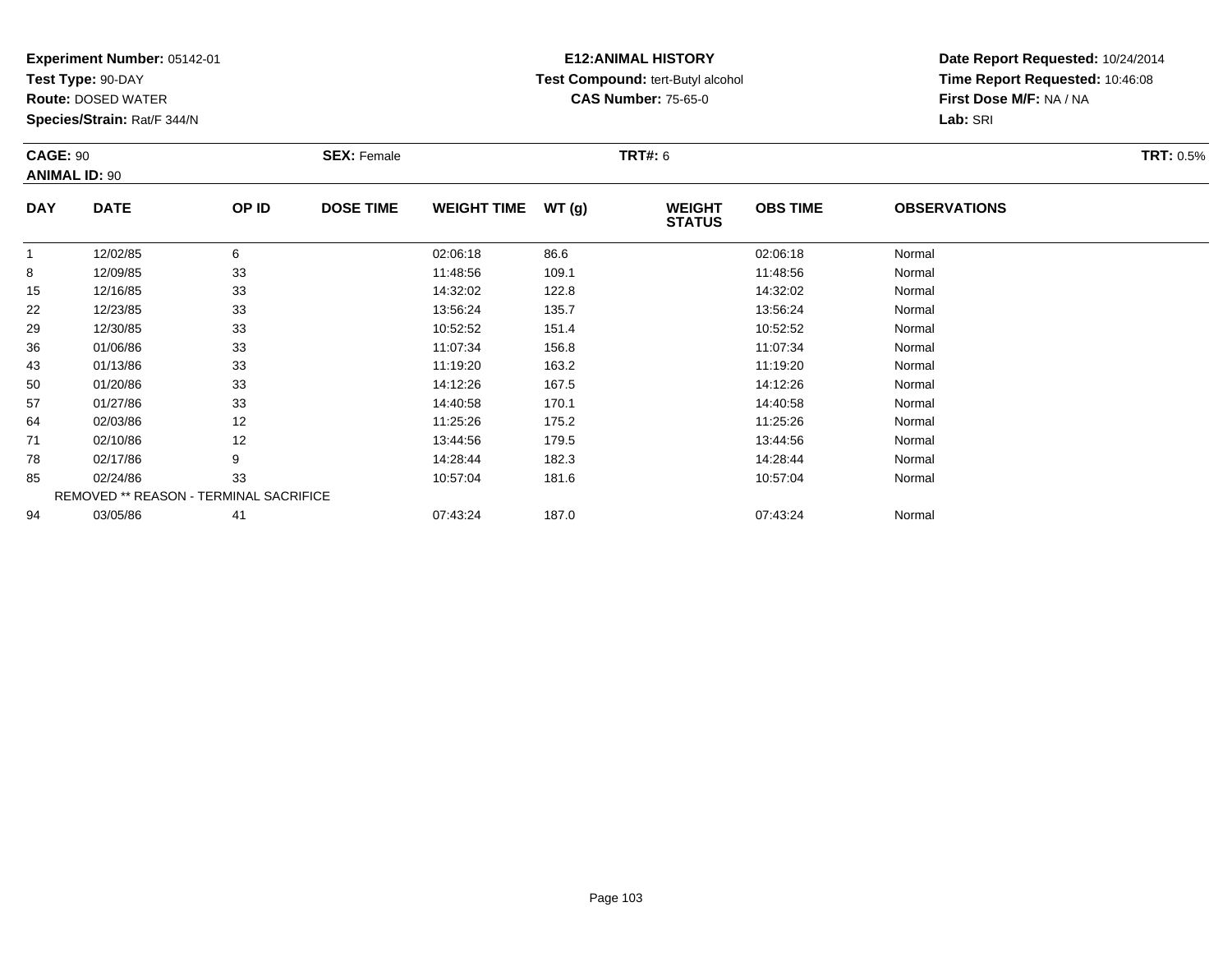**Experiment Number:** 05142-01
**Test Type:** 90-DAY
**Route:** DOSED WATER
**Species/Strain:** Rat/F 344/N

**E12:ANIMAL HISTORY**
**Test Compound:** tert-Butyl alcohol
**CAS Number:** 75-65-0

**Date Report Requested:** 10/24/2014
**Time Report Requested:** 10:46:08
**First Dose M/F:** NA / NA
**Lab:** SRI

**CAGE:** 90 **SEX:** Female **TRT#:** 6 **TRT:** 0.5%
**ANIMAL ID:** 90

| DAY | DATE | OP ID | DOSE TIME | WEIGHT TIME | WT (g) | WEIGHT STATUS | OBS TIME | OBSERVATIONS |
|---|---|---|---|---|---|---|---|---|
| 1 | 12/02/85 | 6 | | 02:06:18 | 86.6 | | 02:06:18 | Normal |
| 8 | 12/09/85 | 33 | | 11:48:56 | 109.1 | | 11:48:56 | Normal |
| 15 | 12/16/85 | 33 | | 14:32:02 | 122.8 | | 14:32:02 | Normal |
| 22 | 12/23/85 | 33 | | 13:56:24 | 135.7 | | 13:56:24 | Normal |
| 29 | 12/30/85 | 33 | | 10:52:52 | 151.4 | | 10:52:52 | Normal |
| 36 | 01/06/86 | 33 | | 11:07:34 | 156.8 | | 11:07:34 | Normal |
| 43 | 01/13/86 | 33 | | 11:19:20 | 163.2 | | 11:19:20 | Normal |
| 50 | 01/20/86 | 33 | | 14:12:26 | 167.5 | | 14:12:26 | Normal |
| 57 | 01/27/86 | 33 | | 14:40:58 | 170.1 | | 14:40:58 | Normal |
| 64 | 02/03/86 | 12 | | 11:25:26 | 175.2 | | 11:25:26 | Normal |
| 71 | 02/10/86 | 12 | | 13:44:56 | 179.5 | | 13:44:56 | Normal |
| 78 | 02/17/86 | 9 | | 14:28:44 | 182.3 | | 14:28:44 | Normal |
| 85 | 02/24/86 | 33 | | 10:57:04 | 181.6 | | 10:57:04 | Normal |
| REMOVED ** REASON - TERMINAL SACRIFICE | | | | | | | | |
| 94 | 03/05/86 | 41 | | 07:43:24 | 187.0 | | 07:43:24 | Normal |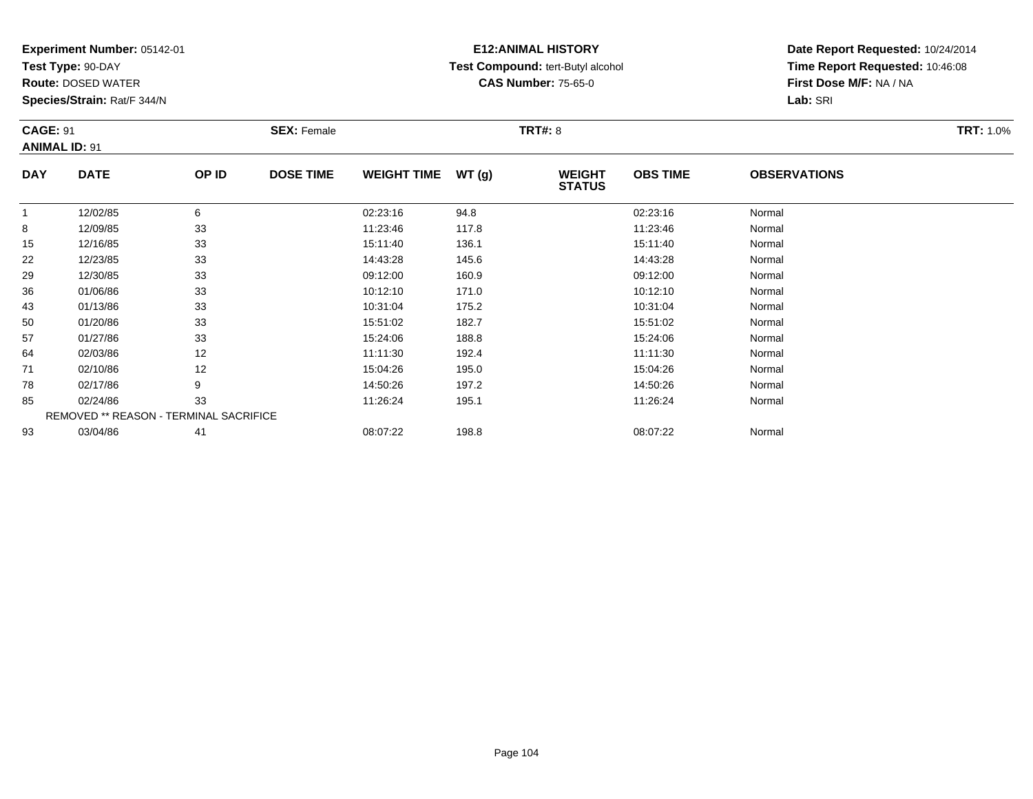**Experiment Number:** 05142-01
**Test Type:** 90-DAY
**Route:** DOSED WATER
**Species/Strain:** Rat/F 344/N

**E12:ANIMAL HISTORY**
**Test Compound:** tert-Butyl alcohol
**CAS Number:** 75-65-0

**Date Report Requested:** 10/24/2014
**Time Report Requested:** 10:46:08
**First Dose M/F:** NA / NA
**Lab:** SRI

**CAGE:** 91 **SEX:** Female **TRT#:** 8 **TRT:** 1.0%
**ANIMAL ID:** 91

| DAY | DATE | OP ID | DOSE TIME | WEIGHT TIME | WT (g) | WEIGHT STATUS | OBS TIME | OBSERVATIONS |
|---|---|---|---|---|---|---|---|---|
| 1 | 12/02/85 | 6 | | 02:23:16 | 94.8 | | 02:23:16 | Normal |
| 8 | 12/09/85 | 33 | | 11:23:46 | 117.8 | | 11:23:46 | Normal |
| 15 | 12/16/85 | 33 | | 15:11:40 | 136.1 | | 15:11:40 | Normal |
| 22 | 12/23/85 | 33 | | 14:43:28 | 145.6 | | 14:43:28 | Normal |
| 29 | 12/30/85 | 33 | | 09:12:00 | 160.9 | | 09:12:00 | Normal |
| 36 | 01/06/86 | 33 | | 10:12:10 | 171.0 | | 10:12:10 | Normal |
| 43 | 01/13/86 | 33 | | 10:31:04 | 175.2 | | 10:31:04 | Normal |
| 50 | 01/20/86 | 33 | | 15:51:02 | 182.7 | | 15:51:02 | Normal |
| 57 | 01/27/86 | 33 | | 15:24:06 | 188.8 | | 15:24:06 | Normal |
| 64 | 02/03/86 | 12 | | 11:11:30 | 192.4 | | 11:11:30 | Normal |
| 71 | 02/10/86 | 12 | | 15:04:26 | 195.0 | | 15:04:26 | Normal |
| 78 | 02/17/86 | 9 | | 14:50:26 | 197.2 | | 14:50:26 | Normal |
| 85 | 02/24/86 | 33 | | 11:26:24 | 195.1 | | 11:26:24 | Normal |
| REMOVED ** REASON - TERMINAL SACRIFICE | | | | | | | | |
| 93 | 03/04/86 | 41 | | 08:07:22 | 198.8 | | 08:07:22 | Normal |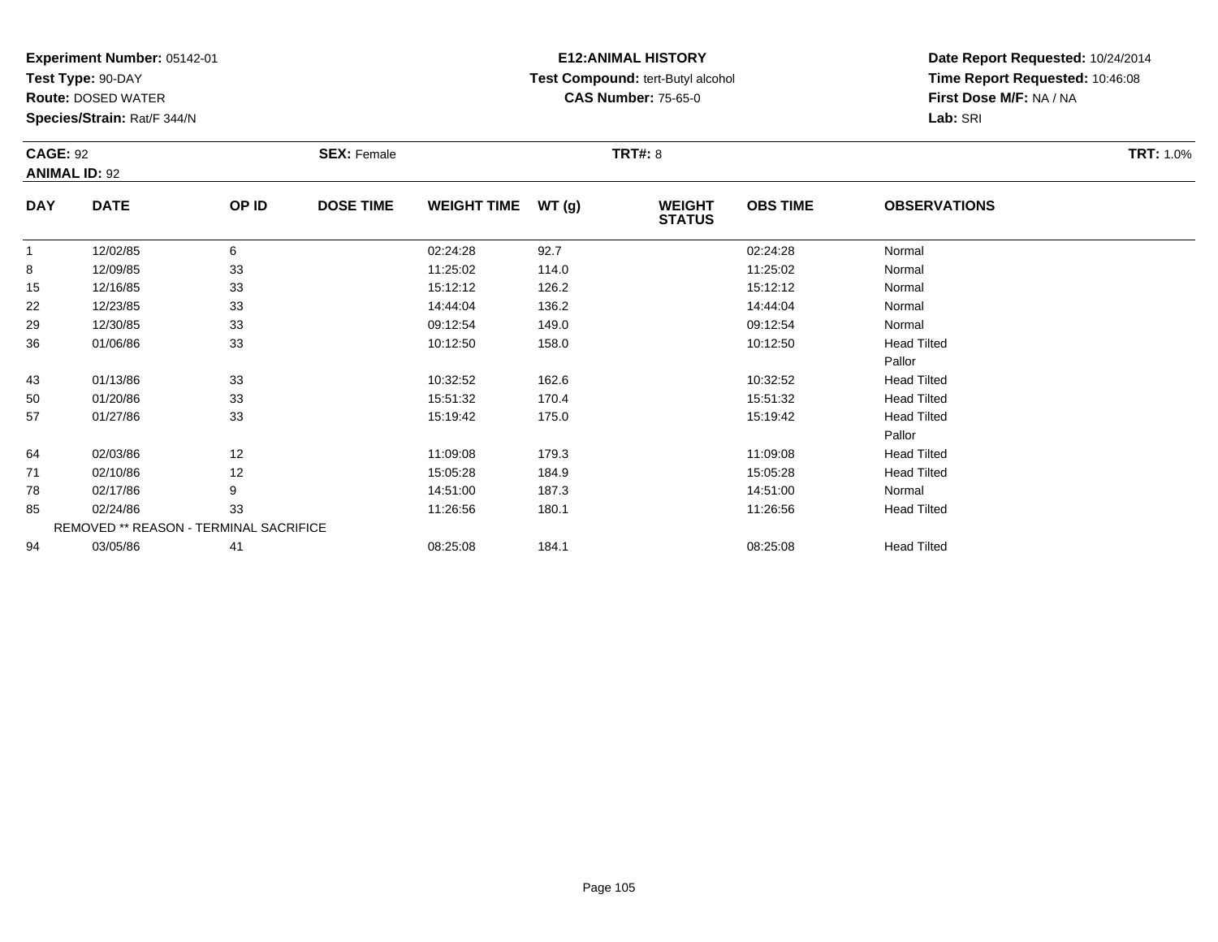**Experiment Number:** 05142-01
**Test Type:** 90-DAY
**Route:** DOSED WATER
**Species/Strain:** Rat/F 344/N

**E12:ANIMAL HISTORY**
**Test Compound:** tert-Butyl alcohol
**CAS Number:** 75-65-0

**Date Report Requested:** 10/24/2014
**Time Report Requested:** 10:46:08
**First Dose M/F:** NA / NA
**Lab:** SRI

**CAGE:** 92 **SEX:** Female **TRT#:** 8 **TRT:** 1.0%
**ANIMAL ID:** 92

| DAY | DATE | OP ID | DOSE TIME | WEIGHT TIME | WT (g) | WEIGHT STATUS | OBS TIME | OBSERVATIONS |
|---|---|---|---|---|---|---|---|---|
| 1 | 12/02/85 | 6 | | 02:24:28 | 92.7 | | 02:24:28 | Normal |
| 8 | 12/09/85 | 33 | | 11:25:02 | 114.0 | | 11:25:02 | Normal |
| 15 | 12/16/85 | 33 | | 15:12:12 | 126.2 | | 15:12:12 | Normal |
| 22 | 12/23/85 | 33 | | 14:44:04 | 136.2 | | 14:44:04 | Normal |
| 29 | 12/30/85 | 33 | | 09:12:54 | 149.0 | | 09:12:54 | Normal |
| 36 | 01/06/86 | 33 | | 10:12:50 | 158.0 | | 10:12:50 | Head Tilted |
| | | | | | | | | Pallor |
| 43 | 01/13/86 | 33 | | 10:32:52 | 162.6 | | 10:32:52 | Head Tilted |
| 50 | 01/20/86 | 33 | | 15:51:32 | 170.4 | | 15:51:32 | Head Tilted |
| 57 | 01/27/86 | 33 | | 15:19:42 | 175.0 | | 15:19:42 | Head Tilted |
| | | | | | | | | Pallor |
| 64 | 02/03/86 | 12 | | 11:09:08 | 179.3 | | 11:09:08 | Head Tilted |
| 71 | 02/10/86 | 12 | | 15:05:28 | 184.9 | | 15:05:28 | Head Tilted |
| 78 | 02/17/86 | 9 | | 14:51:00 | 187.3 | | 14:51:00 | Normal |
| 85 | 02/24/86 | 33 | | 11:26:56 | 180.1 | | 11:26:56 | Head Tilted |
| | REMOVED ** REASON - TERMINAL SACRIFICE | | | | | | | |
| 94 | 03/05/86 | 41 | | 08:25:08 | 184.1 | | 08:25:08 | Head Tilted |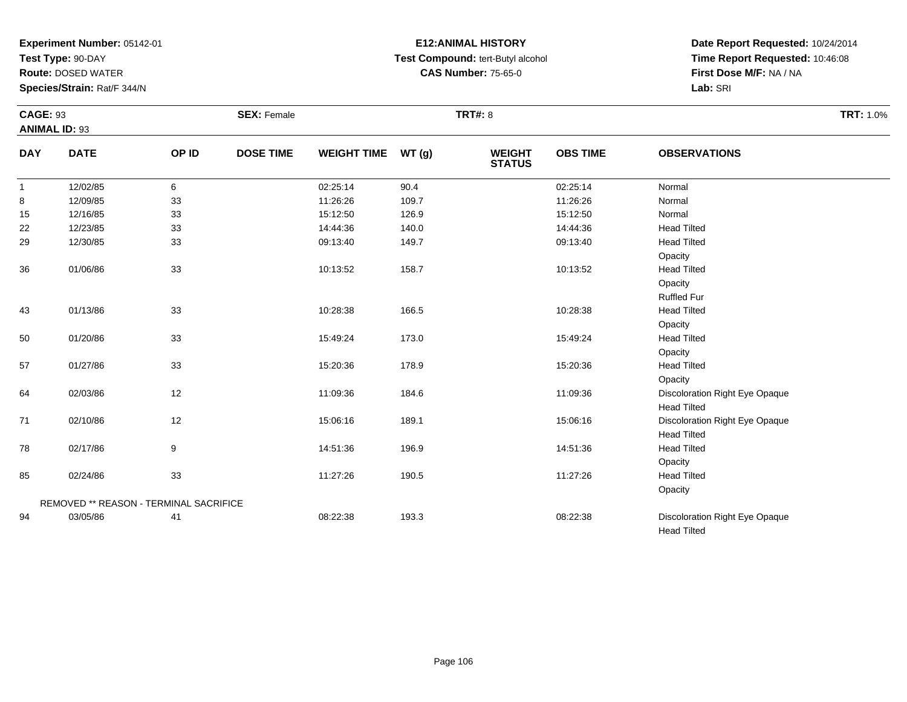**Experiment Number:** 05142-01
**Test Type:** 90-DAY
**Route:** DOSED WATER
**Species/Strain:** Rat/F 344/N

**E12:ANIMAL HISTORY**
**Test Compound:** tert-Butyl alcohol
**CAS Number:** 75-65-0

**Date Report Requested:** 10/24/2014
**Time Report Requested:** 10:46:08
**First Dose M/F:** NA / NA
**Lab:** SRI

**CAGE:** 93 **SEX:** Female **TRT#:** 8 **TRT:** 1.0%
**ANIMAL ID:** 93

| DAY | DATE | OP ID | DOSE TIME | WEIGHT TIME | WT (g) | WEIGHT STATUS | OBS TIME | OBSERVATIONS |
|---|---|---|---|---|---|---|---|---|
| 1 | 12/02/85 | 6 | | 02:25:14 | 90.4 | | 02:25:14 | Normal |
| 8 | 12/09/85 | 33 | | 11:26:26 | 109.7 | | 11:26:26 | Normal |
| 15 | 12/16/85 | 33 | | 15:12:50 | 126.9 | | 15:12:50 | Normal |
| 22 | 12/23/85 | 33 | | 14:44:36 | 140.0 | | 14:44:36 | Head Tilted |
| 29 | 12/30/85 | 33 | | 09:13:40 | 149.7 | | 09:13:40 | Head Tilted |
| | | | | | | | | Opacity |
| 36 | 01/06/86 | 33 | | 10:13:52 | 158.7 | | 10:13:52 | Head Tilted |
| | | | | | | | | Opacity |
| | | | | | | | | Ruffled Fur |
| 43 | 01/13/86 | 33 | | 10:28:38 | 166.5 | | 10:28:38 | Head Tilted |
| | | | | | | | | Opacity |
| 50 | 01/20/86 | 33 | | 15:49:24 | 173.0 | | 15:49:24 | Head Tilted |
| | | | | | | | | Opacity |
| 57 | 01/27/86 | 33 | | 15:20:36 | 178.9 | | 15:20:36 | Head Tilted |
| | | | | | | | | Opacity |
| 64 | 02/03/86 | 12 | | 11:09:36 | 184.6 | | 11:09:36 | Discoloration Right Eye Opaque |
| | | | | | | | | Head Tilted |
| 71 | 02/10/86 | 12 | | 15:06:16 | 189.1 | | 15:06:16 | Discoloration Right Eye Opaque |
| | | | | | | | | Head Tilted |
| 78 | 02/17/86 | 9 | | 14:51:36 | 196.9 | | 14:51:36 | Head Tilted |
| | | | | | | | | Opacity |
| 85 | 02/24/86 | 33 | | 11:27:26 | 190.5 | | 11:27:26 | Head Tilted |
| | | | | | | | | Opacity |
| | REMOVED ** REASON - TERMINAL SACRIFICE | | | | | | | |
| 94 | 03/05/86 | 41 | | 08:22:38 | 193.3 | | 08:22:38 | Discoloration Right Eye Opaque |
| | | | | | | | | Head Tilted |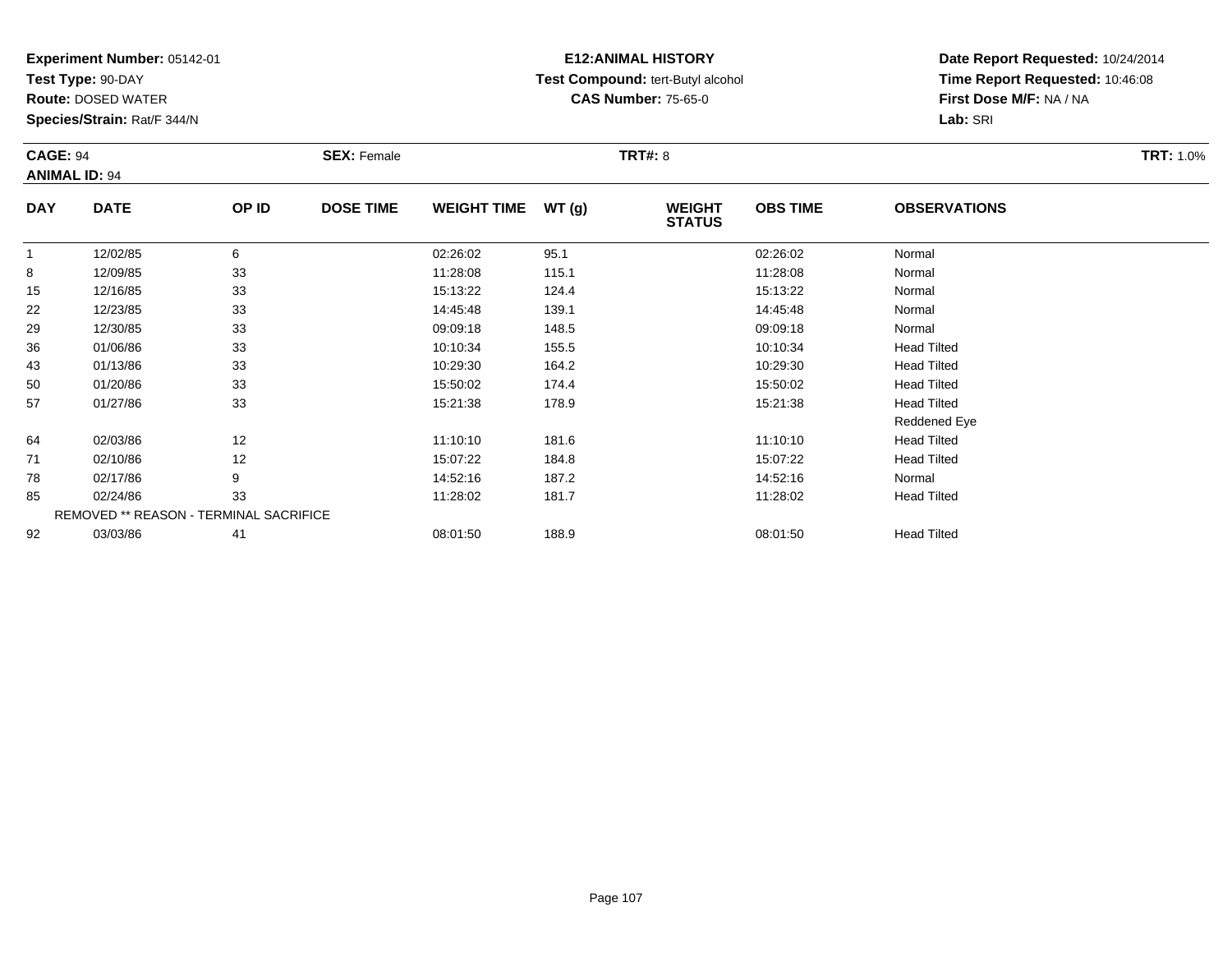**Experiment Number:** 05142-01
**Test Type:** 90-DAY
**Route:** DOSED WATER
**Species/Strain:** Rat/F 344/N

**E12:ANIMAL HISTORY**
**Test Compound:** tert-Butyl alcohol
**CAS Number:** 75-65-0

**Date Report Requested:** 10/24/2014
**Time Report Requested:** 10:46:08
**First Dose M/F:** NA / NA
**Lab:** SRI

**CAGE:** 94 **SEX:** Female **TRT#:** 8 **TRT:** 1.0%
**ANIMAL ID:** 94

| DAY | DATE | OP ID | DOSE TIME | WEIGHT TIME | WT (g) | WEIGHT STATUS | OBS TIME | OBSERVATIONS |
|---|---|---|---|---|---|---|---|---|
| 1 | 12/02/85 | 6 | | 02:26:02 | 95.1 | | 02:26:02 | Normal |
| 8 | 12/09/85 | 33 | | 11:28:08 | 115.1 | | 11:28:08 | Normal |
| 15 | 12/16/85 | 33 | | 15:13:22 | 124.4 | | 15:13:22 | Normal |
| 22 | 12/23/85 | 33 | | 14:45:48 | 139.1 | | 14:45:48 | Normal |
| 29 | 12/30/85 | 33 | | 09:09:18 | 148.5 | | 09:09:18 | Normal |
| 36 | 01/06/86 | 33 | | 10:10:34 | 155.5 | | 10:10:34 | Head Tilted |
| 43 | 01/13/86 | 33 | | 10:29:30 | 164.2 | | 10:29:30 | Head Tilted |
| 50 | 01/20/86 | 33 | | 15:50:02 | 174.4 | | 15:50:02 | Head Tilted |
| 57 | 01/27/86 | 33 | | 15:21:38 | 178.9 | | 15:21:38 | Head Tilted |
| | | | | | | | | Reddened Eye |
| 64 | 02/03/86 | 12 | | 11:10:10 | 181.6 | | 11:10:10 | Head Tilted |
| 71 | 02/10/86 | 12 | | 15:07:22 | 184.8 | | 15:07:22 | Head Tilted |
| 78 | 02/17/86 | 9 | | 14:52:16 | 187.2 | | 14:52:16 | Normal |
| 85 | 02/24/86 | 33 | | 11:28:02 | 181.7 | | 11:28:02 | Head Tilted |
| | REMOVED ** REASON - TERMINAL SACRIFICE | | | | | | | |
| 92 | 03/03/86 | 41 | | 08:01:50 | 188.9 | | 08:01:50 | Head Tilted |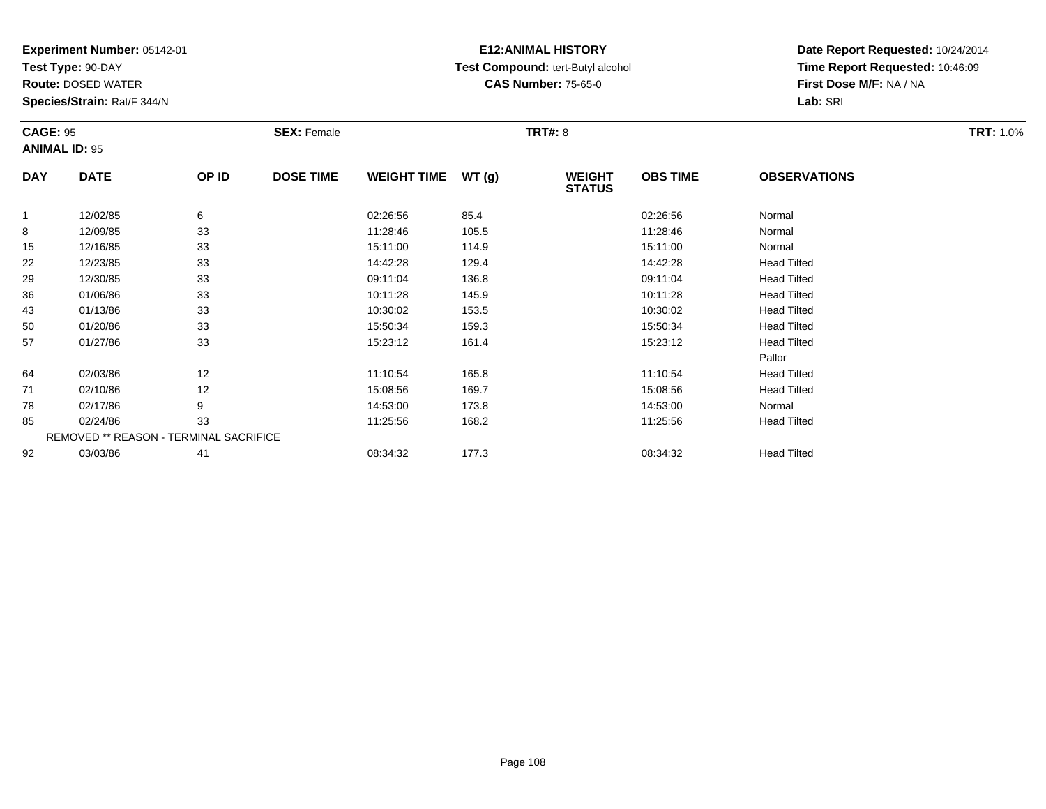**Experiment Number:** 05142-01
**Test Type:** 90-DAY
**Route:** DOSED WATER
**Species/Strain:** Rat/F 344/N

**E12:ANIMAL HISTORY**
**Test Compound:** tert-Butyl alcohol
**CAS Number:** 75-65-0

**Date Report Requested:** 10/24/2014
**Time Report Requested:** 10:46:09
**First Dose M/F:** NA / NA
**Lab:** SRI

**CAGE:** 95
**ANIMAL ID:** 95
**SEX:** Female
**TRT#:** 8
**TRT:** 1.0%

| DAY | DATE | OP ID | DOSE TIME | WEIGHT TIME | WT (g) | WEIGHT STATUS | OBS TIME | OBSERVATIONS |
|---|---|---|---|---|---|---|---|---|
| 1 | 12/02/85 | 6 | | 02:26:56 | 85.4 | | 02:26:56 | Normal |
| 8 | 12/09/85 | 33 | | 11:28:46 | 105.5 | | 11:28:46 | Normal |
| 15 | 12/16/85 | 33 | | 15:11:00 | 114.9 | | 15:11:00 | Normal |
| 22 | 12/23/85 | 33 | | 14:42:28 | 129.4 | | 14:42:28 | Head Tilted |
| 29 | 12/30/85 | 33 | | 09:11:04 | 136.8 | | 09:11:04 | Head Tilted |
| 36 | 01/06/86 | 33 | | 10:11:28 | 145.9 | | 10:11:28 | Head Tilted |
| 43 | 01/13/86 | 33 | | 10:30:02 | 153.5 | | 10:30:02 | Head Tilted |
| 50 | 01/20/86 | 33 | | 15:50:34 | 159.3 | | 15:50:34 | Head Tilted |
| 57 | 01/27/86 | 33 | | 15:23:12 | 161.4 | | 15:23:12 | Head Tilted |
| | | | | | | | | Pallor |
| 64 | 02/03/86 | 12 | | 11:10:54 | 165.8 | | 11:10:54 | Head Tilted |
| 71 | 02/10/86 | 12 | | 15:08:56 | 169.7 | | 15:08:56 | Head Tilted |
| 78 | 02/17/86 | 9 | | 14:53:00 | 173.8 | | 14:53:00 | Normal |
| 85 | 02/24/86 | 33 | | 11:25:56 | 168.2 | | 11:25:56 | Head Tilted |
| | REMOVED ** REASON - TERMINAL SACRIFICE | | | | | | | |
| 92 | 03/03/86 | 41 | | 08:34:32 | 177.3 | | 08:34:32 | Head Tilted |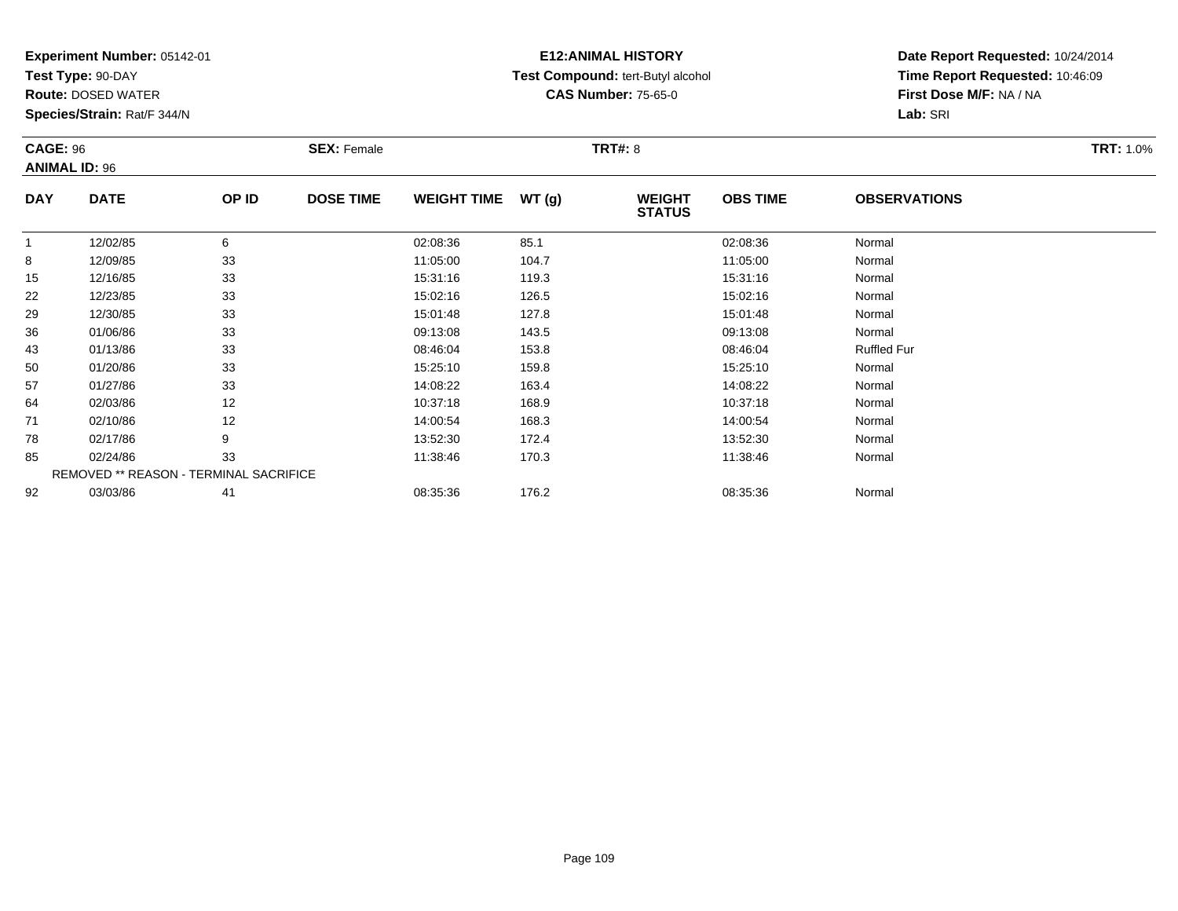**Experiment Number:** 05142-01
**Test Type:** 90-DAY
**Route:** DOSED WATER
**Species/Strain:** Rat/F 344/N

**E12:ANIMAL HISTORY**
**Test Compound:** tert-Butyl alcohol
**CAS Number:** 75-65-0

**Date Report Requested:** 10/24/2014
**Time Report Requested:** 10:46:09
**First Dose M/F:** NA / NA
**Lab:** SRI

**CAGE:** 96 **SEX:** Female **TRT#:** 8 **TRT:** 1.0%
**ANIMAL ID:** 96

| DAY | DATE | OP ID | DOSE TIME | WEIGHT TIME | WT (g) | WEIGHT STATUS | OBS TIME | OBSERVATIONS |
|---|---|---|---|---|---|---|---|---|
| 1 | 12/02/85 | 6 | | 02:08:36 | 85.1 | | 02:08:36 | Normal |
| 8 | 12/09/85 | 33 | | 11:05:00 | 104.7 | | 11:05:00 | Normal |
| 15 | 12/16/85 | 33 | | 15:31:16 | 119.3 | | 15:31:16 | Normal |
| 22 | 12/23/85 | 33 | | 15:02:16 | 126.5 | | 15:02:16 | Normal |
| 29 | 12/30/85 | 33 | | 15:01:48 | 127.8 | | 15:01:48 | Normal |
| 36 | 01/06/86 | 33 | | 09:13:08 | 143.5 | | 09:13:08 | Normal |
| 43 | 01/13/86 | 33 | | 08:46:04 | 153.8 | | 08:46:04 | Ruffled Fur |
| 50 | 01/20/86 | 33 | | 15:25:10 | 159.8 | | 15:25:10 | Normal |
| 57 | 01/27/86 | 33 | | 14:08:22 | 163.4 | | 14:08:22 | Normal |
| 64 | 02/03/86 | 12 | | 10:37:18 | 168.9 | | 10:37:18 | Normal |
| 71 | 02/10/86 | 12 | | 14:00:54 | 168.3 | | 14:00:54 | Normal |
| 78 | 02/17/86 | 9 | | 13:52:30 | 172.4 | | 13:52:30 | Normal |
| 85 | 02/24/86 | 33 | | 11:38:46 | 170.3 | | 11:38:46 | Normal |
| | REMOVED ** REASON - TERMINAL SACRIFICE | | | | | | | |
| 92 | 03/03/86 | 41 | | 08:35:36 | 176.2 | | 08:35:36 | Normal |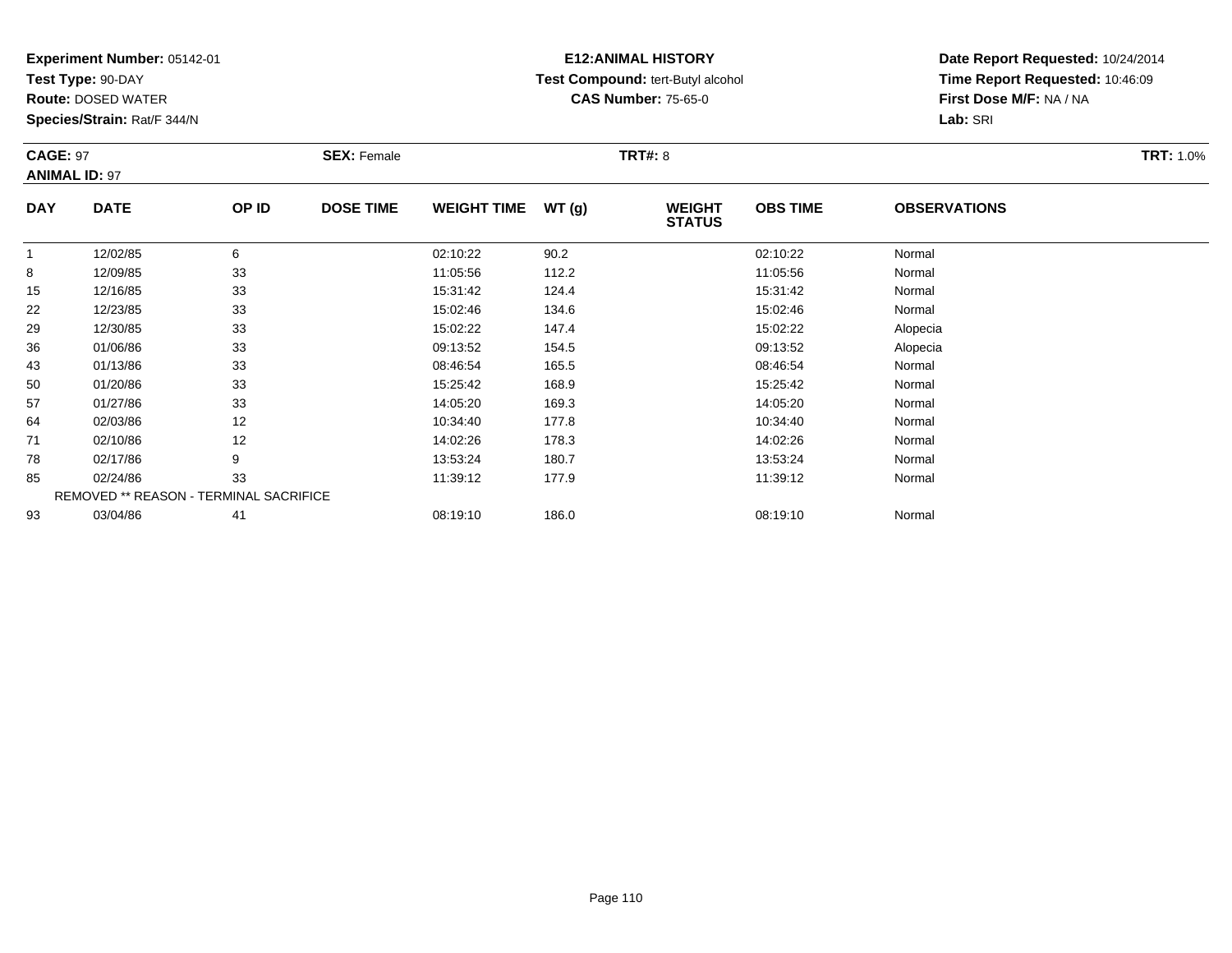**Experiment Number:** 05142-01
**Test Type:** 90-DAY
**Route:** DOSED WATER
**Species/Strain:** Rat/F 344/N

**E12:ANIMAL HISTORY**
**Test Compound:** tert-Butyl alcohol
**CAS Number:** 75-65-0

**Date Report Requested:** 10/24/2014
**Time Report Requested:** 10:46:09
**First Dose M/F:** NA / NA
**Lab:** SRI

**CAGE:** 97 **SEX:** Female **TRT#:** 8 **TRT:** 1.0%
**ANIMAL ID:** 97

| DAY | DATE | OP ID | DOSE TIME | WEIGHT TIME | WT (g) | WEIGHT STATUS | OBS TIME | OBSERVATIONS |
|---|---|---|---|---|---|---|---|---|
| 1 | 12/02/85 | 6 | | 02:10:22 | 90.2 | | 02:10:22 | Normal |
| 8 | 12/09/85 | 33 | | 11:05:56 | 112.2 | | 11:05:56 | Normal |
| 15 | 12/16/85 | 33 | | 15:31:42 | 124.4 | | 15:31:42 | Normal |
| 22 | 12/23/85 | 33 | | 15:02:46 | 134.6 | | 15:02:46 | Normal |
| 29 | 12/30/85 | 33 | | 15:02:22 | 147.4 | | 15:02:22 | Alopecia |
| 36 | 01/06/86 | 33 | | 09:13:52 | 154.5 | | 09:13:52 | Alopecia |
| 43 | 01/13/86 | 33 | | 08:46:54 | 165.5 | | 08:46:54 | Normal |
| 50 | 01/20/86 | 33 | | 15:25:42 | 168.9 | | 15:25:42 | Normal |
| 57 | 01/27/86 | 33 | | 14:05:20 | 169.3 | | 14:05:20 | Normal |
| 64 | 02/03/86 | 12 | | 10:34:40 | 177.8 | | 10:34:40 | Normal |
| 71 | 02/10/86 | 12 | | 14:02:26 | 178.3 | | 14:02:26 | Normal |
| 78 | 02/17/86 | 9 | | 13:53:24 | 180.7 | | 13:53:24 | Normal |
| 85 | 02/24/86 | 33 | | 11:39:12 | 177.9 | | 11:39:12 | Normal |
| REMOVED ** REASON - TERMINAL SACRIFICE | | | | | | | | |
| 93 | 03/04/86 | 41 | | 08:19:10 | 186.0 | | 08:19:10 | Normal |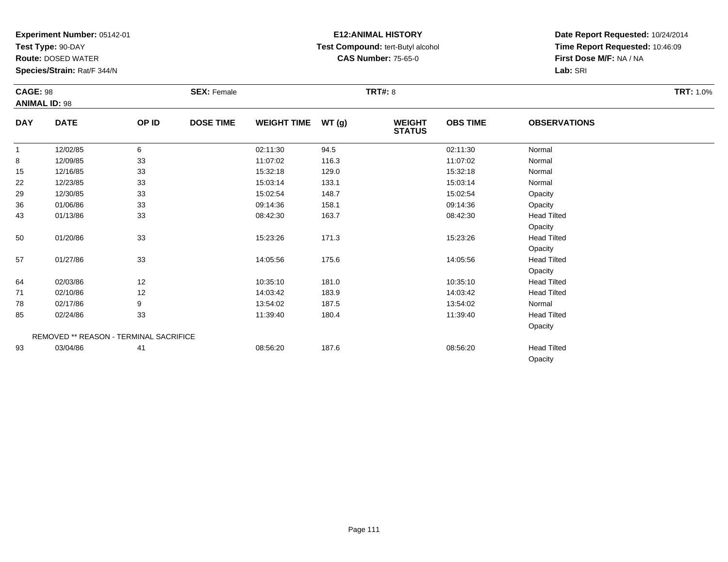**Experiment Number:** 05142-01
**Test Type:** 90-DAY
**Route:** DOSED WATER
**Species/Strain:** Rat/F 344/N

**E12:ANIMAL HISTORY**
**Test Compound:** tert-Butyl alcohol
**CAS Number:** 75-65-0

**Date Report Requested:** 10/24/2014
**Time Report Requested:** 10:46:09
**First Dose M/F:** NA / NA
**Lab:** SRI

**CAGE:** 98 **SEX:** Female **TRT#:** 8 **TRT:** 1.0%
**ANIMAL ID:** 98

| DAY | DATE | OP ID | DOSE TIME | WEIGHT TIME | WT (g) | WEIGHT STATUS | OBS TIME | OBSERVATIONS |
|---|---|---|---|---|---|---|---|---|
| 1 | 12/02/85 | 6 | | 02:11:30 | 94.5 | | 02:11:30 | Normal |
| 8 | 12/09/85 | 33 | | 11:07:02 | 116.3 | | 11:07:02 | Normal |
| 15 | 12/16/85 | 33 | | 15:32:18 | 129.0 | | 15:32:18 | Normal |
| 22 | 12/23/85 | 33 | | 15:03:14 | 133.1 | | 15:03:14 | Normal |
| 29 | 12/30/85 | 33 | | 15:02:54 | 148.7 | | 15:02:54 | Opacity |
| 36 | 01/06/86 | 33 | | 09:14:36 | 158.1 | | 09:14:36 | Opacity |
| 43 | 01/13/86 | 33 | | 08:42:30 | 163.7 | | 08:42:30 | Head Tilted |
| | | | | | | | | Opacity |
| 50 | 01/20/86 | 33 | | 15:23:26 | 171.3 | | 15:23:26 | Head Tilted |
| | | | | | | | | Opacity |
| 57 | 01/27/86 | 33 | | 14:05:56 | 175.6 | | 14:05:56 | Head Tilted |
| | | | | | | | | Opacity |
| 64 | 02/03/86 | 12 | | 10:35:10 | 181.0 | | 10:35:10 | Head Tilted |
| 71 | 02/10/86 | 12 | | 14:03:42 | 183.9 | | 14:03:42 | Head Tilted |
| 78 | 02/17/86 | 9 | | 13:54:02 | 187.5 | | 13:54:02 | Normal |
| 85 | 02/24/86 | 33 | | 11:39:40 | 180.4 | | 11:39:40 | Head Tilted |
| | | | | | | | | Opacity |
| | REMOVED ** REASON - TERMINAL SACRIFICE | | | | | | | |
| 93 | 03/04/86 | 41 | | 08:56:20 | 187.6 | | 08:56:20 | Head Tilted |
| | | | | | | | | Opacity |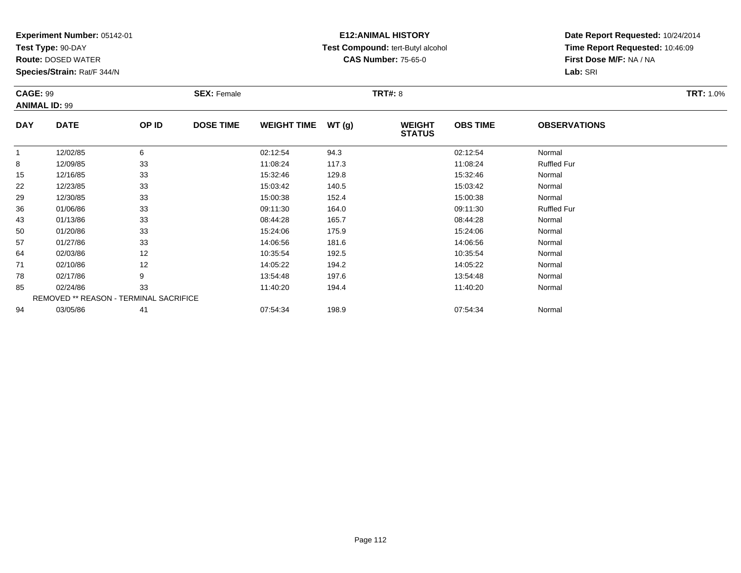**Experiment Number:** 05142-01
**Test Type:** 90-DAY
**Route:** DOSED WATER
**Species/Strain:** Rat/F 344/N

**E12:ANIMAL HISTORY**
**Test Compound:** tert-Butyl alcohol
**CAS Number:** 75-65-0

**Date Report Requested:** 10/24/2014
**Time Report Requested:** 10:46:09
**First Dose M/F:** NA / NA
**Lab:** SRI

**CAGE:** 99 **SEX:** Female **TRT#:** 8 **TRT:** 1.0%
**ANIMAL ID:** 99

| DAY | DATE | OP ID | DOSE TIME | WEIGHT TIME | WT (g) | WEIGHT STATUS | OBS TIME | OBSERVATIONS |
|---|---|---|---|---|---|---|---|---|
| 1 | 12/02/85 | 6 | | 02:12:54 | 94.3 | | 02:12:54 | Normal |
| 8 | 12/09/85 | 33 | | 11:08:24 | 117.3 | | 11:08:24 | Ruffled Fur |
| 15 | 12/16/85 | 33 | | 15:32:46 | 129.8 | | 15:32:46 | Normal |
| 22 | 12/23/85 | 33 | | 15:03:42 | 140.5 | | 15:03:42 | Normal |
| 29 | 12/30/85 | 33 | | 15:00:38 | 152.4 | | 15:00:38 | Normal |
| 36 | 01/06/86 | 33 | | 09:11:30 | 164.0 | | 09:11:30 | Ruffled Fur |
| 43 | 01/13/86 | 33 | | 08:44:28 | 165.7 | | 08:44:28 | Normal |
| 50 | 01/20/86 | 33 | | 15:24:06 | 175.9 | | 15:24:06 | Normal |
| 57 | 01/27/86 | 33 | | 14:06:56 | 181.6 | | 14:06:56 | Normal |
| 64 | 02/03/86 | 12 | | 10:35:54 | 192.5 | | 10:35:54 | Normal |
| 71 | 02/10/86 | 12 | | 14:05:22 | 194.2 | | 14:05:22 | Normal |
| 78 | 02/17/86 | 9 | | 13:54:48 | 197.6 | | 13:54:48 | Normal |
| 85 | 02/24/86 | 33 | | 11:40:20 | 194.4 | | 11:40:20 | Normal |
| REMOVED ** REASON - TERMINAL SACRIFICE | | | | | | | | |
| 94 | 03/05/86 | 41 | | 07:54:34 | 198.9 | | 07:54:34 | Normal |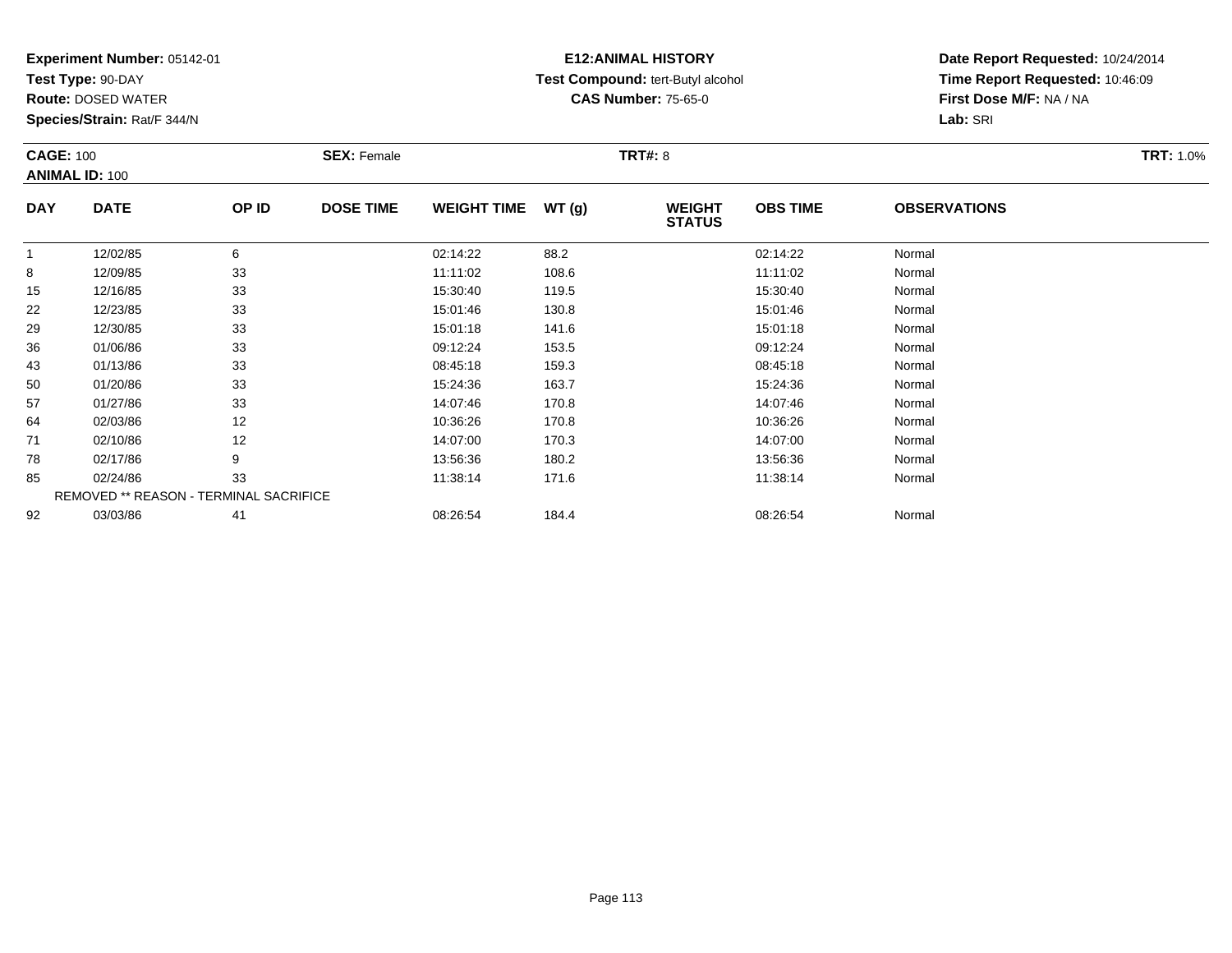**Experiment Number:** 05142-01
**Test Type:** 90-DAY
**Route:** DOSED WATER
**Species/Strain:** Rat/F 344/N

**E12:ANIMAL HISTORY**
**Test Compound:** tert-Butyl alcohol
**CAS Number:** 75-65-0

**Date Report Requested:** 10/24/2014
**Time Report Requested:** 10:46:09
**First Dose M/F:** NA / NA
**Lab:** SRI

**CAGE:** 100 **SEX:** Female **TRT#:** 8 **TRT:** 1.0%
**ANIMAL ID:** 100

| DAY | DATE | OP ID | DOSE TIME | WEIGHT TIME | WT (g) | WEIGHT STATUS | OBS TIME | OBSERVATIONS |
|---|---|---|---|---|---|---|---|---|
| 1 | 12/02/85 | 6 | | 02:14:22 | 88.2 | | 02:14:22 | Normal |
| 8 | 12/09/85 | 33 | | 11:11:02 | 108.6 | | 11:11:02 | Normal |
| 15 | 12/16/85 | 33 | | 15:30:40 | 119.5 | | 15:30:40 | Normal |
| 22 | 12/23/85 | 33 | | 15:01:46 | 130.8 | | 15:01:46 | Normal |
| 29 | 12/30/85 | 33 | | 15:01:18 | 141.6 | | 15:01:18 | Normal |
| 36 | 01/06/86 | 33 | | 09:12:24 | 153.5 | | 09:12:24 | Normal |
| 43 | 01/13/86 | 33 | | 08:45:18 | 159.3 | | 08:45:18 | Normal |
| 50 | 01/20/86 | 33 | | 15:24:36 | 163.7 | | 15:24:36 | Normal |
| 57 | 01/27/86 | 33 | | 14:07:46 | 170.8 | | 14:07:46 | Normal |
| 64 | 02/03/86 | 12 | | 10:36:26 | 170.8 | | 10:36:26 | Normal |
| 71 | 02/10/86 | 12 | | 14:07:00 | 170.3 | | 14:07:00 | Normal |
| 78 | 02/17/86 | 9 | | 13:56:36 | 180.2 | | 13:56:36 | Normal |
| 85 | 02/24/86 | 33 | | 11:38:14 | 171.6 | | 11:38:14 | Normal |
| REMOVED ** REASON - TERMINAL SACRIFICE | | | | | | | | |
| 92 | 03/03/86 | 41 | | 08:26:54 | 184.4 | | 08:26:54 | Normal |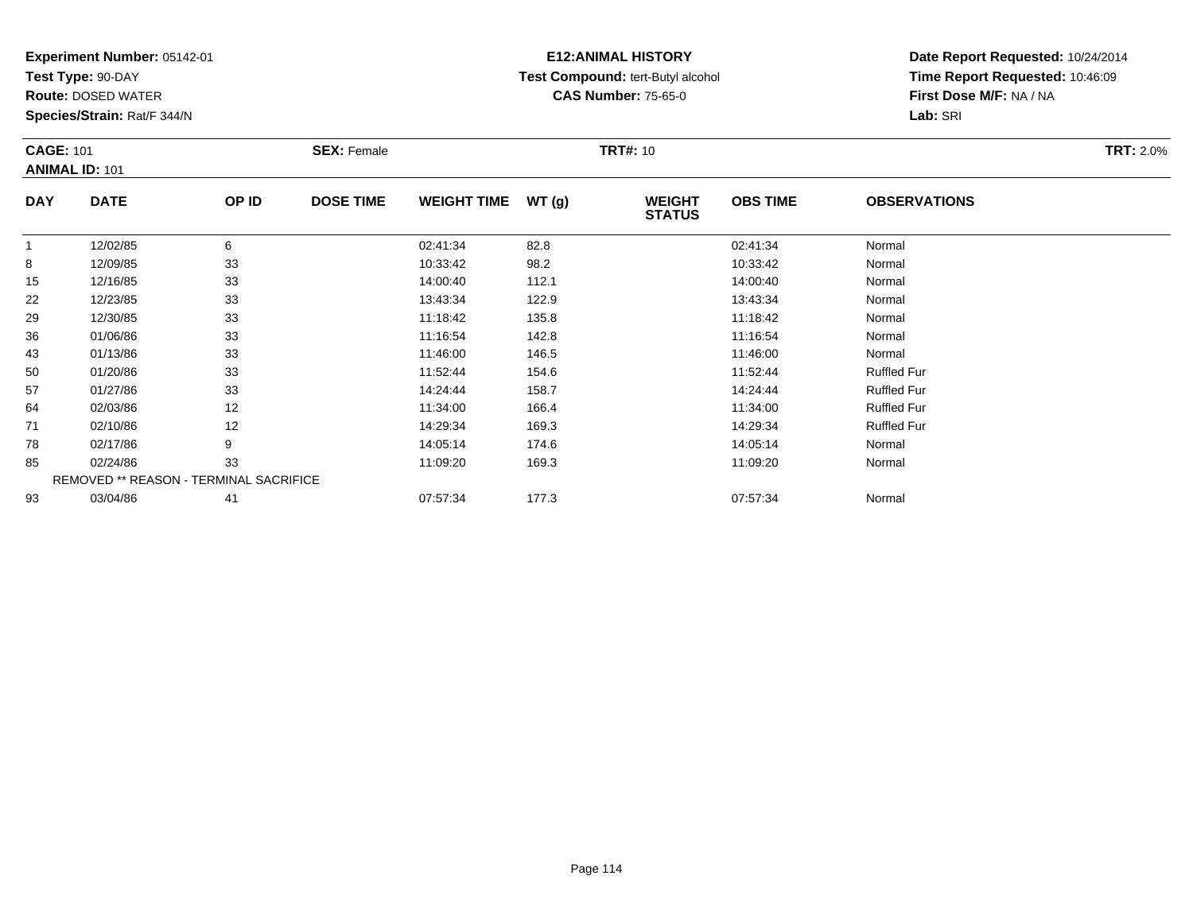**Experiment Number:** 05142-01
**Test Type:** 90-DAY
**Route:** DOSED WATER
**Species/Strain:** Rat/F 344/N

**E12:ANIMAL HISTORY**
**Test Compound:** tert-Butyl alcohol
**CAS Number:** 75-65-0

**Date Report Requested:** 10/24/2014
**Time Report Requested:** 10:46:09
**First Dose M/F:** NA / NA
**Lab:** SRI

**CAGE:** 101 **SEX:** Female **TRT#:** 10 **TRT:** 2.0%
**ANIMAL ID:** 101

| DAY | DATE | OP ID | DOSE TIME | WEIGHT TIME | WT (g) | WEIGHT STATUS | OBS TIME | OBSERVATIONS |
|---|---|---|---|---|---|---|---|---|
| 1 | 12/02/85 | 6 | | 02:41:34 | 82.8 | | 02:41:34 | Normal |
| 8 | 12/09/85 | 33 | | 10:33:42 | 98.2 | | 10:33:42 | Normal |
| 15 | 12/16/85 | 33 | | 14:00:40 | 112.1 | | 14:00:40 | Normal |
| 22 | 12/23/85 | 33 | | 13:43:34 | 122.9 | | 13:43:34 | Normal |
| 29 | 12/30/85 | 33 | | 11:18:42 | 135.8 | | 11:18:42 | Normal |
| 36 | 01/06/86 | 33 | | 11:16:54 | 142.8 | | 11:16:54 | Normal |
| 43 | 01/13/86 | 33 | | 11:46:00 | 146.5 | | 11:46:00 | Normal |
| 50 | 01/20/86 | 33 | | 11:52:44 | 154.6 | | 11:52:44 | Ruffled Fur |
| 57 | 01/27/86 | 33 | | 14:24:44 | 158.7 | | 14:24:44 | Ruffled Fur |
| 64 | 02/03/86 | 12 | | 11:34:00 | 166.4 | | 11:34:00 | Ruffled Fur |
| 71 | 02/10/86 | 12 | | 14:29:34 | 169.3 | | 14:29:34 | Ruffled Fur |
| 78 | 02/17/86 | 9 | | 14:05:14 | 174.6 | | 14:05:14 | Normal |
| 85 | 02/24/86 | 33 | | 11:09:20 | 169.3 | | 11:09:20 | Normal |
| REMOVED ** REASON - TERMINAL SACRIFICE | | | | | | | | |
| 93 | 03/04/86 | 41 | | 07:57:34 | 177.3 | | 07:57:34 | Normal |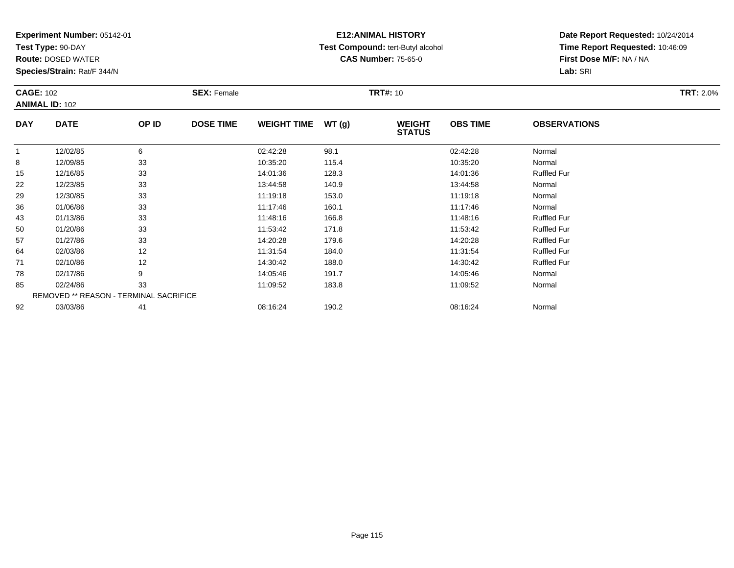**Experiment Number:** 05142-01
**Test Type:** 90-DAY
**Route:** DOSED WATER
**Species/Strain:** Rat/F 344/N

**E12:ANIMAL HISTORY**
**Test Compound:** tert-Butyl alcohol
**CAS Number:** 75-65-0

**Date Report Requested:** 10/24/2014
**Time Report Requested:** 10:46:09
**First Dose M/F:** NA / NA
**Lab:** SRI

**CAGE:** 102 **SEX:** Female **TRT#:** 10 **TRT:** 2.0%
**ANIMAL ID:** 102

| DAY | DATE | OP ID | DOSE TIME | WEIGHT TIME | WT (g) | WEIGHT STATUS | OBS TIME | OBSERVATIONS |
|---|---|---|---|---|---|---|---|---|
| 1 | 12/02/85 | 6 | | 02:42:28 | 98.1 | | 02:42:28 | Normal |
| 8 | 12/09/85 | 33 | | 10:35:20 | 115.4 | | 10:35:20 | Normal |
| 15 | 12/16/85 | 33 | | 14:01:36 | 128.3 | | 14:01:36 | Ruffled Fur |
| 22 | 12/23/85 | 33 | | 13:44:58 | 140.9 | | 13:44:58 | Normal |
| 29 | 12/30/85 | 33 | | 11:19:18 | 153.0 | | 11:19:18 | Normal |
| 36 | 01/06/86 | 33 | | 11:17:46 | 160.1 | | 11:17:46 | Normal |
| 43 | 01/13/86 | 33 | | 11:48:16 | 166.8 | | 11:48:16 | Ruffled Fur |
| 50 | 01/20/86 | 33 | | 11:53:42 | 171.8 | | 11:53:42 | Ruffled Fur |
| 57 | 01/27/86 | 33 | | 14:20:28 | 179.6 | | 14:20:28 | Ruffled Fur |
| 64 | 02/03/86 | 12 | | 11:31:54 | 184.0 | | 11:31:54 | Ruffled Fur |
| 71 | 02/10/86 | 12 | | 14:30:42 | 188.0 | | 14:30:42 | Ruffled Fur |
| 78 | 02/17/86 | 9 | | 14:05:46 | 191.7 | | 14:05:46 | Normal |
| 85 | 02/24/86 | 33 | | 11:09:52 | 183.8 | | 11:09:52 | Normal |
| | REMOVED ** REASON - TERMINAL SACRIFICE | | | | | | | |
| 92 | 03/03/86 | 41 | | 08:16:24 | 190.2 | | 08:16:24 | Normal |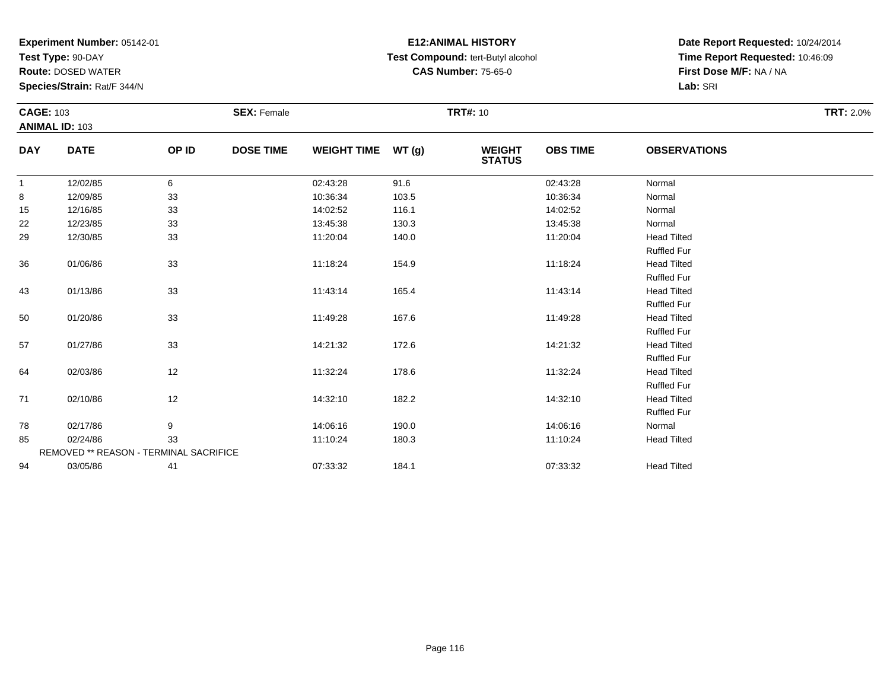**Experiment Number:** 05142-01
**Test Type:** 90-DAY
**Route:** DOSED WATER
**Species/Strain:** Rat/F 344/N

**E12:ANIMAL HISTORY**
**Test Compound:** tert-Butyl alcohol
**CAS Number:** 75-65-0

**Date Report Requested:** 10/24/2014
**Time Report Requested:** 10:46:09
**First Dose M/F:** NA / NA
**Lab:** SRI

**CAGE:** 103 **SEX:** Female **TRT#:** 10 **TRT:** 2.0%
**ANIMAL ID:** 103

| DAY | DATE | OP ID | DOSE TIME | WEIGHT TIME | WT (g) | WEIGHT STATUS | OBS TIME | OBSERVATIONS |
|---|---|---|---|---|---|---|---|---|
| 1 | 12/02/85 | 6 | | 02:43:28 | 91.6 | | 02:43:28 | Normal |
| 8 | 12/09/85 | 33 | | 10:36:34 | 103.5 | | 10:36:34 | Normal |
| 15 | 12/16/85 | 33 | | 14:02:52 | 116.1 | | 14:02:52 | Normal |
| 22 | 12/23/85 | 33 | | 13:45:38 | 130.3 | | 13:45:38 | Normal |
| 29 | 12/30/85 | 33 | | 11:20:04 | 140.0 | | 11:20:04 | Head Tilted |
| | | | | | | | | Ruffled Fur |
| 36 | 01/06/86 | 33 | | 11:18:24 | 154.9 | | 11:18:24 | Head Tilted |
| | | | | | | | | Ruffled Fur |
| 43 | 01/13/86 | 33 | | 11:43:14 | 165.4 | | 11:43:14 | Head Tilted |
| | | | | | | | | Ruffled Fur |
| 50 | 01/20/86 | 33 | | 11:49:28 | 167.6 | | 11:49:28 | Head Tilted |
| | | | | | | | | Ruffled Fur |
| 57 | 01/27/86 | 33 | | 14:21:32 | 172.6 | | 14:21:32 | Head Tilted |
| | | | | | | | | Ruffled Fur |
| 64 | 02/03/86 | 12 | | 11:32:24 | 178.6 | | 11:32:24 | Head Tilted |
| | | | | | | | | Ruffled Fur |
| 71 | 02/10/86 | 12 | | 14:32:10 | 182.2 | | 14:32:10 | Head Tilted |
| | | | | | | | | Ruffled Fur |
| 78 | 02/17/86 | 9 | | 14:06:16 | 190.0 | | 14:06:16 | Normal |
| 85 | 02/24/86 | 33 | | 11:10:24 | 180.3 | | 11:10:24 | Head Tilted |
| | REMOVED ** REASON - TERMINAL SACRIFICE | | | | | | | |
| 94 | 03/05/86 | 41 | | 07:33:32 | 184.1 | | 07:33:32 | Head Tilted |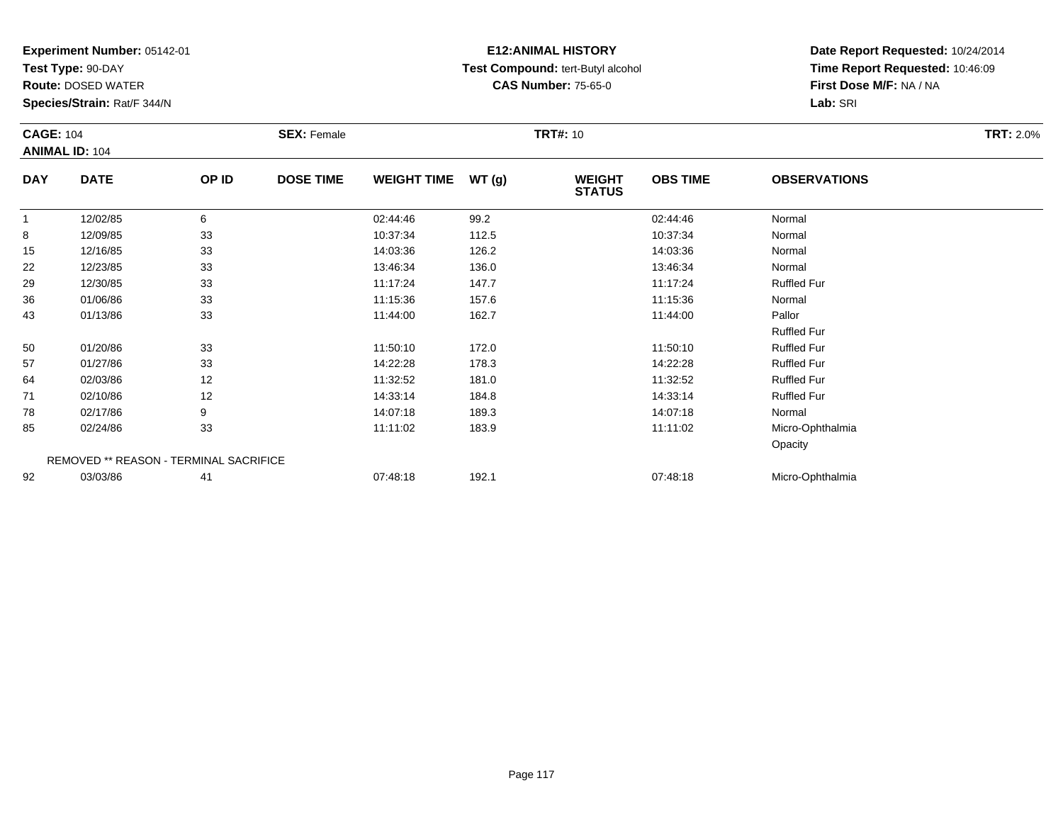**Experiment Number:** 05142-01
**Test Type:** 90-DAY
**Route:** DOSED WATER
**Species/Strain:** Rat/F 344/N

**E12:ANIMAL HISTORY**
**Test Compound:** tert-Butyl alcohol
**CAS Number:** 75-65-0

**Date Report Requested:** 10/24/2014
**Time Report Requested:** 10:46:09
**First Dose M/F:** NA / NA
**Lab:** SRI

**CAGE:** 104
**ANIMAL ID:** 104

**SEX:** Female

**TRT#:** 10

**TRT:** 2.0%

| DAY | DATE | OP ID | DOSE TIME | WEIGHT TIME | WT (g) | WEIGHT STATUS | OBS TIME | OBSERVATIONS |
|---|---|---|---|---|---|---|---|---|
| 1 | 12/02/85 | 6 | | 02:44:46 | 99.2 | | 02:44:46 | Normal |
| 8 | 12/09/85 | 33 | | 10:37:34 | 112.5 | | 10:37:34 | Normal |
| 15 | 12/16/85 | 33 | | 14:03:36 | 126.2 | | 14:03:36 | Normal |
| 22 | 12/23/85 | 33 | | 13:46:34 | 136.0 | | 13:46:34 | Normal |
| 29 | 12/30/85 | 33 | | 11:17:24 | 147.7 | | 11:17:24 | Ruffled Fur |
| 36 | 01/06/86 | 33 | | 11:15:36 | 157.6 | | 11:15:36 | Normal |
| 43 | 01/13/86 | 33 | | 11:44:00 | 162.7 | | 11:44:00 | Pallor |
| | | | | | | | | Ruffled Fur |
| 50 | 01/20/86 | 33 | | 11:50:10 | 172.0 | | 11:50:10 | Ruffled Fur |
| 57 | 01/27/86 | 33 | | 14:22:28 | 178.3 | | 14:22:28 | Ruffled Fur |
| 64 | 02/03/86 | 12 | | 11:32:52 | 181.0 | | 11:32:52 | Ruffled Fur |
| 71 | 02/10/86 | 12 | | 14:33:14 | 184.8 | | 14:33:14 | Ruffled Fur |
| 78 | 02/17/86 | 9 | | 14:07:18 | 189.3 | | 14:07:18 | Normal |
| 85 | 02/24/86 | 33 | | 11:11:02 | 183.9 | | 11:11:02 | Micro-Ophthalmia |
| | | | | | | | | Opacity |
| REMOVED ** REASON - TERMINAL SACRIFICE | | | | | | | | |
| 92 | 03/03/86 | 41 | | 07:48:18 | 192.1 | | 07:48:18 | Micro-Ophthalmia |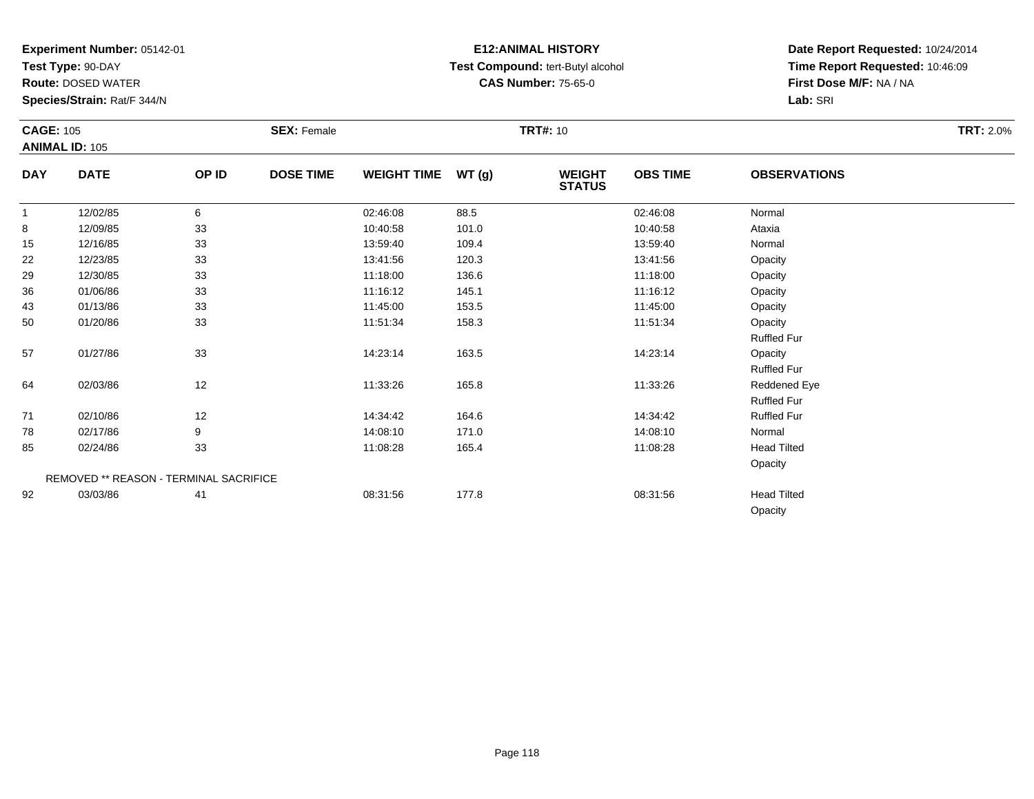**Experiment Number:** 05142-01
**Test Type:** 90-DAY
**Route:** DOSED WATER
**Species/Strain:** Rat/F 344/N

**E12:ANIMAL HISTORY**
**Test Compound:** tert-Butyl alcohol
**CAS Number:** 75-65-0

**Date Report Requested:** 10/24/2014
**Time Report Requested:** 10:46:09
**First Dose M/F:** NA / NA
**Lab:** SRI

**CAGE:** 105 **SEX:** Female **TRT#:** 10 **TRT:** 2.0%
**ANIMAL ID:** 105

| DAY | DATE | OP ID | DOSE TIME | WEIGHT TIME | WT (g) | WEIGHT STATUS | OBS TIME | OBSERVATIONS |
|---|---|---|---|---|---|---|---|---|
| 1 | 12/02/85 | 6 | | 02:46:08 | 88.5 | | 02:46:08 | Normal |
| 8 | 12/09/85 | 33 | | 10:40:58 | 101.0 | | 10:40:58 | Ataxia |
| 15 | 12/16/85 | 33 | | 13:59:40 | 109.4 | | 13:59:40 | Normal |
| 22 | 12/23/85 | 33 | | 13:41:56 | 120.3 | | 13:41:56 | Opacity |
| 29 | 12/30/85 | 33 | | 11:18:00 | 136.6 | | 11:18:00 | Opacity |
| 36 | 01/06/86 | 33 | | 11:16:12 | 145.1 | | 11:16:12 | Opacity |
| 43 | 01/13/86 | 33 | | 11:45:00 | 153.5 | | 11:45:00 | Opacity |
| 50 | 01/20/86 | 33 | | 11:51:34 | 158.3 | | 11:51:34 | Opacity |
| | | | | | | | | Ruffled Fur |
| 57 | 01/27/86 | 33 | | 14:23:14 | 163.5 | | 14:23:14 | Opacity |
| | | | | | | | | Ruffled Fur |
| 64 | 02/03/86 | 12 | | 11:33:26 | 165.8 | | 11:33:26 | Reddened Eye |
| | | | | | | | | Ruffled Fur |
| 71 | 02/10/86 | 12 | | 14:34:42 | 164.6 | | 14:34:42 | Ruffled Fur |
| 78 | 02/17/86 | 9 | | 14:08:10 | 171.0 | | 14:08:10 | Normal |
| 85 | 02/24/86 | 33 | | 11:08:28 | 165.4 | | 11:08:28 | Head Tilted |
| | | | | | | | | Opacity |
| | REMOVED ** REASON - TERMINAL SACRIFICE | | | | | | | |
| 92 | 03/03/86 | 41 | | 08:31:56 | 177.8 | | 08:31:56 | Head Tilted |
| | | | | | | | | Opacity |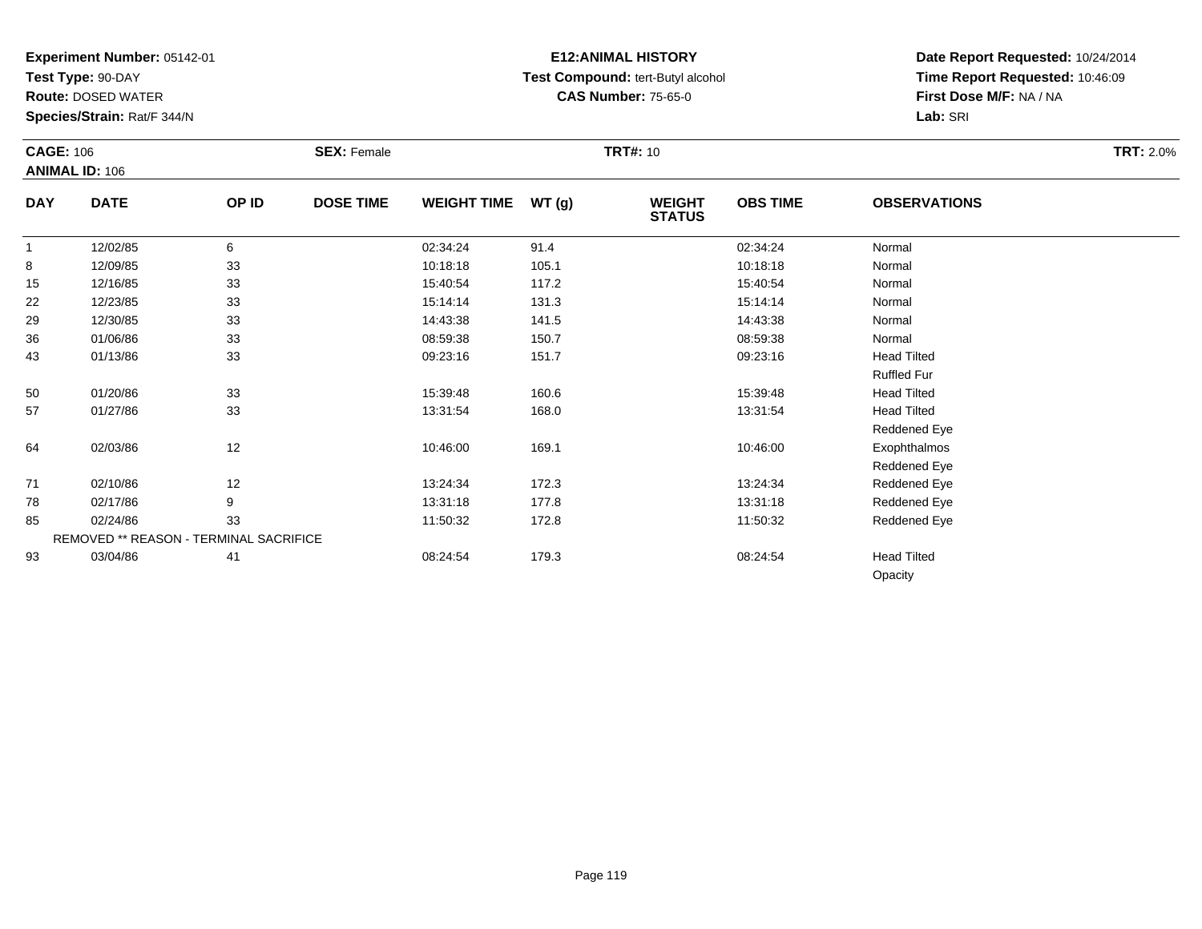**Experiment Number:** 05142-01
**Test Type:** 90-DAY
**Route:** DOSED WATER
**Species/Strain:** Rat/F 344/N

**E12:ANIMAL HISTORY**
**Test Compound:** tert-Butyl alcohol
**CAS Number:** 75-65-0

**Date Report Requested:** 10/24/2014
**Time Report Requested:** 10:46:09
**First Dose M/F:** NA / NA
**Lab:** SRI

**CAGE:** 106 **SEX:** Female **TRT#:** 10 **TRT:** 2.0%
**ANIMAL ID:** 106

| DAY | DATE | OP ID | DOSE TIME | WEIGHT TIME | WT (g) | WEIGHT STATUS | OBS TIME | OBSERVATIONS |
|---|---|---|---|---|---|---|---|---|
| 1 | 12/02/85 | 6 | | 02:34:24 | 91.4 | | 02:34:24 | Normal |
| 8 | 12/09/85 | 33 | | 10:18:18 | 105.1 | | 10:18:18 | Normal |
| 15 | 12/16/85 | 33 | | 15:40:54 | 117.2 | | 15:40:54 | Normal |
| 22 | 12/23/85 | 33 | | 15:14:14 | 131.3 | | 15:14:14 | Normal |
| 29 | 12/30/85 | 33 | | 14:43:38 | 141.5 | | 14:43:38 | Normal |
| 36 | 01/06/86 | 33 | | 08:59:38 | 150.7 | | 08:59:38 | Normal |
| 43 | 01/13/86 | 33 | | 09:23:16 | 151.7 | | 09:23:16 | Head Tilted |
| | | | | | | | | Ruffled Fur |
| 50 | 01/20/86 | 33 | | 15:39:48 | 160.6 | | 15:39:48 | Head Tilted |
| 57 | 01/27/86 | 33 | | 13:31:54 | 168.0 | | 13:31:54 | Head Tilted |
| | | | | | | | | Reddened Eye |
| 64 | 02/03/86 | 12 | | 10:46:00 | 169.1 | | 10:46:00 | Exophthalmos |
| | | | | | | | | Reddened Eye |
| 71 | 02/10/86 | 12 | | 13:24:34 | 172.3 | | 13:24:34 | Reddened Eye |
| 78 | 02/17/86 | 9 | | 13:31:18 | 177.8 | | 13:31:18 | Reddened Eye |
| 85 | 02/24/86 | 33 | | 11:50:32 | 172.8 | | 11:50:32 | Reddened Eye |
| REMOVED ** REASON - TERMINAL SACRIFICE | | | | | | | | |
| 93 | 03/04/86 | 41 | | 08:24:54 | 179.3 | | 08:24:54 | Head Tilted |
| | | | | | | | | Opacity |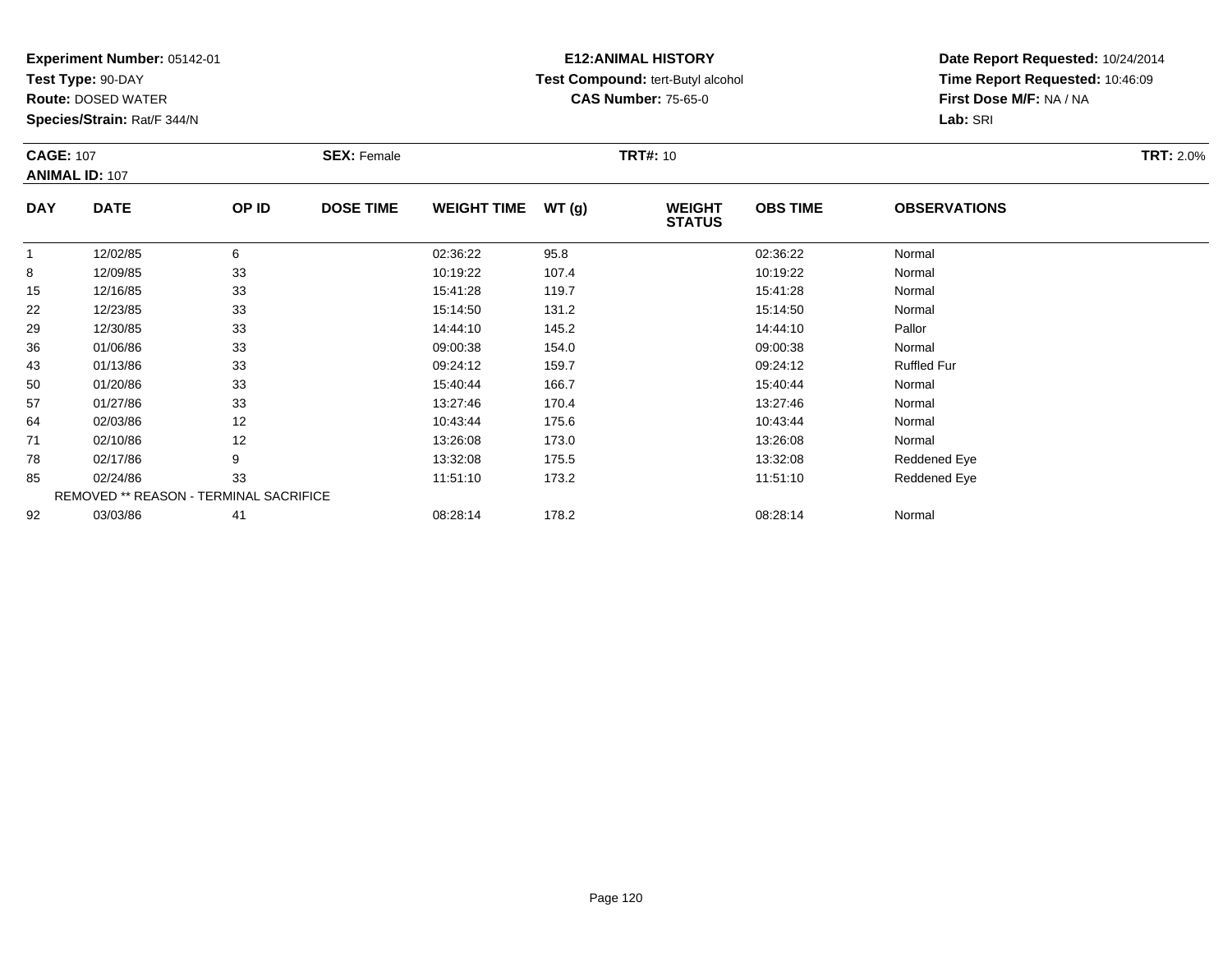**Experiment Number:** 05142-01
**Test Type:** 90-DAY
**Route:** DOSED WATER
**Species/Strain:** Rat/F 344/N

**E12:ANIMAL HISTORY**
**Test Compound:** tert-Butyl alcohol
**CAS Number:** 75-65-0

**Date Report Requested:** 10/24/2014
**Time Report Requested:** 10:46:09
**First Dose M/F:** NA / NA
**Lab:** SRI

**CAGE:** 107
**ANIMAL ID:** 107
**SEX:** Female
**TRT#:** 10
**TRT:** 2.0%

| DAY | DATE | OP ID | DOSE TIME | WEIGHT TIME | WT (g) | WEIGHT STATUS | OBS TIME | OBSERVATIONS |
|---|---|---|---|---|---|---|---|---|
| 1 | 12/02/85 | 6 | | 02:36:22 | 95.8 | | 02:36:22 | Normal |
| 8 | 12/09/85 | 33 | | 10:19:22 | 107.4 | | 10:19:22 | Normal |
| 15 | 12/16/85 | 33 | | 15:41:28 | 119.7 | | 15:41:28 | Normal |
| 22 | 12/23/85 | 33 | | 15:14:50 | 131.2 | | 15:14:50 | Normal |
| 29 | 12/30/85 | 33 | | 14:44:10 | 145.2 | | 14:44:10 | Pallor |
| 36 | 01/06/86 | 33 | | 09:00:38 | 154.0 | | 09:00:38 | Normal |
| 43 | 01/13/86 | 33 | | 09:24:12 | 159.7 | | 09:24:12 | Ruffled Fur |
| 50 | 01/20/86 | 33 | | 15:40:44 | 166.7 | | 15:40:44 | Normal |
| 57 | 01/27/86 | 33 | | 13:27:46 | 170.4 | | 13:27:46 | Normal |
| 64 | 02/03/86 | 12 | | 10:43:44 | 175.6 | | 10:43:44 | Normal |
| 71 | 02/10/86 | 12 | | 13:26:08 | 173.0 | | 13:26:08 | Normal |
| 78 | 02/17/86 | 9 | | 13:32:08 | 175.5 | | 13:32:08 | Reddened Eye |
| 85 | 02/24/86 | 33 | | 11:51:10 | 173.2 | | 11:51:10 | Reddened Eye |
| REMOVED ** REASON - TERMINAL SACRIFICE | | | | | | | | |
| 92 | 03/03/86 | 41 | | 08:28:14 | 178.2 | | 08:28:14 | Normal |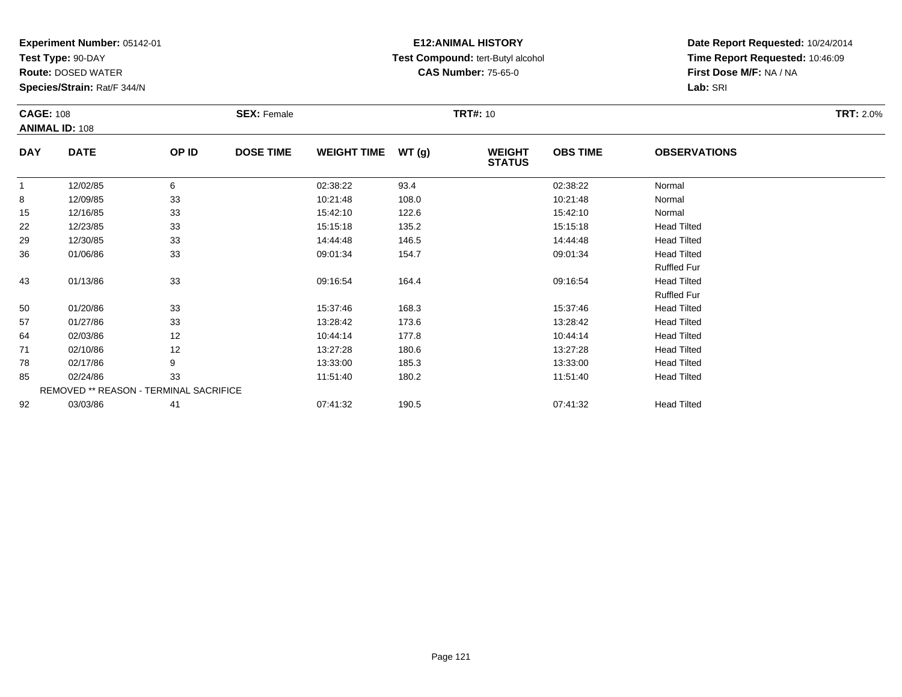**Experiment Number:** 05142-01
**Test Type:** 90-DAY
**Route:** DOSED WATER
**Species/Strain:** Rat/F 344/N

**E12:ANIMAL HISTORY**
**Test Compound:** tert-Butyl alcohol
**CAS Number:** 75-65-0

**Date Report Requested:** 10/24/2014
**Time Report Requested:** 10:46:09
**First Dose M/F:** NA / NA
**Lab:** SRI

**CAGE:** 108 **SEX:** Female **TRT#:** 10 **TRT:** 2.0%
**ANIMAL ID:** 108

| DAY | DATE | OP ID | DOSE TIME | WEIGHT TIME | WT (g) | WEIGHT STATUS | OBS TIME | OBSERVATIONS |
|---|---|---|---|---|---|---|---|---|
| 1 | 12/02/85 | 6 | | 02:38:22 | 93.4 | | 02:38:22 | Normal |
| 8 | 12/09/85 | 33 | | 10:21:48 | 108.0 | | 10:21:48 | Normal |
| 15 | 12/16/85 | 33 | | 15:42:10 | 122.6 | | 15:42:10 | Normal |
| 22 | 12/23/85 | 33 | | 15:15:18 | 135.2 | | 15:15:18 | Head Tilted |
| 29 | 12/30/85 | 33 | | 14:44:48 | 146.5 | | 14:44:48 | Head Tilted |
| 36 | 01/06/86 | 33 | | 09:01:34 | 154.7 | | 09:01:34 | Head Tilted |
| | | | | | | | | Ruffled Fur |
| 43 | 01/13/86 | 33 | | 09:16:54 | 164.4 | | 09:16:54 | Head Tilted |
| | | | | | | | | Ruffled Fur |
| 50 | 01/20/86 | 33 | | 15:37:46 | 168.3 | | 15:37:46 | Head Tilted |
| 57 | 01/27/86 | 33 | | 13:28:42 | 173.6 | | 13:28:42 | Head Tilted |
| 64 | 02/03/86 | 12 | | 10:44:14 | 177.8 | | 10:44:14 | Head Tilted |
| 71 | 02/10/86 | 12 | | 13:27:28 | 180.6 | | 13:27:28 | Head Tilted |
| 78 | 02/17/86 | 9 | | 13:33:00 | 185.3 | | 13:33:00 | Head Tilted |
| 85 | 02/24/86 | 33 | | 11:51:40 | 180.2 | | 11:51:40 | Head Tilted |
| | REMOVED ** REASON - TERMINAL SACRIFICE | | | | | | | |
| 92 | 03/03/86 | 41 | | 07:41:32 | 190.5 | | 07:41:32 | Head Tilted |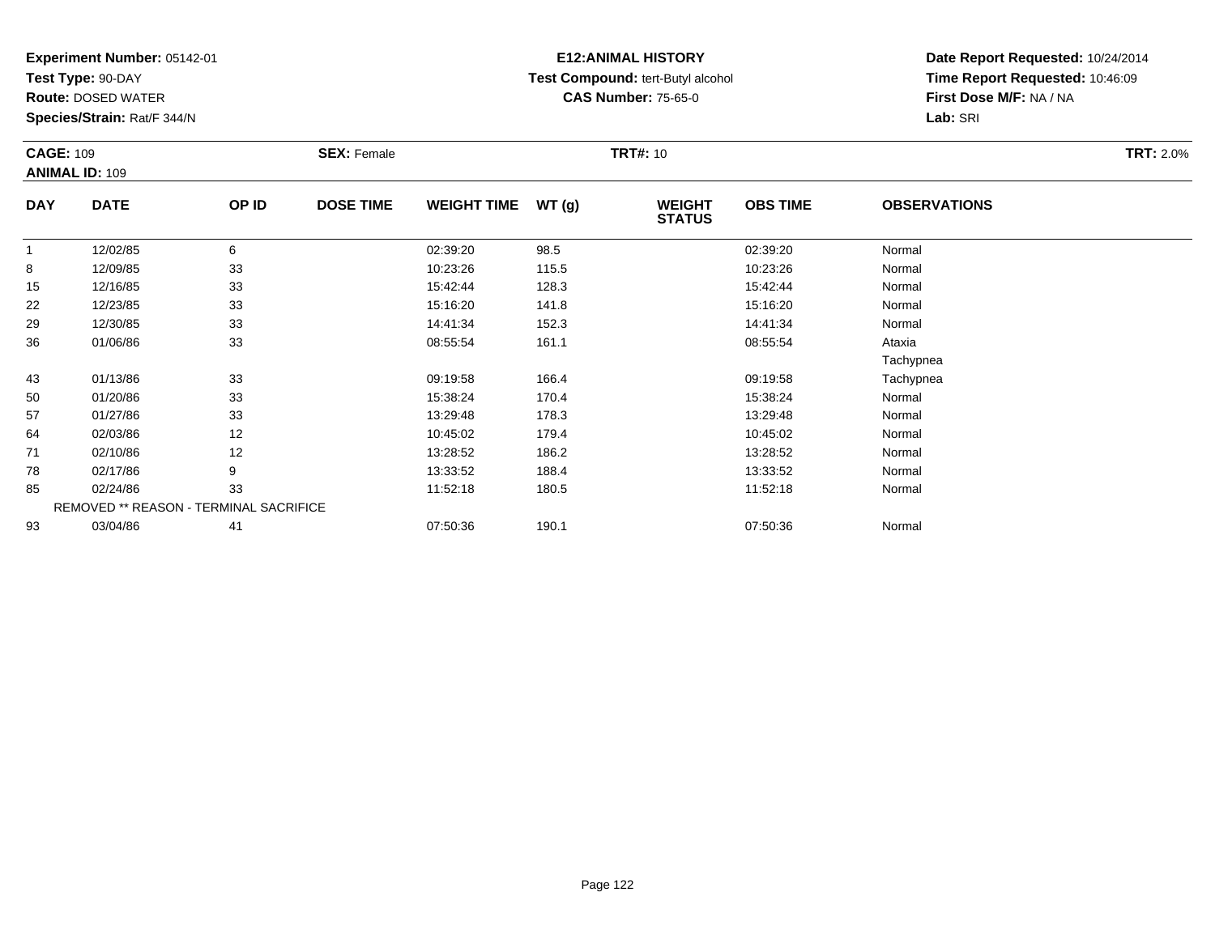**Experiment Number:** 05142-01
**Test Type:** 90-DAY
**Route:** DOSED WATER
**Species/Strain:** Rat/F 344/N

**E12:ANIMAL HISTORY**
**Test Compound:** tert-Butyl alcohol
**CAS Number:** 75-65-0

**Date Report Requested:** 10/24/2014
**Time Report Requested:** 10:46:09
**First Dose M/F:** NA / NA
**Lab:** SRI

**CAGE:** 109 **SEX:** Female **TRT#:** 10 **TRT:** 2.0%
**ANIMAL ID:** 109

| DAY | DATE | OP ID | DOSE TIME | WEIGHT TIME | WT (g) | WEIGHT STATUS | OBS TIME | OBSERVATIONS |
|---|---|---|---|---|---|---|---|---|
| 1 | 12/02/85 | 6 | | 02:39:20 | 98.5 | | 02:39:20 | Normal |
| 8 | 12/09/85 | 33 | | 10:23:26 | 115.5 | | 10:23:26 | Normal |
| 15 | 12/16/85 | 33 | | 15:42:44 | 128.3 | | 15:42:44 | Normal |
| 22 | 12/23/85 | 33 | | 15:16:20 | 141.8 | | 15:16:20 | Normal |
| 29 | 12/30/85 | 33 | | 14:41:34 | 152.3 | | 14:41:34 | Normal |
| 36 | 01/06/86 | 33 | | 08:55:54 | 161.1 | | 08:55:54 | Ataxia |
| | | | | | | | | Tachypnea |
| 43 | 01/13/86 | 33 | | 09:19:58 | 166.4 | | 09:19:58 | Tachypnea |
| 50 | 01/20/86 | 33 | | 15:38:24 | 170.4 | | 15:38:24 | Normal |
| 57 | 01/27/86 | 33 | | 13:29:48 | 178.3 | | 13:29:48 | Normal |
| 64 | 02/03/86 | 12 | | 10:45:02 | 179.4 | | 10:45:02 | Normal |
| 71 | 02/10/86 | 12 | | 13:28:52 | 186.2 | | 13:28:52 | Normal |
| 78 | 02/17/86 | 9 | | 13:33:52 | 188.4 | | 13:33:52 | Normal |
| 85 | 02/24/86 | 33 | | 11:52:18 | 180.5 | | 11:52:18 | Normal |
| REMOVED ** REASON - TERMINAL SACRIFICE | | | | | | | | |
| 93 | 03/04/86 | 41 | | 07:50:36 | 190.1 | | 07:50:36 | Normal |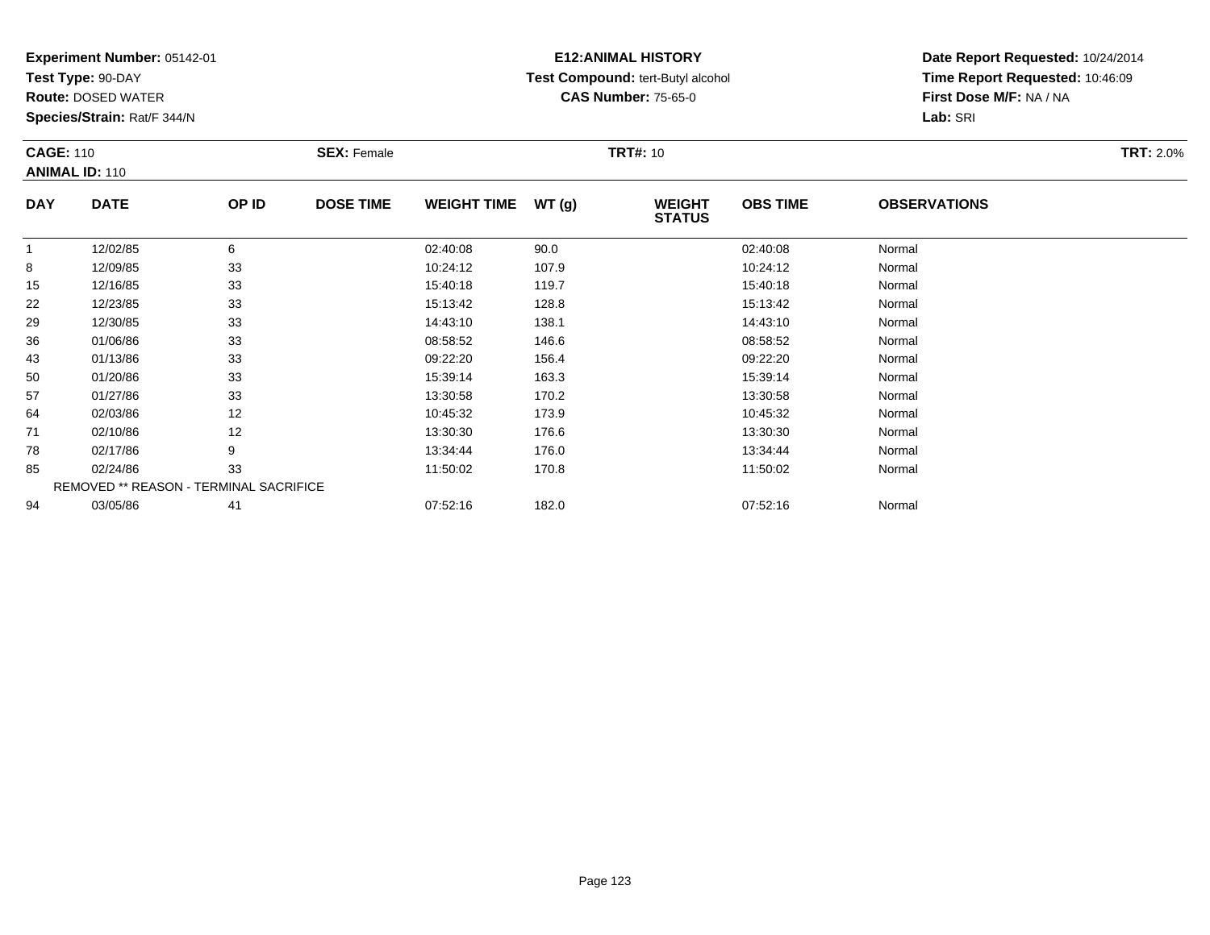**Experiment Number:** 05142-01
**Test Type:** 90-DAY
**Route:** DOSED WATER
**Species/Strain:** Rat/F 344/N

**E12:ANIMAL HISTORY**
**Test Compound:** tert-Butyl alcohol
**CAS Number:** 75-65-0

**Date Report Requested:** 10/24/2014
**Time Report Requested:** 10:46:09
**First Dose M/F:** NA / NA
**Lab:** SRI

**CAGE:** 110 **SEX:** Female **TRT#:** 10 **TRT:** 2.0%
**ANIMAL ID:** 110

| DAY | DATE | OP ID | DOSE TIME | WEIGHT TIME | WT (g) | WEIGHT STATUS | OBS TIME | OBSERVATIONS |
|---|---|---|---|---|---|---|---|---|
| 1 | 12/02/85 | 6 | | 02:40:08 | 90.0 | | 02:40:08 | Normal |
| 8 | 12/09/85 | 33 | | 10:24:12 | 107.9 | | 10:24:12 | Normal |
| 15 | 12/16/85 | 33 | | 15:40:18 | 119.7 | | 15:40:18 | Normal |
| 22 | 12/23/85 | 33 | | 15:13:42 | 128.8 | | 15:13:42 | Normal |
| 29 | 12/30/85 | 33 | | 14:43:10 | 138.1 | | 14:43:10 | Normal |
| 36 | 01/06/86 | 33 | | 08:58:52 | 146.6 | | 08:58:52 | Normal |
| 43 | 01/13/86 | 33 | | 09:22:20 | 156.4 | | 09:22:20 | Normal |
| 50 | 01/20/86 | 33 | | 15:39:14 | 163.3 | | 15:39:14 | Normal |
| 57 | 01/27/86 | 33 | | 13:30:58 | 170.2 | | 13:30:58 | Normal |
| 64 | 02/03/86 | 12 | | 10:45:32 | 173.9 | | 10:45:32 | Normal |
| 71 | 02/10/86 | 12 | | 13:30:30 | 176.6 | | 13:30:30 | Normal |
| 78 | 02/17/86 | 9 | | 13:34:44 | 176.0 | | 13:34:44 | Normal |
| 85 | 02/24/86 | 33 | | 11:50:02 | 170.8 | | 11:50:02 | Normal |
| REMOVED ** REASON - TERMINAL SACRIFICE | | | | | | | | |
| 94 | 03/05/86 | 41 | | 07:52:16 | 182.0 | | 07:52:16 | Normal |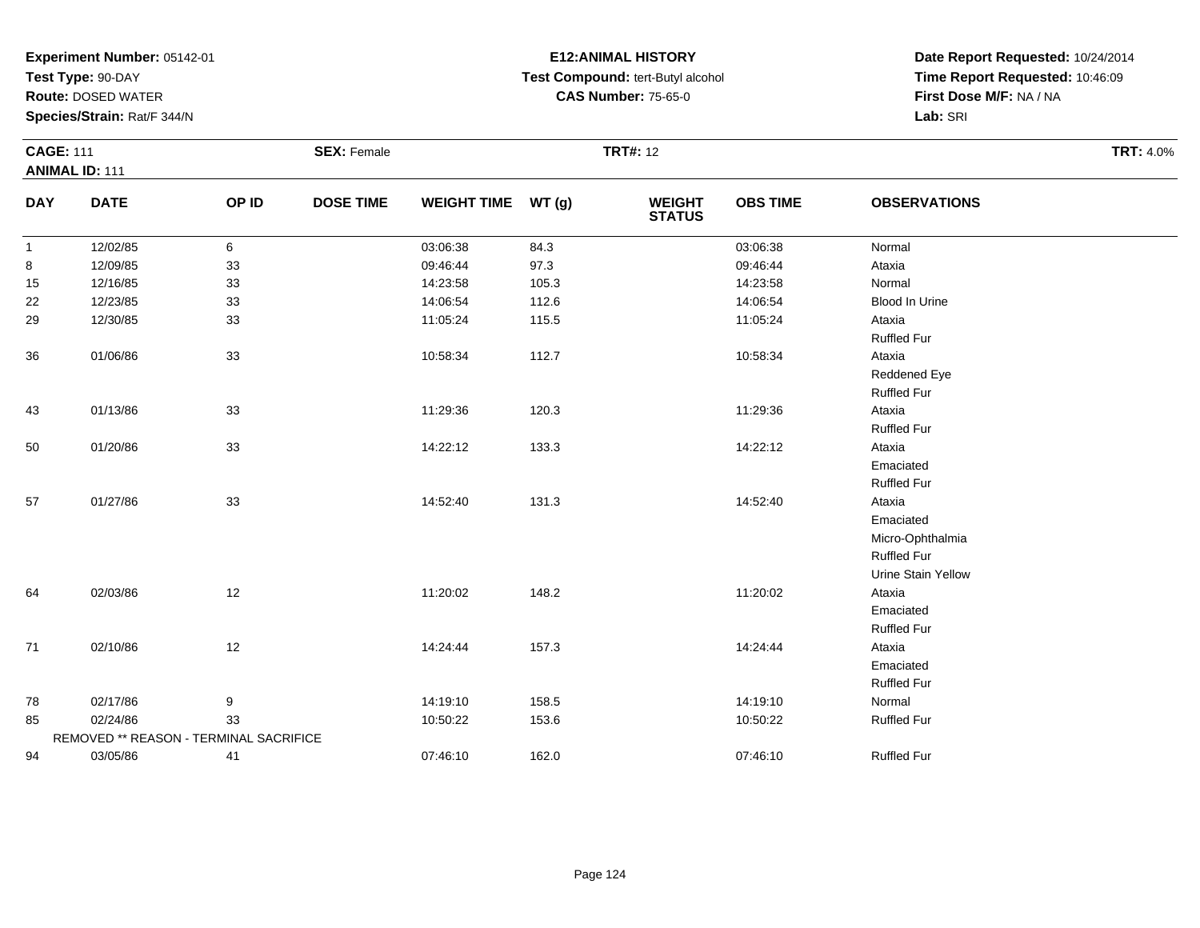**Experiment Number:** 05142-01
**Test Type:** 90-DAY
**Route:** DOSED WATER
**Species/Strain:** Rat/F 344/N

**E12:ANIMAL HISTORY**
**Test Compound:** tert-Butyl alcohol
**CAS Number:** 75-65-0

**Date Report Requested:** 10/24/2014
**Time Report Requested:** 10:46:09
**First Dose M/F:** NA / NA
**Lab:** SRI

**CAGE:** 111 **SEX:** Female **TRT#:** 12 **TRT:** 4.0%
**ANIMAL ID:** 111

| DAY | DATE | OP ID | DOSE TIME | WEIGHT TIME | WT (g) | WEIGHT STATUS | OBS TIME | OBSERVATIONS |
|---|---|---|---|---|---|---|---|---|
| 1 | 12/02/85 | 6 | | 03:06:38 | 84.3 | | 03:06:38 | Normal |
| 8 | 12/09/85 | 33 | | 09:46:44 | 97.3 | | 09:46:44 | Ataxia |
| 15 | 12/16/85 | 33 | | 14:23:58 | 105.3 | | 14:23:58 | Normal |
| 22 | 12/23/85 | 33 | | 14:06:54 | 112.6 | | 14:06:54 | Blood In Urine |
| 29 | 12/30/85 | 33 | | 11:05:24 | 115.5 | | 11:05:24 | Ataxia |
| | | | | | | | | Ruffled Fur |
| 36 | 01/06/86 | 33 | | 10:58:34 | 112.7 | | 10:58:34 | Ataxia |
| | | | | | | | | Reddened Eye |
| | | | | | | | | Ruffled Fur |
| 43 | 01/13/86 | 33 | | 11:29:36 | 120.3 | | 11:29:36 | Ataxia |
| | | | | | | | | Ruffled Fur |
| 50 | 01/20/86 | 33 | | 14:22:12 | 133.3 | | 14:22:12 | Ataxia |
| | | | | | | | | Emaciated |
| | | | | | | | | Ruffled Fur |
| 57 | 01/27/86 | 33 | | 14:52:40 | 131.3 | | 14:52:40 | Ataxia |
| | | | | | | | | Emaciated |
| | | | | | | | | Micro-Ophthalmia |
| | | | | | | | | Ruffled Fur |
| | | | | | | | | Urine Stain Yellow |
| 64 | 02/03/86 | 12 | | 11:20:02 | 148.2 | | 11:20:02 | Ataxia |
| | | | | | | | | Emaciated |
| | | | | | | | | Ruffled Fur |
| 71 | 02/10/86 | 12 | | 14:24:44 | 157.3 | | 14:24:44 | Ataxia |
| | | | | | | | | Emaciated |
| | | | | | | | | Ruffled Fur |
| 78 | 02/17/86 | 9 | | 14:19:10 | 158.5 | | 14:19:10 | Normal |
| 85 | 02/24/86 | 33 | | 10:50:22 | 153.6 | | 10:50:22 | Ruffled Fur |
| REMOVED ** REASON - TERMINAL SACRIFICE | | | | | | | | |
| 94 | 03/05/86 | 41 | | 07:46:10 | 162.0 | | 07:46:10 | Ruffled Fur |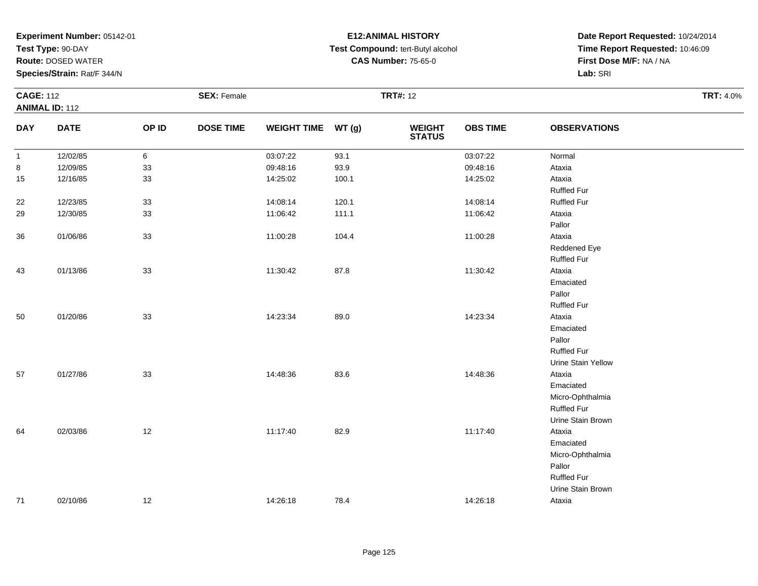**Experiment Number:** 05142-01
**Test Type:** 90-DAY
**Route:** DOSED WATER
**Species/Strain:** Rat/F 344/N

**E12:ANIMAL HISTORY**
**Test Compound:** tert-Butyl alcohol
**CAS Number:** 75-65-0

**Date Report Requested:** 10/24/2014
**Time Report Requested:** 10:46:09
**First Dose M/F:** NA / NA
**Lab:** SRI

**CAGE:** 112 **SEX:** Female **TRT#:** 12 **TRT:** 4.0%
**ANIMAL ID:** 112

| DAY | DATE | OP ID | DOSE TIME | WEIGHT TIME | WT (g) | WEIGHT STATUS | OBS TIME | OBSERVATIONS |
|---|---|---|---|---|---|---|---|---|
| 1 | 12/02/85 | 6 | | 03:07:22 | 93.1 | | 03:07:22 | Normal |
| 8 | 12/09/85 | 33 | | 09:48:16 | 93.9 | | 09:48:16 | Ataxia |
| 15 | 12/16/85 | 33 | | 14:25:02 | 100.1 | | 14:25:02 | Ataxia |
| | | | | | | | | Ruffled Fur |
| 22 | 12/23/85 | 33 | | 14:08:14 | 120.1 | | 14:08:14 | Ruffled Fur |
| 29 | 12/30/85 | 33 | | 11:06:42 | 111.1 | | 11:06:42 | Ataxia |
| | | | | | | | | Pallor |
| 36 | 01/06/86 | 33 | | 11:00:28 | 104.4 | | 11:00:28 | Ataxia |
| | | | | | | | | Reddened Eye |
| | | | | | | | | Ruffled Fur |
| 43 | 01/13/86 | 33 | | 11:30:42 | 87.8 | | 11:30:42 | Ataxia |
| | | | | | | | | Emaciated |
| | | | | | | | | Pallor |
| | | | | | | | | Ruffled Fur |
| 50 | 01/20/86 | 33 | | 14:23:34 | 89.0 | | 14:23:34 | Ataxia |
| | | | | | | | | Emaciated |
| | | | | | | | | Pallor |
| | | | | | | | | Ruffled Fur |
| | | | | | | | | Urine Stain Yellow |
| 57 | 01/27/86 | 33 | | 14:48:36 | 83.6 | | 14:48:36 | Ataxia |
| | | | | | | | | Emaciated |
| | | | | | | | | Micro-Ophthalmia |
| | | | | | | | | Ruffled Fur |
| | | | | | | | | Urine Stain Brown |
| 64 | 02/03/86 | 12 | | 11:17:40 | 82.9 | | 11:17:40 | Ataxia |
| | | | | | | | | Emaciated |
| | | | | | | | | Micro-Ophthalmia |
| | | | | | | | | Pallor |
| | | | | | | | | Ruffled Fur |
| | | | | | | | | Urine Stain Brown |
| 71 | 02/10/86 | 12 | | 14:26:18 | 78.4 | | 14:26:18 | Ataxia |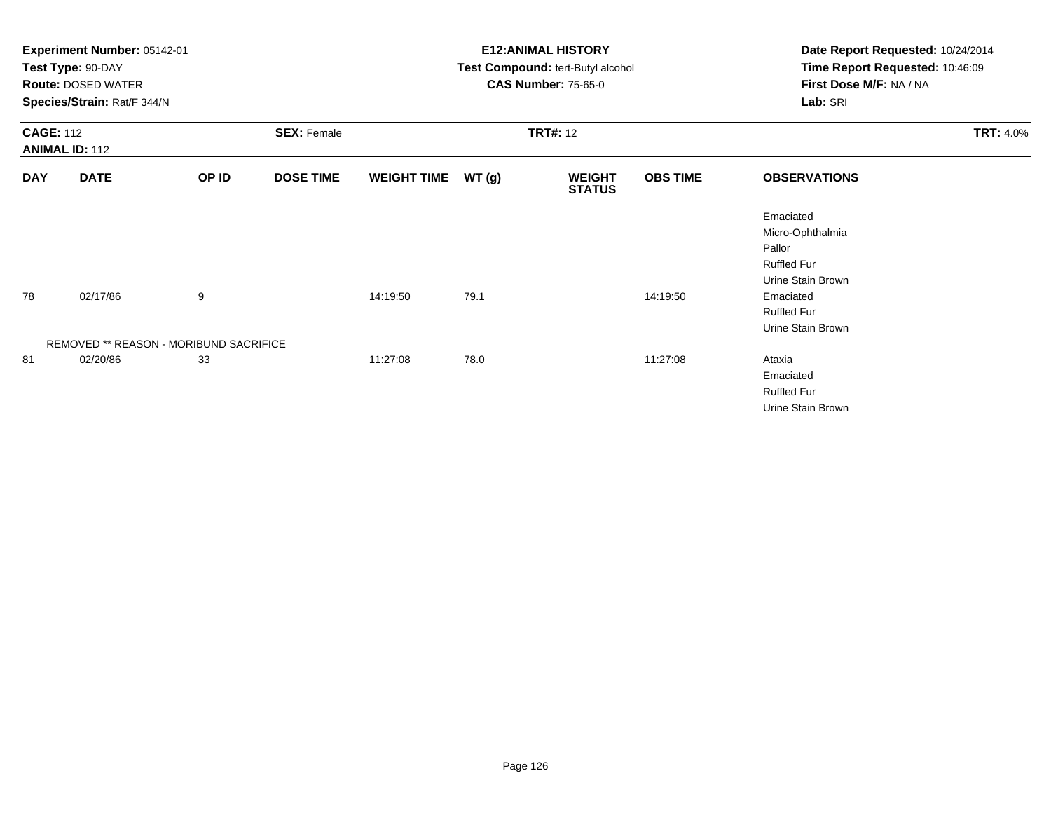**Experiment Number:** 05142-01
**Test Type:** 90-DAY
**Route:** DOSED WATER
**Species/Strain:** Rat/F 344/N

**E12:ANIMAL HISTORY**
**Test Compound:** tert-Butyl alcohol
**CAS Number:** 75-65-0

**Date Report Requested:** 10/24/2014
**Time Report Requested:** 10:46:09
**First Dose M/F:** NA / NA
**Lab:** SRI

**CAGE:** 112
**ANIMAL ID:** 112
**SEX:** Female
**TRT#:** 12
**TRT:** 4.0%

| DAY | DATE | OP ID | DOSE TIME | WEIGHT TIME | WT (g) | WEIGHT STATUS | OBS TIME | OBSERVATIONS |
|---|---|---|---|---|---|---|---|---|
| | | | | | | | | Emaciated |
| | | | | | | | | Micro-Ophthalmia |
| | | | | | | | | Pallor |
| | | | | | | | | Ruffled Fur |
| | | | | | | | | Urine Stain Brown |
| 78 | 02/17/86 | 9 | | 14:19:50 | 79.1 | | 14:19:50 | Emaciated |
| | | | | | | | | Ruffled Fur |
| | | | | | | | | Urine Stain Brown |
| REMOVED ** REASON - MORIBUND SACRIFICE | | | | | | | | |
| 81 | 02/20/86 | 33 | | 11:27:08 | 78.0 | | 11:27:08 | Ataxia |
| | | | | | | | | Emaciated |
| | | | | | | | | Ruffled Fur |
| | | | | | | | | Urine Stain Brown |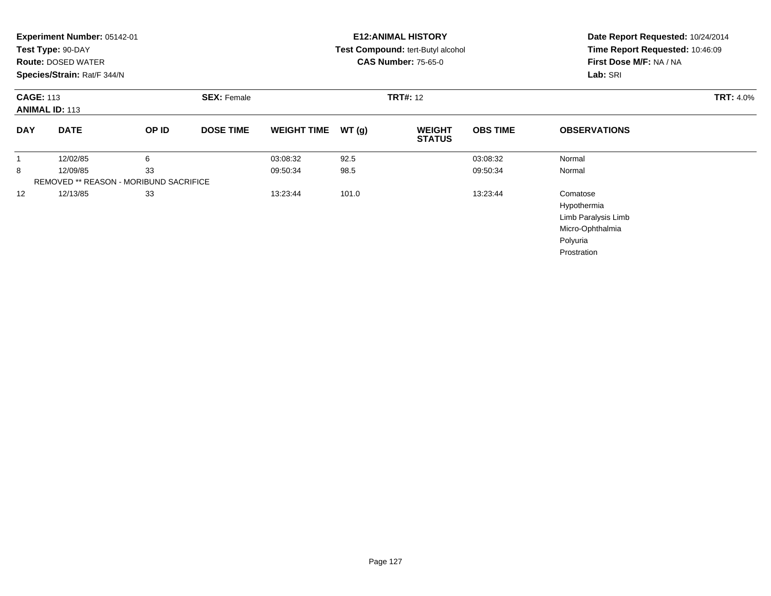**Experiment Number:** 05142-01
**Test Type:** 90-DAY
**Route:** DOSED WATER
**Species/Strain:** Rat/F 344/N

**E12:ANIMAL HISTORY**
**Test Compound:** tert-Butyl alcohol
**CAS Number:** 75-65-0

**Date Report Requested:** 10/24/2014
**Time Report Requested:** 10:46:09
**First Dose M/F:** NA / NA
**Lab:** SRI

**CAGE:** 113 **SEX:** Female **TRT#:** 12 **TRT:** 4.0%
**ANIMAL ID:** 113

| DAY | DATE | OP ID | DOSE TIME | WEIGHT TIME | WT (g) | WEIGHT STATUS | OBS TIME | OBSERVATIONS |
|---|---|---|---|---|---|---|---|---|
| 1 | 12/02/85 | 6 | | 03:08:32 | 92.5 | | 03:08:32 | Normal |
| 8 | 12/09/85 | 33 | | 09:50:34 | 98.5 | | 09:50:34 | Normal |
| REMOVED ** REASON - MORIBUND SACRIFICE | | | | | | | | |
| 12 | 12/13/85 | 33 | | 13:23:44 | 101.0 | | 13:23:44 | Comatose<br>Hypothermia<br>Limb Paralysis Limb<br>Micro-Ophthalmia<br>Polyuria<br>Prostration |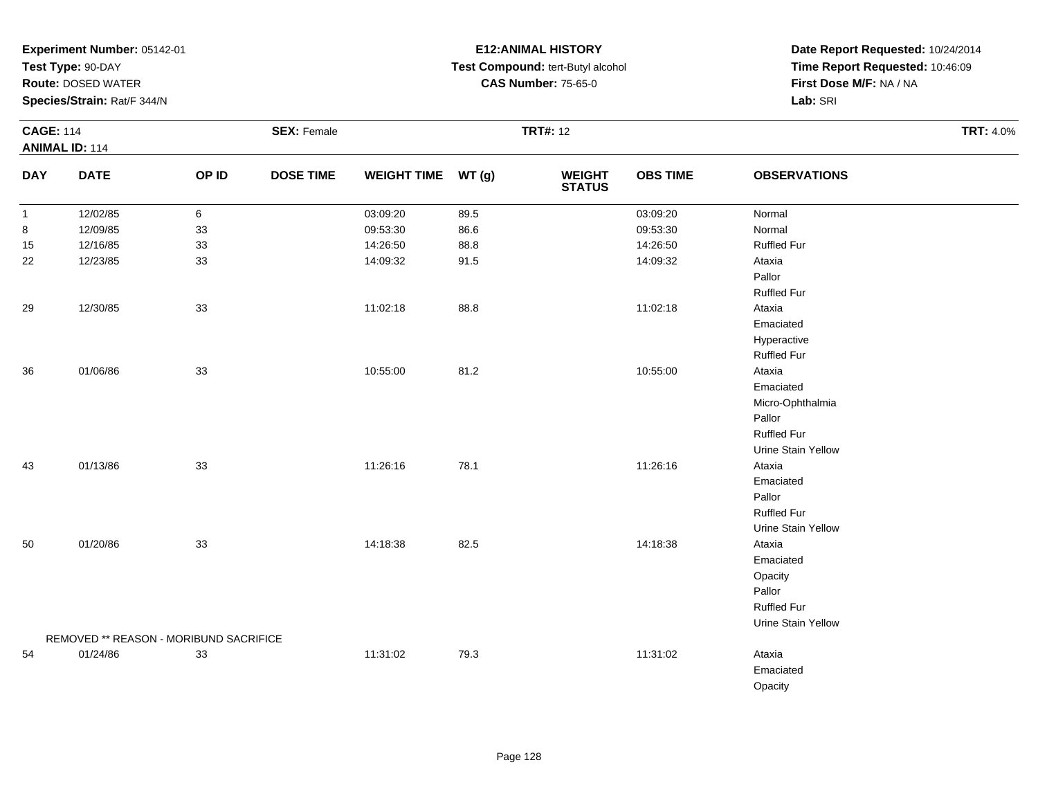**Experiment Number:** 05142-01
**Test Type:** 90-DAY
**Route:** DOSED WATER
**Species/Strain:** Rat/F 344/N

**E12:ANIMAL HISTORY**
**Test Compound:** tert-Butyl alcohol
**CAS Number:** 75-65-0

**Date Report Requested:** 10/24/2014
**Time Report Requested:** 10:46:09
**First Dose M/F:** NA / NA
**Lab:** SRI

**CAGE:** 114 **SEX:** Female **TRT#:** 12 **TRT:** 4.0%
**ANIMAL ID:** 114

| DAY | DATE | OP ID | DOSE TIME | WEIGHT TIME | WT (g) | WEIGHT STATUS | OBS TIME | OBSERVATIONS |
|---|---|---|---|---|---|---|---|---|
| 1 | 12/02/85 | 6 | | 03:09:20 | 89.5 | | 03:09:20 | Normal |
| 8 | 12/09/85 | 33 | | 09:53:30 | 86.6 | | 09:53:30 | Normal |
| 15 | 12/16/85 | 33 | | 14:26:50 | 88.8 | | 14:26:50 | Ruffled Fur |
| 22 | 12/23/85 | 33 | | 14:09:32 | 91.5 | | 14:09:32 | Ataxia |
| | | | | | | | | Pallor |
| | | | | | | | | Ruffled Fur |
| 29 | 12/30/85 | 33 | | 11:02:18 | 88.8 | | 11:02:18 | Ataxia |
| | | | | | | | | Emaciated |
| | | | | | | | | Hyperactive |
| | | | | | | | | Ruffled Fur |
| 36 | 01/06/86 | 33 | | 10:55:00 | 81.2 | | 10:55:00 | Ataxia |
| | | | | | | | | Emaciated |
| | | | | | | | | Micro-Ophthalmia |
| | | | | | | | | Pallor |
| | | | | | | | | Ruffled Fur |
| | | | | | | | | Urine Stain Yellow |
| 43 | 01/13/86 | 33 | | 11:26:16 | 78.1 | | 11:26:16 | Ataxia |
| | | | | | | | | Emaciated |
| | | | | | | | | Pallor |
| | | | | | | | | Ruffled Fur |
| | | | | | | | | Urine Stain Yellow |
| 50 | 01/20/86 | 33 | | 14:18:38 | 82.5 | | 14:18:38 | Ataxia |
| | | | | | | | | Emaciated |
| | | | | | | | | Opacity |
| | | | | | | | | Pallor |
| | | | | | | | | Ruffled Fur |
| | | | | | | | | Urine Stain Yellow |
| | REMOVED ** REASON - MORIBUND SACRIFICE | | | | | | | |
| 54 | 01/24/86 | 33 | | 11:31:02 | 79.3 | | 11:31:02 | Ataxia |
| | | | | | | | | Emaciated |
| | | | | | | | | Opacity |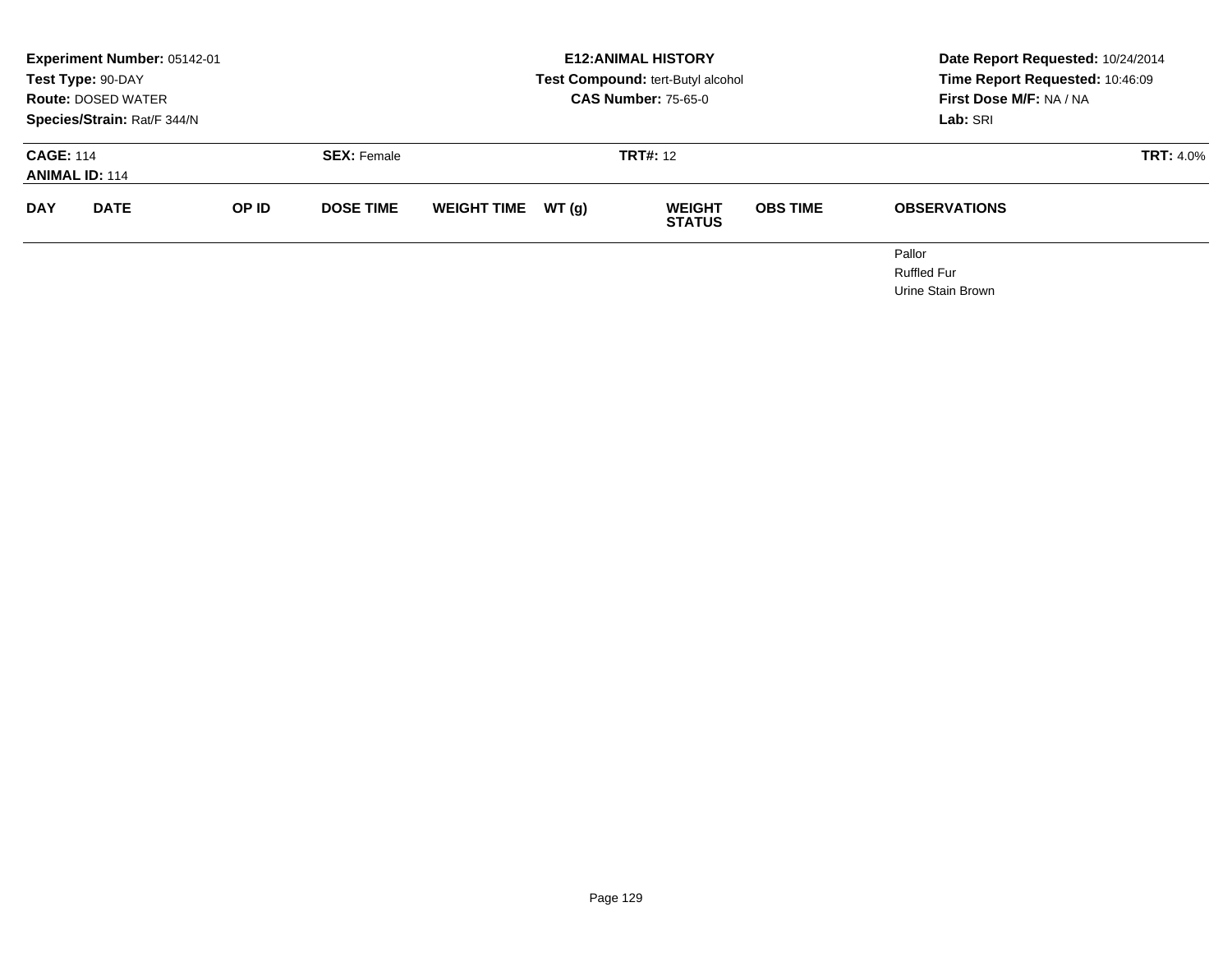**Experiment Number:** 05142-01
**Test Type:** 90-DAY
**Route:** DOSED WATER
**Species/Strain:** Rat/F 344/N

**E12:ANIMAL HISTORY**
**Test Compound:** tert-Butyl alcohol
**CAS Number:** 75-65-0

**Date Report Requested:** 10/24/2014
**Time Report Requested:** 10:46:09
**First Dose M/F:** NA / NA
**Lab:** SRI

**CAGE:** 114 **SEX:** Female **TRT#:** 12 **TRT:** 4.0%
**ANIMAL ID:** 114

| DAY | DATE | OP ID | DOSE TIME | WEIGHT TIME | WT (g) | WEIGHT STATUS | OBS TIME | OBSERVATIONS |
|---|---|---|---|---|---|---|---|---|
| | | | | | | | | Pallor |
| | | | | | | | | Ruffled Fur |
| | | | | | | | | Urine Stain Brown |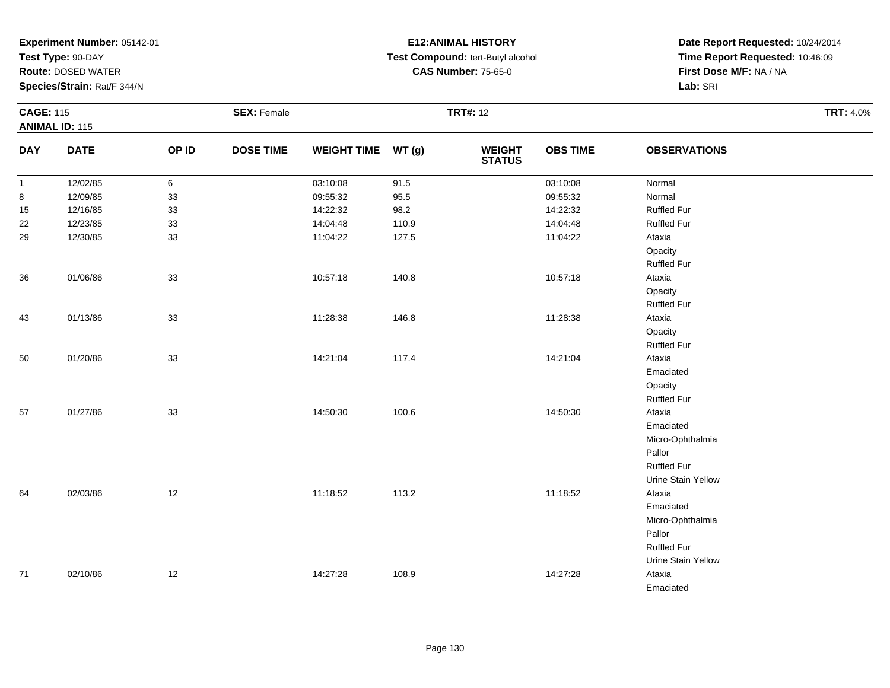**Experiment Number:** 05142-01
**Test Type:** 90-DAY
**Route:** DOSED WATER
**Species/Strain:** Rat/F 344/N

**E12:ANIMAL HISTORY**
**Test Compound:** tert-Butyl alcohol
**CAS Number:** 75-65-0

**Date Report Requested:** 10/24/2014
**Time Report Requested:** 10:46:09
**First Dose M/F:** NA / NA
**Lab:** SRI

**CAGE:** 115 **SEX:** Female **TRT#:** 12 **TRT:** 4.0%
**ANIMAL ID:** 115

| DAY | DATE | OP ID | DOSE TIME | WEIGHT TIME | WT (g) | WEIGHT STATUS | OBS TIME | OBSERVATIONS |
|---|---|---|---|---|---|---|---|---|
| 1 | 12/02/85 | 6 | | 03:10:08 | 91.5 | | 03:10:08 | Normal |
| 8 | 12/09/85 | 33 | | 09:55:32 | 95.5 | | 09:55:32 | Normal |
| 15 | 12/16/85 | 33 | | 14:22:32 | 98.2 | | 14:22:32 | Ruffled Fur |
| 22 | 12/23/85 | 33 | | 14:04:48 | 110.9 | | 14:04:48 | Ruffled Fur |
| 29 | 12/30/85 | 33 | | 11:04:22 | 127.5 | | 11:04:22 | Ataxia |
| | | | | | | | | Opacity |
| | | | | | | | | Ruffled Fur |
| 36 | 01/06/86 | 33 | | 10:57:18 | 140.8 | | 10:57:18 | Ataxia |
| | | | | | | | | Opacity |
| | | | | | | | | Ruffled Fur |
| 43 | 01/13/86 | 33 | | 11:28:38 | 146.8 | | 11:28:38 | Ataxia |
| | | | | | | | | Opacity |
| | | | | | | | | Ruffled Fur |
| 50 | 01/20/86 | 33 | | 14:21:04 | 117.4 | | 14:21:04 | Ataxia |
| | | | | | | | | Emaciated |
| | | | | | | | | Opacity |
| | | | | | | | | Ruffled Fur |
| 57 | 01/27/86 | 33 | | 14:50:30 | 100.6 | | 14:50:30 | Ataxia |
| | | | | | | | | Emaciated |
| | | | | | | | | Micro-Ophthalmia |
| | | | | | | | | Pallor |
| | | | | | | | | Ruffled Fur |
| | | | | | | | | Urine Stain Yellow |
| 64 | 02/03/86 | 12 | | 11:18:52 | 113.2 | | 11:18:52 | Ataxia |
| | | | | | | | | Emaciated |
| | | | | | | | | Micro-Ophthalmia |
| | | | | | | | | Pallor |
| | | | | | | | | Ruffled Fur |
| | | | | | | | | Urine Stain Yellow |
| 71 | 02/10/86 | 12 | | 14:27:28 | 108.9 | | 14:27:28 | Ataxia |
| | | | | | | | | Emaciated |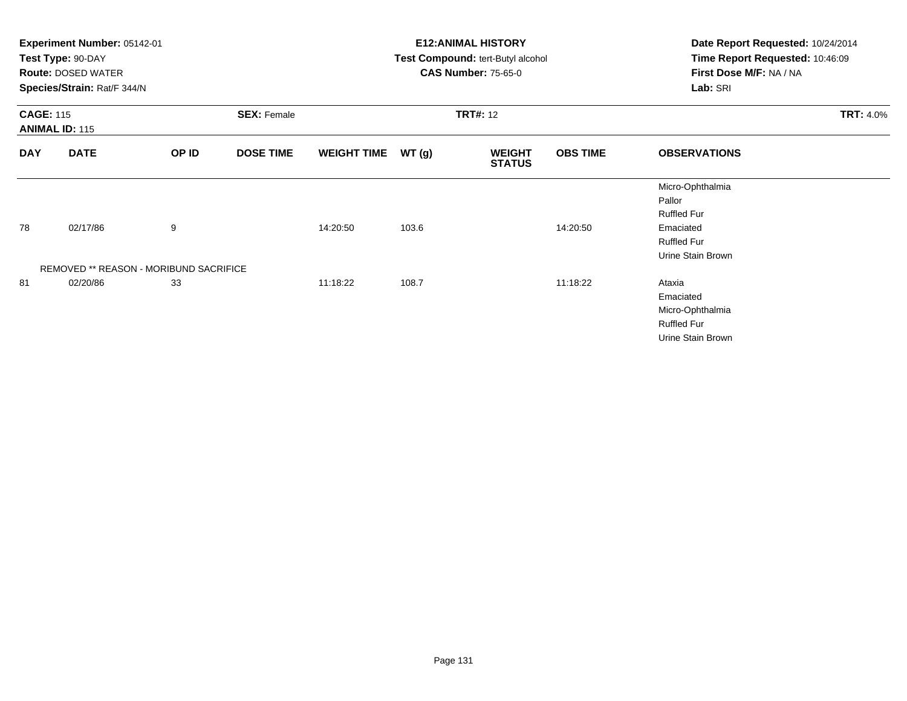**Experiment Number:** 05142-01
**Test Type:** 90-DAY
**Route:** DOSED WATER
**Species/Strain:** Rat/F 344/N

**E12:ANIMAL HISTORY**
**Test Compound:** tert-Butyl alcohol
**CAS Number:** 75-65-0

**Date Report Requested:** 10/24/2014
**Time Report Requested:** 10:46:09
**First Dose M/F:** NA / NA
**Lab:** SRI

**CAGE:** 115
**ANIMAL ID:** 115
**SEX:** Female
**TRT#:** 12
**TRT:** 4.0%

| DAY | DATE | OP ID | DOSE TIME | WEIGHT TIME | WT (g) | WEIGHT STATUS | OBS TIME | OBSERVATIONS |
|---|---|---|---|---|---|---|---|---|
| | | | | | | | | Micro-Ophthalmia |
| | | | | | | | | Pallor |
| | | | | | | | | Ruffled Fur |
| 78 | 02/17/86 | 9 | | 14:20:50 | 103.6 | | 14:20:50 | Emaciated |
| | | | | | | | | Ruffled Fur |
| | | | | | | | | Urine Stain Brown |
| REMOVED ** REASON - MORIBUND SACRIFICE | | | | | | | | |
| 81 | 02/20/86 | 33 | | 11:18:22 | 108.7 | | 11:18:22 | Ataxia |
| | | | | | | | | Emaciated |
| | | | | | | | | Micro-Ophthalmia |
| | | | | | | | | Ruffled Fur |
| | | | | | | | | Urine Stain Brown |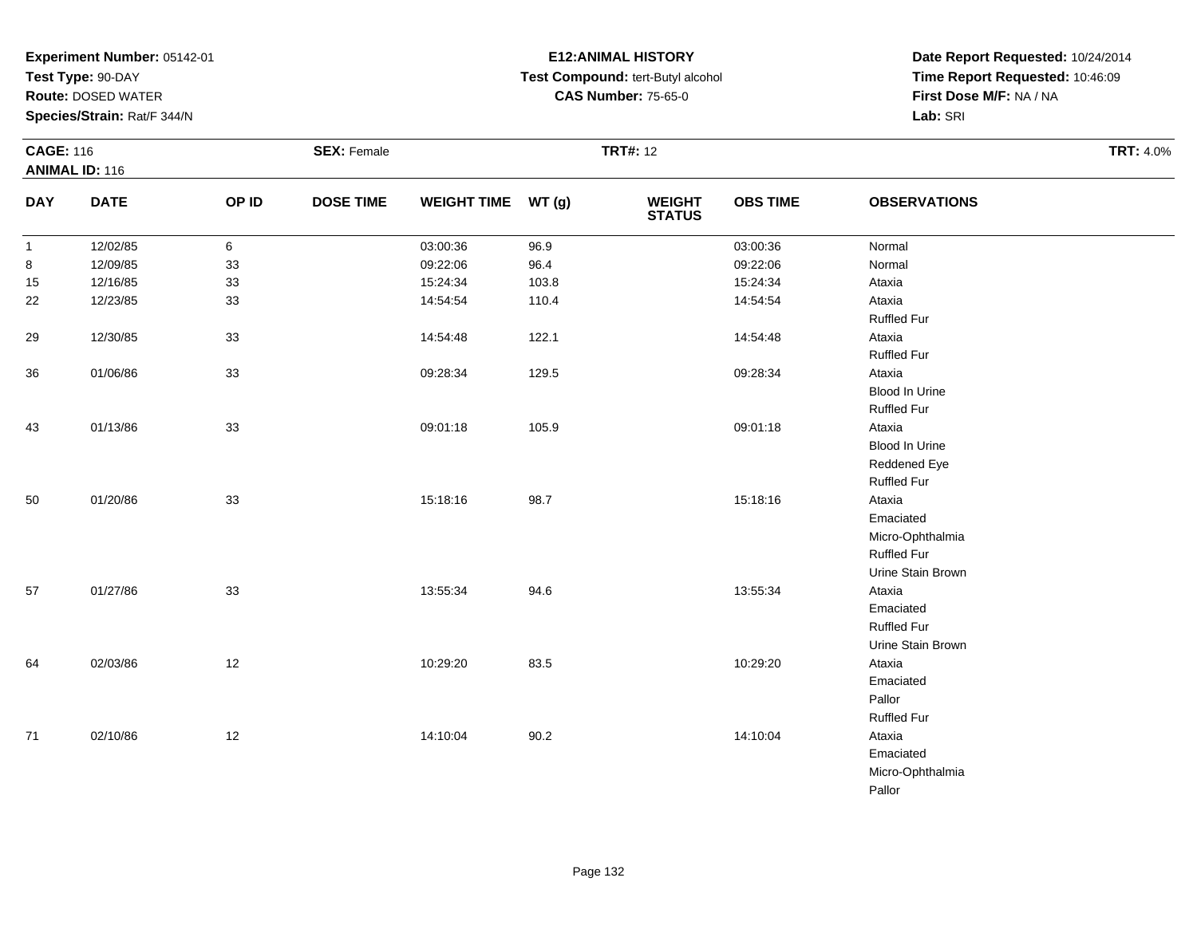**Experiment Number:** 05142-01
**Test Type:** 90-DAY
**Route:** DOSED WATER
**Species/Strain:** Rat/F 344/N

**E12:ANIMAL HISTORY**
**Test Compound:** tert-Butyl alcohol
**CAS Number:** 75-65-0

**Date Report Requested:** 10/24/2014
**Time Report Requested:** 10:46:09
**First Dose M/F:** NA / NA
**Lab:** SRI

**CAGE:** 116 **SEX:** Female **TRT#:** 12 **TRT:** 4.0%
**ANIMAL ID:** 116

| DAY | DATE | OP ID | DOSE TIME | WEIGHT TIME | WT (g) | WEIGHT STATUS | OBS TIME | OBSERVATIONS |
|---|---|---|---|---|---|---|---|---|
| 1 | 12/02/85 | 6 | | 03:00:36 | 96.9 | | 03:00:36 | Normal |
| 8 | 12/09/85 | 33 | | 09:22:06 | 96.4 | | 09:22:06 | Normal |
| 15 | 12/16/85 | 33 | | 15:24:34 | 103.8 | | 15:24:34 | Ataxia |
| 22 | 12/23/85 | 33 | | 14:54:54 | 110.4 | | 14:54:54 | Ataxia |
| | | | | | | | | Ruffled Fur |
| 29 | 12/30/85 | 33 | | 14:54:48 | 122.1 | | 14:54:48 | Ataxia |
| | | | | | | | | Ruffled Fur |
| 36 | 01/06/86 | 33 | | 09:28:34 | 129.5 | | 09:28:34 | Ataxia |
| | | | | | | | | Blood In Urine |
| | | | | | | | | Ruffled Fur |
| 43 | 01/13/86 | 33 | | 09:01:18 | 105.9 | | 09:01:18 | Ataxia |
| | | | | | | | | Blood In Urine |
| | | | | | | | | Reddened Eye |
| | | | | | | | | Ruffled Fur |
| 50 | 01/20/86 | 33 | | 15:18:16 | 98.7 | | 15:18:16 | Ataxia |
| | | | | | | | | Emaciated |
| | | | | | | | | Micro-Ophthalmia |
| | | | | | | | | Ruffled Fur |
| | | | | | | | | Urine Stain Brown |
| 57 | 01/27/86 | 33 | | 13:55:34 | 94.6 | | 13:55:34 | Ataxia |
| | | | | | | | | Emaciated |
| | | | | | | | | Ruffled Fur |
| | | | | | | | | Urine Stain Brown |
| 64 | 02/03/86 | 12 | | 10:29:20 | 83.5 | | 10:29:20 | Ataxia |
| | | | | | | | | Emaciated |
| | | | | | | | | Pallor |
| | | | | | | | | Ruffled Fur |
| 71 | 02/10/86 | 12 | | 14:10:04 | 90.2 | | 14:10:04 | Ataxia |
| | | | | | | | | Emaciated |
| | | | | | | | | Micro-Ophthalmia |
| | | | | | | | | Pallor |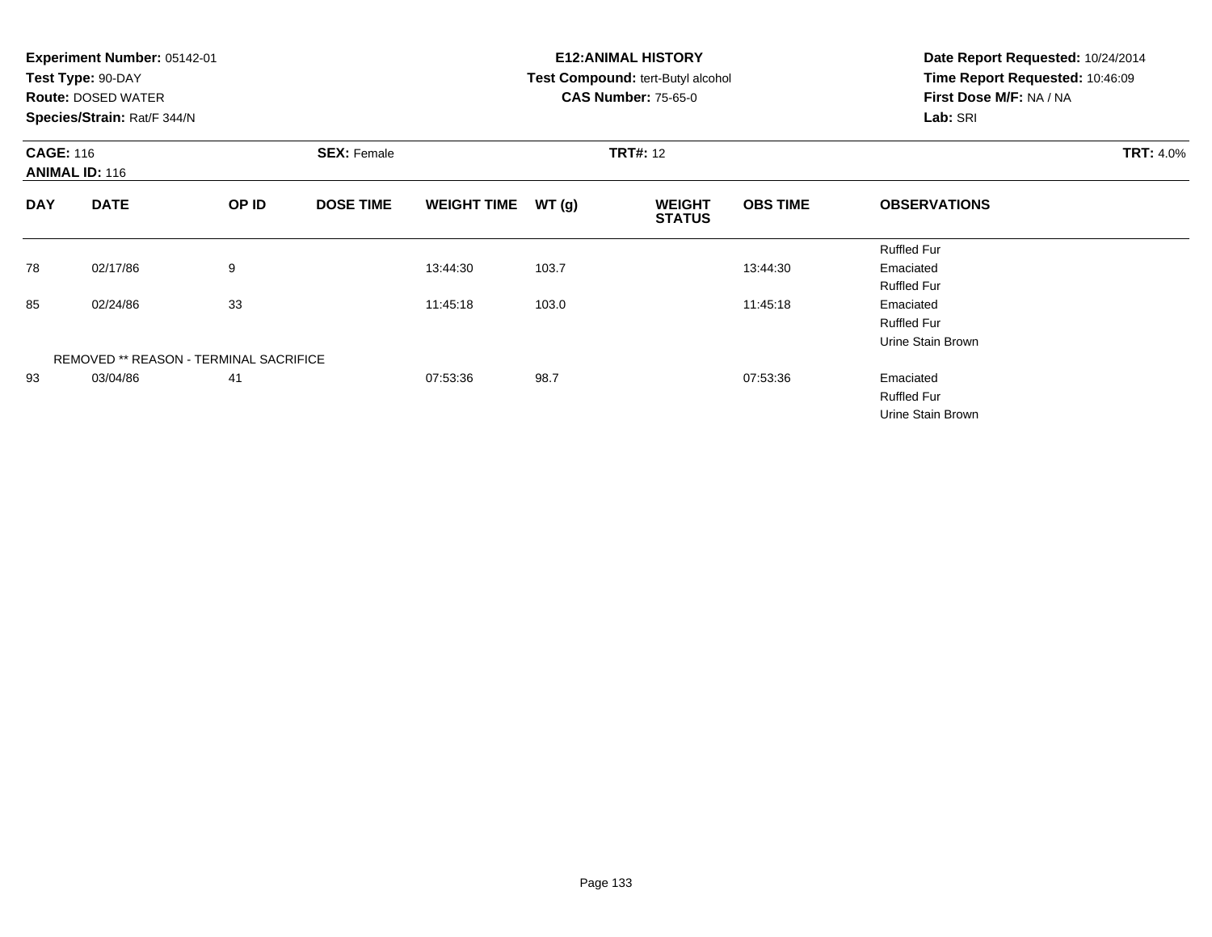**Experiment Number:** 05142-01
**Test Type:** 90-DAY
**Route:** DOSED WATER
**Species/Strain:** Rat/F 344/N

**E12:ANIMAL HISTORY**
**Test Compound:** tert-Butyl alcohol
**CAS Number:** 75-65-0

**Date Report Requested:** 10/24/2014
**Time Report Requested:** 10:46:09
**First Dose M/F:** NA / NA
**Lab:** SRI

**CAGE:** 116
**ANIMAL ID:** 116

**SEX:** Female

**TRT#:** 12

**TRT:** 4.0%

| DAY | DATE | OP ID | DOSE TIME | WEIGHT TIME | WT (g) | WEIGHT STATUS | OBS TIME | OBSERVATIONS |
|---|---|---|---|---|---|---|---|---|
| | | | | | | | | Ruffled Fur |
| 78 | 02/17/86 | 9 | | 13:44:30 | 103.7 | | 13:44:30 | Emaciated |
| | | | | | | | | Ruffled Fur |
| 85 | 02/24/86 | 33 | | 11:45:18 | 103.0 | | 11:45:18 | Emaciated |
| | | | | | | | | Ruffled Fur |
| | | | | | | | | Urine Stain Brown |
| | REMOVED ** REASON - TERMINAL SACRIFICE | | | | | | | |
| 93 | 03/04/86 | 41 | | 07:53:36 | 98.7 | | 07:53:36 | Emaciated |
| | | | | | | | | Ruffled Fur |
| | | | | | | | | Urine Stain Brown |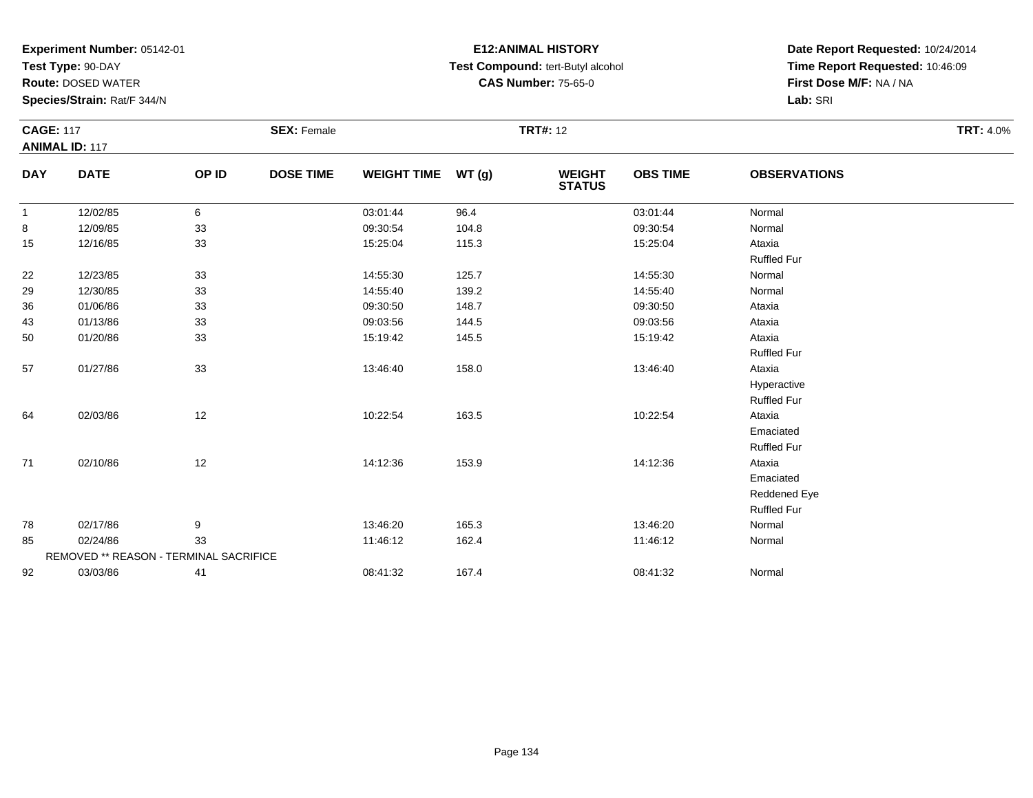**Experiment Number:** 05142-01
**Test Type:** 90-DAY
**Route:** DOSED WATER
**Species/Strain:** Rat/F 344/N

**E12:ANIMAL HISTORY**
**Test Compound:** tert-Butyl alcohol
**CAS Number:** 75-65-0

**Date Report Requested:** 10/24/2014
**Time Report Requested:** 10:46:09
**First Dose M/F:** NA / NA
**Lab:** SRI

**CAGE:** 117 **SEX:** Female **TRT#:** 12 **TRT:** 4.0%
**ANIMAL ID:** 117

| DAY | DATE | OP ID | DOSE TIME | WEIGHT TIME | WT (g) | WEIGHT STATUS | OBS TIME | OBSERVATIONS |
|---|---|---|---|---|---|---|---|---|
| 1 | 12/02/85 | 6 | | 03:01:44 | 96.4 | | 03:01:44 | Normal |
| 8 | 12/09/85 | 33 | | 09:30:54 | 104.8 | | 09:30:54 | Normal |
| 15 | 12/16/85 | 33 | | 15:25:04 | 115.3 | | 15:25:04 | Ataxia |
| | | | | | | | | Ruffled Fur |
| 22 | 12/23/85 | 33 | | 14:55:30 | 125.7 | | 14:55:30 | Normal |
| 29 | 12/30/85 | 33 | | 14:55:40 | 139.2 | | 14:55:40 | Normal |
| 36 | 01/06/86 | 33 | | 09:30:50 | 148.7 | | 09:30:50 | Ataxia |
| 43 | 01/13/86 | 33 | | 09:03:56 | 144.5 | | 09:03:56 | Ataxia |
| 50 | 01/20/86 | 33 | | 15:19:42 | 145.5 | | 15:19:42 | Ataxia |
| | | | | | | | | Ruffled Fur |
| 57 | 01/27/86 | 33 | | 13:46:40 | 158.0 | | 13:46:40 | Ataxia |
| | | | | | | | | Hyperactive |
| | | | | | | | | Ruffled Fur |
| 64 | 02/03/86 | 12 | | 10:22:54 | 163.5 | | 10:22:54 | Ataxia |
| | | | | | | | | Emaciated |
| | | | | | | | | Ruffled Fur |
| 71 | 02/10/86 | 12 | | 14:12:36 | 153.9 | | 14:12:36 | Ataxia |
| | | | | | | | | Emaciated |
| | | | | | | | | Reddened Eye |
| | | | | | | | | Ruffled Fur |
| 78 | 02/17/86 | 9 | | 13:46:20 | 165.3 | | 13:46:20 | Normal |
| 85 | 02/24/86 | 33 | | 11:46:12 | 162.4 | | 11:46:12 | Normal |
| | REMOVED ** REASON - TERMINAL SACRIFICE | | | | | | | |
| 92 | 03/03/86 | 41 | | 08:41:32 | 167.4 | | 08:41:32 | Normal |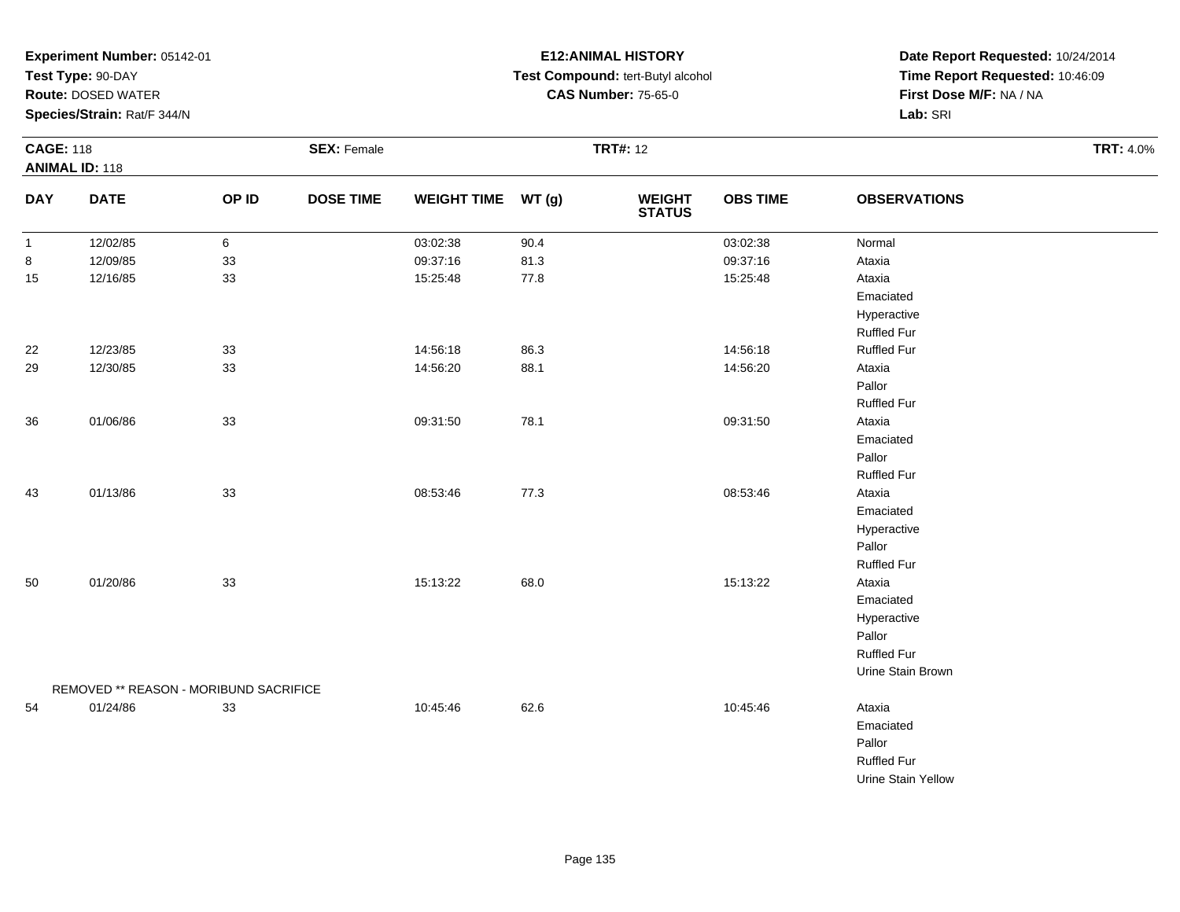**Experiment Number:** 05142-01
**Test Type:** 90-DAY
**Route:** DOSED WATER
**Species/Strain:** Rat/F 344/N

**E12:ANIMAL HISTORY**
**Test Compound:** tert-Butyl alcohol
**CAS Number:** 75-65-0

**Date Report Requested:** 10/24/2014
**Time Report Requested:** 10:46:09
**First Dose M/F:** NA / NA
**Lab:** SRI

**CAGE:** 118 **SEX:** Female **TRT#:** 12 **TRT:** 4.0%
**ANIMAL ID:** 118

| DAY | DATE | OP ID | DOSE TIME | WEIGHT TIME | WT (g) | WEIGHT STATUS | OBS TIME | OBSERVATIONS |
|---|---|---|---|---|---|---|---|---|
| 1 | 12/02/85 | 6 | | 03:02:38 | 90.4 | | 03:02:38 | Normal |
| 8 | 12/09/85 | 33 | | 09:37:16 | 81.3 | | 09:37:16 | Ataxia |
| 15 | 12/16/85 | 33 | | 15:25:48 | 77.8 | | 15:25:48 | Ataxia |
| | | | | | | | | Emaciated |
| | | | | | | | | Hyperactive |
| | | | | | | | | Ruffled Fur |
| 22 | 12/23/85 | 33 | | 14:56:18 | 86.3 | | 14:56:18 | Ruffled Fur |
| 29 | 12/30/85 | 33 | | 14:56:20 | 88.1 | | 14:56:20 | Ataxia |
| | | | | | | | | Pallor |
| | | | | | | | | Ruffled Fur |
| 36 | 01/06/86 | 33 | | 09:31:50 | 78.1 | | 09:31:50 | Ataxia |
| | | | | | | | | Emaciated |
| | | | | | | | | Pallor |
| | | | | | | | | Ruffled Fur |
| 43 | 01/13/86 | 33 | | 08:53:46 | 77.3 | | 08:53:46 | Ataxia |
| | | | | | | | | Emaciated |
| | | | | | | | | Hyperactive |
| | | | | | | | | Pallor |
| | | | | | | | | Ruffled Fur |
| 50 | 01/20/86 | 33 | | 15:13:22 | 68.0 | | 15:13:22 | Ataxia |
| | | | | | | | | Emaciated |
| | | | | | | | | Hyperactive |
| | | | | | | | | Pallor |
| | | | | | | | | Ruffled Fur |
| | | | | | | | | Urine Stain Brown |
| REMOVED ** REASON - MORIBUND SACRIFICE | | | | | | | | |
| 54 | 01/24/86 | 33 | | 10:45:46 | 62.6 | | 10:45:46 | Ataxia |
| | | | | | | | | Emaciated |
| | | | | | | | | Pallor |
| | | | | | | | | Ruffled Fur |
| | | | | | | | | Urine Stain Yellow |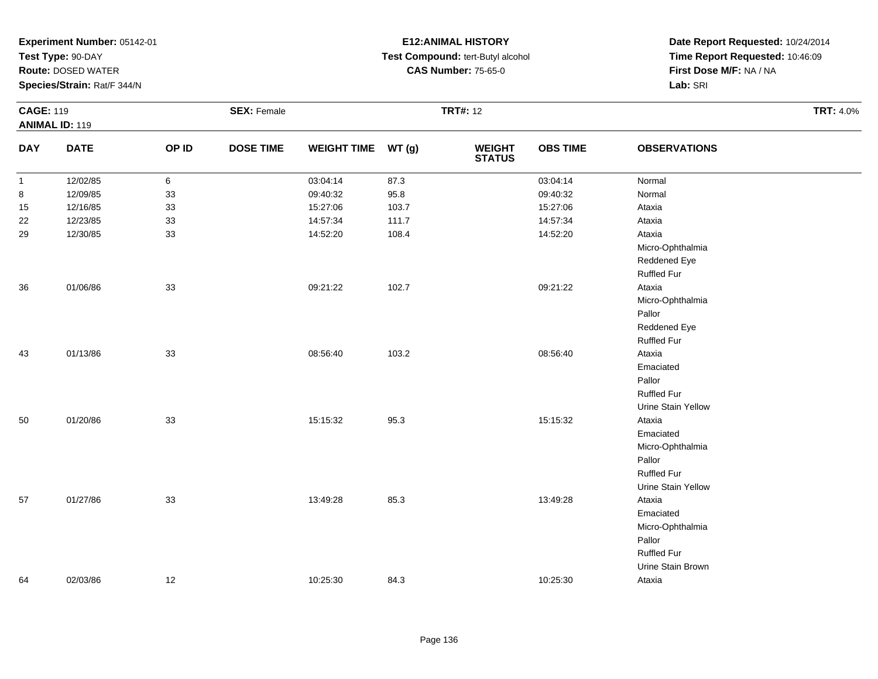**Experiment Number:** 05142-01
**Test Type:** 90-DAY
**Route:** DOSED WATER
**Species/Strain:** Rat/F 344/N

**E12:ANIMAL HISTORY**
**Test Compound:** tert-Butyl alcohol
**CAS Number:** 75-65-0

**Date Report Requested:** 10/24/2014
**Time Report Requested:** 10:46:09
**First Dose M/F:** NA / NA
**Lab:** SRI

**CAGE:** 119 **SEX:** Female **TRT#:** 12 **TRT:** 4.0%
**ANIMAL ID:** 119

| DAY | DATE | OP ID | DOSE TIME | WEIGHT TIME | WT (g) | WEIGHT STATUS | OBS TIME | OBSERVATIONS |
|---|---|---|---|---|---|---|---|---|
| 1 | 12/02/85 | 6 | | 03:04:14 | 87.3 | | 03:04:14 | Normal |
| 8 | 12/09/85 | 33 | | 09:40:32 | 95.8 | | 09:40:32 | Normal |
| 15 | 12/16/85 | 33 | | 15:27:06 | 103.7 | | 15:27:06 | Ataxia |
| 22 | 12/23/85 | 33 | | 14:57:34 | 111.7 | | 14:57:34 | Ataxia |
| 29 | 12/30/85 | 33 | | 14:52:20 | 108.4 | | 14:52:20 | Ataxia |
| | | | | | | | | Micro-Ophthalmia |
| | | | | | | | | Reddened Eye |
| | | | | | | | | Ruffled Fur |
| 36 | 01/06/86 | 33 | | 09:21:22 | 102.7 | | 09:21:22 | Ataxia |
| | | | | | | | | Micro-Ophthalmia |
| | | | | | | | | Pallor |
| | | | | | | | | Reddened Eye |
| | | | | | | | | Ruffled Fur |
| 43 | 01/13/86 | 33 | | 08:56:40 | 103.2 | | 08:56:40 | Ataxia |
| | | | | | | | | Emaciated |
| | | | | | | | | Pallor |
| | | | | | | | | Ruffled Fur |
| | | | | | | | | Urine Stain Yellow |
| 50 | 01/20/86 | 33 | | 15:15:32 | 95.3 | | 15:15:32 | Ataxia |
| | | | | | | | | Emaciated |
| | | | | | | | | Micro-Ophthalmia |
| | | | | | | | | Pallor |
| | | | | | | | | Ruffled Fur |
| | | | | | | | | Urine Stain Yellow |
| 57 | 01/27/86 | 33 | | 13:49:28 | 85.3 | | 13:49:28 | Ataxia |
| | | | | | | | | Emaciated |
| | | | | | | | | Micro-Ophthalmia |
| | | | | | | | | Pallor |
| | | | | | | | | Ruffled Fur |
| | | | | | | | | Urine Stain Brown |
| 64 | 02/03/86 | 12 | | 10:25:30 | 84.3 | | 10:25:30 | Ataxia |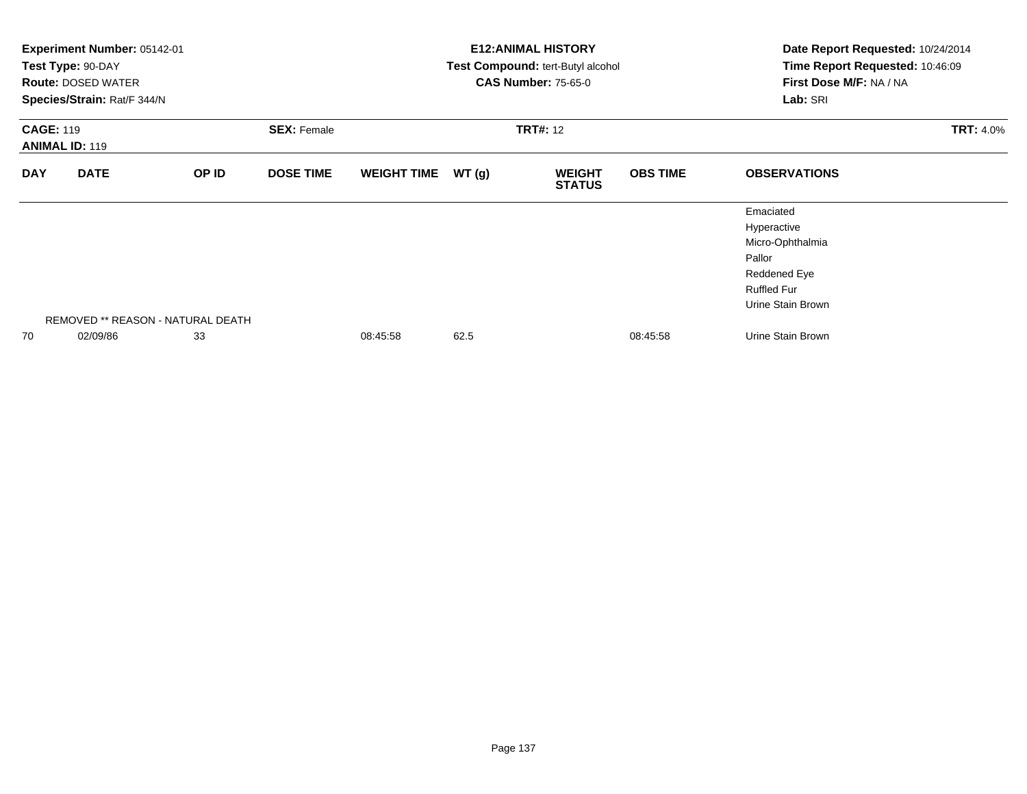**Experiment Number:** 05142-01
**Test Type:** 90-DAY
**Route:** DOSED WATER
**Species/Strain:** Rat/F 344/N

**E12:ANIMAL HISTORY**
**Test Compound:** tert-Butyl alcohol
**CAS Number:** 75-65-0

**Date Report Requested:** 10/24/2014
**Time Report Requested:** 10:46:09
**First Dose M/F:** NA / NA
**Lab:** SRI

**CAGE:** 119
**ANIMAL ID:** 119
**SEX:** Female
**TRT#:** 12
**TRT:** 4.0%

| DAY | DATE | OP ID | DOSE TIME | WEIGHT TIME | WT (g) | WEIGHT STATUS | OBS TIME | OBSERVATIONS |
|---|---|---|---|---|---|---|---|---|
| | | | | | | | | Emaciated |
| | | | | | | | | Hyperactive |
| | | | | | | | | Micro-Ophthalmia |
| | | | | | | | | Pallor |
| | | | | | | | | Reddened Eye |
| | | | | | | | | Ruffled Fur |
| | | | | | | | | Urine Stain Brown |
| REMOVED ** REASON - NATURAL DEATH | | | | | | | | |
| 70 | 02/09/86 | 33 | | 08:45:58 | 62.5 | | 08:45:58 | Urine Stain Brown |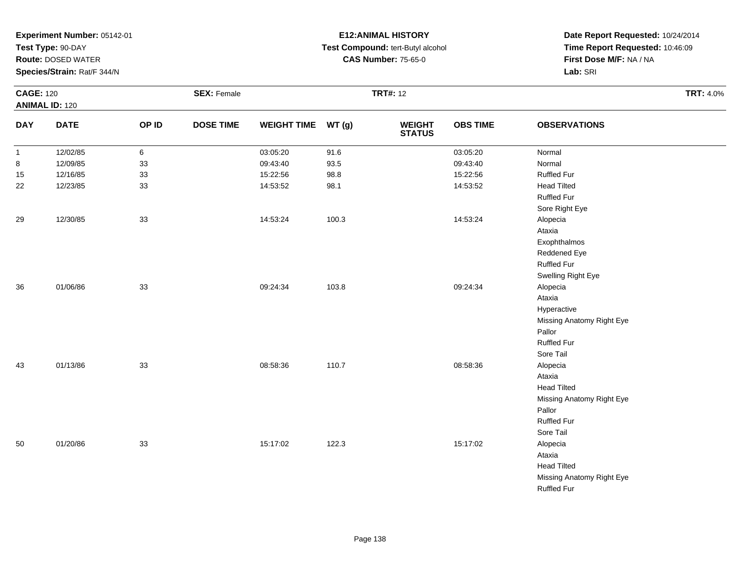**Experiment Number:** 05142-01
**Test Type:** 90-DAY
**Route:** DOSED WATER
**Species/Strain:** Rat/F 344/N

**E12:ANIMAL HISTORY**
**Test Compound:** tert-Butyl alcohol
**CAS Number:** 75-65-0

**Date Report Requested:** 10/24/2014
**Time Report Requested:** 10:46:09
**First Dose M/F:** NA / NA
**Lab:** SRI

**CAGE:** 120 **SEX:** Female **TRT#:** 12 **TRT:** 4.0%
**ANIMAL ID:** 120

| DAY | DATE | OP ID | DOSE TIME | WEIGHT TIME | WT (g) | WEIGHT STATUS | OBS TIME | OBSERVATIONS |
|---|---|---|---|---|---|---|---|---|
| 1 | 12/02/85 | 6 | | 03:05:20 | 91.6 | | 03:05:20 | Normal |
| 8 | 12/09/85 | 33 | | 09:43:40 | 93.5 | | 09:43:40 | Normal |
| 15 | 12/16/85 | 33 | | 15:22:56 | 98.8 | | 15:22:56 | Ruffled Fur |
| 22 | 12/23/85 | 33 | | 14:53:52 | 98.1 | | 14:53:52 | Head Tilted |
| | | | | | | | | Ruffled Fur |
| | | | | | | | | Sore Right Eye |
| 29 | 12/30/85 | 33 | | 14:53:24 | 100.3 | | 14:53:24 | Alopecia |
| | | | | | | | | Ataxia |
| | | | | | | | | Exophthalmos |
| | | | | | | | | Reddened Eye |
| | | | | | | | | Ruffled Fur |
| | | | | | | | | Swelling Right Eye |
| 36 | 01/06/86 | 33 | | 09:24:34 | 103.8 | | 09:24:34 | Alopecia |
| | | | | | | | | Ataxia |
| | | | | | | | | Hyperactive |
| | | | | | | | | Missing Anatomy Right Eye |
| | | | | | | | | Pallor |
| | | | | | | | | Ruffled Fur |
| | | | | | | | | Sore Tail |
| 43 | 01/13/86 | 33 | | 08:58:36 | 110.7 | | 08:58:36 | Alopecia |
| | | | | | | | | Ataxia |
| | | | | | | | | Head Tilted |
| | | | | | | | | Missing Anatomy Right Eye |
| | | | | | | | | Pallor |
| | | | | | | | | Ruffled Fur |
| | | | | | | | | Sore Tail |
| 50 | 01/20/86 | 33 | | 15:17:02 | 122.3 | | 15:17:02 | Alopecia |
| | | | | | | | | Ataxia |
| | | | | | | | | Head Tilted |
| | | | | | | | | Missing Anatomy Right Eye |
| | | | | | | | | Ruffled Fur |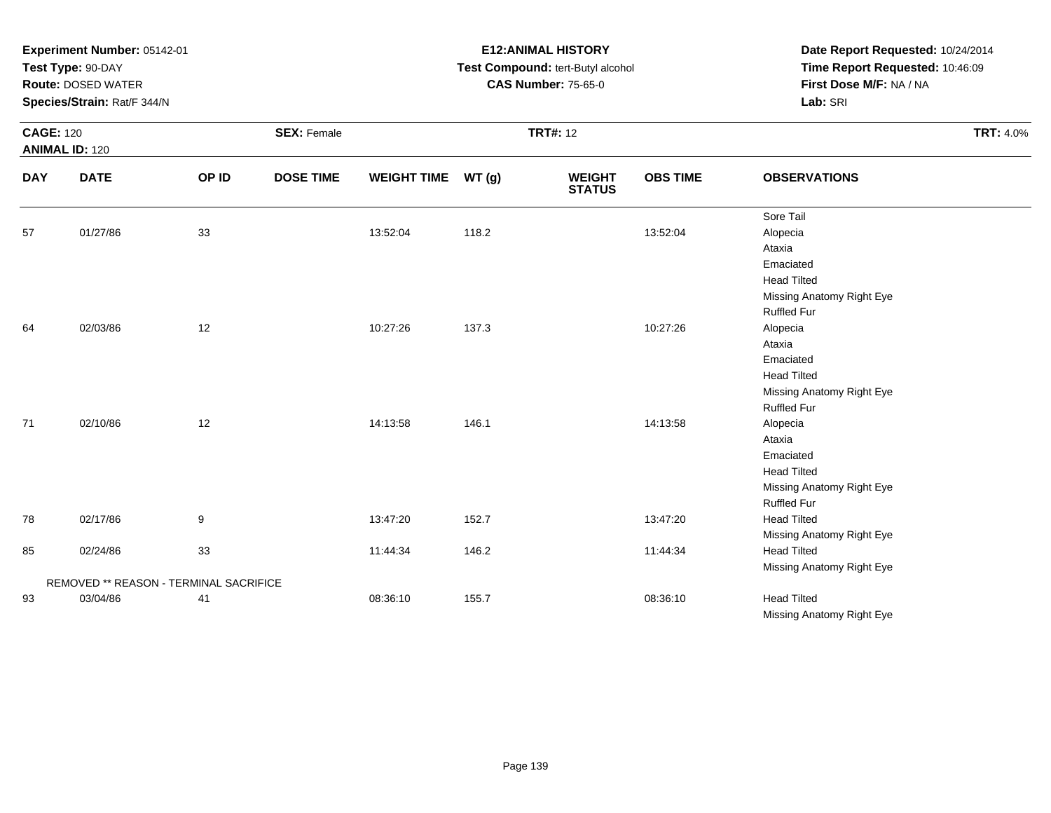**Experiment Number:** 05142-01
**Test Type:** 90-DAY
**Route:** DOSED WATER
**Species/Strain:** Rat/F 344/N

**E12:ANIMAL HISTORY**
**Test Compound:** tert-Butyl alcohol
**CAS Number:** 75-65-0

**Date Report Requested:** 10/24/2014
**Time Report Requested:** 10:46:09
**First Dose M/F:** NA / NA
**Lab:** SRI

**CAGE:** 120 **SEX:** Female **TRT#:** 12 **TRT:** 4.0%
**ANIMAL ID:** 120

| DAY | DATE | OP ID | DOSE TIME | WEIGHT TIME | WT (g) | WEIGHT STATUS | OBS TIME | OBSERVATIONS |
|---|---|---|---|---|---|---|---|---|
| | | | | | | | | Sore Tail |
| 57 | 01/27/86 | 33 | | 13:52:04 | 118.2 | | 13:52:04 | Alopecia |
| | | | | | | | | Ataxia |
| | | | | | | | | Emaciated |
| | | | | | | | | Head Tilted |
| | | | | | | | | Missing Anatomy Right Eye |
| | | | | | | | | Ruffled Fur |
| 64 | 02/03/86 | 12 | | 10:27:26 | 137.3 | | 10:27:26 | Alopecia |
| | | | | | | | | Ataxia |
| | | | | | | | | Emaciated |
| | | | | | | | | Head Tilted |
| | | | | | | | | Missing Anatomy Right Eye |
| | | | | | | | | Ruffled Fur |
| 71 | 02/10/86 | 12 | | 14:13:58 | 146.1 | | 14:13:58 | Alopecia |
| | | | | | | | | Ataxia |
| | | | | | | | | Emaciated |
| | | | | | | | | Head Tilted |
| | | | | | | | | Missing Anatomy Right Eye |
| | | | | | | | | Ruffled Fur |
| 78 | 02/17/86 | 9 | | 13:47:20 | 152.7 | | 13:47:20 | Head Tilted |
| | | | | | | | | Missing Anatomy Right Eye |
| 85 | 02/24/86 | 33 | | 11:44:34 | 146.2 | | 11:44:34 | Head Tilted |
| | | | | | | | | Missing Anatomy Right Eye |
| | REMOVED ** REASON - TERMINAL SACRIFICE | | | | | | | |
| 93 | 03/04/86 | 41 | | 08:36:10 | 155.7 | | 08:36:10 | Head Tilted |
| | | | | | | | | Missing Anatomy Right Eye |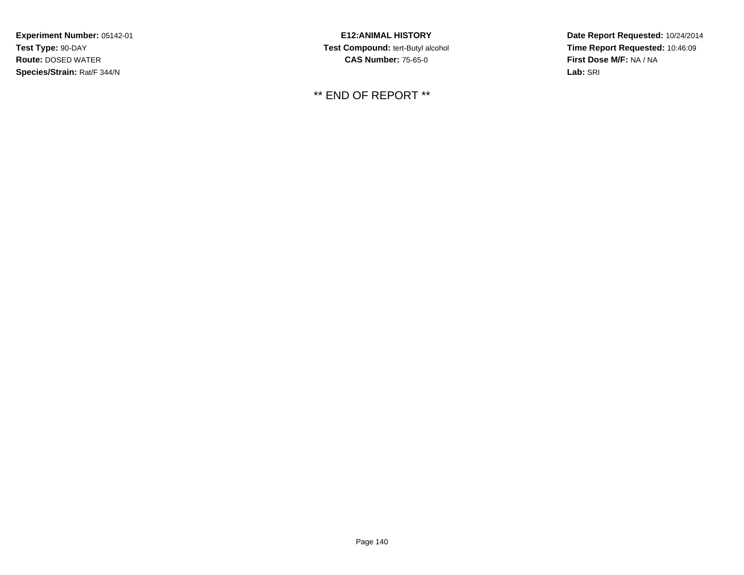**Experiment Number:** 05142-01
**Test Type:** 90-DAY
**Route:** DOSED WATER
**Species/Strain:** Rat/F 344/N

**E12:ANIMAL HISTORY**
**Test Compound:** tert-Butyl alcohol
**CAS Number:** 75-65-0

**Date Report Requested:** 10/24/2014
**Time Report Requested:** 10:46:09
**First Dose M/F:** NA / NA
**Lab:** SRI

** END OF REPORT **